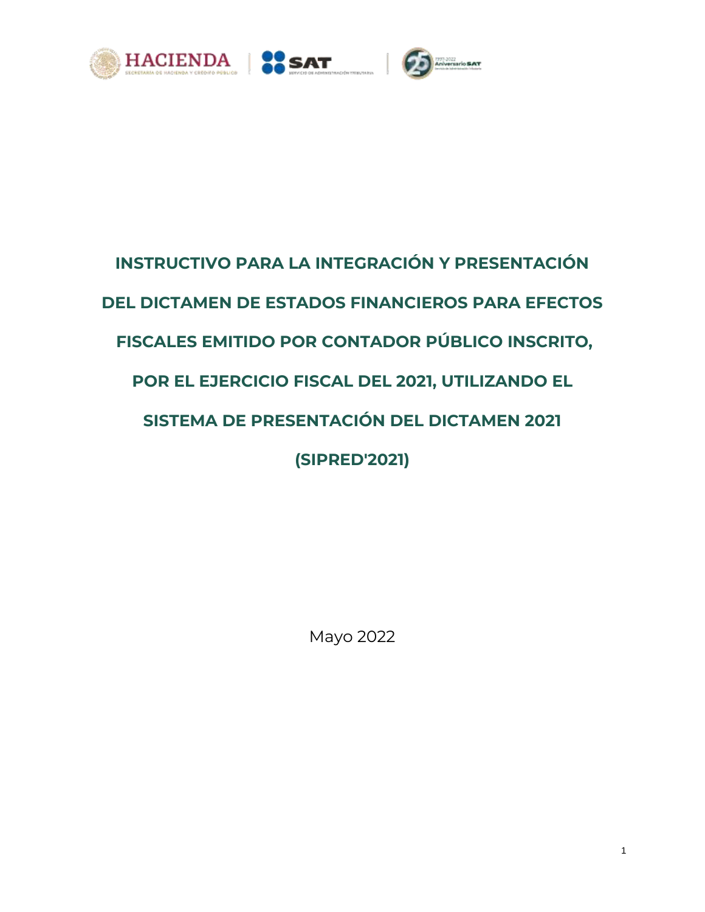# INSTRUCTIVO PARA LA INTEGRACIÓN Y PRESENTACIÓN DEL DICTAMEN DE ESTADOS FINANCIEROS PARA EFECTOS FISCALES EMITIDO POR CONTADOR PÚBLICO INSCRITO, POR EL EJERCICIO FISCAL DEL 2021, UTILIZANDO EL SISTEMA DE PRESENTACIÓN DEL DICTAMEN 2021 (SIPRED'2021)

Mayo 2022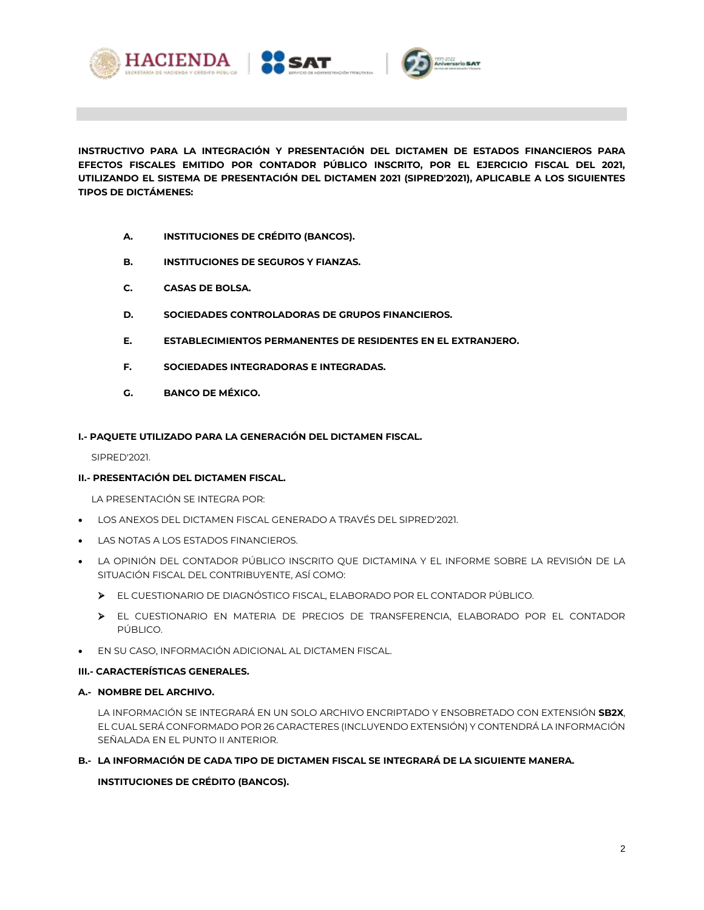**INSTRUCTIVO PARA LA INTEGRACIÓN Y PRESENTACIÓN DEL DICTAMEN DE ESTADOS FINANCIEROS PARA EFECTOS FISCALES EMITIDO POR CONTADOR PÚBLICO INSCRITO, POR EL EJERCICIO FISCAL DEL 2021, UTILIZANDO EL SISTEMA DE PRESENTACIÓN DEL DICTAMEN 2021 (SIPRED'2021), APLICABLE A LOS SIGUIENTES TIPOS DE DICTÁMENES:**

- **A. INSTITUCIONES DE CRÉDITO (BANCOS).**
- **B. INSTITUCIONES DE SEGUROS Y FIANZAS.**
- **C. CASAS DE BOLSA.**
- **D. SOCIEDADES CONTROLADORAS DE GRUPOS FINANCIEROS.**
- **E. ESTABLECIMIENTOS PERMANENTES DE RESIDENTES EN EL EXTRANJERO.**
- **F. SOCIEDADES INTEGRADORAS E INTEGRADAS.**
- **G. BANCO DE MÉXICO.**

**I.- PAQUETE UTILIZADO PARA LA GENERACIÓN DEL DICTAMEN FISCAL.**

SIPRED'2021.

**II.- PRESENTACIÓN DEL DICTAMEN FISCAL.**

LA PRESENTACIÓN SE INTEGRA POR:

- LOS ANEXOS DEL DICTAMEN FISCAL GENERADO A TRAVÉS DEL SIPRED'2021.
- LAS NOTAS A LOS ESTADOS FINANCIEROS.
- LA OPINIÓN DEL CONTADOR PÚBLICO INSCRITO QUE DICTAMINA Y EL INFORME SOBRE LA REVISIÓN DE LA SITUACIÓN FISCAL DEL CONTRIBUYENTE, ASÍ COMO:
  - EL CUESTIONARIO DE DIAGNÓSTICO FISCAL, ELABORADO POR EL CONTADOR PÚBLICO.
  - EL CUESTIONARIO EN MATERIA DE PRECIOS DE TRANSFERENCIA, ELABORADO POR EL CONTADOR PÚBLICO.
- EN SU CASO, INFORMACIÓN ADICIONAL AL DICTAMEN FISCAL.

**III.- CARACTERÍSTICAS GENERALES.**

**A.- NOMBRE DEL ARCHIVO.**

LA INFORMACIÓN SE INTEGRARÁ EN UN SOLO ARCHIVO ENCRIPTADO Y ENSOBRETADO CON EXTENSIÓN **SB2X**, EL CUAL SERÁ CONFORMADO POR 26 CARACTERES (INCLUYENDO EXTENSIÓN) Y CONTENDRÁ LA INFORMACIÓN SEÑALADA EN EL PUNTO II ANTERIOR.

**B.- LA INFORMACIÓN DE CADA TIPO DE DICTAMEN FISCAL SE INTEGRARÁ DE LA SIGUIENTE MANERA.**

**INSTITUCIONES DE CRÉDITO (BANCOS).**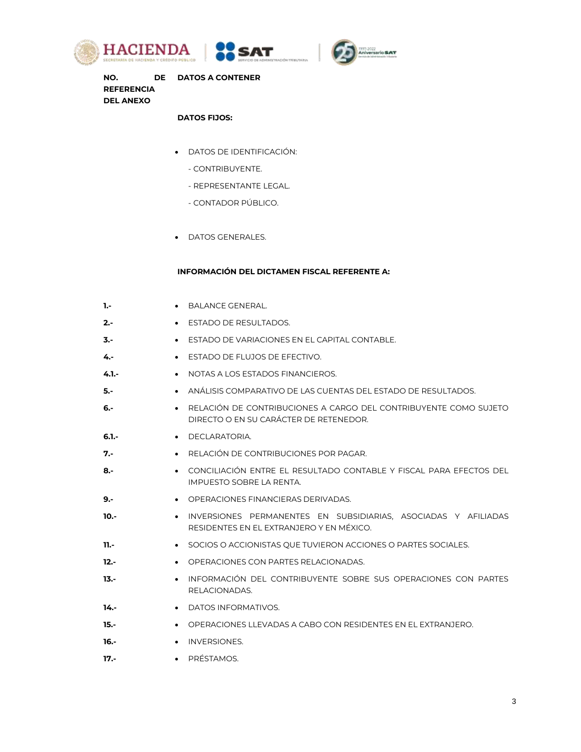| NO. DE REFERENCIA DEL ANEXO | DATOS A CONTENER |
|---|---|
| | **DATOS FIJOS:** |
| | • DATOS DE IDENTIFICACIÓN:<br>- CONTRIBUYENTE.<br>- REPRESENTANTE LEGAL.<br>- CONTADOR PÚBLICO. |
| | • DATOS GENERALES. |
| | **INFORMACIÓN DEL DICTAMEN FISCAL REFERENTE A:** |
| 1.- | • BALANCE GENERAL. |
| 2.- | • ESTADO DE RESULTADOS. |
| 3.- | • ESTADO DE VARIACIONES EN EL CAPITAL CONTABLE. |
| 4.- | • ESTADO DE FLUJOS DE EFECTIVO. |
| 4.1.- | • NOTAS A LOS ESTADOS FINANCIEROS. |
| 5.- | • ANÁLISIS COMPARATIVO DE LAS CUENTAS DEL ESTADO DE RESULTADOS. |
| 6.- | • RELACIÓN DE CONTRIBUCIONES A CARGO DEL CONTRIBUYENTE COMO SUJETO DIRECTO O EN SU CARÁCTER DE RETENEDOR. |
| 6.1.- | • DECLARATORIA. |
| 7.- | • RELACIÓN DE CONTRIBUCIONES POR PAGAR. |
| 8.- | • CONCILIACIÓN ENTRE EL RESULTADO CONTABLE Y FISCAL PARA EFECTOS DEL IMPUESTO SOBRE LA RENTA. |
| 9.- | • OPERACIONES FINANCIERAS DERIVADAS. |
| 10.- | • INVERSIONES PERMANENTES EN SUBSIDIARIAS, ASOCIADAS Y AFILIADAS RESIDENTES EN EL EXTRANJERO Y EN MÉXICO. |
| 11.- | • SOCIOS O ACCIONISTAS QUE TUVIERON ACCIONES O PARTES SOCIALES. |
| 12.- | • OPERACIONES CON PARTES RELACIONADAS. |
| 13.- | • INFORMACIÓN DEL CONTRIBUYENTE SOBRE SUS OPERACIONES CON PARTES RELACIONADAS. |
| 14.- | • DATOS INFORMATIVOS. |
| 15.- | • OPERACIONES LLEVADAS A CABO CON RESIDENTES EN EL EXTRANJERO. |
| 16.- | • INVERSIONES. |
| 17.- | • PRÉSTAMOS. |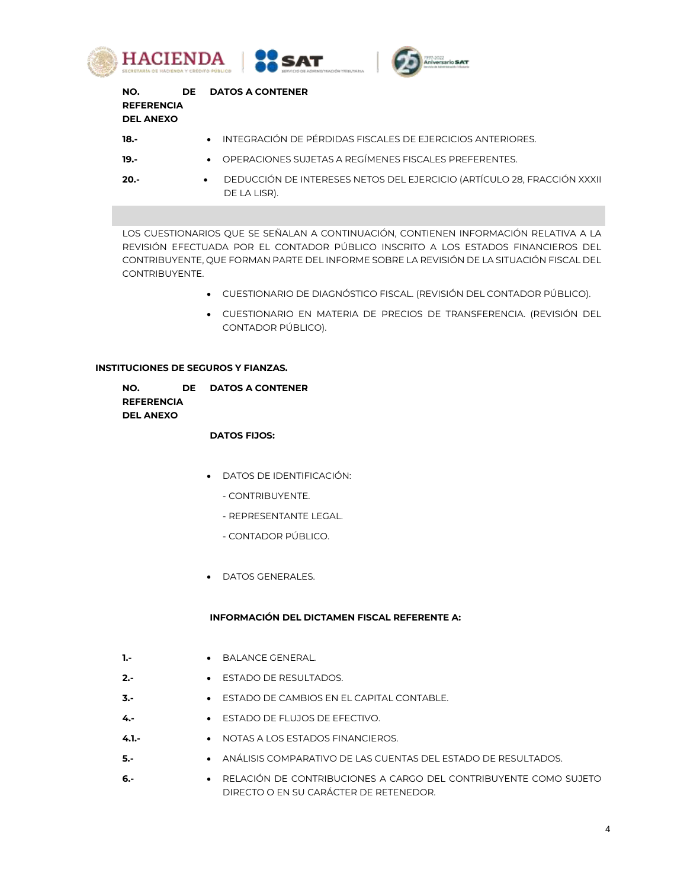| NO. DE REFERENCIA DEL ANEXO | DATOS A CONTENER |
|---|---|
| 18.- | • INTEGRACIÓN DE PÉRDIDAS FISCALES DE EJERCICIOS ANTERIORES. |
| 19.- | • OPERACIONES SUJETAS A REGÍMENES FISCALES PREFERENTES. |
| 20.- | • DEDUCCIÓN DE INTERESES NETOS DEL EJERCICIO (ARTÍCULO 28, FRACCIÓN XXXII DE LA LISR). |

LOS CUESTIONARIOS QUE SE SEÑALAN A CONTINUACIÓN, CONTIENEN INFORMACIÓN RELATIVA A LA REVISIÓN EFECTUADA POR EL CONTADOR PÚBLICO INSCRITO A LOS ESTADOS FINANCIEROS DEL CONTRIBUYENTE, QUE FORMAN PARTE DEL INFORME SOBRE LA REVISIÓN DE LA SITUACIÓN FISCAL DEL CONTRIBUYENTE.

- CUESTIONARIO DE DIAGNÓSTICO FISCAL. (REVISIÓN DEL CONTADOR PÚBLICO).
- CUESTIONARIO EN MATERIA DE PRECIOS DE TRANSFERENCIA. (REVISIÓN DEL CONTADOR PÚBLICO).

**INSTITUCIONES DE SEGUROS Y FIANZAS.**

**NO. DE REFERENCIA DEL ANEXO** | **DATOS A CONTENER**

**DATOS FIJOS:**

- DATOS DE IDENTIFICACIÓN:
  - CONTRIBUYENTE.
  - REPRESENTANTE LEGAL.
  - CONTADOR PÚBLICO.
- DATOS GENERALES.

**INFORMACIÓN DEL DICTAMEN FISCAL REFERENTE A:**

| NO. DE REFERENCIA DEL ANEXO | DATOS A CONTENER |
|---|---|
| 1.- | • BALANCE GENERAL. |
| 2.- | • ESTADO DE RESULTADOS. |
| 3.- | • ESTADO DE CAMBIOS EN EL CAPITAL CONTABLE. |
| 4.- | • ESTADO DE FLUJOS DE EFECTIVO. |
| 4.1.- | • NOTAS A LOS ESTADOS FINANCIEROS. |
| 5.- | • ANÁLISIS COMPARATIVO DE LAS CUENTAS DEL ESTADO DE RESULTADOS. |
| 6.- | • RELACIÓN DE CONTRIBUCIONES A CARGO DEL CONTRIBUYENTE COMO SUJETO DIRECTO O EN SU CARÁCTER DE RETENEDOR. |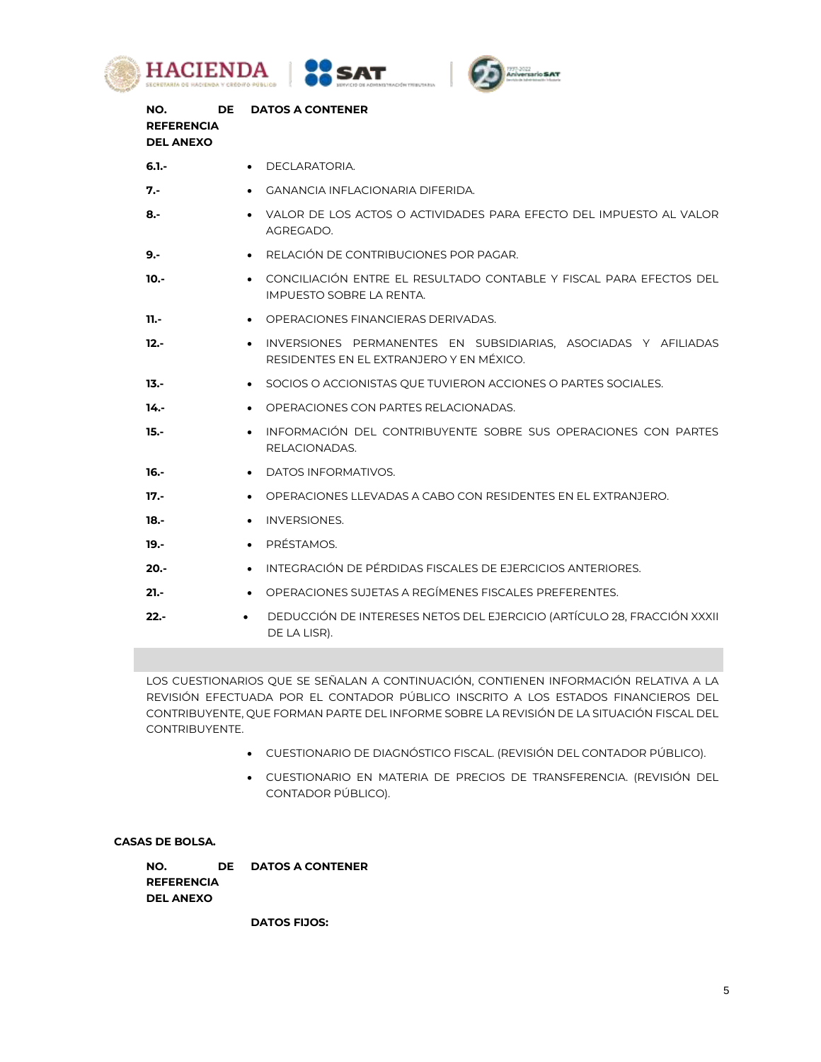| NO. DE REFERENCIA DEL ANEXO | DATOS A CONTENER |
|---|---|
| **6.1.-** | • DECLARATORIA. |
| **7.-** | • GANANCIA INFLACIONARIA DIFERIDA. |
| **8.-** | • VALOR DE LOS ACTOS O ACTIVIDADES PARA EFECTO DEL IMPUESTO AL VALOR AGREGADO. |
| **9.-** | • RELACIÓN DE CONTRIBUCIONES POR PAGAR. |
| **10.-** | • CONCILIACIÓN ENTRE EL RESULTADO CONTABLE Y FISCAL PARA EFECTOS DEL IMPUESTO SOBRE LA RENTA. |
| **11.-** | • OPERACIONES FINANCIERAS DERIVADAS. |
| **12.-** | • INVERSIONES PERMANENTES EN SUBSIDIARIAS, ASOCIADAS Y AFILIADAS RESIDENTES EN EL EXTRANJERO Y EN MÉXICO. |
| **13.-** | • SOCIOS O ACCIONISTAS QUE TUVIERON ACCIONES O PARTES SOCIALES. |
| **14.-** | • OPERACIONES CON PARTES RELACIONADAS. |
| **15.-** | • INFORMACIÓN DEL CONTRIBUYENTE SOBRE SUS OPERACIONES CON PARTES RELACIONADAS. |
| **16.-** | • DATOS INFORMATIVOS. |
| **17.-** | • OPERACIONES LLEVADAS A CABO CON RESIDENTES EN EL EXTRANJERO. |
| **18.-** | • INVERSIONES. |
| **19.-** | • PRÉSTAMOS. |
| **20.-** | • INTEGRACIÓN DE PÉRDIDAS FISCALES DE EJERCICIOS ANTERIORES. |
| **21.-** | • OPERACIONES SUJETAS A REGÍMENES FISCALES PREFERENTES. |
| **22.-** | • DEDUCCIÓN DE INTERESES NETOS DEL EJERCICIO (ARTÍCULO 28, FRACCIÓN XXXII DE LA LISR). |

LOS CUESTIONARIOS QUE SE SEÑALAN A CONTINUACIÓN, CONTIENEN INFORMACIÓN RELATIVA A LA REVISIÓN EFECTUADA POR EL CONTADOR PÚBLICO INSCRITO A LOS ESTADOS FINANCIEROS DEL CONTRIBUYENTE, QUE FORMAN PARTE DEL INFORME SOBRE LA REVISIÓN DE LA SITUACIÓN FISCAL DEL CONTRIBUYENTE.

- CUESTIONARIO DE DIAGNÓSTICO FISCAL. (REVISIÓN DEL CONTADOR PÚBLICO).
- CUESTIONARIO EN MATERIA DE PRECIOS DE TRANSFERENCIA. (REVISIÓN DEL CONTADOR PÚBLICO).

**CASAS DE BOLSA.**

| NO. DE REFERENCIA DEL ANEXO | DATOS A CONTENER |
|---|---|
| | **DATOS FIJOS:** |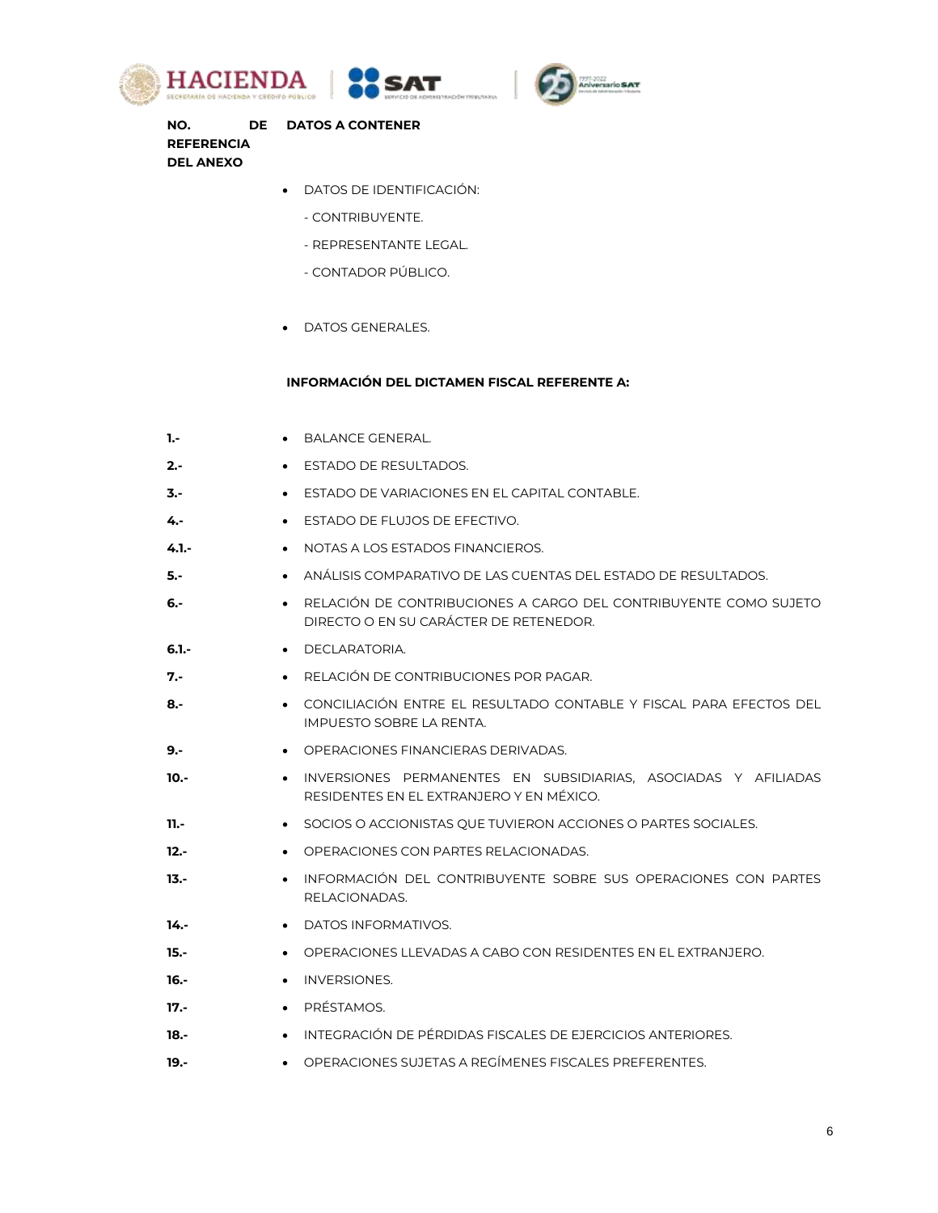| NO. DE REFERENCIA DEL ANEXO | DATOS A CONTENER |
|---|---|
| | • DATOS DE IDENTIFICACIÓN:<br>- CONTRIBUYENTE.<br>- REPRESENTANTE LEGAL.<br>- CONTADOR PÚBLICO. |
| | • DATOS GENERALES. |
| | **INFORMACIÓN DEL DICTAMEN FISCAL REFERENTE A:** |
| **1.-** | • BALANCE GENERAL. |
| **2.-** | • ESTADO DE RESULTADOS. |
| **3.-** | • ESTADO DE VARIACIONES EN EL CAPITAL CONTABLE. |
| **4.-** | • ESTADO DE FLUJOS DE EFECTIVO. |
| **4.1.-** | • NOTAS A LOS ESTADOS FINANCIEROS. |
| **5.-** | • ANÁLISIS COMPARATIVO DE LAS CUENTAS DEL ESTADO DE RESULTADOS. |
| **6.-** | • RELACIÓN DE CONTRIBUCIONES A CARGO DEL CONTRIBUYENTE COMO SUJETO DIRECTO O EN SU CARÁCTER DE RETENEDOR. |
| **6.1.-** | • DECLARATORIA. |
| **7.-** | • RELACIÓN DE CONTRIBUCIONES POR PAGAR. |
| **8.-** | • CONCILIACIÓN ENTRE EL RESULTADO CONTABLE Y FISCAL PARA EFECTOS DEL IMPUESTO SOBRE LA RENTA. |
| **9.-** | • OPERACIONES FINANCIERAS DERIVADAS. |
| **10.-** | • INVERSIONES PERMANENTES EN SUBSIDIARIAS, ASOCIADAS Y AFILIADAS RESIDENTES EN EL EXTRANJERO Y EN MÉXICO. |
| **11.-** | • SOCIOS O ACCIONISTAS QUE TUVIERON ACCIONES O PARTES SOCIALES. |
| **12.-** | • OPERACIONES CON PARTES RELACIONADAS. |
| **13.-** | • INFORMACIÓN DEL CONTRIBUYENTE SOBRE SUS OPERACIONES CON PARTES RELACIONADAS. |
| **14.-** | • DATOS INFORMATIVOS. |
| **15.-** | • OPERACIONES LLEVADAS A CABO CON RESIDENTES EN EL EXTRANJERO. |
| **16.-** | • INVERSIONES. |
| **17.-** | • PRÉSTAMOS. |
| **18.-** | • INTEGRACIÓN DE PÉRDIDAS FISCALES DE EJERCICIOS ANTERIORES. |
| **19.-** | • OPERACIONES SUJETAS A REGÍMENES FISCALES PREFERENTES. |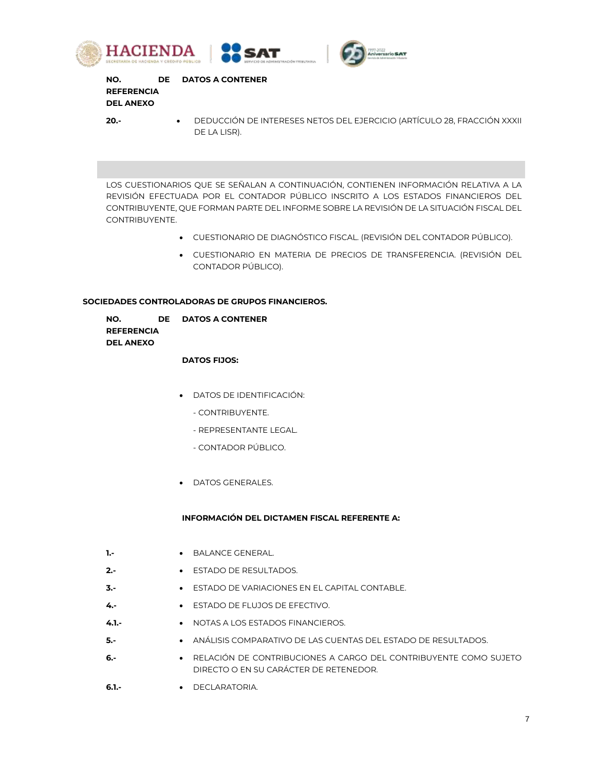| NO. DE REFERENCIA DEL ANEXO | DATOS A CONTENER |
| --- | --- |
| 20.- | • DEDUCCIÓN DE INTERESES NETOS DEL EJERCICIO (ARTÍCULO 28, FRACCIÓN XXXII DE LA LISR). |

LOS CUESTIONARIOS QUE SE SEÑALAN A CONTINUACIÓN, CONTIENEN INFORMACIÓN RELATIVA A LA REVISIÓN EFECTUADA POR EL CONTADOR PÚBLICO INSCRITO A LOS ESTADOS FINANCIEROS DEL CONTRIBUYENTE, QUE FORMAN PARTE DEL INFORME SOBRE LA REVISIÓN DE LA SITUACIÓN FISCAL DEL CONTRIBUYENTE.

- CUESTIONARIO DE DIAGNÓSTICO FISCAL. (REVISIÓN DEL CONTADOR PÚBLICO).
- CUESTIONARIO EN MATERIA DE PRECIOS DE TRANSFERENCIA. (REVISIÓN DEL CONTADOR PÚBLICO).

**SOCIEDADES CONTROLADORAS DE GRUPOS FINANCIEROS.**

| NO. DE REFERENCIA DEL ANEXO | DATOS A CONTENER |
| --- | --- |
| | **DATOS FIJOS:** |
| | • DATOS DE IDENTIFICACIÓN:<br>- CONTRIBUYENTE.<br>- REPRESENTANTE LEGAL.<br>- CONTADOR PÚBLICO. |
| | • DATOS GENERALES. |
| | **INFORMACIÓN DEL DICTAMEN FISCAL REFERENTE A:** |
| 1.- | • BALANCE GENERAL. |
| 2.- | • ESTADO DE RESULTADOS. |
| 3.- | • ESTADO DE VARIACIONES EN EL CAPITAL CONTABLE. |
| 4.- | • ESTADO DE FLUJOS DE EFECTIVO. |
| 4.1.- | • NOTAS A LOS ESTADOS FINANCIEROS. |
| 5.- | • ANÁLISIS COMPARATIVO DE LAS CUENTAS DEL ESTADO DE RESULTADOS. |
| 6.- | • RELACIÓN DE CONTRIBUCIONES A CARGO DEL CONTRIBUYENTE COMO SUJETO DIRECTO O EN SU CARÁCTER DE RETENEDOR. |
| 6.1.- | • DECLARATORIA. |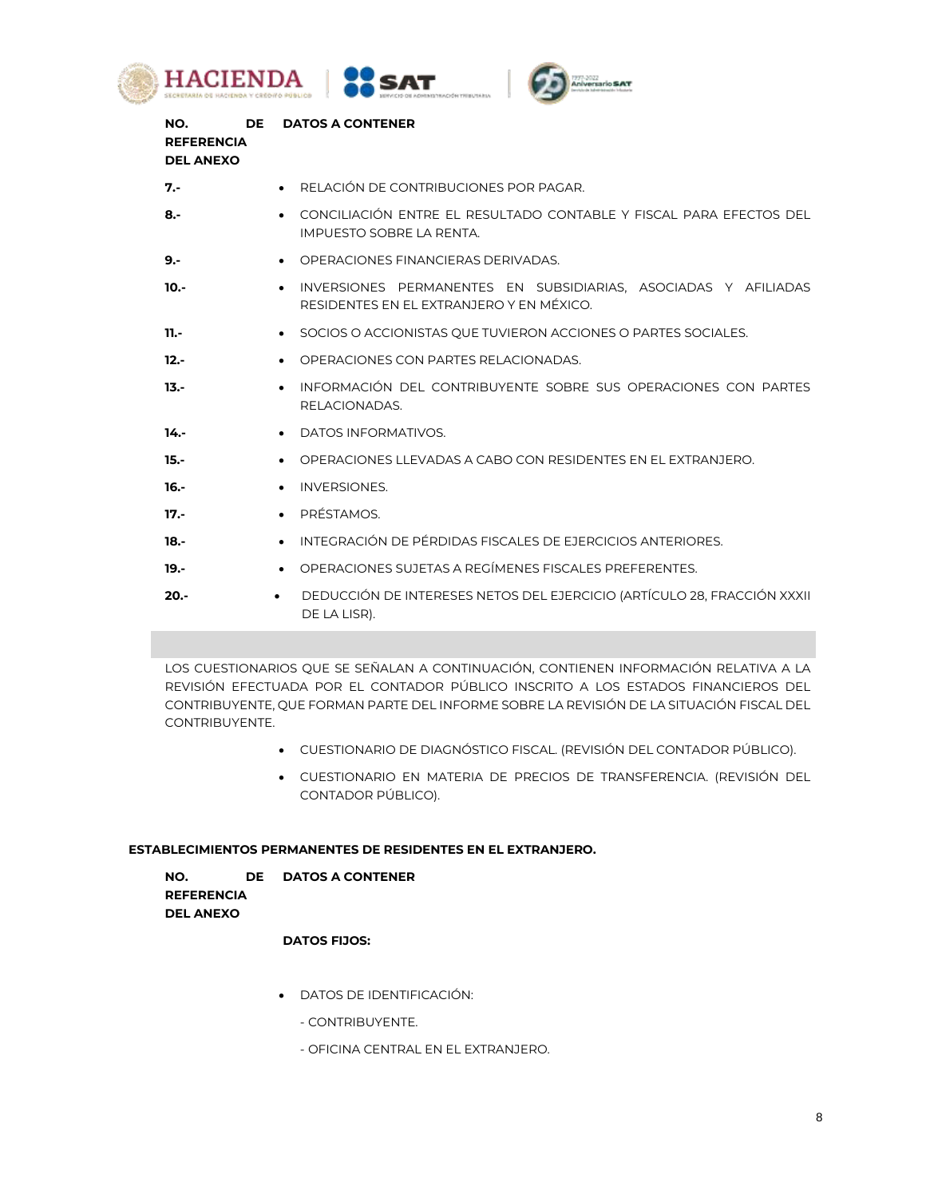| NO. DE REFERENCIA DEL ANEXO | DATOS A CONTENER |
|---|---|
| 7.- | • RELACIÓN DE CONTRIBUCIONES POR PAGAR. |
| 8.- | • CONCILIACIÓN ENTRE EL RESULTADO CONTABLE Y FISCAL PARA EFECTOS DEL IMPUESTO SOBRE LA RENTA. |
| 9.- | • OPERACIONES FINANCIERAS DERIVADAS. |
| 10.- | • INVERSIONES PERMANENTES EN SUBSIDIARIAS, ASOCIADAS Y AFILIADAS RESIDENTES EN EL EXTRANJERO Y EN MÉXICO. |
| 11.- | • SOCIOS O ACCIONISTAS QUE TUVIERON ACCIONES O PARTES SOCIALES. |
| 12.- | • OPERACIONES CON PARTES RELACIONADAS. |
| 13.- | • INFORMACIÓN DEL CONTRIBUYENTE SOBRE SUS OPERACIONES CON PARTES RELACIONADAS. |
| 14.- | • DATOS INFORMATIVOS. |
| 15.- | • OPERACIONES LLEVADAS A CABO CON RESIDENTES EN EL EXTRANJERO. |
| 16.- | • INVERSIONES. |
| 17.- | • PRÉSTAMOS. |
| 18.- | • INTEGRACIÓN DE PÉRDIDAS FISCALES DE EJERCICIOS ANTERIORES. |
| 19.- | • OPERACIONES SUJETAS A REGÍMENES FISCALES PREFERENTES. |
| 20.- | • DEDUCCIÓN DE INTERESES NETOS DEL EJERCICIO (ARTÍCULO 28, FRACCIÓN XXXII DE LA LISR). |

LOS CUESTIONARIOS QUE SE SEÑALAN A CONTINUACIÓN, CONTIENEN INFORMACIÓN RELATIVA A LA REVISIÓN EFECTUADA POR EL CONTADOR PÚBLICO INSCRITO A LOS ESTADOS FINANCIEROS DEL CONTRIBUYENTE, QUE FORMAN PARTE DEL INFORME SOBRE LA REVISIÓN DE LA SITUACIÓN FISCAL DEL CONTRIBUYENTE.

- CUESTIONARIO DE DIAGNÓSTICO FISCAL. (REVISIÓN DEL CONTADOR PÚBLICO).
- CUESTIONARIO EN MATERIA DE PRECIOS DE TRANSFERENCIA. (REVISIÓN DEL CONTADOR PÚBLICO).

**ESTABLECIMIENTOS PERMANENTES DE RESIDENTES EN EL EXTRANJERO.**

**NO. DE REFERENCIA DEL ANEXO** | **DATOS A CONTENER**

**DATOS FIJOS:**

- DATOS DE IDENTIFICACIÓN:

  - CONTRIBUYENTE.

  - OFICINA CENTRAL EN EL EXTRANJERO.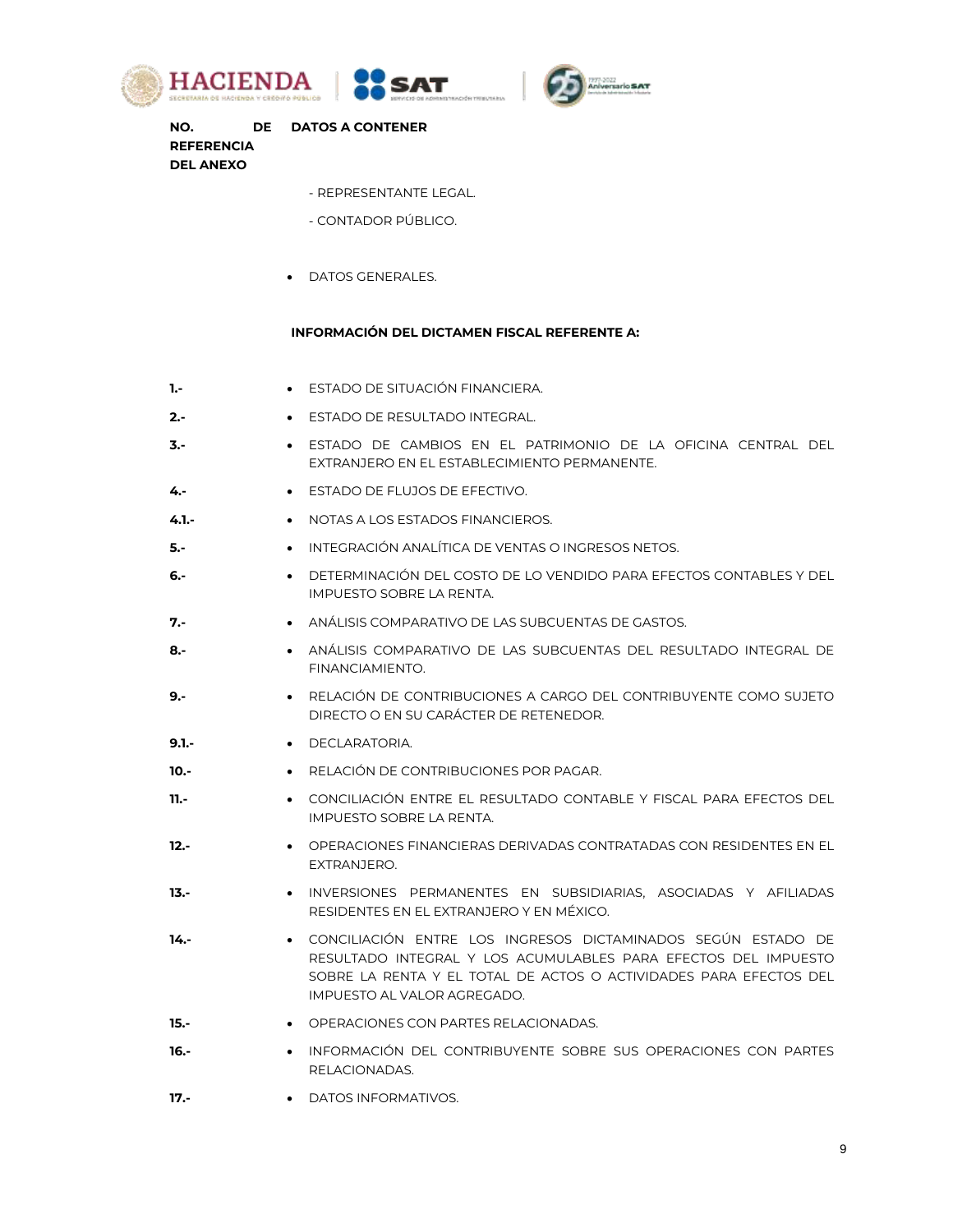| NO. DE REFERENCIA DEL ANEXO | DATOS A CONTENER |
|---|---|
| | - REPRESENTANTE LEGAL. |
| | - CONTADOR PÚBLICO. |
| | • DATOS GENERALES. |
| | **INFORMACIÓN DEL DICTAMEN FISCAL REFERENTE A:** |
| 1.- | • ESTADO DE SITUACIÓN FINANCIERA. |
| 2.- | • ESTADO DE RESULTADO INTEGRAL. |
| 3.- | • ESTADO DE CAMBIOS EN EL PATRIMONIO DE LA OFICINA CENTRAL DEL EXTRANJERO EN EL ESTABLECIMIENTO PERMANENTE. |
| 4.- | • ESTADO DE FLUJOS DE EFECTIVO. |
| 4.1.- | • NOTAS A LOS ESTADOS FINANCIEROS. |
| 5.- | • INTEGRACIÓN ANALÍTICA DE VENTAS O INGRESOS NETOS. |
| 6.- | • DETERMINACIÓN DEL COSTO DE LO VENDIDO PARA EFECTOS CONTABLES Y DEL IMPUESTO SOBRE LA RENTA. |
| 7.- | • ANÁLISIS COMPARATIVO DE LAS SUBCUENTAS DE GASTOS. |
| 8.- | • ANÁLISIS COMPARATIVO DE LAS SUBCUENTAS DEL RESULTADO INTEGRAL DE FINANCIAMIENTO. |
| 9.- | • RELACIÓN DE CONTRIBUCIONES A CARGO DEL CONTRIBUYENTE COMO SUJETO DIRECTO O EN SU CARÁCTER DE RETENEDOR. |
| 9.1.- | • DECLARATORIA. |
| 10.- | • RELACIÓN DE CONTRIBUCIONES POR PAGAR. |
| 11.- | • CONCILIACIÓN ENTRE EL RESULTADO CONTABLE Y FISCAL PARA EFECTOS DEL IMPUESTO SOBRE LA RENTA. |
| 12.- | • OPERACIONES FINANCIERAS DERIVADAS CONTRATADAS CON RESIDENTES EN EL EXTRANJERO. |
| 13.- | • INVERSIONES PERMANENTES EN SUBSIDIARIAS, ASOCIADAS Y AFILIADAS RESIDENTES EN EL EXTRANJERO Y EN MÉXICO. |
| 14.- | • CONCILIACIÓN ENTRE LOS INGRESOS DICTAMINADOS SEGÚN ESTADO DE RESULTADO INTEGRAL Y LOS ACUMULABLES PARA EFECTOS DEL IMPUESTO SOBRE LA RENTA Y EL TOTAL DE ACTOS O ACTIVIDADES PARA EFECTOS DEL IMPUESTO AL VALOR AGREGADO. |
| 15.- | • OPERACIONES CON PARTES RELACIONADAS. |
| 16.- | • INFORMACIÓN DEL CONTRIBUYENTE SOBRE SUS OPERACIONES CON PARTES RELACIONADAS. |
| 17.- | • DATOS INFORMATIVOS. |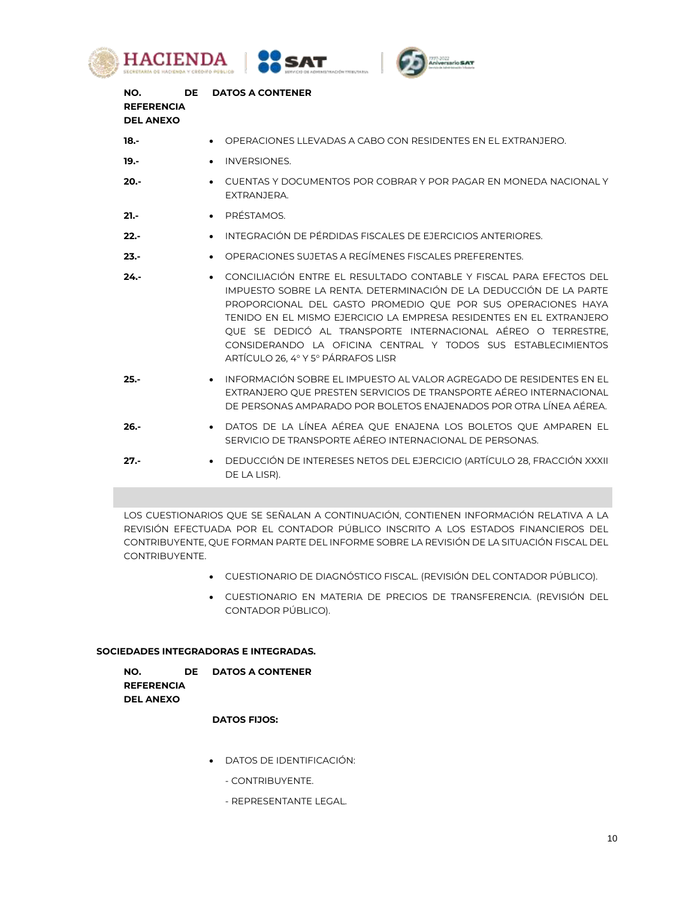| NO. DE REFERENCIA DEL ANEXO | DATOS A CONTENER |
|---|---|
| 18.- | • OPERACIONES LLEVADAS A CABO CON RESIDENTES EN EL EXTRANJERO. |
| 19.- | • INVERSIONES. |
| 20.- | • CUENTAS Y DOCUMENTOS POR COBRAR Y POR PAGAR EN MONEDA NACIONAL Y EXTRANJERA. |
| 21.- | • PRÉSTAMOS. |
| 22.- | • INTEGRACIÓN DE PÉRDIDAS FISCALES DE EJERCICIOS ANTERIORES. |
| 23.- | • OPERACIONES SUJETAS A REGÍMENES FISCALES PREFERENTES. |
| 24.- | • CONCILIACIÓN ENTRE EL RESULTADO CONTABLE Y FISCAL PARA EFECTOS DEL IMPUESTO SOBRE LA RENTA. DETERMINACIÓN DE LA DEDUCCIÓN DE LA PARTE PROPORCIONAL DEL GASTO PROMEDIO QUE POR SUS OPERACIONES HAYA TENIDO EN EL MISMO EJERCICIO LA EMPRESA RESIDENTES EN EL EXTRANJERO QUE SE DEDICÓ AL TRANSPORTE INTERNACIONAL AÉREO O TERRESTRE, CONSIDERANDO LA OFICINA CENTRAL Y TODOS SUS ESTABLECIMIENTOS ARTÍCULO 26, 4° Y 5° PÁRRAFOS LISR |
| 25.- | • INFORMACIÓN SOBRE EL IMPUESTO AL VALOR AGREGADO DE RESIDENTES EN EL EXTRANJERO QUE PRESTEN SERVICIOS DE TRANSPORTE AÉREO INTERNACIONAL DE PERSONAS AMPARADO POR BOLETOS ENAJENADOS POR OTRA LÍNEA AÉREA. |
| 26.- | • DATOS DE LA LÍNEA AÉREA QUE ENAJENA LOS BOLETOS QUE AMPAREN EL SERVICIO DE TRANSPORTE AÉREO INTERNACIONAL DE PERSONAS. |
| 27.- | • DEDUCCIÓN DE INTERESES NETOS DEL EJERCICIO (ARTÍCULO 28, FRACCIÓN XXXII DE LA LISR). |

LOS CUESTIONARIOS QUE SE SEÑALAN A CONTINUACIÓN, CONTIENEN INFORMACIÓN RELATIVA A LA REVISIÓN EFECTUADA POR EL CONTADOR PÚBLICO INSCRITO A LOS ESTADOS FINANCIEROS DEL CONTRIBUYENTE, QUE FORMAN PARTE DEL INFORME SOBRE LA REVISIÓN DE LA SITUACIÓN FISCAL DEL CONTRIBUYENTE.

- CUESTIONARIO DE DIAGNÓSTICO FISCAL. (REVISIÓN DEL CONTADOR PÚBLICO).
- CUESTIONARIO EN MATERIA DE PRECIOS DE TRANSFERENCIA. (REVISIÓN DEL CONTADOR PÚBLICO).

**SOCIEDADES INTEGRADORAS E INTEGRADAS.**

**NO. DE REFERENCIA DEL ANEXO** **DATOS A CONTENER**

**DATOS FIJOS:**

- DATOS DE IDENTIFICACIÓN:

  - CONTRIBUYENTE.

  - REPRESENTANTE LEGAL.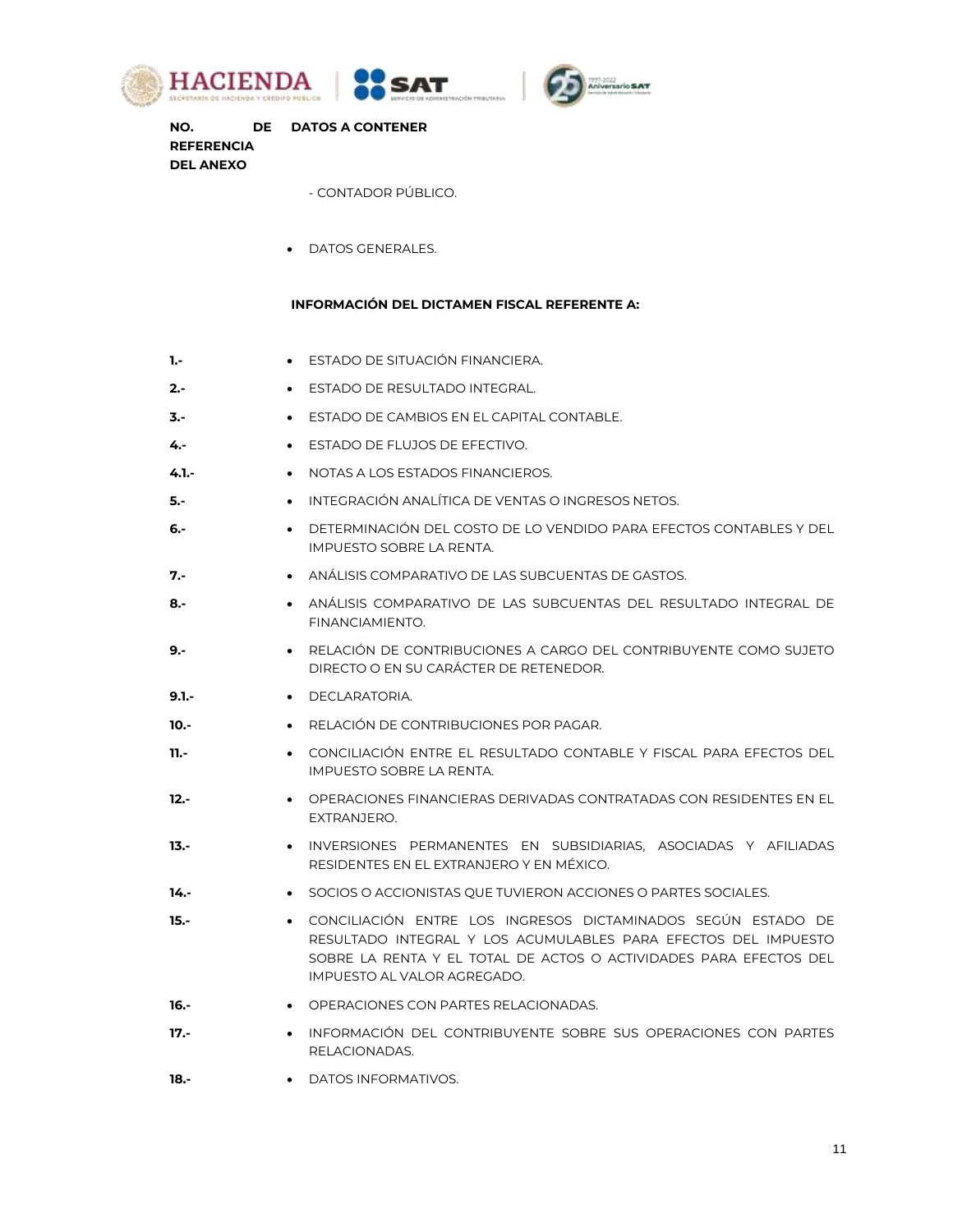| NO. DE REFERENCIA DEL ANEXO | DATOS A CONTENER |
|---|---|
| | - CONTADOR PÚBLICO. |
| | • DATOS GENERALES. |
| | **INFORMACIÓN DEL DICTAMEN FISCAL REFERENTE A:** |
| 1.- | • ESTADO DE SITUACIÓN FINANCIERA. |
| 2.- | • ESTADO DE RESULTADO INTEGRAL. |
| 3.- | • ESTADO DE CAMBIOS EN EL CAPITAL CONTABLE. |
| 4.- | • ESTADO DE FLUJOS DE EFECTIVO. |
| 4.1.- | • NOTAS A LOS ESTADOS FINANCIEROS. |
| 5.- | • INTEGRACIÓN ANALÍTICA DE VENTAS O INGRESOS NETOS. |
| 6.- | • DETERMINACIÓN DEL COSTO DE LO VENDIDO PARA EFECTOS CONTABLES Y DEL IMPUESTO SOBRE LA RENTA. |
| 7.- | • ANÁLISIS COMPARATIVO DE LAS SUBCUENTAS DE GASTOS. |
| 8.- | • ANÁLISIS COMPARATIVO DE LAS SUBCUENTAS DEL RESULTADO INTEGRAL DE FINANCIAMIENTO. |
| 9.- | • RELACIÓN DE CONTRIBUCIONES A CARGO DEL CONTRIBUYENTE COMO SUJETO DIRECTO O EN SU CARÁCTER DE RETENEDOR. |
| 9.1.- | • DECLARATORIA. |
| 10.- | • RELACIÓN DE CONTRIBUCIONES POR PAGAR. |
| 11.- | • CONCILIACIÓN ENTRE EL RESULTADO CONTABLE Y FISCAL PARA EFECTOS DEL IMPUESTO SOBRE LA RENTA. |
| 12.- | • OPERACIONES FINANCIERAS DERIVADAS CONTRATADAS CON RESIDENTES EN EL EXTRANJERO. |
| 13.- | • INVERSIONES PERMANENTES EN SUBSIDIARIAS, ASOCIADAS Y AFILIADAS RESIDENTES EN EL EXTRANJERO Y EN MÉXICO. |
| 14.- | • SOCIOS O ACCIONISTAS QUE TUVIERON ACCIONES O PARTES SOCIALES. |
| 15.- | • CONCILIACIÓN ENTRE LOS INGRESOS DICTAMINADOS SEGÚN ESTADO DE RESULTADO INTEGRAL Y LOS ACUMULABLES PARA EFECTOS DEL IMPUESTO SOBRE LA RENTA Y EL TOTAL DE ACTOS O ACTIVIDADES PARA EFECTOS DEL IMPUESTO AL VALOR AGREGADO. |
| 16.- | • OPERACIONES CON PARTES RELACIONADAS. |
| 17.- | • INFORMACIÓN DEL CONTRIBUYENTE SOBRE SUS OPERACIONES CON PARTES RELACIONADAS. |
| 18.- | • DATOS INFORMATIVOS. |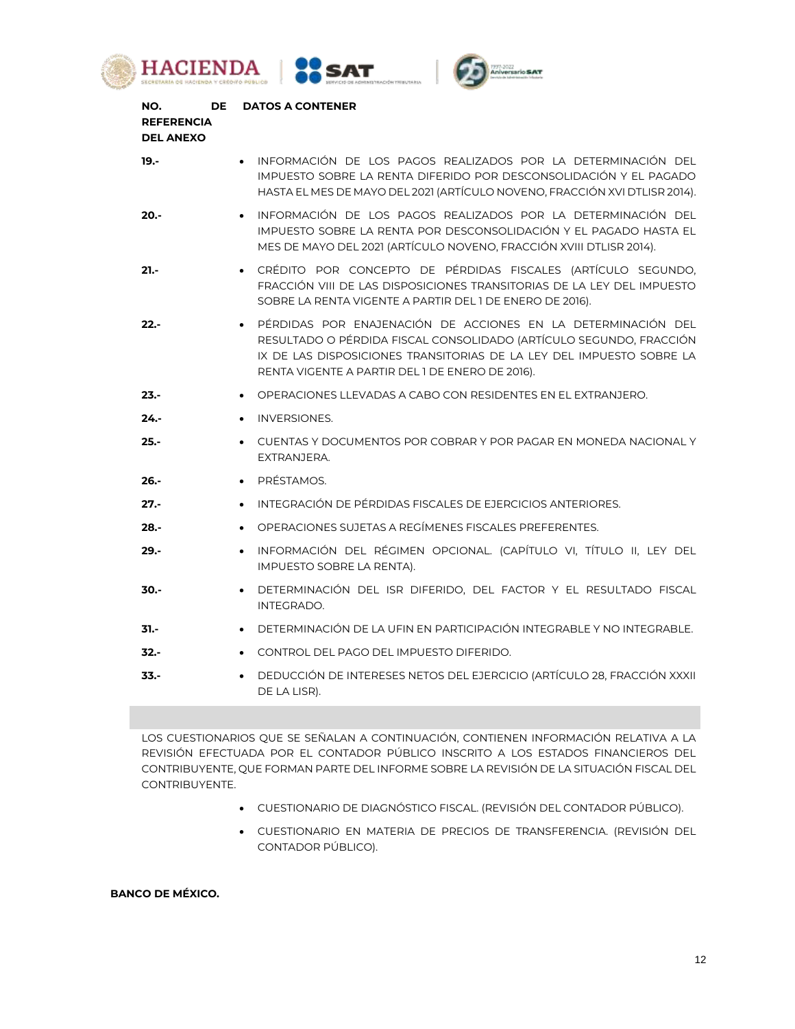| NO. DE REFERENCIA DEL ANEXO | DATOS A CONTENER |
|---|---|
| 19.- | • INFORMACIÓN DE LOS PAGOS REALIZADOS POR LA DETERMINACIÓN DEL IMPUESTO SOBRE LA RENTA DIFERIDO POR DESCONSOLIDACIÓN Y EL PAGADO HASTA EL MES DE MAYO DEL 2021 (ARTÍCULO NOVENO, FRACCIÓN XVI DTLISR 2014). |
| 20.- | • INFORMACIÓN DE LOS PAGOS REALIZADOS POR LA DETERMINACIÓN DEL IMPUESTO SOBRE LA RENTA POR DESCONSOLIDACIÓN Y EL PAGADO HASTA EL MES DE MAYO DEL 2021 (ARTÍCULO NOVENO, FRACCIÓN XVIII DTLISR 2014). |
| 21.- | • CRÉDITO POR CONCEPTO DE PÉRDIDAS FISCALES (ARTÍCULO SEGUNDO, FRACCIÓN VIII DE LAS DISPOSICIONES TRANSITORIAS DE LA LEY DEL IMPUESTO SOBRE LA RENTA VIGENTE A PARTIR DEL 1 DE ENERO DE 2016). |
| 22.- | • PÉRDIDAS POR ENAJENACIÓN DE ACCIONES EN LA DETERMINACIÓN DEL RESULTADO O PÉRDIDA FISCAL CONSOLIDADO (ARTÍCULO SEGUNDO, FRACCIÓN IX DE LAS DISPOSICIONES TRANSITORIAS DE LA LEY DEL IMPUESTO SOBRE LA RENTA VIGENTE A PARTIR DEL 1 DE ENERO DE 2016). |
| 23.- | • OPERACIONES LLEVADAS A CABO CON RESIDENTES EN EL EXTRANJERO. |
| 24.- | • INVERSIONES. |
| 25.- | • CUENTAS Y DOCUMENTOS POR COBRAR Y POR PAGAR EN MONEDA NACIONAL Y EXTRANJERA. |
| 26.- | • PRÉSTAMOS. |
| 27.- | • INTEGRACIÓN DE PÉRDIDAS FISCALES DE EJERCICIOS ANTERIORES. |
| 28.- | • OPERACIONES SUJETAS A REGÍMENES FISCALES PREFERENTES. |
| 29.- | • INFORMACIÓN DEL RÉGIMEN OPCIONAL. (CAPÍTULO VI, TÍTULO II, LEY DEL IMPUESTO SOBRE LA RENTA). |
| 30.- | • DETERMINACIÓN DEL ISR DIFERIDO, DEL FACTOR Y EL RESULTADO FISCAL INTEGRADO. |
| 31.- | • DETERMINACIÓN DE LA UFIN EN PARTICIPACIÓN INTEGRABLE Y NO INTEGRABLE. |
| 32.- | • CONTROL DEL PAGO DEL IMPUESTO DIFERIDO. |
| 33.- | • DEDUCCIÓN DE INTERESES NETOS DEL EJERCICIO (ARTÍCULO 28, FRACCIÓN XXXII DE LA LISR). |

LOS CUESTIONARIOS QUE SE SEÑALAN A CONTINUACIÓN, CONTIENEN INFORMACIÓN RELATIVA A LA REVISIÓN EFECTUADA POR EL CONTADOR PÚBLICO INSCRITO A LOS ESTADOS FINANCIEROS DEL CONTRIBUYENTE, QUE FORMAN PARTE DEL INFORME SOBRE LA REVISIÓN DE LA SITUACIÓN FISCAL DEL CONTRIBUYENTE.

- CUESTIONARIO DE DIAGNÓSTICO FISCAL. (REVISIÓN DEL CONTADOR PÚBLICO).
- CUESTIONARIO EN MATERIA DE PRECIOS DE TRANSFERENCIA. (REVISIÓN DEL CONTADOR PÚBLICO).

**BANCO DE MÉXICO.**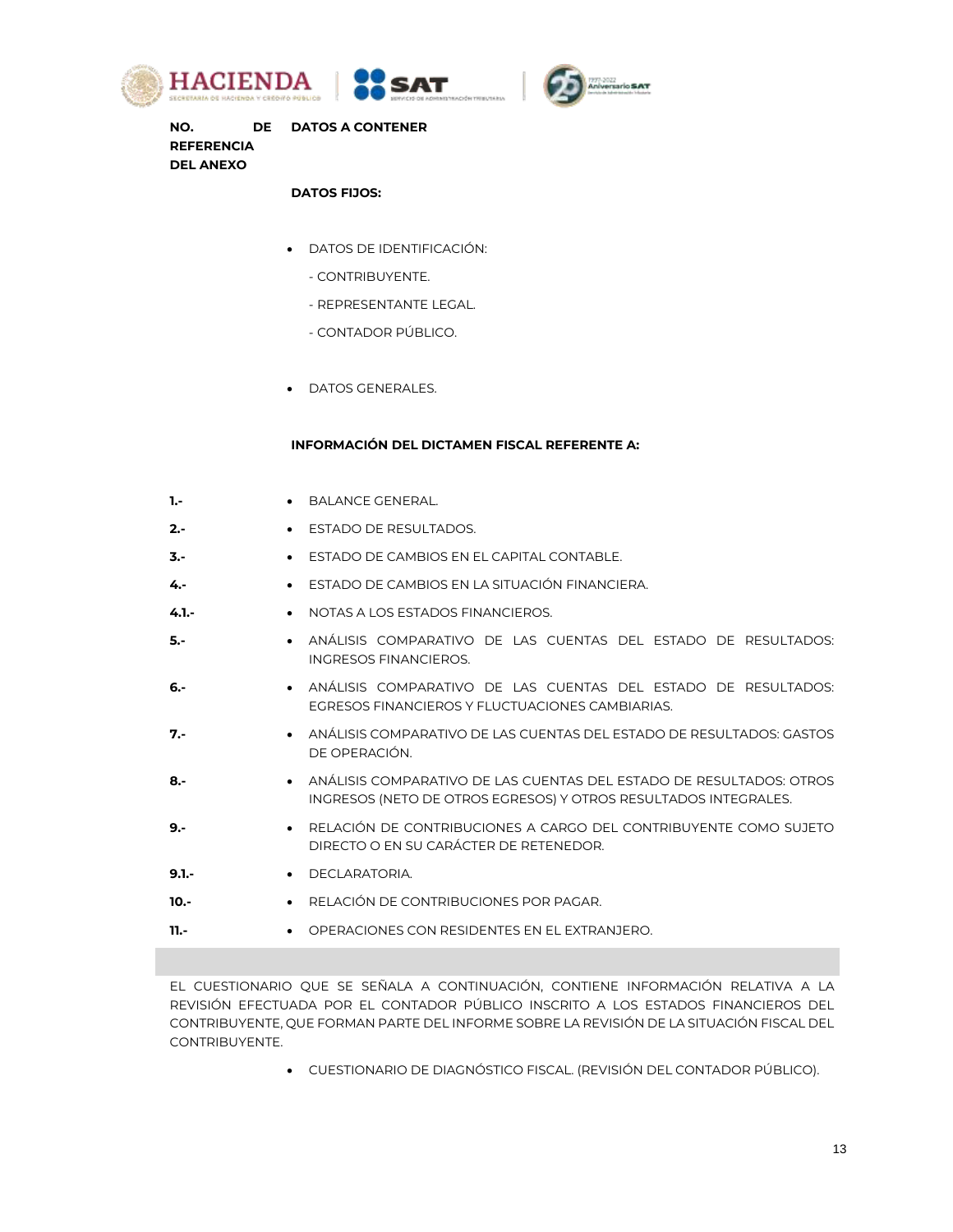| NO. DE REFERENCIA DEL ANEXO | DATOS A CONTENER |
|---|---|
| | **DATOS FIJOS:** |
| | • DATOS DE IDENTIFICACIÓN:<br>- CONTRIBUYENTE.<br>- REPRESENTANTE LEGAL.<br>- CONTADOR PÚBLICO. |
| | • DATOS GENERALES. |
| | **INFORMACIÓN DEL DICTAMEN FISCAL REFERENTE A:** |
| **1.-** | • BALANCE GENERAL. |
| **2.-** | • ESTADO DE RESULTADOS. |
| **3.-** | • ESTADO DE CAMBIOS EN EL CAPITAL CONTABLE. |
| **4.-** | • ESTADO DE CAMBIOS EN LA SITUACIÓN FINANCIERA. |
| **4.1.-** | • NOTAS A LOS ESTADOS FINANCIEROS. |
| **5.-** | • ANÁLISIS COMPARATIVO DE LAS CUENTAS DEL ESTADO DE RESULTADOS: INGRESOS FINANCIEROS. |
| **6.-** | • ANÁLISIS COMPARATIVO DE LAS CUENTAS DEL ESTADO DE RESULTADOS: EGRESOS FINANCIEROS Y FLUCTUACIONES CAMBIARIAS. |
| **7.-** | • ANÁLISIS COMPARATIVO DE LAS CUENTAS DEL ESTADO DE RESULTADOS: GASTOS DE OPERACIÓN. |
| **8.-** | • ANÁLISIS COMPARATIVO DE LAS CUENTAS DEL ESTADO DE RESULTADOS: OTROS INGRESOS (NETO DE OTROS EGRESOS) Y OTROS RESULTADOS INTEGRALES. |
| **9.-** | • RELACIÓN DE CONTRIBUCIONES A CARGO DEL CONTRIBUYENTE COMO SUJETO DIRECTO O EN SU CARÁCTER DE RETENEDOR. |
| **9.1.-** | • DECLARATORIA. |
| **10.-** | • RELACIÓN DE CONTRIBUCIONES POR PAGAR. |
| **11.-** | • OPERACIONES CON RESIDENTES EN EL EXTRANJERO. |

EL CUESTIONARIO QUE SE SEÑALA A CONTINUACIÓN, CONTIENE INFORMACIÓN RELATIVA A LA REVISIÓN EFECTUADA POR EL CONTADOR PÚBLICO INSCRITO A LOS ESTADOS FINANCIEROS DEL CONTRIBUYENTE, QUE FORMAN PARTE DEL INFORME SOBRE LA REVISIÓN DE LA SITUACIÓN FISCAL DEL CONTRIBUYENTE.

- CUESTIONARIO DE DIAGNÓSTICO FISCAL. (REVISIÓN DEL CONTADOR PÚBLICO).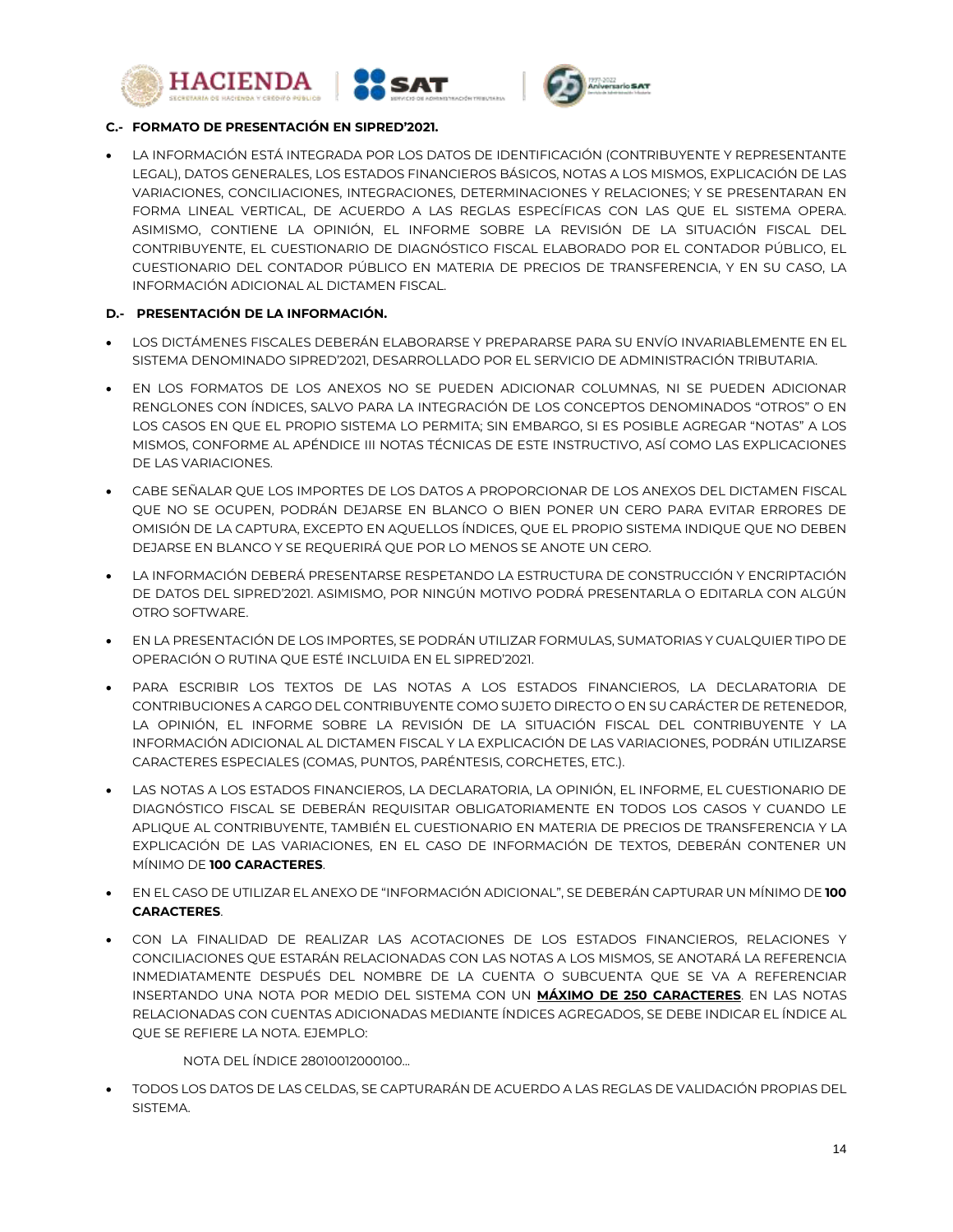**C.- FORMATO DE PRESENTACIÓN EN SIPRED'2021.**

- LA INFORMACIÓN ESTÁ INTEGRADA POR LOS DATOS DE IDENTIFICACIÓN (CONTRIBUYENTE Y REPRESENTANTE LEGAL), DATOS GENERALES, LOS ESTADOS FINANCIEROS BÁSICOS, NOTAS A LOS MISMOS, EXPLICACIÓN DE LAS VARIACIONES, CONCILIACIONES, INTEGRACIONES, DETERMINACIONES Y RELACIONES; Y SE PRESENTARAN EN FORMA LINEAL VERTICAL, DE ACUERDO A LAS REGLAS ESPECÍFICAS CON LAS QUE EL SISTEMA OPERA. ASIMISMO, CONTIENE LA OPINIÓN, EL INFORME SOBRE LA REVISIÓN DE LA SITUACIÓN FISCAL DEL CONTRIBUYENTE, EL CUESTIONARIO DE DIAGNÓSTICO FISCAL ELABORADO POR EL CONTADOR PÚBLICO, EL CUESTIONARIO DEL CONTADOR PÚBLICO EN MATERIA DE PRECIOS DE TRANSFERENCIA, Y EN SU CASO, LA INFORMACIÓN ADICIONAL AL DICTAMEN FISCAL.

**D.- PRESENTACIÓN DE LA INFORMACIÓN.**

- LOS DICTÁMENES FISCALES DEBERÁN ELABORARSE Y PREPARARSE PARA SU ENVÍO INVARIABLEMENTE EN EL SISTEMA DENOMINADO SIPRED'2021, DESARROLLADO POR EL SERVICIO DE ADMINISTRACIÓN TRIBUTARIA.
- EN LOS FORMATOS DE LOS ANEXOS NO SE PUEDEN ADICIONAR COLUMNAS, NI SE PUEDEN ADICIONAR RENGLONES CON ÍNDICES, SALVO PARA LA INTEGRACIÓN DE LOS CONCEPTOS DENOMINADOS "OTROS" O EN LOS CASOS EN QUE EL PROPIO SISTEMA LO PERMITA; SIN EMBARGO, SI ES POSIBLE AGREGAR "NOTAS" A LOS MISMOS, CONFORME AL APÉNDICE III NOTAS TÉCNICAS DE ESTE INSTRUCTIVO, ASÍ COMO LAS EXPLICACIONES DE LAS VARIACIONES.
- CABE SEÑALAR QUE LOS IMPORTES DE LOS DATOS A PROPORCIONAR DE LOS ANEXOS DEL DICTAMEN FISCAL QUE NO SE OCUPEN, PODRÁN DEJARSE EN BLANCO O BIEN PONER UN CERO PARA EVITAR ERRORES DE OMISIÓN DE LA CAPTURA, EXCEPTO EN AQUELLOS ÍNDICES, QUE EL PROPIO SISTEMA INDIQUE QUE NO DEBEN DEJARSE EN BLANCO Y SE REQUERIRÁ QUE POR LO MENOS SE ANOTE UN CERO.
- LA INFORMACIÓN DEBERÁ PRESENTARSE RESPETANDO LA ESTRUCTURA DE CONSTRUCCIÓN Y ENCRIPTACIÓN DE DATOS DEL SIPRED'2021. ASIMISMO, POR NINGÚN MOTIVO PODRÁ PRESENTARLA O EDITARLA CON ALGÚN OTRO SOFTWARE.
- EN LA PRESENTACIÓN DE LOS IMPORTES, SE PODRÁN UTILIZAR FORMULAS, SUMATORIAS Y CUALQUIER TIPO DE OPERACIÓN O RUTINA QUE ESTÉ INCLUIDA EN EL SIPRED'2021.
- PARA ESCRIBIR LOS TEXTOS DE LAS NOTAS A LOS ESTADOS FINANCIEROS, LA DECLARATORIA DE CONTRIBUCIONES A CARGO DEL CONTRIBUYENTE COMO SUJETO DIRECTO O EN SU CARÁCTER DE RETENEDOR, LA OPINIÓN, EL INFORME SOBRE LA REVISIÓN DE LA SITUACIÓN FISCAL DEL CONTRIBUYENTE Y LA INFORMACIÓN ADICIONAL AL DICTAMEN FISCAL Y LA EXPLICACIÓN DE LAS VARIACIONES, PODRÁN UTILIZARSE CARACTERES ESPECIALES (COMAS, PUNTOS, PARÉNTESIS, CORCHETES, ETC.).
- LAS NOTAS A LOS ESTADOS FINANCIEROS, LA DECLARATORIA, LA OPINIÓN, EL INFORME, EL CUESTIONARIO DE DIAGNÓSTICO FISCAL SE DEBERÁN REQUISITAR OBLIGATORIAMENTE EN TODOS LOS CASOS Y CUANDO LE APLIQUE AL CONTRIBUYENTE, TAMBIÉN EL CUESTIONARIO EN MATERIA DE PRECIOS DE TRANSFERENCIA Y LA EXPLICACIÓN DE LAS VARIACIONES, EN EL CASO DE INFORMACIÓN DE TEXTOS, DEBERÁN CONTENER UN MÍNIMO DE **100 CARACTERES**.
- EN EL CASO DE UTILIZAR EL ANEXO DE "INFORMACIÓN ADICIONAL", SE DEBERÁN CAPTURAR UN MÍNIMO DE **100 CARACTERES**.
- CON LA FINALIDAD DE REALIZAR LAS ACOTACIONES DE LOS ESTADOS FINANCIEROS, RELACIONES Y CONCILIACIONES QUE ESTARÁN RELACIONADAS CON LAS NOTAS A LOS MISMOS, SE ANOTARÁ LA REFERENCIA INMEDIATAMENTE DESPUÉS DEL NOMBRE DE LA CUENTA O SUBCUENTA QUE SE VA A REFERENCIAR INSERTANDO UNA NOTA POR MEDIO DEL SISTEMA CON UN **MÁXIMO DE 250 CARACTERES**. EN LAS NOTAS RELACIONADAS CON CUENTAS ADICIONADAS MEDIANTE ÍNDICES AGREGADOS, SE DEBE INDICAR EL ÍNDICE AL QUE SE REFIERE LA NOTA. EJEMPLO:

  NOTA DEL ÍNDICE 28010012000100...

- TODOS LOS DATOS DE LAS CELDAS, SE CAPTURARÁN DE ACUERDO A LAS REGLAS DE VALIDACIÓN PROPIAS DEL SISTEMA.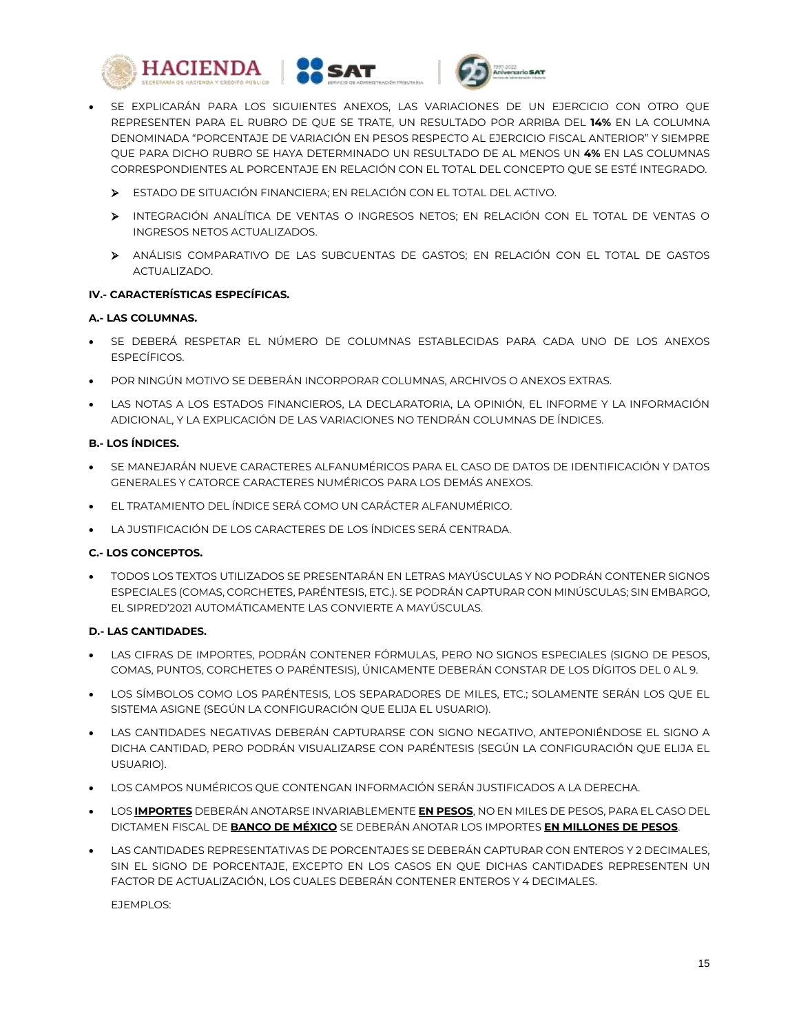- SE EXPLICARÁN PARA LOS SIGUIENTES ANEXOS, LAS VARIACIONES DE UN EJERCICIO CON OTRO QUE REPRESENTEN PARA EL RUBRO DE QUE SE TRATE, UN RESULTADO POR ARRIBA DEL **14%** EN LA COLUMNA DENOMINADA "PORCENTAJE DE VARIACIÓN EN PESOS RESPECTO AL EJERCICIO FISCAL ANTERIOR" Y SIEMPRE QUE PARA DICHO RUBRO SE HAYA DETERMINADO UN RESULTADO DE AL MENOS UN **4%** EN LAS COLUMNAS CORRESPONDIENTES AL PORCENTAJE EN RELACIÓN CON EL TOTAL DEL CONCEPTO QUE SE ESTÉ INTEGRADO.
  - ESTADO DE SITUACIÓN FINANCIERA; EN RELACIÓN CON EL TOTAL DEL ACTIVO.
  - INTEGRACIÓN ANALÍTICA DE VENTAS O INGRESOS NETOS; EN RELACIÓN CON EL TOTAL DE VENTAS O INGRESOS NETOS ACTUALIZADOS.
  - ANÁLISIS COMPARATIVO DE LAS SUBCUENTAS DE GASTOS; EN RELACIÓN CON EL TOTAL DE GASTOS ACTUALIZADO.

**IV.- CARACTERÍSTICAS ESPECÍFICAS.**

**A.- LAS COLUMNAS.**

- SE DEBERÁ RESPETAR EL NÚMERO DE COLUMNAS ESTABLECIDAS PARA CADA UNO DE LOS ANEXOS ESPECÍFICOS.
- POR NINGÚN MOTIVO SE DEBERÁN INCORPORAR COLUMNAS, ARCHIVOS O ANEXOS EXTRAS.
- LAS NOTAS A LOS ESTADOS FINANCIEROS, LA DECLARATORIA, LA OPINIÓN, EL INFORME Y LA INFORMACIÓN ADICIONAL, Y LA EXPLICACIÓN DE LAS VARIACIONES NO TENDRÁN COLUMNAS DE ÍNDICES.

**B.- LOS ÍNDICES.**

- SE MANEJARÁN NUEVE CARACTERES ALFANUMÉRICOS PARA EL CASO DE DATOS DE IDENTIFICACIÓN Y DATOS GENERALES Y CATORCE CARACTERES NUMÉRICOS PARA LOS DEMÁS ANEXOS.
- EL TRATAMIENTO DEL ÍNDICE SERÁ COMO UN CARÁCTER ALFANUMÉRICO.
- LA JUSTIFICACIÓN DE LOS CARACTERES DE LOS ÍNDICES SERÁ CENTRADA.

**C.- LOS CONCEPTOS.**

- TODOS LOS TEXTOS UTILIZADOS SE PRESENTARÁN EN LETRAS MAYÚSCULAS Y NO PODRÁN CONTENER SIGNOS ESPECIALES (COMAS, CORCHETES, PARÉNTESIS, ETC.). SE PODRÁN CAPTURAR CON MINÚSCULAS; SIN EMBARGO, EL SIPRED'2021 AUTOMÁTICAMENTE LAS CONVIERTE A MAYÚSCULAS.

**D.- LAS CANTIDADES.**

- LAS CIFRAS DE IMPORTES, PODRÁN CONTENER FÓRMULAS, PERO NO SIGNOS ESPECIALES (SIGNO DE PESOS, COMAS, PUNTOS, CORCHETES O PARÉNTESIS), ÚNICAMENTE DEBERÁN CONSTAR DE LOS DÍGITOS DEL 0 AL 9.
- LOS SÍMBOLOS COMO LOS PARÉNTESIS, LOS SEPARADORES DE MILES, ETC.; SOLAMENTE SERÁN LOS QUE EL SISTEMA ASIGNE (SEGÚN LA CONFIGURACIÓN QUE ELIJA EL USUARIO).
- LAS CANTIDADES NEGATIVAS DEBERÁN CAPTURARSE CON SIGNO NEGATIVO, ANTEPONIÉNDOSE EL SIGNO A DICHA CANTIDAD, PERO PODRÁN VISUALIZARSE CON PARÉNTESIS (SEGÚN LA CONFIGURACIÓN QUE ELIJA EL USUARIO).
- LOS CAMPOS NUMÉRICOS QUE CONTENGAN INFORMACIÓN SERÁN JUSTIFICADOS A LA DERECHA.
- LOS **IMPORTES** DEBERÁN ANOTARSE INVARIABLEMENTE **EN PESOS**, NO EN MILES DE PESOS, PARA EL CASO DEL DICTAMEN FISCAL DE **BANCO DE MÉXICO** SE DEBERÁN ANOTAR LOS IMPORTES **EN MILLONES DE PESOS**.
- LAS CANTIDADES REPRESENTATIVAS DE PORCENTAJES SE DEBERÁN CAPTURAR CON ENTEROS Y 2 DECIMALES, SIN EL SIGNO DE PORCENTAJE, EXCEPTO EN LOS CASOS EN QUE DICHAS CANTIDADES REPRESENTEN UN FACTOR DE ACTUALIZACIÓN, LOS CUALES DEBERÁN CONTENER ENTEROS Y 4 DECIMALES.

  EJEMPLOS: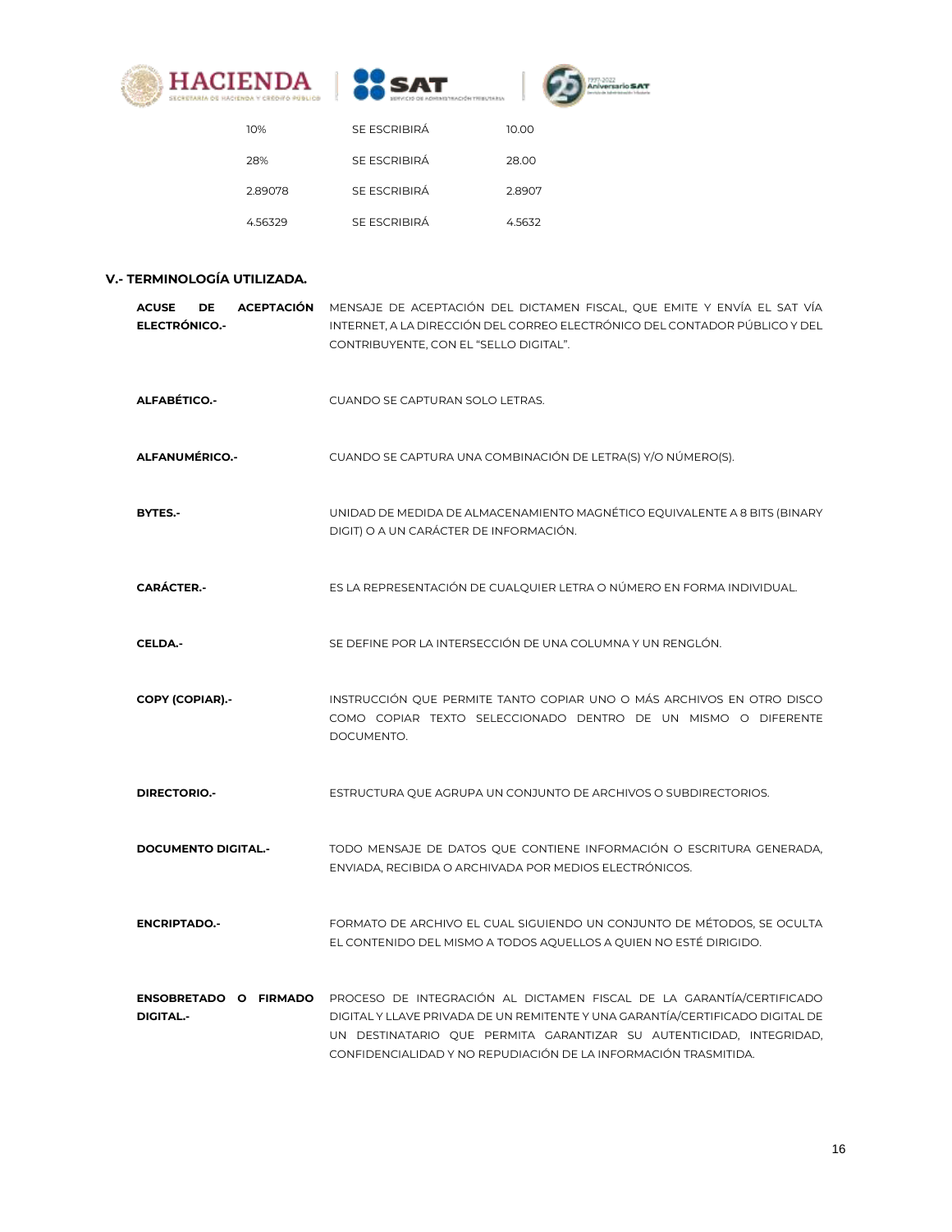| 10% | SE ESCRIBIRÁ | 10.00 |
|---|---|---|
| 28% | SE ESCRIBIRÁ | 28.00 |
| 2.89078 | SE ESCRIBIRÁ | 2.8907 |
| 4.56329 | SE ESCRIBIRÁ | 4.5632 |

## V.- TERMINOLOGÍA UTILIZADA.

**ACUSE DE ACEPTACIÓN ELECTRÓNICO.-** MENSAJE DE ACEPTACIÓN DEL DICTAMEN FISCAL, QUE EMITE Y ENVÍA EL SAT VÍA INTERNET, A LA DIRECCIÓN DEL CORREO ELECTRÓNICO DEL CONTADOR PÚBLICO Y DEL CONTRIBUYENTE, CON EL "SELLO DIGITAL".

**ALFABÉTICO.-** CUANDO SE CAPTURAN SOLO LETRAS.

**ALFANUMÉRICO.-** CUANDO SE CAPTURA UNA COMBINACIÓN DE LETRA(S) Y/O NÚMERO(S).

**BYTES.-** UNIDAD DE MEDIDA DE ALMACENAMIENTO MAGNÉTICO EQUIVALENTE A 8 BITS (BINARY DIGIT) O A UN CARÁCTER DE INFORMACIÓN.

**CARÁCTER.-** ES LA REPRESENTACIÓN DE CUALQUIER LETRA O NÚMERO EN FORMA INDIVIDUAL.

**CELDA.-** SE DEFINE POR LA INTERSECCIÓN DE UNA COLUMNA Y UN RENGLÓN.

**COPY (COPIAR).-** INSTRUCCIÓN QUE PERMITE TANTO COPIAR UNO O MÁS ARCHIVOS EN OTRO DISCO COMO COPIAR TEXTO SELECCIONADO DENTRO DE UN MISMO O DIFERENTE DOCUMENTO.

**DIRECTORIO.-** ESTRUCTURA QUE AGRUPA UN CONJUNTO DE ARCHIVOS O SUBDIRECTORIOS.

**DOCUMENTO DIGITAL.-** TODO MENSAJE DE DATOS QUE CONTIENE INFORMACIÓN O ESCRITURA GENERADA, ENVIADA, RECIBIDA O ARCHIVADA POR MEDIOS ELECTRÓNICOS.

**ENCRIPTADO.-** FORMATO DE ARCHIVO EL CUAL SIGUIENDO UN CONJUNTO DE MÉTODOS, SE OCULTA EL CONTENIDO DEL MISMO A TODOS AQUELLOS A QUIEN NO ESTÉ DIRIGIDO.

**ENSOBRETADO O FIRMADO DIGITAL.-** PROCESO DE INTEGRACIÓN AL DICTAMEN FISCAL DE LA GARANTÍA/CERTIFICADO DIGITAL Y LLAVE PRIVADA DE UN REMITENTE Y UNA GARANTÍA/CERTIFICADO DIGITAL DE UN DESTINATARIO QUE PERMITA GARANTIZAR SU AUTENTICIDAD, INTEGRIDAD, CONFIDENCIALIDAD Y NO REPUDIACIÓN DE LA INFORMACIÓN TRASMITIDA.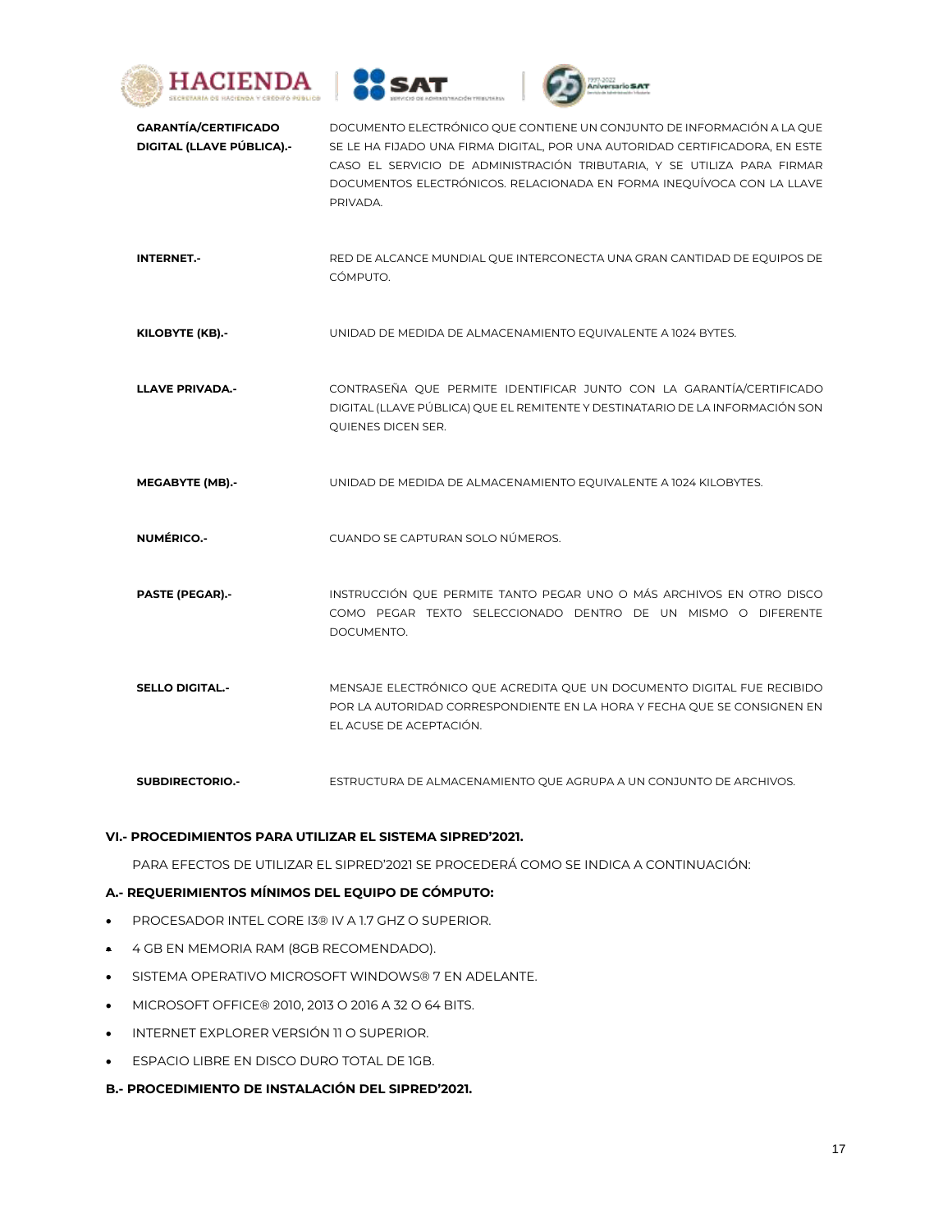| | |
|---|---|
| **GARANTÍA/CERTIFICADO DIGITAL (LLAVE PÚBLICA).-** | DOCUMENTO ELECTRÓNICO QUE CONTIENE UN CONJUNTO DE INFORMACIÓN A LA QUE SE LE HA FIJADO UNA FIRMA DIGITAL, POR UNA AUTORIDAD CERTIFICADORA, EN ESTE CASO EL SERVICIO DE ADMINISTRACIÓN TRIBUTARIA, Y SE UTILIZA PARA FIRMAR DOCUMENTOS ELECTRÓNICOS. RELACIONADA EN FORMA INEQUÍVOCA CON LA LLAVE PRIVADA. |
| **INTERNET.-** | RED DE ALCANCE MUNDIAL QUE INTERCONECTA UNA GRAN CANTIDAD DE EQUIPOS DE CÓMPUTO. |
| **KILOBYTE (KB).-** | UNIDAD DE MEDIDA DE ALMACENAMIENTO EQUIVALENTE A 1024 BYTES. |
| **LLAVE PRIVADA.-** | CONTRASEÑA QUE PERMITE IDENTIFICAR JUNTO CON LA GARANTÍA/CERTIFICADO DIGITAL (LLAVE PÚBLICA) QUE EL REMITENTE Y DESTINATARIO DE LA INFORMACIÓN SON QUIENES DICEN SER. |
| **MEGABYTE (MB).-** | UNIDAD DE MEDIDA DE ALMACENAMIENTO EQUIVALENTE A 1024 KILOBYTES. |
| **NUMÉRICO.-** | CUANDO SE CAPTURAN SOLO NÚMEROS. |
| **PASTE (PEGAR).-** | INSTRUCCIÓN QUE PERMITE TANTO PEGAR UNO O MÁS ARCHIVOS EN OTRO DISCO COMO PEGAR TEXTO SELECCIONADO DENTRO DE UN MISMO O DIFERENTE DOCUMENTO. |
| **SELLO DIGITAL.-** | MENSAJE ELECTRÓNICO QUE ACREDITA QUE UN DOCUMENTO DIGITAL FUE RECIBIDO POR LA AUTORIDAD CORRESPONDIENTE EN LA HORA Y FECHA QUE SE CONSIGNEN EN EL ACUSE DE ACEPTACIÓN. |
| **SUBDIRECTORIO.-** | ESTRUCTURA DE ALMACENAMIENTO QUE AGRUPA A UN CONJUNTO DE ARCHIVOS. |

## VI.- PROCEDIMIENTOS PARA UTILIZAR EL SISTEMA SIPRED'2021.

PARA EFECTOS DE UTILIZAR EL SIPRED'2021 SE PROCEDERÁ COMO SE INDICA A CONTINUACIÓN:

### A.- REQUERIMIENTOS MÍNIMOS DEL EQUIPO DE CÓMPUTO:

- PROCESADOR INTEL CORE I3® IV A 1.7 GHZ O SUPERIOR.
- 4 GB EN MEMORIA RAM (8GB RECOMENDADO).
- SISTEMA OPERATIVO MICROSOFT WINDOWS® 7 EN ADELANTE.
- MICROSOFT OFFICE® 2010, 2013 O 2016 A 32 O 64 BITS.
- INTERNET EXPLORER VERSIÓN 11 O SUPERIOR.
- ESPACIO LIBRE EN DISCO DURO TOTAL DE 1GB.

### B.- PROCEDIMIENTO DE INSTALACIÓN DEL SIPRED'2021.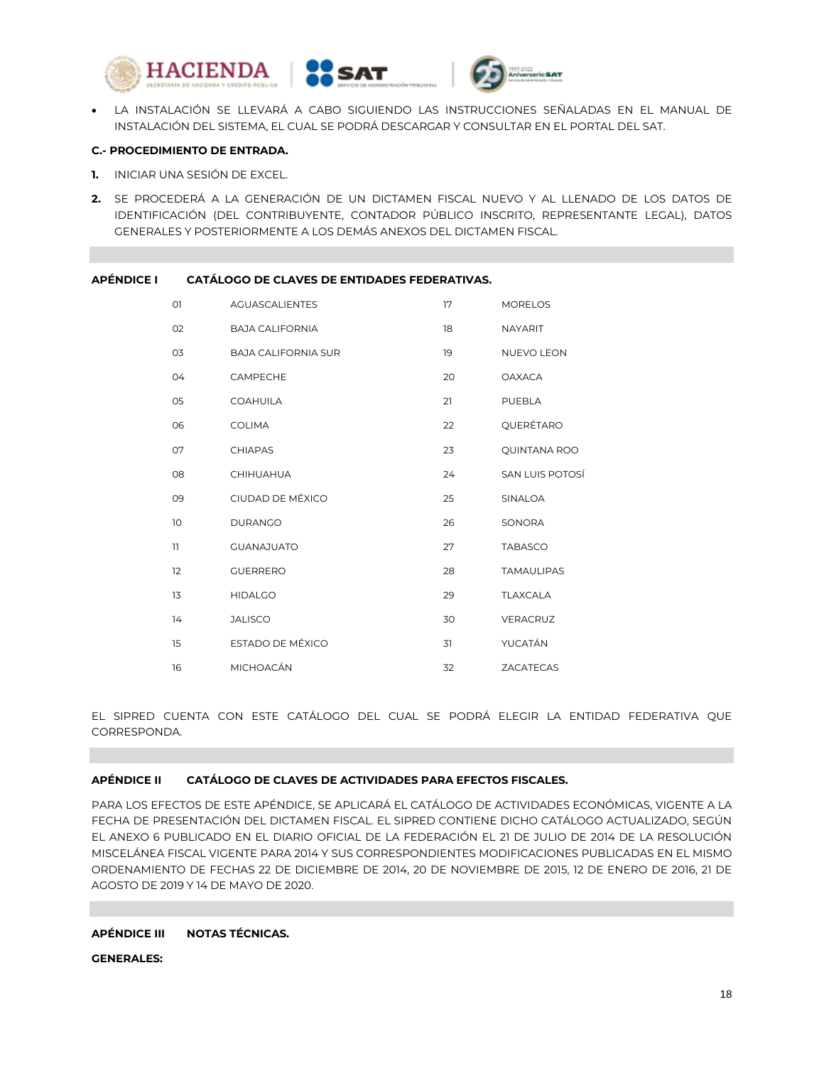- LA INSTALACIÓN SE LLEVARÁ A CABO SIGUIENDO LAS INSTRUCCIONES SEÑALADAS EN EL MANUAL DE INSTALACIÓN DEL SISTEMA, EL CUAL SE PODRÁ DESCARGAR Y CONSULTAR EN EL PORTAL DEL SAT.

**C.- PROCEDIMIENTO DE ENTRADA.**

1. INICIAR UNA SESIÓN DE EXCEL.
2. SE PROCEDERÁ A LA GENERACIÓN DE UN DICTAMEN FISCAL NUEVO Y AL LLENADO DE LOS DATOS DE IDENTIFICACIÓN (DEL CONTRIBUYENTE, CONTADOR PÚBLICO INSCRITO, REPRESENTANTE LEGAL), DATOS GENERALES Y POSTERIORMENTE A LOS DEMÁS ANEXOS DEL DICTAMEN FISCAL.

**APÉNDICE I CATÁLOGO DE CLAVES DE ENTIDADES FEDERATIVAS.**

| Clave | Entidad | Clave | Entidad |
|---|---|---|---|
| 01 | AGUASCALIENTES | 17 | MORELOS |
| 02 | BAJA CALIFORNIA | 18 | NAYARIT |
| 03 | BAJA CALIFORNIA SUR | 19 | NUEVO LEON |
| 04 | CAMPECHE | 20 | OAXACA |
| 05 | COAHUILA | 21 | PUEBLA |
| 06 | COLIMA | 22 | QUERÉTARO |
| 07 | CHIAPAS | 23 | QUINTANA ROO |
| 08 | CHIHUAHUA | 24 | SAN LUIS POTOSÍ |
| 09 | CIUDAD DE MÉXICO | 25 | SINALOA |
| 10 | DURANGO | 26 | SONORA |
| 11 | GUANAJUATO | 27 | TABASCO |
| 12 | GUERRERO | 28 | TAMAULIPAS |
| 13 | HIDALGO | 29 | TLAXCALA |
| 14 | JALISCO | 30 | VERACRUZ |
| 15 | ESTADO DE MÉXICO | 31 | YUCATÁN |
| 16 | MICHOACÁN | 32 | ZACATECAS |

EL SIPRED CUENTA CON ESTE CATÁLOGO DEL CUAL SE PODRÁ ELEGIR LA ENTIDAD FEDERATIVA QUE CORRESPONDA.

**APÉNDICE II CATÁLOGO DE CLAVES DE ACTIVIDADES PARA EFECTOS FISCALES.**

PARA LOS EFECTOS DE ESTE APÉNDICE, SE APLICARÁ EL CATÁLOGO DE ACTIVIDADES ECONÓMICAS, VIGENTE A LA FECHA DE PRESENTACIÓN DEL DICTAMEN FISCAL. EL SIPRED CONTIENE DICHO CATÁLOGO ACTUALIZADO, SEGÚN EL ANEXO 6 PUBLICADO EN EL DIARIO OFICIAL DE LA FEDERACIÓN EL 21 DE JULIO DE 2014 DE LA RESOLUCIÓN MISCELÁNEA FISCAL VIGENTE PARA 2014 Y SUS CORRESPONDIENTES MODIFICACIONES PUBLICADAS EN EL MISMO ORDENAMIENTO DE FECHAS 22 DE DICIEMBRE DE 2014, 20 DE NOVIEMBRE DE 2015, 12 DE ENERO DE 2016, 21 DE AGOSTO DE 2019 Y 14 DE MAYO DE 2020.

**APÉNDICE III NOTAS TÉCNICAS.**

**GENERALES:**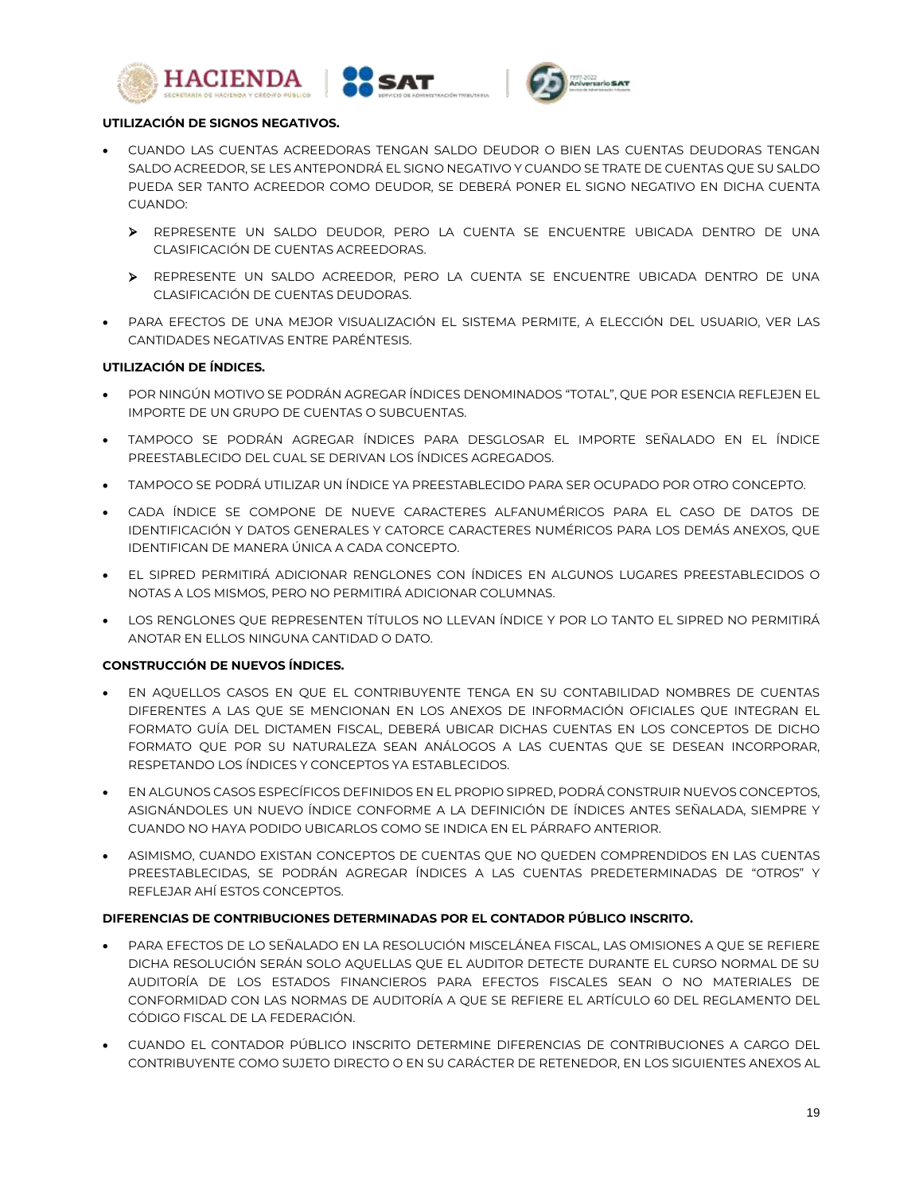**UTILIZACIÓN DE SIGNOS NEGATIVOS.**

- CUANDO LAS CUENTAS ACREEDORAS TENGAN SALDO DEUDOR O BIEN LAS CUENTAS DEUDORAS TENGAN SALDO ACREEDOR, SE LES ANTEPONDRÁ EL SIGNO NEGATIVO Y CUANDO SE TRATE DE CUENTAS QUE SU SALDO PUEDA SER TANTO ACREEDOR COMO DEUDOR, SE DEBERÁ PONER EL SIGNO NEGATIVO EN DICHA CUENTA CUANDO:
  - REPRESENTE UN SALDO DEUDOR, PERO LA CUENTA SE ENCUENTRE UBICADA DENTRO DE UNA CLASIFICACIÓN DE CUENTAS ACREEDORAS.
  - REPRESENTE UN SALDO ACREEDOR, PERO LA CUENTA SE ENCUENTRE UBICADA DENTRO DE UNA CLASIFICACIÓN DE CUENTAS DEUDORAS.
- PARA EFECTOS DE UNA MEJOR VISUALIZACIÓN EL SISTEMA PERMITE, A ELECCIÓN DEL USUARIO, VER LAS CANTIDADES NEGATIVAS ENTRE PARÉNTESIS.

**UTILIZACIÓN DE ÍNDICES.**

- POR NINGÚN MOTIVO SE PODRÁN AGREGAR ÍNDICES DENOMINADOS "TOTAL", QUE POR ESENCIA REFLEJEN EL IMPORTE DE UN GRUPO DE CUENTAS O SUBCUENTAS.
- TAMPOCO SE PODRÁN AGREGAR ÍNDICES PARA DESGLOSAR EL IMPORTE SEÑALADO EN EL ÍNDICE PREESTABLECIDO DEL CUAL SE DERIVAN LOS ÍNDICES AGREGADOS.
- TAMPOCO SE PODRÁ UTILIZAR UN ÍNDICE YA PREESTABLECIDO PARA SER OCUPADO POR OTRO CONCEPTO.
- CADA ÍNDICE SE COMPONE DE NUEVE CARACTERES ALFANUMÉRICOS PARA EL CASO DE DATOS DE IDENTIFICACIÓN Y DATOS GENERALES Y CATORCE CARACTERES NUMÉRICOS PARA LOS DEMÁS ANEXOS, QUE IDENTIFICAN DE MANERA ÚNICA A CADA CONCEPTO.
- EL SIPRED PERMITIRÁ ADICIONAR RENGLONES CON ÍNDICES EN ALGUNOS LUGARES PREESTABLECIDOS O NOTAS A LOS MISMOS, PERO NO PERMITIRÁ ADICIONAR COLUMNAS.
- LOS RENGLONES QUE REPRESENTEN TÍTULOS NO LLEVAN ÍNDICE Y POR LO TANTO EL SIPRED NO PERMITIRÁ ANOTAR EN ELLOS NINGUNA CANTIDAD O DATO.

**CONSTRUCCIÓN DE NUEVOS ÍNDICES.**

- EN AQUELLOS CASOS EN QUE EL CONTRIBUYENTE TENGA EN SU CONTABILIDAD NOMBRES DE CUENTAS DIFERENTES A LAS QUE SE MENCIONAN EN LOS ANEXOS DE INFORMACIÓN OFICIALES QUE INTEGRAN EL FORMATO GUÍA DEL DICTAMEN FISCAL, DEBERÁ UBICAR DICHAS CUENTAS EN LOS CONCEPTOS DE DICHO FORMATO QUE POR SU NATURALEZA SEAN ANÁLOGOS A LAS CUENTAS QUE SE DESEAN INCORPORAR, RESPETANDO LOS ÍNDICES Y CONCEPTOS YA ESTABLECIDOS.
- EN ALGUNOS CASOS ESPECÍFICOS DEFINIDOS EN EL PROPIO SIPRED, PODRÁ CONSTRUIR NUEVOS CONCEPTOS, ASIGNÁNDOLES UN NUEVO ÍNDICE CONFORME A LA DEFINICIÓN DE ÍNDICES ANTES SEÑALADA, SIEMPRE Y CUANDO NO HAYA PODIDO UBICARLOS COMO SE INDICA EN EL PÁRRAFO ANTERIOR.
- ASIMISMO, CUANDO EXISTAN CONCEPTOS DE CUENTAS QUE NO QUEDEN COMPRENDIDOS EN LAS CUENTAS PREESTABLECIDAS, SE PODRÁN AGREGAR ÍNDICES A LAS CUENTAS PREDETERMINADAS DE "OTROS" Y REFLEJAR AHÍ ESTOS CONCEPTOS.

**DIFERENCIAS DE CONTRIBUCIONES DETERMINADAS POR EL CONTADOR PÚBLICO INSCRITO.**

- PARA EFECTOS DE LO SEÑALADO EN LA RESOLUCIÓN MISCELÁNEA FISCAL, LAS OMISIONES A QUE SE REFIERE DICHA RESOLUCIÓN SERÁN SOLO AQUELLAS QUE EL AUDITOR DETECTE DURANTE EL CURSO NORMAL DE SU AUDITORÍA DE LOS ESTADOS FINANCIEROS PARA EFECTOS FISCALES SEAN O NO MATERIALES DE CONFORMIDAD CON LAS NORMAS DE AUDITORÍA A QUE SE REFIERE EL ARTÍCULO 60 DEL REGLAMENTO DEL CÓDIGO FISCAL DE LA FEDERACIÓN.
- CUANDO EL CONTADOR PÚBLICO INSCRITO DETERMINE DIFERENCIAS DE CONTRIBUCIONES A CARGO DEL CONTRIBUYENTE COMO SUJETO DIRECTO O EN SU CARÁCTER DE RETENEDOR, EN LOS SIGUIENTES ANEXOS AL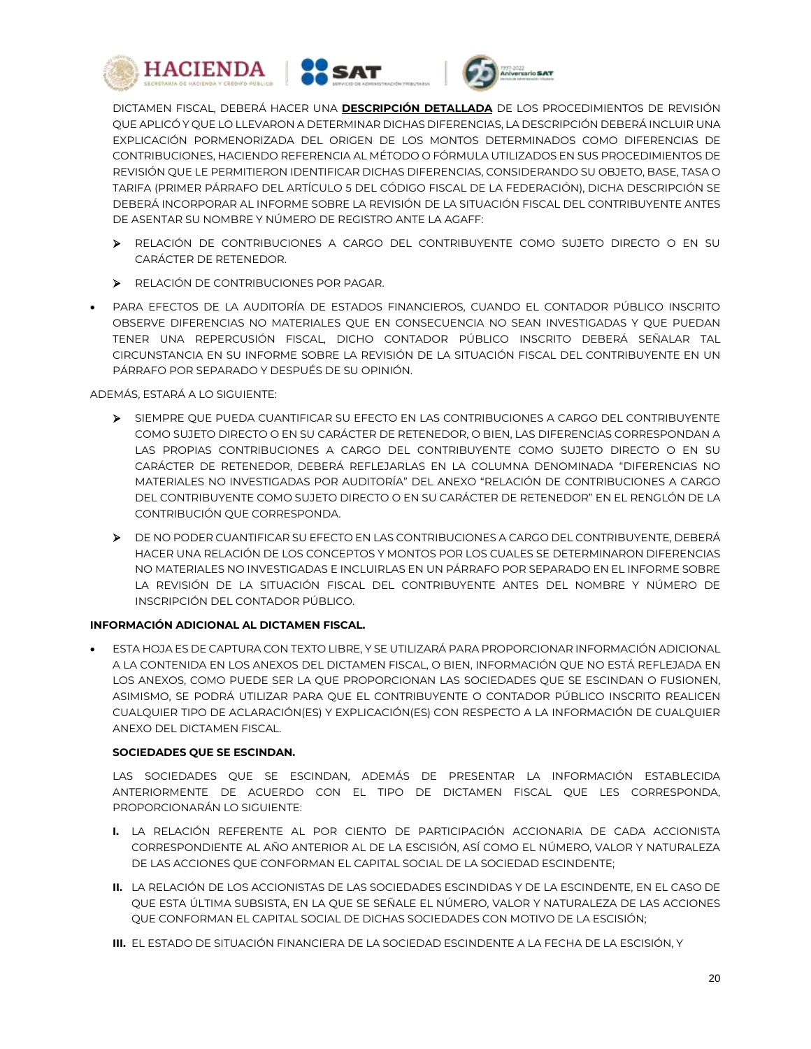DICTAMEN FISCAL, DEBERÁ HACER UNA **DESCRIPCIÓN DETALLADA** DE LOS PROCEDIMIENTOS DE REVISIÓN QUE APLICÓ Y QUE LO LLEVARON A DETERMINAR DICHAS DIFERENCIAS, LA DESCRIPCIÓN DEBERÁ INCLUIR UNA EXPLICACIÓN PORMENORIZADA DEL ORIGEN DE LOS MONTOS DETERMINADOS COMO DIFERENCIAS DE CONTRIBUCIONES, HACIENDO REFERENCIA AL MÉTODO O FÓRMULA UTILIZADOS EN SUS PROCEDIMIENTOS DE REVISIÓN QUE LE PERMITIERON IDENTIFICAR DICHAS DIFERENCIAS, CONSIDERANDO SU OBJETO, BASE, TASA O TARIFA (PRIMER PÁRRAFO DEL ARTÍCULO 5 DEL CÓDIGO FISCAL DE LA FEDERACIÓN), DICHA DESCRIPCIÓN SE DEBERÁ INCORPORAR AL INFORME SOBRE LA REVISIÓN DE LA SITUACIÓN FISCAL DEL CONTRIBUYENTE ANTES DE ASENTAR SU NOMBRE Y NÚMERO DE REGISTRO ANTE LA AGAFF:

- RELACIÓN DE CONTRIBUCIONES A CARGO DEL CONTRIBUYENTE COMO SUJETO DIRECTO O EN SU CARÁCTER DE RETENEDOR.
- RELACIÓN DE CONTRIBUCIONES POR PAGAR.

- PARA EFECTOS DE LA AUDITORÍA DE ESTADOS FINANCIEROS, CUANDO EL CONTADOR PÚBLICO INSCRITO OBSERVE DIFERENCIAS NO MATERIALES QUE EN CONSECUENCIA NO SEAN INVESTIGADAS Y QUE PUEDAN TENER UNA REPERCUSIÓN FISCAL, DICHO CONTADOR PÚBLICO INSCRITO DEBERÁ SEÑALAR TAL CIRCUNSTANCIA EN SU INFORME SOBRE LA REVISIÓN DE LA SITUACIÓN FISCAL DEL CONTRIBUYENTE EN UN PÁRRAFO POR SEPARADO Y DESPUÉS DE SU OPINIÓN.

ADEMÁS, ESTARÁ A LO SIGUIENTE:

- SIEMPRE QUE PUEDA CUANTIFICAR SU EFECTO EN LAS CONTRIBUCIONES A CARGO DEL CONTRIBUYENTE COMO SUJETO DIRECTO O EN SU CARÁCTER DE RETENEDOR, O BIEN, LAS DIFERENCIAS CORRESPONDAN A LAS PROPIAS CONTRIBUCIONES A CARGO DEL CONTRIBUYENTE COMO SUJETO DIRECTO O EN SU CARÁCTER DE RETENEDOR, DEBERÁ REFLEJARLAS EN LA COLUMNA DENOMINADA "DIFERENCIAS NO MATERIALES NO INVESTIGADAS POR AUDITORÍA" DEL ANEXO "RELACIÓN DE CONTRIBUCIONES A CARGO DEL CONTRIBUYENTE COMO SUJETO DIRECTO O EN SU CARÁCTER DE RETENEDOR" EN EL RENGLÓN DE LA CONTRIBUCIÓN QUE CORRESPONDA.
- DE NO PODER CUANTIFICAR SU EFECTO EN LAS CONTRIBUCIONES A CARGO DEL CONTRIBUYENTE, DEBERÁ HACER UNA RELACIÓN DE LOS CONCEPTOS Y MONTOS POR LOS CUALES SE DETERMINARON DIFERENCIAS NO MATERIALES NO INVESTIGADAS E INCLUIRLAS EN UN PÁRRAFO POR SEPARADO EN EL INFORME SOBRE LA REVISIÓN DE LA SITUACIÓN FISCAL DEL CONTRIBUYENTE ANTES DEL NOMBRE Y NÚMERO DE INSCRIPCIÓN DEL CONTADOR PÚBLICO.

**INFORMACIÓN ADICIONAL AL DICTAMEN FISCAL.**

- ESTA HOJA ES DE CAPTURA CON TEXTO LIBRE, Y SE UTILIZARÁ PARA PROPORCIONAR INFORMACIÓN ADICIONAL A LA CONTENIDA EN LOS ANEXOS DEL DICTAMEN FISCAL, O BIEN, INFORMACIÓN QUE NO ESTÁ REFLEJADA EN LOS ANEXOS, COMO PUEDE SER LA QUE PROPORCIONAN LAS SOCIEDADES QUE SE ESCINDAN O FUSIONEN, ASIMISMO, SE PODRÁ UTILIZAR PARA QUE EL CONTRIBUYENTE O CONTADOR PÚBLICO INSCRITO REALICEN CUALQUIER TIPO DE ACLARACIÓN(ES) Y EXPLICACIÓN(ES) CON RESPECTO A LA INFORMACIÓN DE CUALQUIER ANEXO DEL DICTAMEN FISCAL.

**SOCIEDADES QUE SE ESCINDAN.**

LAS SOCIEDADES QUE SE ESCINDAN, ADEMÁS DE PRESENTAR LA INFORMACIÓN ESTABLECIDA ANTERIORMENTE DE ACUERDO CON EL TIPO DE DICTAMEN FISCAL QUE LES CORRESPONDA, PROPORCIONARÁN LO SIGUIENTE:

**I.** LA RELACIÓN REFERENTE AL POR CIENTO DE PARTICIPACIÓN ACCIONARIA DE CADA ACCIONISTA CORRESPONDIENTE AL AÑO ANTERIOR AL DE LA ESCISIÓN, ASÍ COMO EL NÚMERO, VALOR Y NATURALEZA DE LAS ACCIONES QUE CONFORMAN EL CAPITAL SOCIAL DE LA SOCIEDAD ESCINDENTE;

**II.** LA RELACIÓN DE LOS ACCIONISTAS DE LAS SOCIEDADES ESCINDIDAS Y DE LA ESCINDENTE, EN EL CASO DE QUE ESTA ÚLTIMA SUBSISTA, EN LA QUE SE SEÑALE EL NÚMERO, VALOR Y NATURALEZA DE LAS ACCIONES QUE CONFORMAN EL CAPITAL SOCIAL DE DICHAS SOCIEDADES CON MOTIVO DE LA ESCISIÓN;

**III.** EL ESTADO DE SITUACIÓN FINANCIERA DE LA SOCIEDAD ESCINDENTE A LA FECHA DE LA ESCISIÓN, Y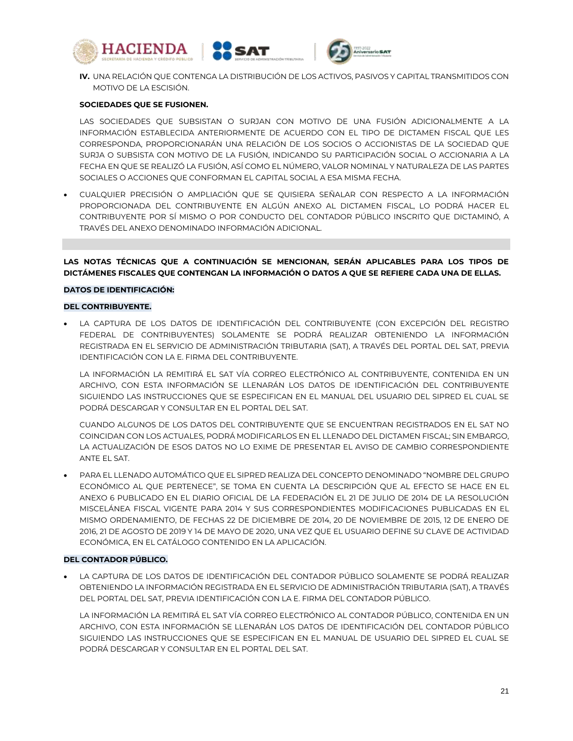**IV.** UNA RELACIÓN QUE CONTENGA LA DISTRIBUCIÓN DE LOS ACTIVOS, PASIVOS Y CAPITAL TRANSMITIDOS CON MOTIVO DE LA ESCISIÓN.

**SOCIEDADES QUE SE FUSIONEN.**

LAS SOCIEDADES QUE SUBSISTAN O SURJAN CON MOTIVO DE UNA FUSIÓN ADICIONALMENTE A LA INFORMACIÓN ESTABLECIDA ANTERIORMENTE DE ACUERDO CON EL TIPO DE DICTAMEN FISCAL QUE LES CORRESPONDA, PROPORCIONARÁN UNA RELACIÓN DE LOS SOCIOS O ACCIONISTAS DE LA SOCIEDAD QUE SURJA O SUBSISTA CON MOTIVO DE LA FUSIÓN, INDICANDO SU PARTICIPACIÓN SOCIAL O ACCIONARIA A LA FECHA EN QUE SE REALIZÓ LA FUSIÓN, ASÍ COMO EL NÚMERO, VALOR NOMINAL Y NATURALEZA DE LAS PARTES SOCIALES O ACCIONES QUE CONFORMAN EL CAPITAL SOCIAL A ESA MISMA FECHA.

- CUALQUIER PRECISIÓN O AMPLIACIÓN QUE SE QUISIERA SEÑALAR CON RESPECTO A LA INFORMACIÓN PROPORCIONADA DEL CONTRIBUYENTE EN ALGÚN ANEXO AL DICTAMEN FISCAL, LO PODRÁ HACER EL CONTRIBUYENTE POR SÍ MISMO O POR CONDUCTO DEL CONTADOR PÚBLICO INSCRITO QUE DICTAMINÓ, A TRAVÉS DEL ANEXO DENOMINADO INFORMACIÓN ADICIONAL.

**LAS NOTAS TÉCNICAS QUE A CONTINUACIÓN SE MENCIONAN, SERÁN APLICABLES PARA LOS TIPOS DE DICTÁMENES FISCALES QUE CONTENGAN LA INFORMACIÓN O DATOS A QUE SE REFIERE CADA UNA DE ELLAS.**

**DATOS DE IDENTIFICACIÓN:**

**DEL CONTRIBUYENTE.**

- LA CAPTURA DE LOS DATOS DE IDENTIFICACIÓN DEL CONTRIBUYENTE (CON EXCEPCIÓN DEL REGISTRO FEDERAL DE CONTRIBUYENTES) SOLAMENTE SE PODRÁ REALIZAR OBTENIENDO LA INFORMACIÓN REGISTRADA EN EL SERVICIO DE ADMINISTRACIÓN TRIBUTARIA (SAT), A TRAVÉS DEL PORTAL DEL SAT, PREVIA IDENTIFICACIÓN CON LA E. FIRMA DEL CONTRIBUYENTE.

  LA INFORMACIÓN LA REMITIRÁ EL SAT VÍA CORREO ELECTRÓNICO AL CONTRIBUYENTE, CONTENIDA EN UN ARCHIVO, CON ESTA INFORMACIÓN SE LLENARÁN LOS DATOS DE IDENTIFICACIÓN DEL CONTRIBUYENTE SIGUIENDO LAS INSTRUCCIONES QUE SE ESPECIFICAN EN EL MANUAL DEL USUARIO DEL SIPRED EL CUAL SE PODRÁ DESCARGAR Y CONSULTAR EN EL PORTAL DEL SAT.

  CUANDO ALGUNOS DE LOS DATOS DEL CONTRIBUYENTE QUE SE ENCUENTRAN REGISTRADOS EN EL SAT NO COINCIDAN CON LOS ACTUALES, PODRÁ MODIFICARLOS EN EL LLENADO DEL DICTAMEN FISCAL; SIN EMBARGO, LA ACTUALIZACIÓN DE ESOS DATOS NO LO EXIME DE PRESENTAR EL AVISO DE CAMBIO CORRESPONDIENTE ANTE EL SAT.

- PARA EL LLENADO AUTOMÁTICO QUE EL SIPRED REALIZA DEL CONCEPTO DENOMINADO "NOMBRE DEL GRUPO ECONÓMICO AL QUE PERTENECE", SE TOMA EN CUENTA LA DESCRIPCIÓN QUE AL EFECTO SE HACE EN EL ANEXO 6 PUBLICADO EN EL DIARIO OFICIAL DE LA FEDERACIÓN EL 21 DE JULIO DE 2014 DE LA RESOLUCIÓN MISCELÁNEA FISCAL VIGENTE PARA 2014 Y SUS CORRESPONDIENTES MODIFICACIONES PUBLICADAS EN EL MISMO ORDENAMIENTO, DE FECHAS 22 DE DICIEMBRE DE 2014, 20 DE NOVIEMBRE DE 2015, 12 DE ENERO DE 2016, 21 DE AGOSTO DE 2019 Y 14 DE MAYO DE 2020, UNA VEZ QUE EL USUARIO DEFINE SU CLAVE DE ACTIVIDAD ECONÓMICA, EN EL CATÁLOGO CONTENIDO EN LA APLICACIÓN.

**DEL CONTADOR PÚBLICO.**

- LA CAPTURA DE LOS DATOS DE IDENTIFICACIÓN DEL CONTADOR PÚBLICO SOLAMENTE SE PODRÁ REALIZAR OBTENIENDO LA INFORMACIÓN REGISTRADA EN EL SERVICIO DE ADMINISTRACIÓN TRIBUTARIA (SAT), A TRAVÉS DEL PORTAL DEL SAT, PREVIA IDENTIFICACIÓN CON LA E. FIRMA DEL CONTADOR PÚBLICO.

  LA INFORMACIÓN LA REMITIRÁ EL SAT VÍA CORREO ELECTRÓNICO AL CONTADOR PÚBLICO, CONTENIDA EN UN ARCHIVO, CON ESTA INFORMACIÓN SE LLENARÁN LOS DATOS DE IDENTIFICACIÓN DEL CONTADOR PÚBLICO SIGUIENDO LAS INSTRUCCIONES QUE SE ESPECIFICAN EN EL MANUAL DE USUARIO DEL SIPRED EL CUAL SE PODRÁ DESCARGAR Y CONSULTAR EN EL PORTAL DEL SAT.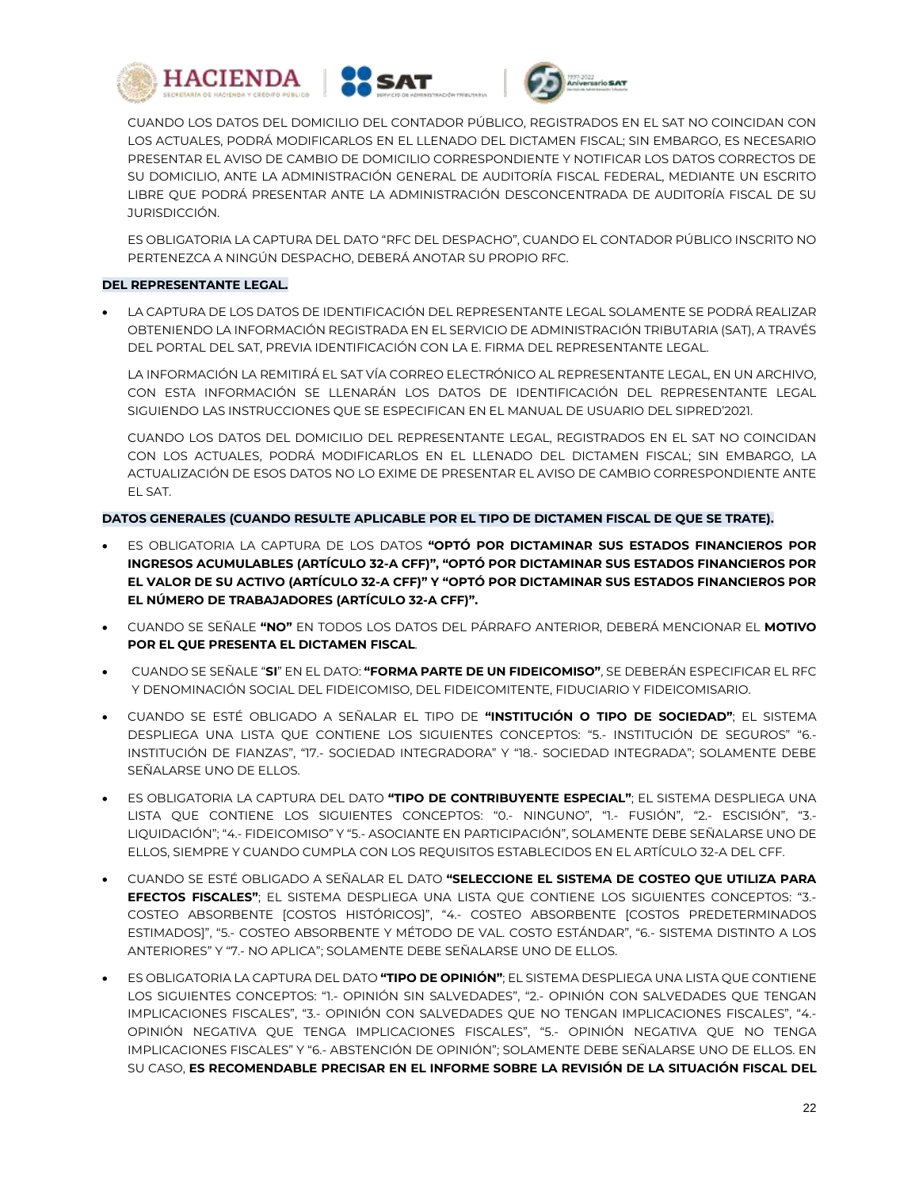CUANDO LOS DATOS DEL DOMICILIO DEL CONTADOR PÚBLICO, REGISTRADOS EN EL SAT NO COINCIDAN CON LOS ACTUALES, PODRÁ MODIFICARLOS EN EL LLENADO DEL DICTAMEN FISCAL; SIN EMBARGO, ES NECESARIO PRESENTAR EL AVISO DE CAMBIO DE DOMICILIO CORRESPONDIENTE Y NOTIFICAR LOS DATOS CORRECTOS DE SU DOMICILIO, ANTE LA ADMINISTRACIÓN GENERAL DE AUDITORÍA FISCAL FEDERAL, MEDIANTE UN ESCRITO LIBRE QUE PODRÁ PRESENTAR ANTE LA ADMINISTRACIÓN DESCONCENTRADA DE AUDITORÍA FISCAL DE SU JURISDICCIÓN.

ES OBLIGATORIA LA CAPTURA DEL DATO "RFC DEL DESPACHO", CUANDO EL CONTADOR PÚBLICO INSCRITO NO PERTENEZCA A NINGÚN DESPACHO, DEBERÁ ANOTAR SU PROPIO RFC.

**DEL REPRESENTANTE LEGAL.**

- LA CAPTURA DE LOS DATOS DE IDENTIFICACIÓN DEL REPRESENTANTE LEGAL SOLAMENTE SE PODRÁ REALIZAR OBTENIENDO LA INFORMACIÓN REGISTRADA EN EL SERVICIO DE ADMINISTRACIÓN TRIBUTARIA (SAT), A TRAVÉS DEL PORTAL DEL SAT, PREVIA IDENTIFICACIÓN CON LA E. FIRMA DEL REPRESENTANTE LEGAL.

  LA INFORMACIÓN LA REMITIRÁ EL SAT VÍA CORREO ELECTRÓNICO AL REPRESENTANTE LEGAL, EN UN ARCHIVO, CON ESTA INFORMACIÓN SE LLENARÁN LOS DATOS DE IDENTIFICACIÓN DEL REPRESENTANTE LEGAL SIGUIENDO LAS INSTRUCCIONES QUE SE ESPECIFICAN EN EL MANUAL DE USUARIO DEL SIPRED'2021.

  CUANDO LOS DATOS DEL DOMICILIO DEL REPRESENTANTE LEGAL, REGISTRADOS EN EL SAT NO COINCIDAN CON LOS ACTUALES, PODRÁ MODIFICARLOS EN EL LLENADO DEL DICTAMEN FISCAL; SIN EMBARGO, LA ACTUALIZACIÓN DE ESOS DATOS NO LO EXIME DE PRESENTAR EL AVISO DE CAMBIO CORRESPONDIENTE ANTE EL SAT.

**DATOS GENERALES (CUANDO RESULTE APLICABLE POR EL TIPO DE DICTAMEN FISCAL DE QUE SE TRATE).**

- ES OBLIGATORIA LA CAPTURA DE LOS DATOS **"OPTÓ POR DICTAMINAR SUS ESTADOS FINANCIEROS POR INGRESOS ACUMULABLES (ARTÍCULO 32-A CFF)", "OPTÓ POR DICTAMINAR SUS ESTADOS FINANCIEROS POR EL VALOR DE SU ACTIVO (ARTÍCULO 32-A CFF)" Y "OPTÓ POR DICTAMINAR SUS ESTADOS FINANCIEROS POR EL NÚMERO DE TRABAJADORES (ARTÍCULO 32-A CFF)".**
- CUANDO SE SEÑALE **"NO"** EN TODOS LOS DATOS DEL PÁRRAFO ANTERIOR, DEBERÁ MENCIONAR EL **MOTIVO POR EL QUE PRESENTA EL DICTAMEN FISCAL**.
- CUANDO SE SEÑALE "**SI**" EN EL DATO: **"FORMA PARTE DE UN FIDEICOMISO"**, SE DEBERÁN ESPECIFICAR EL RFC Y DENOMINACIÓN SOCIAL DEL FIDEICOMISO, DEL FIDEICOMITENTE, FIDUCIARIO Y FIDEICOMISARIO.
- CUANDO SE ESTÉ OBLIGADO A SEÑALAR EL TIPO DE **"INSTITUCIÓN O TIPO DE SOCIEDAD"**; EL SISTEMA DESPLIEGA UNA LISTA QUE CONTIENE LOS SIGUIENTES CONCEPTOS: "5.- INSTITUCIÓN DE SEGUROS" "6.- INSTITUCIÓN DE FIANZAS", "17.- SOCIEDAD INTEGRADORA" Y "18.- SOCIEDAD INTEGRADA"; SOLAMENTE DEBE SEÑALARSE UNO DE ELLOS.
- ES OBLIGATORIA LA CAPTURA DEL DATO **"TIPO DE CONTRIBUYENTE ESPECIAL"**; EL SISTEMA DESPLIEGA UNA LISTA QUE CONTIENE LOS SIGUIENTES CONCEPTOS: "0.- NINGUNO", "1.- FUSIÓN", "2.- ESCISIÓN", "3.- LIQUIDACIÓN"; "4.- FIDEICOMISO" Y "5.- ASOCIANTE EN PARTICIPACIÓN", SOLAMENTE DEBE SEÑALARSE UNO DE ELLOS, SIEMPRE Y CUANDO CUMPLA CON LOS REQUISITOS ESTABLECIDOS EN EL ARTÍCULO 32-A DEL CFF.
- CUANDO SE ESTÉ OBLIGADO A SEÑALAR EL DATO **"SELECCIONE EL SISTEMA DE COSTEO QUE UTILIZA PARA EFECTOS FISCALES"**; EL SISTEMA DESPLIEGA UNA LISTA QUE CONTIENE LOS SIGUIENTES CONCEPTOS: "3.- COSTEO ABSORBENTE [COSTOS HISTÓRICOS]", "4.- COSTEO ABSORBENTE [COSTOS PREDETERMINADOS ESTIMADOS]", "5.- COSTEO ABSORBENTE Y MÉTODO DE VAL. COSTO ESTÁNDAR", "6.- SISTEMA DISTINTO A LOS ANTERIORES" Y "7.- NO APLICA"; SOLAMENTE DEBE SEÑALARSE UNO DE ELLOS.
- ES OBLIGATORIA LA CAPTURA DEL DATO **"TIPO DE OPINIÓN"**; EL SISTEMA DESPLIEGA UNA LISTA QUE CONTIENE LOS SIGUIENTES CONCEPTOS: "1.- OPINIÓN SIN SALVEDADES", "2.- OPINIÓN CON SALVEDADES QUE TENGAN IMPLICACIONES FISCALES", "3.- OPINIÓN CON SALVEDADES QUE NO TENGAN IMPLICACIONES FISCALES", "4.- OPINIÓN NEGATIVA QUE TENGA IMPLICACIONES FISCALES", "5.- OPINIÓN NEGATIVA QUE NO TENGA IMPLICACIONES FISCALES" Y "6.- ABSTENCIÓN DE OPINIÓN"; SOLAMENTE DEBE SEÑALARSE UNO DE ELLOS. EN SU CASO, **ES RECOMENDABLE PRECISAR EN EL INFORME SOBRE LA REVISIÓN DE LA SITUACIÓN FISCAL DEL**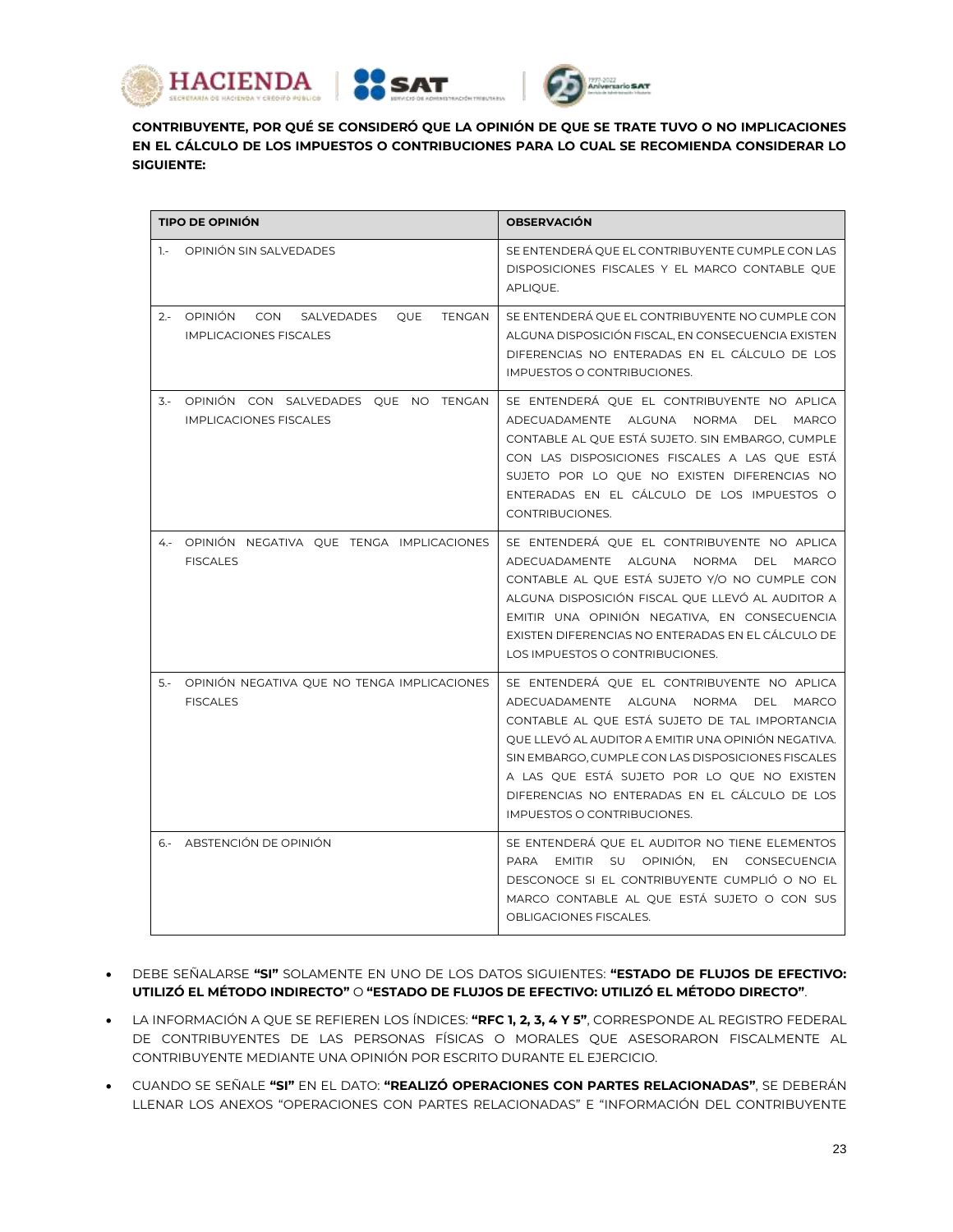**CONTRIBUYENTE, POR QUÉ SE CONSIDERÓ QUE LA OPINIÓN DE QUE SE TRATE TUVO O NO IMPLICACIONES EN EL CÁLCULO DE LOS IMPUESTOS O CONTRIBUCIONES PARA LO CUAL SE RECOMIENDA CONSIDERAR LO SIGUIENTE:**

| TIPO DE OPINIÓN | OBSERVACIÓN |
|---|---|
| 1.- OPINIÓN SIN SALVEDADES | SE ENTENDERÁ QUE EL CONTRIBUYENTE CUMPLE CON LAS DISPOSICIONES FISCALES Y EL MARCO CONTABLE QUE APLIQUE. |
| 2.- OPINIÓN CON SALVEDADES QUE TENGAN IMPLICACIONES FISCALES | SE ENTENDERÁ QUE EL CONTRIBUYENTE NO CUMPLE CON ALGUNA DISPOSICIÓN FISCAL, EN CONSECUENCIA EXISTEN DIFERENCIAS NO ENTERADAS EN EL CÁLCULO DE LOS IMPUESTOS O CONTRIBUCIONES. |
| 3.- OPINIÓN CON SALVEDADES QUE NO TENGAN IMPLICACIONES FISCALES | SE ENTENDERÁ QUE EL CONTRIBUYENTE NO APLICA ADECUADAMENTE ALGUNA NORMA DEL MARCO CONTABLE AL QUE ESTÁ SUJETO. SIN EMBARGO, CUMPLE CON LAS DISPOSICIONES FISCALES A LAS QUE ESTÁ SUJETO POR LO QUE NO EXISTEN DIFERENCIAS NO ENTERADAS EN EL CÁLCULO DE LOS IMPUESTOS O CONTRIBUCIONES. |
| 4.- OPINIÓN NEGATIVA QUE TENGA IMPLICACIONES FISCALES | SE ENTENDERÁ QUE EL CONTRIBUYENTE NO APLICA ADECUADAMENTE ALGUNA NORMA DEL MARCO CONTABLE AL QUE ESTÁ SUJETO Y/O NO CUMPLE CON ALGUNA DISPOSICIÓN FISCAL QUE LLEVÓ AL AUDITOR A EMITIR UNA OPINIÓN NEGATIVA, EN CONSECUENCIA EXISTEN DIFERENCIAS NO ENTERADAS EN EL CÁLCULO DE LOS IMPUESTOS O CONTRIBUCIONES. |
| 5.- OPINIÓN NEGATIVA QUE NO TENGA IMPLICACIONES FISCALES | SE ENTENDERÁ QUE EL CONTRIBUYENTE NO APLICA ADECUADAMENTE ALGUNA NORMA DEL MARCO CONTABLE AL QUE ESTÁ SUJETO DE TAL IMPORTANCIA QUE LLEVÓ AL AUDITOR A EMITIR UNA OPINIÓN NEGATIVA. SIN EMBARGO, CUMPLE CON LAS DISPOSICIONES FISCALES A LAS QUE ESTÁ SUJETO POR LO QUE NO EXISTEN DIFERENCIAS NO ENTERADAS EN EL CÁLCULO DE LOS IMPUESTOS O CONTRIBUCIONES. |
| 6.- ABSTENCIÓN DE OPINIÓN | SE ENTENDERÁ QUE EL AUDITOR NO TIENE ELEMENTOS PARA EMITIR SU OPINIÓN, EN CONSECUENCIA DESCONOCE SI EL CONTRIBUYENTE CUMPLIÓ O NO EL MARCO CONTABLE AL QUE ESTÁ SUJETO O CON SUS OBLIGACIONES FISCALES. |

- DEBE SEÑALARSE **"SI"** SOLAMENTE EN UNO DE LOS DATOS SIGUIENTES: **"ESTADO DE FLUJOS DE EFECTIVO: UTILIZÓ EL MÉTODO INDIRECTO"** O **"ESTADO DE FLUJOS DE EFECTIVO: UTILIZÓ EL MÉTODO DIRECTO"**.
- LA INFORMACIÓN A QUE SE REFIEREN LOS ÍNDICES: **"RFC 1, 2, 3, 4 Y 5"**, CORRESPONDE AL REGISTRO FEDERAL DE CONTRIBUYENTES DE LAS PERSONAS FÍSICAS O MORALES QUE ASESORARON FISCALMENTE AL CONTRIBUYENTE MEDIANTE UNA OPINIÓN POR ESCRITO DURANTE EL EJERCICIO.
- CUANDO SE SEÑALE **"SI"** EN EL DATO: **"REALIZÓ OPERACIONES CON PARTES RELACIONADAS"**, SE DEBERÁN LLENAR LOS ANEXOS "OPERACIONES CON PARTES RELACIONADAS" E "INFORMACIÓN DEL CONTRIBUYENTE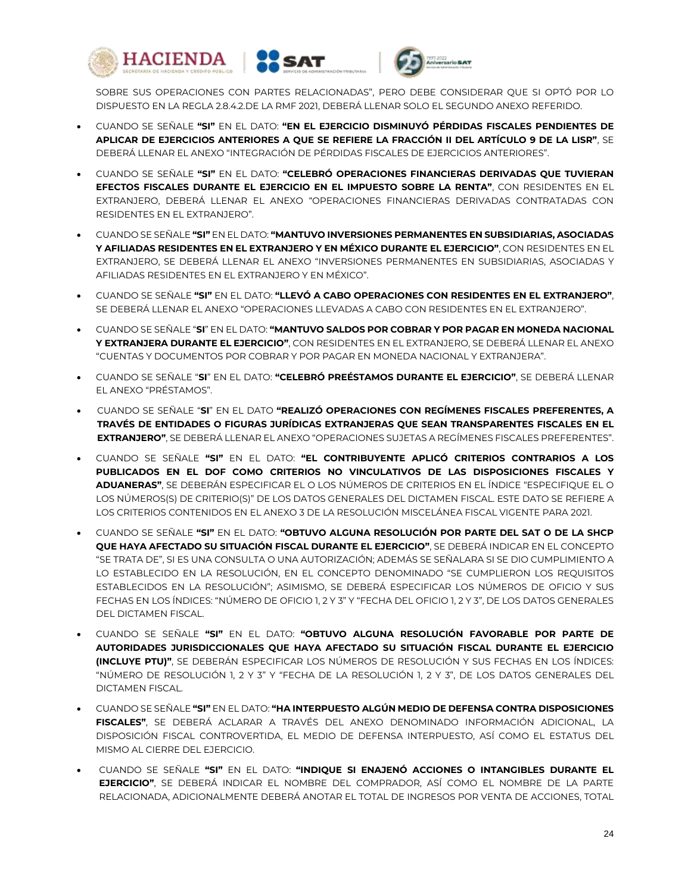SOBRE SUS OPERACIONES CON PARTES RELACIONADAS", PERO DEBE CONSIDERAR QUE SI OPTÓ POR LO DISPUESTO EN LA REGLA 2.8.4.2.DE LA RMF 2021, DEBERÁ LLENAR SOLO EL SEGUNDO ANEXO REFERIDO.

- CUANDO SE SEÑALE **"SI"** EN EL DATO: **"EN EL EJERCICIO DISMINUYÓ PÉRDIDAS FISCALES PENDIENTES DE APLICAR DE EJERCICIOS ANTERIORES A QUE SE REFIERE LA FRACCIÓN II DEL ARTÍCULO 9 DE LA LISR"**, SE DEBERÁ LLENAR EL ANEXO "INTEGRACIÓN DE PÉRDIDAS FISCALES DE EJERCICIOS ANTERIORES".
- CUANDO SE SEÑALE **"SI"** EN EL DATO: **"CELEBRÓ OPERACIONES FINANCIERAS DERIVADAS QUE TUVIERAN EFECTOS FISCALES DURANTE EL EJERCICIO EN EL IMPUESTO SOBRE LA RENTA"**, CON RESIDENTES EN EL EXTRANJERO, DEBERÁ LLENAR EL ANEXO "OPERACIONES FINANCIERAS DERIVADAS CONTRATADAS CON RESIDENTES EN EL EXTRANJERO".
- CUANDO SE SEÑALE **"SI"** EN EL DATO: **"MANTUVO INVERSIONES PERMANENTES EN SUBSIDIARIAS, ASOCIADAS Y AFILIADAS RESIDENTES EN EL EXTRANJERO Y EN MÉXICO DURANTE EL EJERCICIO"**, CON RESIDENTES EN EL EXTRANJERO, SE DEBERÁ LLENAR EL ANEXO "INVERSIONES PERMANENTES EN SUBSIDIARIAS, ASOCIADAS Y AFILIADAS RESIDENTES EN EL EXTRANJERO Y EN MÉXICO".
- CUANDO SE SEÑALE **"SI"** EN EL DATO: **"LLEVÓ A CABO OPERACIONES CON RESIDENTES EN EL EXTRANJERO"**, SE DEBERÁ LLENAR EL ANEXO "OPERACIONES LLEVADAS A CABO CON RESIDENTES EN EL EXTRANJERO".
- CUANDO SE SEÑALE "**SI**" EN EL DATO: **"MANTUVO SALDOS POR COBRAR Y POR PAGAR EN MONEDA NACIONAL Y EXTRANJERA DURANTE EL EJERCICIO"**, CON RESIDENTES EN EL EXTRANJERO, SE DEBERÁ LLENAR EL ANEXO "CUENTAS Y DOCUMENTOS POR COBRAR Y POR PAGAR EN MONEDA NACIONAL Y EXTRANJERA".
- CUANDO SE SEÑALE "**SI**" EN EL DATO: **"CELEBRÓ PREÉSTAMOS DURANTE EL EJERCICIO"**, SE DEBERÁ LLENAR EL ANEXO "PRÉSTAMOS".
- CUANDO SE SEÑALE "**SI**" EN EL DATO **"REALIZÓ OPERACIONES CON REGÍMENES FISCALES PREFERENTES, A TRAVÉS DE ENTIDADES O FIGURAS JURÍDICAS EXTRANJERAS QUE SEAN TRANSPARENTES FISCALES EN EL EXTRANJERO"**, SE DEBERÁ LLENAR EL ANEXO "OPERACIONES SUJETAS A REGÍMENES FISCALES PREFERENTES".
- CUANDO SE SEÑALE **"SI"** EN EL DATO: **"EL CONTRIBUYENTE APLICÓ CRITERIOS CONTRARIOS A LOS PUBLICADOS EN EL DOF COMO CRITERIOS NO VINCULATIVOS DE LAS DISPOSICIONES FISCALES Y ADUANERAS"**, SE DEBERÁN ESPECIFICAR EL O LOS NÚMEROS DE CRITERIOS EN EL ÍNDICE "ESPECIFIQUE EL O LOS NÚMEROS(S) DE CRITERIO(S)" DE LOS DATOS GENERALES DEL DICTAMEN FISCAL. ESTE DATO SE REFIERE A LOS CRITERIOS CONTENIDOS EN EL ANEXO 3 DE LA RESOLUCIÓN MISCELÁNEA FISCAL VIGENTE PARA 2021.
- CUANDO SE SEÑALE **"SI"** EN EL DATO: **"OBTUVO ALGUNA RESOLUCIÓN POR PARTE DEL SAT O DE LA SHCP QUE HAYA AFECTADO SU SITUACIÓN FISCAL DURANTE EL EJERCICIO"**, SE DEBERÁ INDICAR EN EL CONCEPTO "SE TRATA DE", SI ES UNA CONSULTA O UNA AUTORIZACIÓN; ADEMÁS SE SEÑALARA SI SE DIO CUMPLIMIENTO A LO ESTABLECIDO EN LA RESOLUCIÓN, EN EL CONCEPTO DENOMINADO "SE CUMPLIERON LOS REQUISITOS ESTABLECIDOS EN LA RESOLUCIÓN"; ASIMISMO, SE DEBERÁ ESPECIFICAR LOS NÚMEROS DE OFICIO Y SUS FECHAS EN LOS ÍNDICES: "NÚMERO DE OFICIO 1, 2 Y 3" Y "FECHA DEL OFICIO 1, 2 Y 3", DE LOS DATOS GENERALES DEL DICTAMEN FISCAL.
- CUANDO SE SEÑALE **"SI"** EN EL DATO: **"OBTUVO ALGUNA RESOLUCIÓN FAVORABLE POR PARTE DE AUTORIDADES JURISDICCIONALES QUE HAYA AFECTADO SU SITUACIÓN FISCAL DURANTE EL EJERCICIO (INCLUYE PTU)"**, SE DEBERÁN ESPECIFICAR LOS NÚMEROS DE RESOLUCIÓN Y SUS FECHAS EN LOS ÍNDICES: "NÚMERO DE RESOLUCIÓN 1, 2 Y 3" Y "FECHA DE LA RESOLUCIÓN 1, 2 Y 3", DE LOS DATOS GENERALES DEL DICTAMEN FISCAL.
- CUANDO SE SEÑALE **"SI"** EN EL DATO: **"HA INTERPUESTO ALGÚN MEDIO DE DEFENSA CONTRA DISPOSICIONES FISCALES"**, SE DEBERÁ ACLARAR A TRAVÉS DEL ANEXO DENOMINADO INFORMACIÓN ADICIONAL, LA DISPOSICIÓN FISCAL CONTROVERTIDA, EL MEDIO DE DEFENSA INTERPUESTO, ASÍ COMO EL ESTATUS DEL MISMO AL CIERRE DEL EJERCICIO.
- CUANDO SE SEÑALE **"SI"** EN EL DATO: **"INDIQUE SI ENAJENÓ ACCIONES O INTANGIBLES DURANTE EL EJERCICIO"**, SE DEBERÁ INDICAR EL NOMBRE DEL COMPRADOR, ASÍ COMO EL NOMBRE DE LA PARTE RELACIONADA, ADICIONALMENTE DEBERÁ ANOTAR EL TOTAL DE INGRESOS POR VENTA DE ACCIONES, TOTAL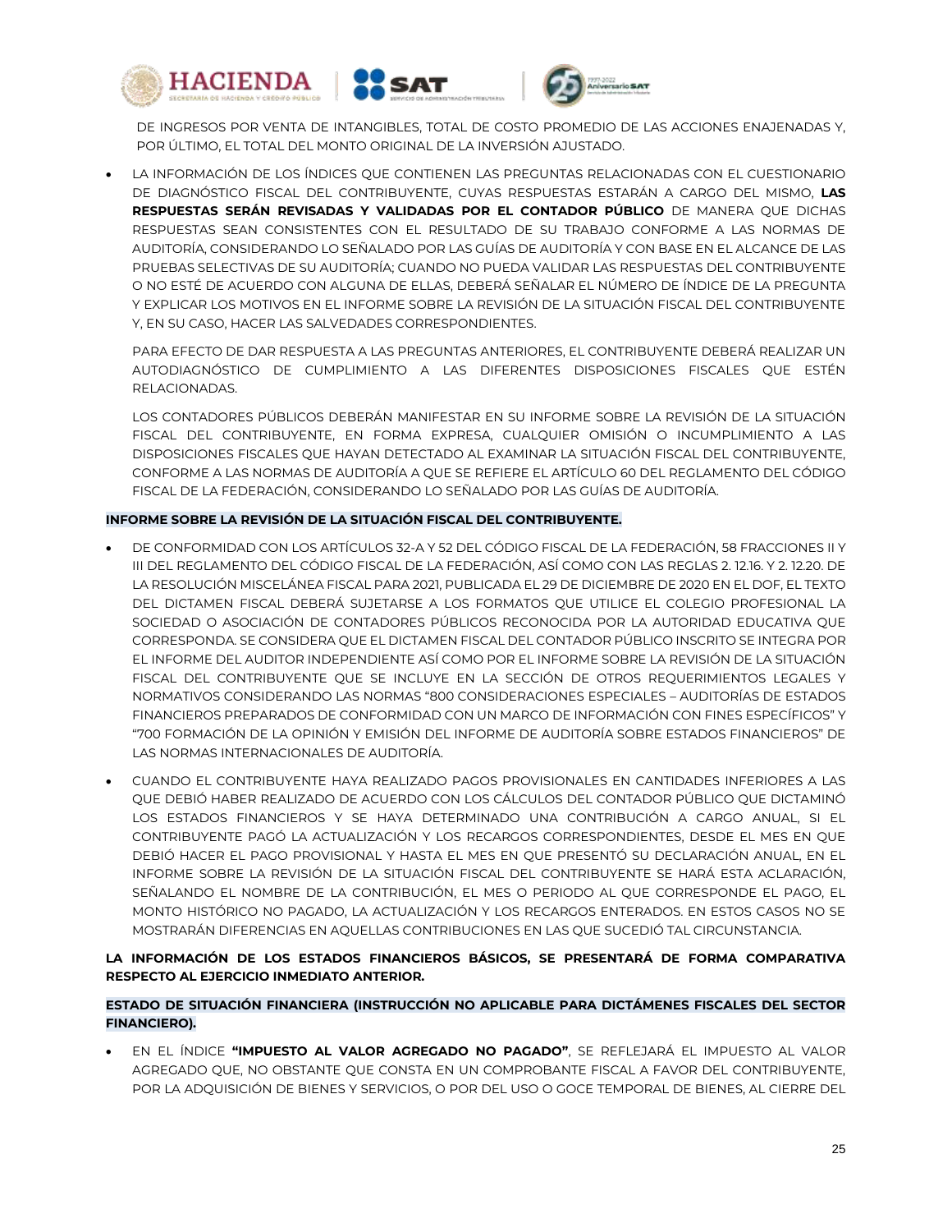DE INGRESOS POR VENTA DE INTANGIBLES, TOTAL DE COSTO PROMEDIO DE LAS ACCIONES ENAJENADAS Y, POR ÚLTIMO, EL TOTAL DEL MONTO ORIGINAL DE LA INVERSIÓN AJUSTADO.

- LA INFORMACIÓN DE LOS ÍNDICES QUE CONTIENEN LAS PREGUNTAS RELACIONADAS CON EL CUESTIONARIO DE DIAGNÓSTICO FISCAL DEL CONTRIBUYENTE, CUYAS RESPUESTAS ESTARÁN A CARGO DEL MISMO, **LAS RESPUESTAS SERÁN REVISADAS Y VALIDADAS POR EL CONTADOR PÚBLICO** DE MANERA QUE DICHAS RESPUESTAS SEAN CONSISTENTES CON EL RESULTADO DE SU TRABAJO CONFORME A LAS NORMAS DE AUDITORÍA, CONSIDERANDO LO SEÑALADO POR LAS GUÍAS DE AUDITORÍA Y CON BASE EN EL ALCANCE DE LAS PRUEBAS SELECTIVAS DE SU AUDITORÍA; CUANDO NO PUEDA VALIDAR LAS RESPUESTAS DEL CONTRIBUYENTE O NO ESTÉ DE ACUERDO CON ALGUNA DE ELLAS, DEBERÁ SEÑALAR EL NÚMERO DE ÍNDICE DE LA PREGUNTA Y EXPLICAR LOS MOTIVOS EN EL INFORME SOBRE LA REVISIÓN DE LA SITUACIÓN FISCAL DEL CONTRIBUYENTE Y, EN SU CASO, HACER LAS SALVEDADES CORRESPONDIENTES.

  PARA EFECTO DE DAR RESPUESTA A LAS PREGUNTAS ANTERIORES, EL CONTRIBUYENTE DEBERÁ REALIZAR UN AUTODIAGNÓSTICO DE CUMPLIMIENTO A LAS DIFERENTES DISPOSICIONES FISCALES QUE ESTÉN RELACIONADAS.

  LOS CONTADORES PÚBLICOS DEBERÁN MANIFESTAR EN SU INFORME SOBRE LA REVISIÓN DE LA SITUACIÓN FISCAL DEL CONTRIBUYENTE, EN FORMA EXPRESA, CUALQUIER OMISIÓN O INCUMPLIMIENTO A LAS DISPOSICIONES FISCALES QUE HAYAN DETECTADO AL EXAMINAR LA SITUACIÓN FISCAL DEL CONTRIBUYENTE, CONFORME A LAS NORMAS DE AUDITORÍA A QUE SE REFIERE EL ARTÍCULO 60 DEL REGLAMENTO DEL CÓDIGO FISCAL DE LA FEDERACIÓN, CONSIDERANDO LO SEÑALADO POR LAS GUÍAS DE AUDITORÍA.

**INFORME SOBRE LA REVISIÓN DE LA SITUACIÓN FISCAL DEL CONTRIBUYENTE.**

- DE CONFORMIDAD CON LOS ARTÍCULOS 32-A Y 52 DEL CÓDIGO FISCAL DE LA FEDERACIÓN, 58 FRACCIONES II Y III DEL REGLAMENTO DEL CÓDIGO FISCAL DE LA FEDERACIÓN, ASÍ COMO CON LAS REGLAS 2. 12.16. Y 2. 12.20. DE LA RESOLUCIÓN MISCELÁNEA FISCAL PARA 2021, PUBLICADA EL 29 DE DICIEMBRE DE 2020 EN EL DOF, EL TEXTO DEL DICTAMEN FISCAL DEBERÁ SUJETARSE A LOS FORMATOS QUE UTILICE EL COLEGIO PROFESIONAL LA SOCIEDAD O ASOCIACIÓN DE CONTADORES PÚBLICOS RECONOCIDA POR LA AUTORIDAD EDUCATIVA QUE CORRESPONDA. SE CONSIDERA QUE EL DICTAMEN FISCAL DEL CONTADOR PÚBLICO INSCRITO SE INTEGRA POR EL INFORME DEL AUDITOR INDEPENDIENTE ASÍ COMO POR EL INFORME SOBRE LA REVISIÓN DE LA SITUACIÓN FISCAL DEL CONTRIBUYENTE QUE SE INCLUYE EN LA SECCIÓN DE OTROS REQUERIMIENTOS LEGALES Y NORMATIVOS CONSIDERANDO LAS NORMAS "800 CONSIDERACIONES ESPECIALES – AUDITORÍAS DE ESTADOS FINANCIEROS PREPARADOS DE CONFORMIDAD CON UN MARCO DE INFORMACIÓN CON FINES ESPECÍFICOS" Y "700 FORMACIÓN DE LA OPINIÓN Y EMISIÓN DEL INFORME DE AUDITORÍA SOBRE ESTADOS FINANCIEROS" DE LAS NORMAS INTERNACIONALES DE AUDITORÍA.
- CUANDO EL CONTRIBUYENTE HAYA REALIZADO PAGOS PROVISIONALES EN CANTIDADES INFERIORES A LAS QUE DEBIÓ HABER REALIZADO DE ACUERDO CON LOS CÁLCULOS DEL CONTADOR PÚBLICO QUE DICTAMINÓ LOS ESTADOS FINANCIEROS Y SE HAYA DETERMINADO UNA CONTRIBUCIÓN A CARGO ANUAL, SI EL CONTRIBUYENTE PAGÓ LA ACTUALIZACIÓN Y LOS RECARGOS CORRESPONDIENTES, DESDE EL MES EN QUE DEBIÓ HACER EL PAGO PROVISIONAL Y HASTA EL MES EN QUE PRESENTÓ SU DECLARACIÓN ANUAL, EN EL INFORME SOBRE LA REVISIÓN DE LA SITUACIÓN FISCAL DEL CONTRIBUYENTE SE HARÁ ESTA ACLARACIÓN, SEÑALANDO EL NOMBRE DE LA CONTRIBUCIÓN, EL MES O PERIODO AL QUE CORRESPONDE EL PAGO, EL MONTO HISTÓRICO NO PAGADO, LA ACTUALIZACIÓN Y LOS RECARGOS ENTERADOS. EN ESTOS CASOS NO SE MOSTRARÁN DIFERENCIAS EN AQUELLAS CONTRIBUCIONES EN LAS QUE SUCEDIÓ TAL CIRCUNSTANCIA.

**LA INFORMACIÓN DE LOS ESTADOS FINANCIEROS BÁSICOS, SE PRESENTARÁ DE FORMA COMPARATIVA RESPECTO AL EJERCICIO INMEDIATO ANTERIOR.**

**ESTADO DE SITUACIÓN FINANCIERA (INSTRUCCIÓN NO APLICABLE PARA DICTÁMENES FISCALES DEL SECTOR FINANCIERO).**

- EN EL ÍNDICE **"IMPUESTO AL VALOR AGREGADO NO PAGADO"**, SE REFLEJARÁ EL IMPUESTO AL VALOR AGREGADO QUE, NO OBSTANTE QUE CONSTA EN UN COMPROBANTE FISCAL A FAVOR DEL CONTRIBUYENTE, POR LA ADQUISICIÓN DE BIENES Y SERVICIOS, O POR DEL USO O GOCE TEMPORAL DE BIENES, AL CIERRE DEL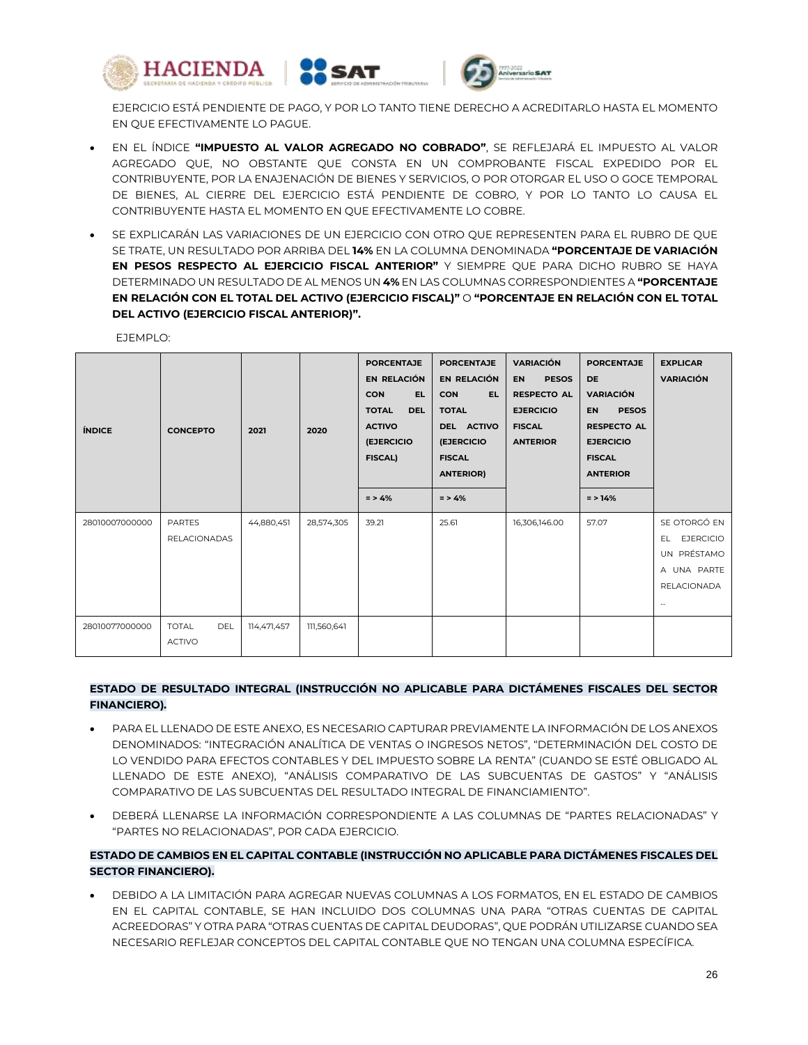EJERCICIO ESTÁ PENDIENTE DE PAGO, Y POR LO TANTO TIENE DERECHO A ACREDITARLO HASTA EL MOMENTO EN QUE EFECTIVAMENTE LO PAGUE.

- EN EL ÍNDICE **"IMPUESTO AL VALOR AGREGADO NO COBRADO"**, SE REFLEJARÁ EL IMPUESTO AL VALOR AGREGADO QUE, NO OBSTANTE QUE CONSTA EN UN COMPROBANTE FISCAL EXPEDIDO POR EL CONTRIBUYENTE, POR LA ENAJENACIÓN DE BIENES Y SERVICIOS, O POR OTORGAR EL USO O GOCE TEMPORAL DE BIENES, AL CIERRE DEL EJERCICIO ESTÁ PENDIENTE DE COBRO, Y POR LO TANTO LO CAUSA EL CONTRIBUYENTE HASTA EL MOMENTO EN QUE EFECTIVAMENTE LO COBRE.
- SE EXPLICARÁN LAS VARIACIONES DE UN EJERCICIO CON OTRO QUE REPRESENTEN PARA EL RUBRO DE QUE SE TRATE, UN RESULTADO POR ARRIBA DEL **14%** EN LA COLUMNA DENOMINADA **"PORCENTAJE DE VARIACIÓN EN PESOS RESPECTO AL EJERCICIO FISCAL ANTERIOR"** Y SIEMPRE QUE PARA DICHO RUBRO SE HAYA DETERMINADO UN RESULTADO DE AL MENOS UN **4%** EN LAS COLUMNAS CORRESPONDIENTES A **"PORCENTAJE EN RELACIÓN CON EL TOTAL DEL ACTIVO (EJERCICIO FISCAL)"** O **"PORCENTAJE EN RELACIÓN CON EL TOTAL DEL ACTIVO (EJERCICIO FISCAL ANTERIOR)".**

EJEMPLO:

| ÍNDICE | CONCEPTO | 2021 | 2020 | PORCENTAJE EN RELACIÓN CON EL TOTAL DEL ACTIVO (EJERCICIO FISCAL) | PORCENTAJE EN RELACIÓN CON EL TOTAL DEL ACTIVO (EJERCICIO FISCAL ANTERIOR) | VARIACIÓN EN PESOS RESPECTO AL EJERCICIO FISCAL ANTERIOR | PORCENTAJE DE VARIACIÓN EN PESOS RESPECTO AL EJERCICIO FISCAL ANTERIOR | EXPLICAR VARIACIÓN |
|---|---|---|---|---|---|---|---|---|
| | | | | = > 4% | = > 4% | | = > 14% | |
| 28010007000000 | PARTES RELACIONADAS | 44,880,451 | 28,574,305 | 39.21 | 25.61 | 16,306,146.00 | 57.07 | SE OTORGÓ EN EL EJERCICIO UN PRÉSTAMO A UNA PARTE RELACIONADA … |
| 28010077000000 | TOTAL DEL ACTIVO | 114,471,457 | 111,560,641 | | | | | |

**ESTADO DE RESULTADO INTEGRAL (INSTRUCCIÓN NO APLICABLE PARA DICTÁMENES FISCALES DEL SECTOR FINANCIERO).**

- PARA EL LLENADO DE ESTE ANEXO, ES NECESARIO CAPTURAR PREVIAMENTE LA INFORMACIÓN DE LOS ANEXOS DENOMINADOS: "INTEGRACIÓN ANALÍTICA DE VENTAS O INGRESOS NETOS", "DETERMINACIÓN DEL COSTO DE LO VENDIDO PARA EFECTOS CONTABLES Y DEL IMPUESTO SOBRE LA RENTA" (CUANDO SE ESTÉ OBLIGADO AL LLENADO DE ESTE ANEXO), "ANÁLISIS COMPARATIVO DE LAS SUBCUENTAS DE GASTOS" Y "ANÁLISIS COMPARATIVO DE LAS SUBCUENTAS DEL RESULTADO INTEGRAL DE FINANCIAMIENTO".
- DEBERÁ LLENARSE LA INFORMACIÓN CORRESPONDIENTE A LAS COLUMNAS DE "PARTES RELACIONADAS" Y "PARTES NO RELACIONADAS", POR CADA EJERCICIO.

**ESTADO DE CAMBIOS EN EL CAPITAL CONTABLE (INSTRUCCIÓN NO APLICABLE PARA DICTÁMENES FISCALES DEL SECTOR FINANCIERO).**

- DEBIDO A LA LIMITACIÓN PARA AGREGAR NUEVAS COLUMNAS A LOS FORMATOS, EN EL ESTADO DE CAMBIOS EN EL CAPITAL CONTABLE, SE HAN INCLUIDO DOS COLUMNAS UNA PARA "OTRAS CUENTAS DE CAPITAL ACREEDORAS" Y OTRA PARA "OTRAS CUENTAS DE CAPITAL DEUDORAS", QUE PODRÁN UTILIZARSE CUANDO SEA NECESARIO REFLEJAR CONCEPTOS DEL CAPITAL CONTABLE QUE NO TENGAN UNA COLUMNA ESPECÍFICA.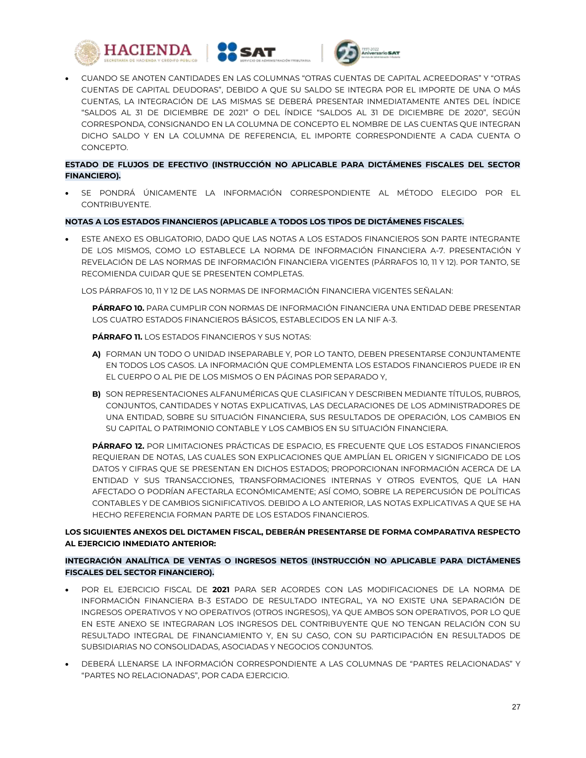- CUANDO SE ANOTEN CANTIDADES EN LAS COLUMNAS "OTRAS CUENTAS DE CAPITAL ACREEDORAS" Y "OTRAS CUENTAS DE CAPITAL DEUDORAS", DEBIDO A QUE SU SALDO SE INTEGRA POR EL IMPORTE DE UNA O MÁS CUENTAS, LA INTEGRACIÓN DE LAS MISMAS SE DEBERÁ PRESENTAR INMEDIATAMENTE ANTES DEL ÍNDICE "SALDOS AL 31 DE DICIEMBRE DE 2021" O DEL ÍNDICE "SALDOS AL 31 DE DICIEMBRE DE 2020", SEGÚN CORRESPONDA, CONSIGNANDO EN LA COLUMNA DE CONCEPTO EL NOMBRE DE LAS CUENTAS QUE INTEGRAN DICHO SALDO Y EN LA COLUMNA DE REFERENCIA, EL IMPORTE CORRESPONDIENTE A CADA CUENTA O CONCEPTO.

**ESTADO DE FLUJOS DE EFECTIVO (INSTRUCCIÓN NO APLICABLE PARA DICTÁMENES FISCALES DEL SECTOR FINANCIERO).**

- SE PONDRÁ ÚNICAMENTE LA INFORMACIÓN CORRESPONDIENTE AL MÉTODO ELEGIDO POR EL CONTRIBUYENTE.

**NOTAS A LOS ESTADOS FINANCIEROS (APLICABLE A TODOS LOS TIPOS DE DICTÁMENES FISCALES.**

- ESTE ANEXO ES OBLIGATORIO, DADO QUE LAS NOTAS A LOS ESTADOS FINANCIEROS SON PARTE INTEGRANTE DE LOS MISMOS, COMO LO ESTABLECE LA NORMA DE INFORMACIÓN FINANCIERA A-7. PRESENTACIÓN Y REVELACIÓN DE LAS NORMAS DE INFORMACIÓN FINANCIERA VIGENTES (PÁRRAFOS 10, 11 Y 12). POR TANTO, SE RECOMIENDA CUIDAR QUE SE PRESENTEN COMPLETAS.

  LOS PÁRRAFOS 10, 11 Y 12 DE LAS NORMAS DE INFORMACIÓN FINANCIERA VIGENTES SEÑALAN:

  **PÁRRAFO 10.** PARA CUMPLIR CON NORMAS DE INFORMACIÓN FINANCIERA UNA ENTIDAD DEBE PRESENTAR LOS CUATRO ESTADOS FINANCIEROS BÁSICOS, ESTABLECIDOS EN LA NIF A-3.

  **PÁRRAFO 11.** LOS ESTADOS FINANCIEROS Y SUS NOTAS:

  **A)** FORMAN UN TODO O UNIDAD INSEPARABLE Y, POR LO TANTO, DEBEN PRESENTARSE CONJUNTAMENTE EN TODOS LOS CASOS. LA INFORMACIÓN QUE COMPLEMENTA LOS ESTADOS FINANCIEROS PUEDE IR EN EL CUERPO O AL PIE DE LOS MISMOS O EN PÁGINAS POR SEPARADO Y,

  **B)** SON REPRESENTACIONES ALFANUMÉRICAS QUE CLASIFICAN Y DESCRIBEN MEDIANTE TÍTULOS, RUBROS, CONJUNTOS, CANTIDADES Y NOTAS EXPLICATIVAS, LAS DECLARACIONES DE LOS ADMINISTRADORES DE UNA ENTIDAD, SOBRE SU SITUACIÓN FINANCIERA, SUS RESULTADOS DE OPERACIÓN, LOS CAMBIOS EN SU CAPITAL O PATRIMONIO CONTABLE Y LOS CAMBIOS EN SU SITUACIÓN FINANCIERA.

  **PÁRRAFO 12.** POR LIMITACIONES PRÁCTICAS DE ESPACIO, ES FRECUENTE QUE LOS ESTADOS FINANCIEROS REQUIERAN DE NOTAS, LAS CUALES SON EXPLICACIONES QUE AMPLÍAN EL ORIGEN Y SIGNIFICADO DE LOS DATOS Y CIFRAS QUE SE PRESENTAN EN DICHOS ESTADOS; PROPORCIONAN INFORMACIÓN ACERCA DE LA ENTIDAD Y SUS TRANSACCIONES, TRANSFORMACIONES INTERNAS Y OTROS EVENTOS, QUE LA HAN AFECTADO O PODRÍAN AFECTARLA ECONÓMICAMENTE; ASÍ COMO, SOBRE LA REPERCUSIÓN DE POLÍTICAS CONTABLES Y DE CAMBIOS SIGNIFICATIVOS. DEBIDO A LO ANTERIOR, LAS NOTAS EXPLICATIVAS A QUE SE HA HECHO REFERENCIA FORMAN PARTE DE LOS ESTADOS FINANCIEROS.

**LOS SIGUIENTES ANEXOS DEL DICTAMEN FISCAL, DEBERÁN PRESENTARSE DE FORMA COMPARATIVA RESPECTO AL EJERCICIO INMEDIATO ANTERIOR:**

**INTEGRACIÓN ANALÍTICA DE VENTAS O INGRESOS NETOS (INSTRUCCIÓN NO APLICABLE PARA DICTÁMENES FISCALES DEL SECTOR FINANCIERO).**

- POR EL EJERCICIO FISCAL DE **2021** PARA SER ACORDES CON LAS MODIFICACIONES DE LA NORMA DE INFORMACIÓN FINANCIERA B-3 ESTADO DE RESULTADO INTEGRAL, YA NO EXISTE UNA SEPARACIÓN DE INGRESOS OPERATIVOS Y NO OPERATIVOS (OTROS INGRESOS), YA QUE AMBOS SON OPERATIVOS, POR LO QUE EN ESTE ANEXO SE INTEGRARAN LOS INGRESOS DEL CONTRIBUYENTE QUE NO TENGAN RELACIÓN CON SU RESULTADO INTEGRAL DE FINANCIAMIENTO Y, EN SU CASO, CON SU PARTICIPACIÓN EN RESULTADOS DE SUBSIDIARIAS NO CONSOLIDADAS, ASOCIADAS Y NEGOCIOS CONJUNTOS.
- DEBERÁ LLENARSE LA INFORMACIÓN CORRESPONDIENTE A LAS COLUMNAS DE "PARTES RELACIONADAS" Y "PARTES NO RELACIONADAS", POR CADA EJERCICIO.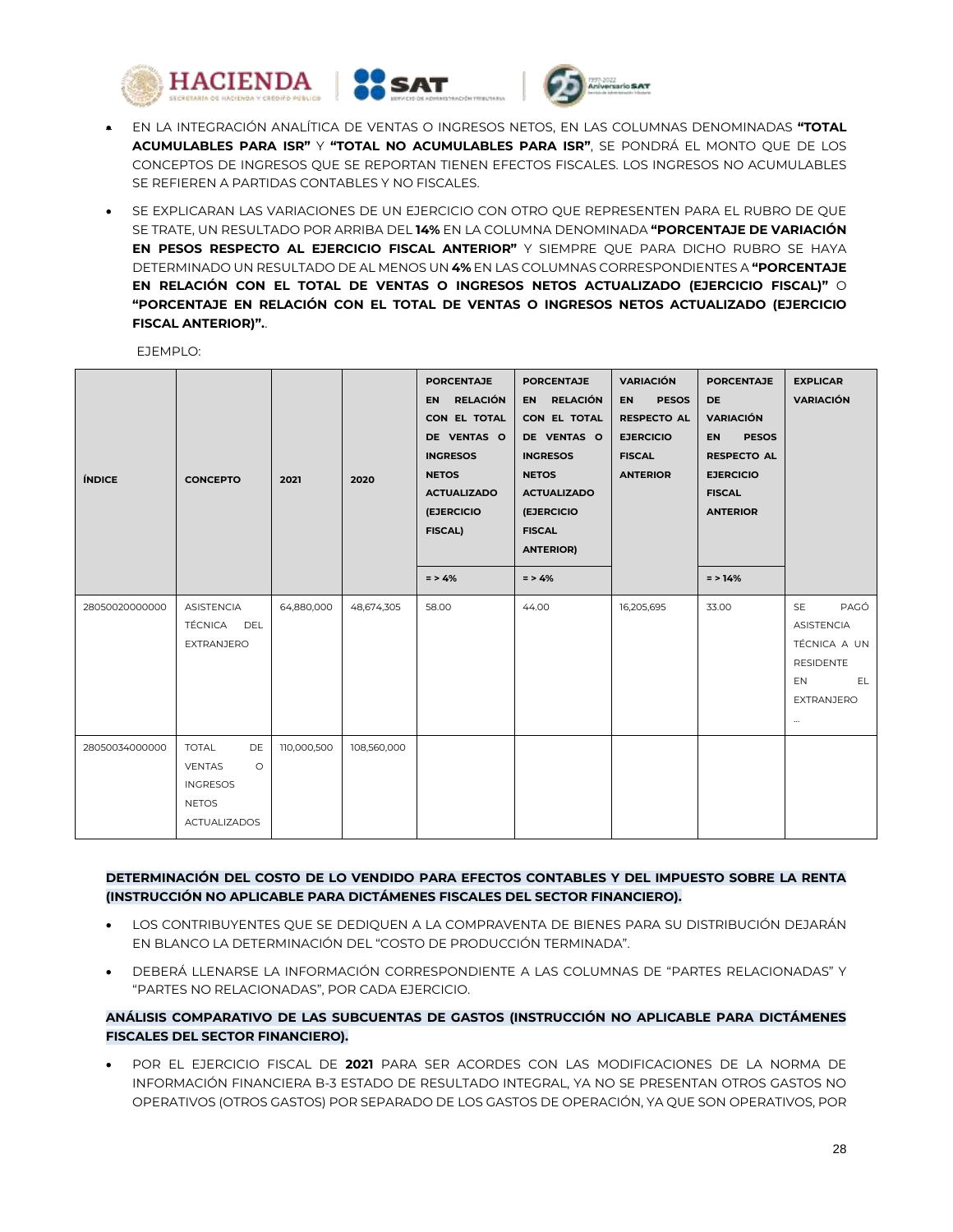- EN LA INTEGRACIÓN ANALÍTICA DE VENTAS O INGRESOS NETOS, EN LAS COLUMNAS DENOMINADAS **"TOTAL ACUMULABLES PARA ISR"** Y **"TOTAL NO ACUMULABLES PARA ISR"**, SE PONDRÁ EL MONTO QUE DE LOS CONCEPTOS DE INGRESOS QUE SE REPORTAN TIENEN EFECTOS FISCALES. LOS INGRESOS NO ACUMULABLES SE REFIEREN A PARTIDAS CONTABLES Y NO FISCALES.

- SE EXPLICARAN LAS VARIACIONES DE UN EJERCICIO CON OTRO QUE REPRESENTEN PARA EL RUBRO DE QUE SE TRATE, UN RESULTADO POR ARRIBA DEL **14%** EN LA COLUMNA DENOMINADA **"PORCENTAJE DE VARIACIÓN EN PESOS RESPECTO AL EJERCICIO FISCAL ANTERIOR"** Y SIEMPRE QUE PARA DICHO RUBRO SE HAYA DETERMINADO UN RESULTADO DE AL MENOS UN **4%** EN LAS COLUMNAS CORRESPONDIENTES A **"PORCENTAJE EN RELACIÓN CON EL TOTAL DE VENTAS O INGRESOS NETOS ACTUALIZADO (EJERCICIO FISCAL)"** O **"PORCENTAJE EN RELACIÓN CON EL TOTAL DE VENTAS O INGRESOS NETOS ACTUALIZADO (EJERCICIO FISCAL ANTERIOR)"**..

EJEMPLO:

| ÍNDICE | CONCEPTO | 2021 | 2020 | PORCENTAJE EN RELACIÓN CON EL TOTAL DE VENTAS O INGRESOS NETOS ACTUALIZADO (EJERCICIO FISCAL) | PORCENTAJE EN RELACIÓN CON EL TOTAL DE VENTAS O INGRESOS NETOS ACTUALIZADO (EJERCICIO FISCAL ANTERIOR) | VARIACIÓN EN PESOS RESPECTO AL EJERCICIO FISCAL ANTERIOR | PORCENTAJE DE VARIACIÓN EN PESOS RESPECTO AL EJERCICIO FISCAL ANTERIOR | EXPLICAR VARIACIÓN |
|---|---|---|---|---|---|---|---|---|
| | | | | = > 4% | = > 4% | | = > 14% | |
| 28050020000000 | ASISTENCIA TÉCNICA DEL EXTRANJERO | 64,880,000 | 48,674,305 | 58.00 | 44.00 | 16,205,695 | 33.00 | SE PAGÓ ASISTENCIA TÉCNICA A UN RESIDENTE EN EL EXTRANJERO ... |
| 28050034000000 | TOTAL DE VENTAS O INGRESOS NETOS ACTUALIZADOS | 110,000,500 | 108,560,000 | | | | | |

**DETERMINACIÓN DEL COSTO DE LO VENDIDO PARA EFECTOS CONTABLES Y DEL IMPUESTO SOBRE LA RENTA (INSTRUCCIÓN NO APLICABLE PARA DICTÁMENES FISCALES DEL SECTOR FINANCIERO).**

- LOS CONTRIBUYENTES QUE SE DEDIQUEN A LA COMPRAVENTA DE BIENES PARA SU DISTRIBUCIÓN DEJARÁN EN BLANCO LA DETERMINACIÓN DEL "COSTO DE PRODUCCIÓN TERMINADA".

- DEBERÁ LLENARSE LA INFORMACIÓN CORRESPONDIENTE A LAS COLUMNAS DE "PARTES RELACIONADAS" Y "PARTES NO RELACIONADAS", POR CADA EJERCICIO.

**ANÁLISIS COMPARATIVO DE LAS SUBCUENTAS DE GASTOS (INSTRUCCIÓN NO APLICABLE PARA DICTÁMENES FISCALES DEL SECTOR FINANCIERO).**

- POR EL EJERCICIO FISCAL DE **2021** PARA SER ACORDES CON LAS MODIFICACIONES DE LA NORMA DE INFORMACIÓN FINANCIERA B-3 ESTADO DE RESULTADO INTEGRAL, YA NO SE PRESENTAN OTROS GASTOS NO OPERATIVOS (OTROS GASTOS) POR SEPARADO DE LOS GASTOS DE OPERACIÓN, YA QUE SON OPERATIVOS, POR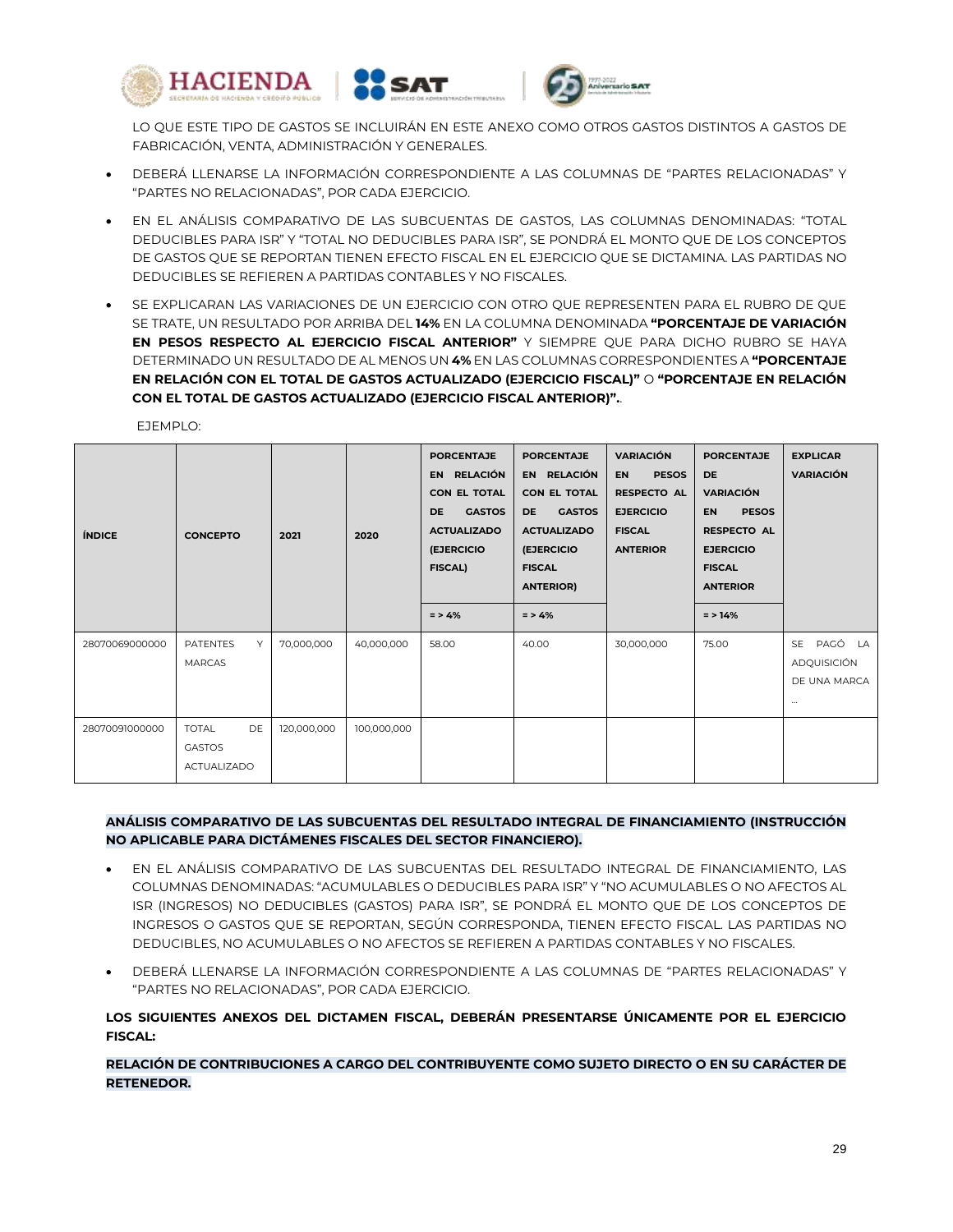LO QUE ESTE TIPO DE GASTOS SE INCLUIRÁN EN ESTE ANEXO COMO OTROS GASTOS DISTINTOS A GASTOS DE FABRICACIÓN, VENTA, ADMINISTRACIÓN Y GENERALES.

- DEBERÁ LLENARSE LA INFORMACIÓN CORRESPONDIENTE A LAS COLUMNAS DE "PARTES RELACIONADAS" Y "PARTES NO RELACIONADAS", POR CADA EJERCICIO.
- EN EL ANÁLISIS COMPARATIVO DE LAS SUBCUENTAS DE GASTOS, LAS COLUMNAS DENOMINADAS: "TOTAL DEDUCIBLES PARA ISR" Y "TOTAL NO DEDUCIBLES PARA ISR", SE PONDRÁ EL MONTO QUE DE LOS CONCEPTOS DE GASTOS QUE SE REPORTAN TIENEN EFECTO FISCAL EN EL EJERCICIO QUE SE DICTAMINA. LAS PARTIDAS NO DEDUCIBLES SE REFIEREN A PARTIDAS CONTABLES Y NO FISCALES.
- SE EXPLICARAN LAS VARIACIONES DE UN EJERCICIO CON OTRO QUE REPRESENTEN PARA EL RUBRO DE QUE SE TRATE, UN RESULTADO POR ARRIBA DEL **14%** EN LA COLUMNA DENOMINADA **"PORCENTAJE DE VARIACIÓN EN PESOS RESPECTO AL EJERCICIO FISCAL ANTERIOR"** Y SIEMPRE QUE PARA DICHO RUBRO SE HAYA DETERMINADO UN RESULTADO DE AL MENOS UN **4%** EN LAS COLUMNAS CORRESPONDIENTES A **"PORCENTAJE EN RELACIÓN CON EL TOTAL DE GASTOS ACTUALIZADO (EJERCICIO FISCAL)"** O **"PORCENTAJE EN RELACIÓN CON EL TOTAL DE GASTOS ACTUALIZADO (EJERCICIO FISCAL ANTERIOR)".**.

EJEMPLO:

| ÍNDICE | CONCEPTO | 2021 | 2020 | PORCENTAJE EN RELACIÓN CON EL TOTAL DE GASTOS ACTUALIZADO (EJERCICIO FISCAL) | PORCENTAJE EN RELACIÓN CON EL TOTAL DE GASTOS ACTUALIZADO (EJERCICIO FISCAL ANTERIOR) | VARIACIÓN EN PESOS RESPECTO AL EJERCICIO FISCAL ANTERIOR | PORCENTAJE DE VARIACIÓN EN PESOS RESPECTO AL EJERCICIO FISCAL ANTERIOR | EXPLICAR VARIACIÓN |
|---|---|---|---|---|---|---|---|---|
| | | | | = > 4% | = > 4% | | = > 14% | |
| 28070069000000 | PATENTES Y MARCAS | 70,000,000 | 40,000,000 | 58.00 | 40.00 | 30,000,000 | 75.00 | SE PAGÓ LA ADQUISICIÓN DE UNA MARCA ... |
| 28070091000000 | TOTAL DE GASTOS ACTUALIZADO | 120,000,000 | 100,000,000 | | | | | |

**ANÁLISIS COMPARATIVO DE LAS SUBCUENTAS DEL RESULTADO INTEGRAL DE FINANCIAMIENTO (INSTRUCCIÓN NO APLICABLE PARA DICTÁMENES FISCALES DEL SECTOR FINANCIERO).**

- EN EL ANÁLISIS COMPARATIVO DE LAS SUBCUENTAS DEL RESULTADO INTEGRAL DE FINANCIAMIENTO, LAS COLUMNAS DENOMINADAS: "ACUMULABLES O DEDUCIBLES PARA ISR" Y "NO ACUMULABLES O NO AFECTOS AL ISR (INGRESOS) NO DEDUCIBLES (GASTOS) PARA ISR", SE PONDRÁ EL MONTO QUE DE LOS CONCEPTOS DE INGRESOS O GASTOS QUE SE REPORTAN, SEGÚN CORRESPONDA, TIENEN EFECTO FISCAL. LAS PARTIDAS NO DEDUCIBLES, NO ACUMULABLES O NO AFECTOS SE REFIEREN A PARTIDAS CONTABLES Y NO FISCALES.
- DEBERÁ LLENARSE LA INFORMACIÓN CORRESPONDIENTE A LAS COLUMNAS DE "PARTES RELACIONADAS" Y "PARTES NO RELACIONADAS", POR CADA EJERCICIO.

**LOS SIGUIENTES ANEXOS DEL DICTAMEN FISCAL, DEBERÁN PRESENTARSE ÚNICAMENTE POR EL EJERCICIO FISCAL:**

**RELACIÓN DE CONTRIBUCIONES A CARGO DEL CONTRIBUYENTE COMO SUJETO DIRECTO O EN SU CARÁCTER DE RETENEDOR.**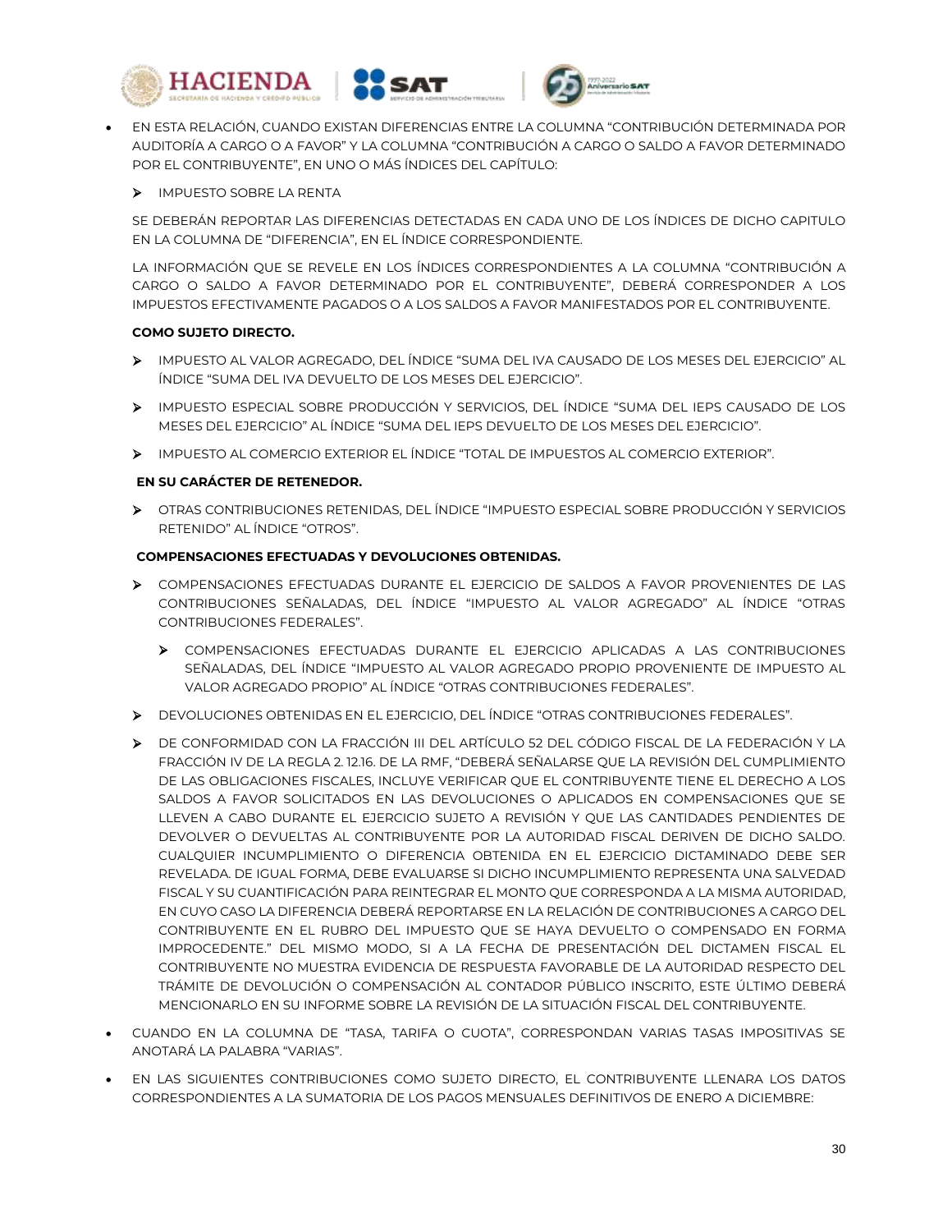- EN ESTA RELACIÓN, CUANDO EXISTAN DIFERENCIAS ENTRE LA COLUMNA "CONTRIBUCIÓN DETERMINADA POR AUDITORÍA A CARGO O A FAVOR" Y LA COLUMNA "CONTRIBUCIÓN A CARGO O SALDO A FAVOR DETERMINADO POR EL CONTRIBUYENTE", EN UNO O MÁS ÍNDICES DEL CAPÍTULO:

  - IMPUESTO SOBRE LA RENTA

  SE DEBERÁN REPORTAR LAS DIFERENCIAS DETECTADAS EN CADA UNO DE LOS ÍNDICES DE DICHO CAPITULO EN LA COLUMNA DE "DIFERENCIA", EN EL ÍNDICE CORRESPONDIENTE.

  LA INFORMACIÓN QUE SE REVELE EN LOS ÍNDICES CORRESPONDIENTES A LA COLUMNA "CONTRIBUCIÓN A CARGO O SALDO A FAVOR DETERMINADO POR EL CONTRIBUYENTE", DEBERÁ CORRESPONDER A LOS IMPUESTOS EFECTIVAMENTE PAGADOS O A LOS SALDOS A FAVOR MANIFESTADOS POR EL CONTRIBUYENTE.

  **COMO SUJETO DIRECTO.**

  - IMPUESTO AL VALOR AGREGADO, DEL ÍNDICE "SUMA DEL IVA CAUSADO DE LOS MESES DEL EJERCICIO" AL ÍNDICE "SUMA DEL IVA DEVUELTO DE LOS MESES DEL EJERCICIO".
  - IMPUESTO ESPECIAL SOBRE PRODUCCIÓN Y SERVICIOS, DEL ÍNDICE "SUMA DEL IEPS CAUSADO DE LOS MESES DEL EJERCICIO" AL ÍNDICE "SUMA DEL IEPS DEVUELTO DE LOS MESES DEL EJERCICIO".
  - IMPUESTO AL COMERCIO EXTERIOR EL ÍNDICE "TOTAL DE IMPUESTOS AL COMERCIO EXTERIOR".

  **EN SU CARÁCTER DE RETENEDOR.**

  - OTRAS CONTRIBUCIONES RETENIDAS, DEL ÍNDICE "IMPUESTO ESPECIAL SOBRE PRODUCCIÓN Y SERVICIOS RETENIDO" AL ÍNDICE "OTROS".

  **COMPENSACIONES EFECTUADAS Y DEVOLUCIONES OBTENIDAS.**

  - COMPENSACIONES EFECTUADAS DURANTE EL EJERCICIO DE SALDOS A FAVOR PROVENIENTES DE LAS CONTRIBUCIONES SEÑALADAS, DEL ÍNDICE "IMPUESTO AL VALOR AGREGADO" AL ÍNDICE "OTRAS CONTRIBUCIONES FEDERALES".
    - COMPENSACIONES EFECTUADAS DURANTE EL EJERCICIO APLICADAS A LAS CONTRIBUCIONES SEÑALADAS, DEL ÍNDICE "IMPUESTO AL VALOR AGREGADO PROPIO PROVENIENTE DE IMPUESTO AL VALOR AGREGADO PROPIO" AL ÍNDICE "OTRAS CONTRIBUCIONES FEDERALES".
  - DEVOLUCIONES OBTENIDAS EN EL EJERCICIO, DEL ÍNDICE "OTRAS CONTRIBUCIONES FEDERALES".
  - DE CONFORMIDAD CON LA FRACCIÓN III DEL ARTÍCULO 52 DEL CÓDIGO FISCAL DE LA FEDERACIÓN Y LA FRACCIÓN IV DE LA REGLA 2. 12.16. DE LA RMF, "DEBERÁ SEÑALARSE QUE LA REVISIÓN DEL CUMPLIMIENTO DE LAS OBLIGACIONES FISCALES, INCLUYE VERIFICAR QUE EL CONTRIBUYENTE TIENE EL DERECHO A LOS SALDOS A FAVOR SOLICITADOS EN LAS DEVOLUCIONES O APLICADOS EN COMPENSACIONES QUE SE LLEVEN A CABO DURANTE EL EJERCICIO SUJETO A REVISIÓN Y QUE LAS CANTIDADES PENDIENTES DE DEVOLVER O DEVUELTAS AL CONTRIBUYENTE POR LA AUTORIDAD FISCAL DERIVEN DE DICHO SALDO. CUALQUIER INCUMPLIMIENTO O DIFERENCIA OBTENIDA EN EL EJERCICIO DICTAMINADO DEBE SER REVELADA. DE IGUAL FORMA, DEBE EVALUARSE SI DICHO INCUMPLIMIENTO REPRESENTA UNA SALVEDAD FISCAL Y SU CUANTIFICACIÓN PARA REINTEGRAR EL MONTO QUE CORRESPONDA A LA MISMA AUTORIDAD, EN CUYO CASO LA DIFERENCIA DEBERÁ REPORTARSE EN LA RELACIÓN DE CONTRIBUCIONES A CARGO DEL CONTRIBUYENTE EN EL RUBRO DEL IMPUESTO QUE SE HAYA DEVUELTO O COMPENSADO EN FORMA IMPROCEDENTE." DEL MISMO MODO, SI A LA FECHA DE PRESENTACIÓN DEL DICTAMEN FISCAL EL CONTRIBUYENTE NO MUESTRA EVIDENCIA DE RESPUESTA FAVORABLE DE LA AUTORIDAD RESPECTO DEL TRÁMITE DE DEVOLUCIÓN O COMPENSACIÓN AL CONTADOR PÚBLICO INSCRITO, ESTE ÚLTIMO DEBERÁ MENCIONARLO EN SU INFORME SOBRE LA REVISIÓN DE LA SITUACIÓN FISCAL DEL CONTRIBUYENTE.

- CUANDO EN LA COLUMNA DE "TASA, TARIFA O CUOTA", CORRESPONDAN VARIAS TASAS IMPOSITIVAS SE ANOTARÁ LA PALABRA "VARIAS".
- EN LAS SIGUIENTES CONTRIBUCIONES COMO SUJETO DIRECTO, EL CONTRIBUYENTE LLENARA LOS DATOS CORRESPONDIENTES A LA SUMATORIA DE LOS PAGOS MENSUALES DEFINITIVOS DE ENERO A DICIEMBRE: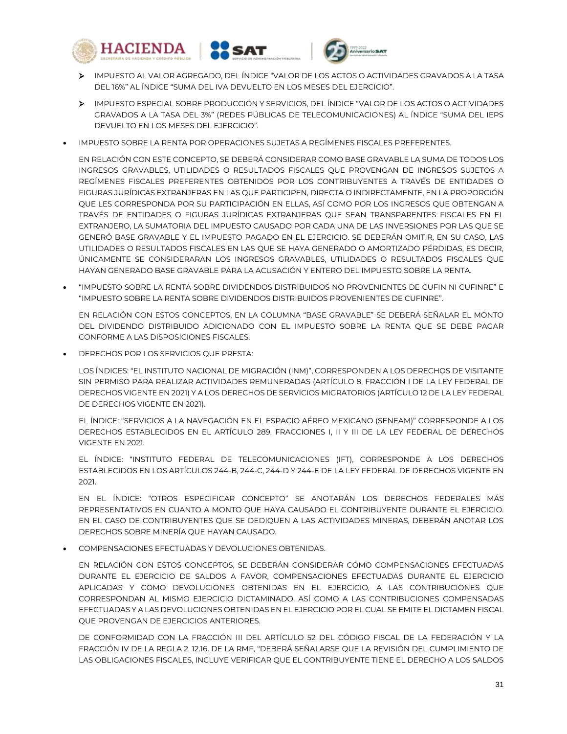- IMPUESTO AL VALOR AGREGADO, DEL ÍNDICE "VALOR DE LOS ACTOS O ACTIVIDADES GRAVADOS A LA TASA DEL 16%" AL ÍNDICE "SUMA DEL IVA DEVUELTO EN LOS MESES DEL EJERCICIO".

- IMPUESTO ESPECIAL SOBRE PRODUCCIÓN Y SERVICIOS, DEL ÍNDICE "VALOR DE LOS ACTOS O ACTIVIDADES GRAVADOS A LA TASA DEL 3%" (REDES PÚBLICAS DE TELECOMUNICACIONES) AL ÍNDICE "SUMA DEL IEPS DEVUELTO EN LOS MESES DEL EJERCICIO".

- IMPUESTO SOBRE LA RENTA POR OPERACIONES SUJETAS A REGÍMENES FISCALES PREFERENTES.

  EN RELACIÓN CON ESTE CONCEPTO, SE DEBERÁ CONSIDERAR COMO BASE GRAVABLE LA SUMA DE TODOS LOS INGRESOS GRAVABLES, UTILIDADES O RESULTADOS FISCALES QUE PROVENGAN DE INGRESOS SUJETOS A REGÍMENES FISCALES PREFERENTES OBTENIDOS POR LOS CONTRIBUYENTES A TRAVÉS DE ENTIDADES O FIGURAS JURÍDICAS EXTRANJERAS EN LAS QUE PARTICIPEN, DIRECTA O INDIRECTAMENTE, EN LA PROPORCIÓN QUE LES CORRESPONDA POR SU PARTICIPACIÓN EN ELLAS, ASÍ COMO POR LOS INGRESOS QUE OBTENGAN A TRAVÉS DE ENTIDADES O FIGURAS JURÍDICAS EXTRANJERAS QUE SEAN TRANSPARENTES FISCALES EN EL EXTRANJERO, LA SUMATORIA DEL IMPUESTO CAUSADO POR CADA UNA DE LAS INVERSIONES POR LAS QUE SE GENERÓ BASE GRAVABLE Y EL IMPUESTO PAGADO EN EL EJERCICIO. SE DEBERÁN OMITIR, EN SU CASO, LAS UTILIDADES O RESULTADOS FISCALES EN LAS QUE SE HAYA GENERADO O AMORTIZADO PÉRDIDAS, ES DECIR, ÚNICAMENTE SE CONSIDERARAN LOS INGRESOS GRAVABLES, UTILIDADES O RESULTADOS FISCALES QUE HAYAN GENERADO BASE GRAVABLE PARA LA ACUSACIÓN Y ENTERO DEL IMPUESTO SOBRE LA RENTA.

- "IMPUESTO SOBRE LA RENTA SOBRE DIVIDENDOS DISTRIBUIDOS NO PROVENIENTES DE CUFIN NI CUFINRE" E "IMPUESTO SOBRE LA RENTA SOBRE DIVIDENDOS DISTRIBUIDOS PROVENIENTES DE CUFINRE".

  EN RELACIÓN CON ESTOS CONCEPTOS, EN LA COLUMNA "BASE GRAVABLE" SE DEBERÁ SEÑALAR EL MONTO DEL DIVIDENDO DISTRIBUIDO ADICIONADO CON EL IMPUESTO SOBRE LA RENTA QUE SE DEBE PAGAR CONFORME A LAS DISPOSICIONES FISCALES.

- DERECHOS POR LOS SERVICIOS QUE PRESTA:

  LOS ÍNDICES: "EL INSTITUTO NACIONAL DE MIGRACIÓN (INM)", CORRESPONDEN A LOS DERECHOS DE VISITANTE SIN PERMISO PARA REALIZAR ACTIVIDADES REMUNERADAS (ARTÍCULO 8, FRACCIÓN I DE LA LEY FEDERAL DE DERECHOS VIGENTE EN 2021) Y A LOS DERECHOS DE SERVICIOS MIGRATORIOS (ARTÍCULO 12 DE LA LEY FEDERAL DE DERECHOS VIGENTE EN 2021).

  EL ÍNDICE: "SERVICIOS A LA NAVEGACIÓN EN EL ESPACIO AÉREO MEXICANO (SENEAM)" CORRESPONDE A LOS DERECHOS ESTABLECIDOS EN EL ARTÍCULO 289, FRACCIONES I, II Y III DE LA LEY FEDERAL DE DERECHOS VIGENTE EN 2021.

  EL ÍNDICE: "INSTITUTO FEDERAL DE TELECOMUNICACIONES (IFT), CORRESPONDE A LOS DERECHOS ESTABLECIDOS EN LOS ARTÍCULOS 244-B, 244-C, 244-D Y 244-E DE LA LEY FEDERAL DE DERECHOS VIGENTE EN 2021.

  EN EL ÍNDICE: "OTROS ESPECIFICAR CONCEPTO" SE ANOTARÁN LOS DERECHOS FEDERALES MÁS REPRESENTATIVOS EN CUANTO A MONTO QUE HAYA CAUSADO EL CONTRIBUYENTE DURANTE EL EJERCICIO. EN EL CASO DE CONTRIBUYENTES QUE SE DEDIQUEN A LAS ACTIVIDADES MINERAS, DEBERÁN ANOTAR LOS DERECHOS SOBRE MINERÍA QUE HAYAN CAUSADO.

- COMPENSACIONES EFECTUADAS Y DEVOLUCIONES OBTENIDAS.

  EN RELACIÓN CON ESTOS CONCEPTOS, SE DEBERÁN CONSIDERAR COMO COMPENSACIONES EFECTUADAS DURANTE EL EJERCICIO DE SALDOS A FAVOR, COMPENSACIONES EFECTUADAS DURANTE EL EJERCICIO APLICADAS Y COMO DEVOLUCIONES OBTENIDAS EN EL EJERCICIO, A LAS CONTRIBUCIONES QUE CORRESPONDAN AL MISMO EJERCICIO DICTAMINADO, ASÍ COMO A LAS CONTRIBUCIONES COMPENSADAS EFECTUADAS Y A LAS DEVOLUCIONES OBTENIDAS EN EL EJERCICIO POR EL CUAL SE EMITE EL DICTAMEN FISCAL QUE PROVENGAN DE EJERCICIOS ANTERIORES.

  DE CONFORMIDAD CON LA FRACCIÓN III DEL ARTÍCULO 52 DEL CÓDIGO FISCAL DE LA FEDERACIÓN Y LA FRACCIÓN IV DE LA REGLA 2. 12.16. DE LA RMF, "DEBERÁ SEÑALARSE QUE LA REVISIÓN DEL CUMPLIMIENTO DE LAS OBLIGACIONES FISCALES, INCLUYE VERIFICAR QUE EL CONTRIBUYENTE TIENE EL DERECHO A LOS SALDOS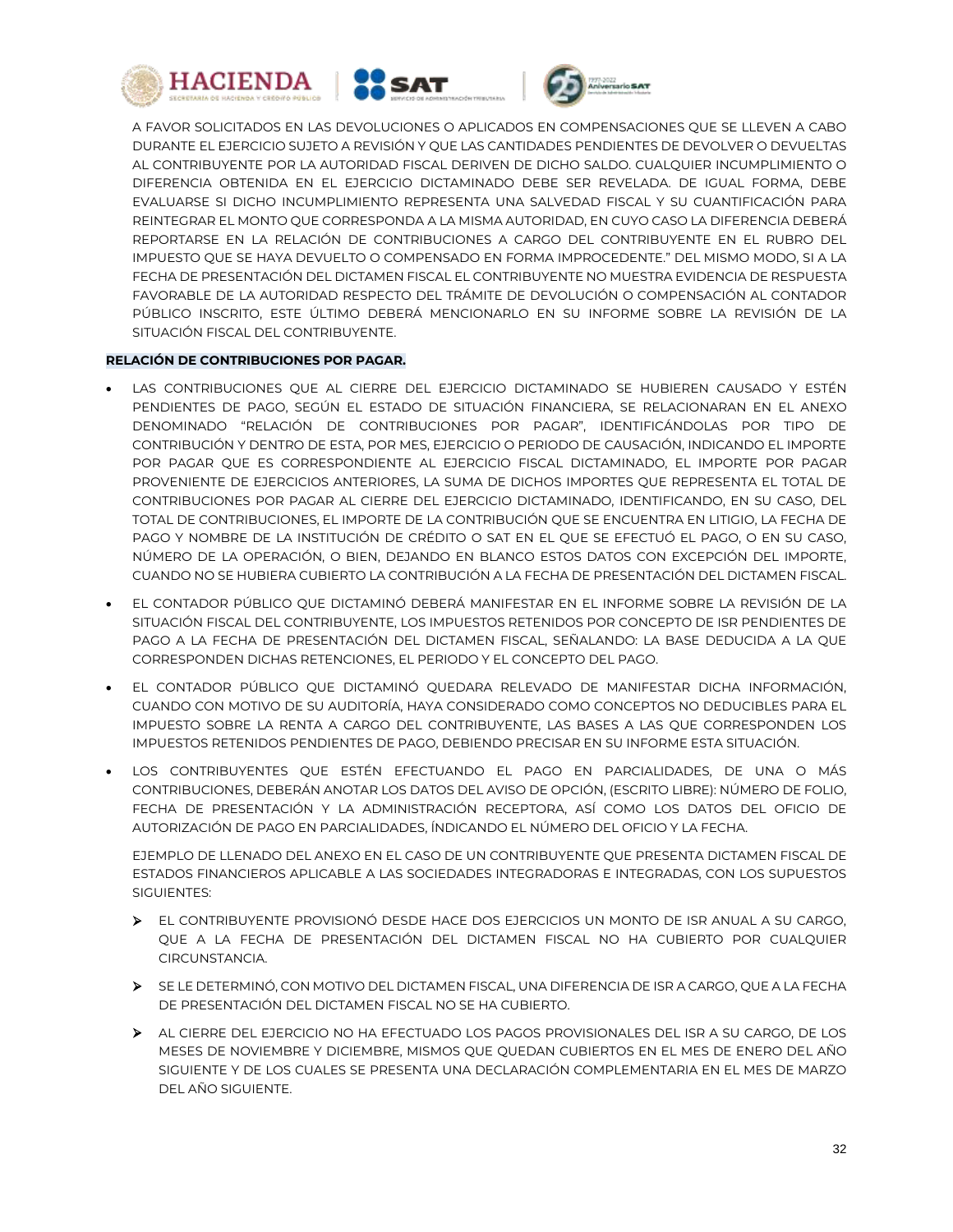A FAVOR SOLICITADOS EN LAS DEVOLUCIONES O APLICADOS EN COMPENSACIONES QUE SE LLEVEN A CABO DURANTE EL EJERCICIO SUJETO A REVISIÓN Y QUE LAS CANTIDADES PENDIENTES DE DEVOLVER O DEVUELTAS AL CONTRIBUYENTE POR LA AUTORIDAD FISCAL DERIVEN DE DICHO SALDO. CUALQUIER INCUMPLIMIENTO O DIFERENCIA OBTENIDA EN EL EJERCICIO DICTAMINADO DEBE SER REVELADA. DE IGUAL FORMA, DEBE EVALUARSE SI DICHO INCUMPLIMIENTO REPRESENTA UNA SALVEDAD FISCAL Y SU CUANTIFICACIÓN PARA REINTEGRAR EL MONTO QUE CORRESPONDA A LA MISMA AUTORIDAD, EN CUYO CASO LA DIFERENCIA DEBERÁ REPORTARSE EN LA RELACIÓN DE CONTRIBUCIONES A CARGO DEL CONTRIBUYENTE EN EL RUBRO DEL IMPUESTO QUE SE HAYA DEVUELTO O COMPENSADO EN FORMA IMPROCEDENTE." DEL MISMO MODO, SI A LA FECHA DE PRESENTACIÓN DEL DICTAMEN FISCAL EL CONTRIBUYENTE NO MUESTRA EVIDENCIA DE RESPUESTA FAVORABLE DE LA AUTORIDAD RESPECTO DEL TRÁMITE DE DEVOLUCIÓN O COMPENSACIÓN AL CONTADOR PÚBLICO INSCRITO, ESTE ÚLTIMO DEBERÁ MENCIONARLO EN SU INFORME SOBRE LA REVISIÓN DE LA SITUACIÓN FISCAL DEL CONTRIBUYENTE.

**RELACIÓN DE CONTRIBUCIONES POR PAGAR.**

- LAS CONTRIBUCIONES QUE AL CIERRE DEL EJERCICIO DICTAMINADO SE HUBIEREN CAUSADO Y ESTÉN PENDIENTES DE PAGO, SEGÚN EL ESTADO DE SITUACIÓN FINANCIERA, SE RELACIONARAN EN EL ANEXO DENOMINADO "RELACIÓN DE CONTRIBUCIONES POR PAGAR", IDENTIFICÁNDOLAS POR TIPO DE CONTRIBUCIÓN Y DENTRO DE ESTA, POR MES, EJERCICIO O PERIODO DE CAUSACIÓN, INDICANDO EL IMPORTE POR PAGAR QUE ES CORRESPONDIENTE AL EJERCICIO FISCAL DICTAMINADO, EL IMPORTE POR PAGAR PROVENIENTE DE EJERCICIOS ANTERIORES, LA SUMA DE DICHOS IMPORTES QUE REPRESENTA EL TOTAL DE CONTRIBUCIONES POR PAGAR AL CIERRE DEL EJERCICIO DICTAMINADO, IDENTIFICANDO, EN SU CASO, DEL TOTAL DE CONTRIBUCIONES, EL IMPORTE DE LA CONTRIBUCIÓN QUE SE ENCUENTRA EN LITIGIO, LA FECHA DE PAGO Y NOMBRE DE LA INSTITUCIÓN DE CRÉDITO O SAT EN EL QUE SE EFECTUÓ EL PAGO, O EN SU CASO, NÚMERO DE LA OPERACIÓN, O BIEN, DEJANDO EN BLANCO ESTOS DATOS CON EXCEPCIÓN DEL IMPORTE, CUANDO NO SE HUBIERA CUBIERTO LA CONTRIBUCIÓN A LA FECHA DE PRESENTACIÓN DEL DICTAMEN FISCAL.
- EL CONTADOR PÚBLICO QUE DICTAMINÓ DEBERÁ MANIFESTAR EN EL INFORME SOBRE LA REVISIÓN DE LA SITUACIÓN FISCAL DEL CONTRIBUYENTE, LOS IMPUESTOS RETENIDOS POR CONCEPTO DE ISR PENDIENTES DE PAGO A LA FECHA DE PRESENTACIÓN DEL DICTAMEN FISCAL, SEÑALANDO: LA BASE DEDUCIDA A LA QUE CORRESPONDEN DICHAS RETENCIONES, EL PERIODO Y EL CONCEPTO DEL PAGO.
- EL CONTADOR PÚBLICO QUE DICTAMINÓ QUEDARA RELEVADO DE MANIFESTAR DICHA INFORMACIÓN, CUANDO CON MOTIVO DE SU AUDITORÍA, HAYA CONSIDERADO COMO CONCEPTOS NO DEDUCIBLES PARA EL IMPUESTO SOBRE LA RENTA A CARGO DEL CONTRIBUYENTE, LAS BASES A LAS QUE CORRESPONDEN LOS IMPUESTOS RETENIDOS PENDIENTES DE PAGO, DEBIENDO PRECISAR EN SU INFORME ESTA SITUACIÓN.
- LOS CONTRIBUYENTES QUE ESTÉN EFECTUANDO EL PAGO EN PARCIALIDADES, DE UNA O MÁS CONTRIBUCIONES, DEBERÁN ANOTAR LOS DATOS DEL AVISO DE OPCIÓN, (ESCRITO LIBRE): NÚMERO DE FOLIO, FECHA DE PRESENTACIÓN Y LA ADMINISTRACIÓN RECEPTORA, ASÍ COMO LOS DATOS DEL OFICIO DE AUTORIZACIÓN DE PAGO EN PARCIALIDADES, ÍNDICANDO EL NÚMERO DEL OFICIO Y LA FECHA.

  EJEMPLO DE LLENADO DEL ANEXO EN EL CASO DE UN CONTRIBUYENTE QUE PRESENTA DICTAMEN FISCAL DE ESTADOS FINANCIEROS APLICABLE A LAS SOCIEDADES INTEGRADORAS E INTEGRADAS, CON LOS SUPUESTOS SIGUIENTES:

  - EL CONTRIBUYENTE PROVISIONÓ DESDE HACE DOS EJERCICIOS UN MONTO DE ISR ANUAL A SU CARGO, QUE A LA FECHA DE PRESENTACIÓN DEL DICTAMEN FISCAL NO HA CUBIERTO POR CUALQUIER CIRCUNSTANCIA.
  - SE LE DETERMINÓ, CON MOTIVO DEL DICTAMEN FISCAL, UNA DIFERENCIA DE ISR A CARGO, QUE A LA FECHA DE PRESENTACIÓN DEL DICTAMEN FISCAL NO SE HA CUBIERTO.
  - AL CIERRE DEL EJERCICIO NO HA EFECTUADO LOS PAGOS PROVISIONALES DEL ISR A SU CARGO, DE LOS MESES DE NOVIEMBRE Y DICIEMBRE, MISMOS QUE QUEDAN CUBIERTOS EN EL MES DE ENERO DEL AÑO SIGUIENTE Y DE LOS CUALES SE PRESENTA UNA DECLARACIÓN COMPLEMENTARIA EN EL MES DE MARZO DEL AÑO SIGUIENTE.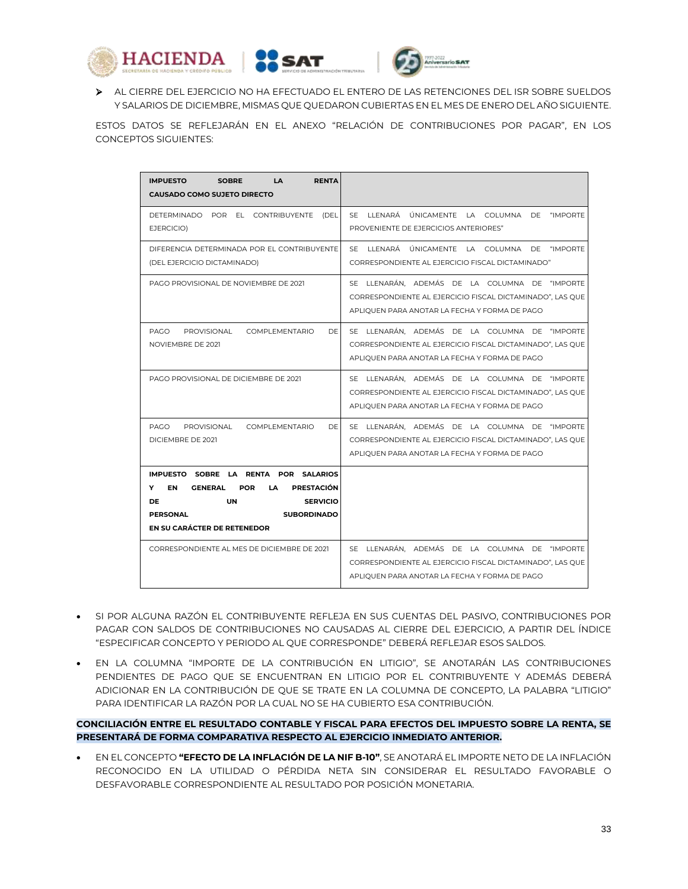- AL CIERRE DEL EJERCICIO NO HA EFECTUADO EL ENTERO DE LAS RETENCIONES DEL ISR SOBRE SUELDOS Y SALARIOS DE DICIEMBRE, MISMAS QUE QUEDARON CUBIERTAS EN EL MES DE ENERO DEL AÑO SIGUIENTE.

ESTOS DATOS SE REFLEJARÁN EN EL ANEXO "RELACIÓN DE CONTRIBUCIONES POR PAGAR", EN LOS CONCEPTOS SIGUIENTES:

| **IMPUESTO SOBRE LA RENTA CAUSADO COMO SUJETO DIRECTO** | |
|---|---|
| DETERMINADO POR EL CONTRIBUYENTE (DEL EJERCICIO) | SE LLENARÁ ÚNICAMENTE LA COLUMNA DE "IMPORTE PROVENIENTE DE EJERCICIOS ANTERIORES" |
| DIFERENCIA DETERMINADA POR EL CONTRIBUYENTE (DEL EJERCICIO DICTAMINADO) | SE LLENARÁ ÚNICAMENTE LA COLUMNA DE "IMPORTE CORRESPONDIENTE AL EJERCICIO FISCAL DICTAMINADO" |
| PAGO PROVISIONAL DE NOVIEMBRE DE 2021 | SE LLENARÁN, ADEMÁS DE LA COLUMNA DE "IMPORTE CORRESPONDIENTE AL EJERCICIO FISCAL DICTAMINADO", LAS QUE APLIQUEN PARA ANOTAR LA FECHA Y FORMA DE PAGO |
| PAGO PROVISIONAL COMPLEMENTARIO DE NOVIEMBRE DE 2021 | SE LLENARÁN, ADEMÁS DE LA COLUMNA DE "IMPORTE CORRESPONDIENTE AL EJERCICIO FISCAL DICTAMINADO", LAS QUE APLIQUEN PARA ANOTAR LA FECHA Y FORMA DE PAGO |
| PAGO PROVISIONAL DE DICIEMBRE DE 2021 | SE LLENARÁN, ADEMÁS DE LA COLUMNA DE "IMPORTE CORRESPONDIENTE AL EJERCICIO FISCAL DICTAMINADO", LAS QUE APLIQUEN PARA ANOTAR LA FECHA Y FORMA DE PAGO |
| PAGO PROVISIONAL COMPLEMENTARIO DE DICIEMBRE DE 2021 | SE LLENARÁN, ADEMÁS DE LA COLUMNA DE "IMPORTE CORRESPONDIENTE AL EJERCICIO FISCAL DICTAMINADO", LAS QUE APLIQUEN PARA ANOTAR LA FECHA Y FORMA DE PAGO |
| **IMPUESTO SOBRE LA RENTA POR SALARIOS Y EN GENERAL POR LA PRESTACIÓN DE UN SERVICIO PERSONAL SUBORDINADO EN SU CARÁCTER DE RETENEDOR** | |
| CORRESPONDIENTE AL MES DE DICIEMBRE DE 2021 | SE LLENARÁN, ADEMÁS DE LA COLUMNA DE "IMPORTE CORRESPONDIENTE AL EJERCICIO FISCAL DICTAMINADO", LAS QUE APLIQUEN PARA ANOTAR LA FECHA Y FORMA DE PAGO |

- SI POR ALGUNA RAZÓN EL CONTRIBUYENTE REFLEJA EN SUS CUENTAS DEL PASIVO, CONTRIBUCIONES POR PAGAR CON SALDOS DE CONTRIBUCIONES NO CAUSADAS AL CIERRE DEL EJERCICIO, A PARTIR DEL ÍNDICE "ESPECIFICAR CONCEPTO Y PERIODO AL QUE CORRESPONDE" DEBERÁ REFLEJAR ESOS SALDOS.
- EN LA COLUMNA "IMPORTE DE LA CONTRIBUCIÓN EN LITIGIO", SE ANOTARÁN LAS CONTRIBUCIONES PENDIENTES DE PAGO QUE SE ENCUENTRAN EN LITIGIO POR EL CONTRIBUYENTE Y ADEMÁS DEBERÁ ADICIONAR EN LA CONTRIBUCIÓN DE QUE SE TRATE EN LA COLUMNA DE CONCEPTO, LA PALABRA "LITIGIO" PARA IDENTIFICAR LA RAZÓN POR LA CUAL NO SE HA CUBIERTO ESA CONTRIBUCIÓN.

**CONCILIACIÓN ENTRE EL RESULTADO CONTABLE Y FISCAL PARA EFECTOS DEL IMPUESTO SOBRE LA RENTA, SE PRESENTARÁ DE FORMA COMPARATIVA RESPECTO AL EJERCICIO INMEDIATO ANTERIOR.**

- EN EL CONCEPTO **"EFECTO DE LA INFLACIÓN DE LA NIF B-10"**, SE ANOTARÁ EL IMPORTE NETO DE LA INFLACIÓN RECONOCIDO EN LA UTILIDAD O PÉRDIDA NETA SIN CONSIDERAR EL RESULTADO FAVORABLE O DESFAVORABLE CORRESPONDIENTE AL RESULTADO POR POSICIÓN MONETARIA.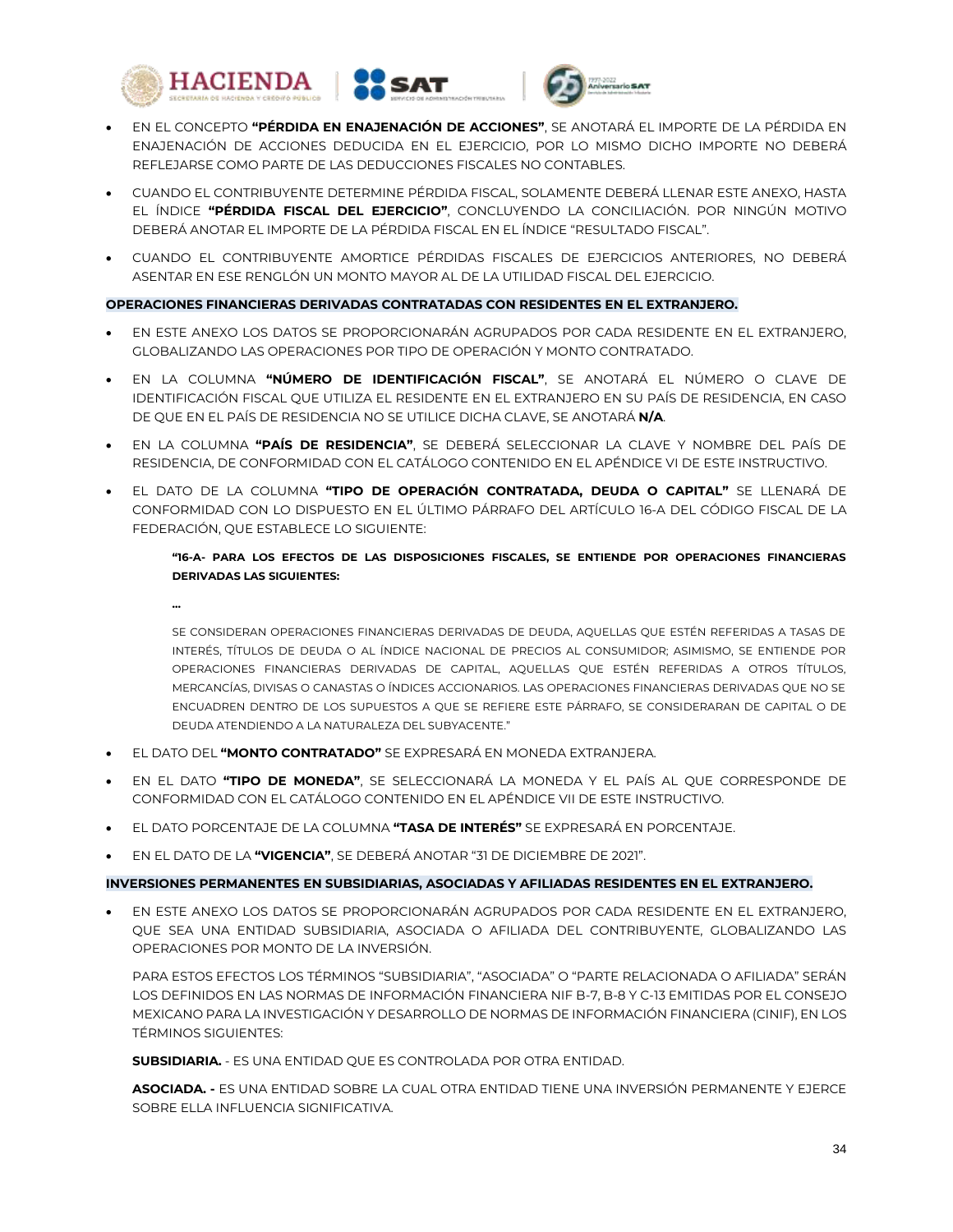- EN EL CONCEPTO **"PÉRDIDA EN ENAJENACIÓN DE ACCIONES"**, SE ANOTARÁ EL IMPORTE DE LA PÉRDIDA EN ENAJENACIÓN DE ACCIONES DEDUCIDA EN EL EJERCICIO, POR LO MISMO DICHO IMPORTE NO DEBERÁ REFLEJARSE COMO PARTE DE LAS DEDUCCIONES FISCALES NO CONTABLES.
- CUANDO EL CONTRIBUYENTE DETERMINE PÉRDIDA FISCAL, SOLAMENTE DEBERÁ LLENAR ESTE ANEXO, HASTA EL ÍNDICE **"PÉRDIDA FISCAL DEL EJERCICIO"**, CONCLUYENDO LA CONCILIACIÓN. POR NINGÚN MOTIVO DEBERÁ ANOTAR EL IMPORTE DE LA PÉRDIDA FISCAL EN EL ÍNDICE "RESULTADO FISCAL".
- CUANDO EL CONTRIBUYENTE AMORTICE PÉRDIDAS FISCALES DE EJERCICIOS ANTERIORES, NO DEBERÁ ASENTAR EN ESE RENGLÓN UN MONTO MAYOR AL DE LA UTILIDAD FISCAL DEL EJERCICIO.

**OPERACIONES FINANCIERAS DERIVADAS CONTRATADAS CON RESIDENTES EN EL EXTRANJERO.**

- EN ESTE ANEXO LOS DATOS SE PROPORCIONARÁN AGRUPADOS POR CADA RESIDENTE EN EL EXTRANJERO, GLOBALIZANDO LAS OPERACIONES POR TIPO DE OPERACIÓN Y MONTO CONTRATADO.
- EN LA COLUMNA **"NÚMERO DE IDENTIFICACIÓN FISCAL"**, SE ANOTARÁ EL NÚMERO O CLAVE DE IDENTIFICACIÓN FISCAL QUE UTILIZA EL RESIDENTE EN EL EXTRANJERO EN SU PAÍS DE RESIDENCIA, EN CASO DE QUE EN EL PAÍS DE RESIDENCIA NO SE UTILICE DICHA CLAVE, SE ANOTARÁ **N/A**.
- EN LA COLUMNA **"PAÍS DE RESIDENCIA"**, SE DEBERÁ SELECCIONAR LA CLAVE Y NOMBRE DEL PAÍS DE RESIDENCIA, DE CONFORMIDAD CON EL CATÁLOGO CONTENIDO EN EL APÉNDICE VI DE ESTE INSTRUCTIVO.
- EL DATO DE LA COLUMNA **"TIPO DE OPERACIÓN CONTRATADA, DEUDA O CAPITAL"** SE LLENARÁ DE CONFORMIDAD CON LO DISPUESTO EN EL ÚLTIMO PÁRRAFO DEL ARTÍCULO 16-A DEL CÓDIGO FISCAL DE LA FEDERACIÓN, QUE ESTABLECE LO SIGUIENTE:

  > **"16-A- PARA LOS EFECTOS DE LAS DISPOSICIONES FISCALES, SE ENTIENDE POR OPERACIONES FINANCIERAS DERIVADAS LAS SIGUIENTES:**
  >
  > **…**
  >
  > SE CONSIDERAN OPERACIONES FINANCIERAS DERIVADAS DE DEUDA, AQUELLAS QUE ESTÉN REFERIDAS A TASAS DE INTERÉS, TÍTULOS DE DEUDA O AL ÍNDICE NACIONAL DE PRECIOS AL CONSUMIDOR; ASIMISMO, SE ENTIENDE POR OPERACIONES FINANCIERAS DERIVADAS DE CAPITAL, AQUELLAS QUE ESTÉN REFERIDAS A OTROS TÍTULOS, MERCANCÍAS, DIVISAS O CANASTAS O ÍNDICES ACCIONARIOS. LAS OPERACIONES FINANCIERAS DERIVADAS QUE NO SE ENCUADREN DENTRO DE LOS SUPUESTOS A QUE SE REFIERE ESTE PÁRRAFO, SE CONSIDERARAN DE CAPITAL O DE DEUDA ATENDIENDO A LA NATURALEZA DEL SUBYACENTE."

- EL DATO DEL **"MONTO CONTRATADO"** SE EXPRESARÁ EN MONEDA EXTRANJERA.
- EN EL DATO **"TIPO DE MONEDA"**, SE SELECCIONARÁ LA MONEDA Y EL PAÍS AL QUE CORRESPONDE DE CONFORMIDAD CON EL CATÁLOGO CONTENIDO EN EL APÉNDICE VII DE ESTE INSTRUCTIVO.
- EL DATO PORCENTAJE DE LA COLUMNA **"TASA DE INTERÉS"** SE EXPRESARÁ EN PORCENTAJE.
- EN EL DATO DE LA **"VIGENCIA"**, SE DEBERÁ ANOTAR "31 DE DICIEMBRE DE 2021".

**INVERSIONES PERMANENTES EN SUBSIDIARIAS, ASOCIADAS Y AFILIADAS RESIDENTES EN EL EXTRANJERO.**

- EN ESTE ANEXO LOS DATOS SE PROPORCIONARÁN AGRUPADOS POR CADA RESIDENTE EN EL EXTRANJERO, QUE SEA UNA ENTIDAD SUBSIDIARIA, ASOCIADA O AFILIADA DEL CONTRIBUYENTE, GLOBALIZANDO LAS OPERACIONES POR MONTO DE LA INVERSIÓN.

  PARA ESTOS EFECTOS LOS TÉRMINOS "SUBSIDIARIA", "ASOCIADA" O "PARTE RELACIONADA O AFILIADA" SERÁN LOS DEFINIDOS EN LAS NORMAS DE INFORMACIÓN FINANCIERA NIF B-7, B-8 Y C-13 EMITIDAS POR EL CONSEJO MEXICANO PARA LA INVESTIGACIÓN Y DESARROLLO DE NORMAS DE INFORMACIÓN FINANCIERA (CINIF), EN LOS TÉRMINOS SIGUIENTES:

  **SUBSIDIARIA.** - ES UNA ENTIDAD QUE ES CONTROLADA POR OTRA ENTIDAD.

  **ASOCIADA. -** ES UNA ENTIDAD SOBRE LA CUAL OTRA ENTIDAD TIENE UNA INVERSIÓN PERMANENTE Y EJERCE SOBRE ELLA INFLUENCIA SIGNIFICATIVA.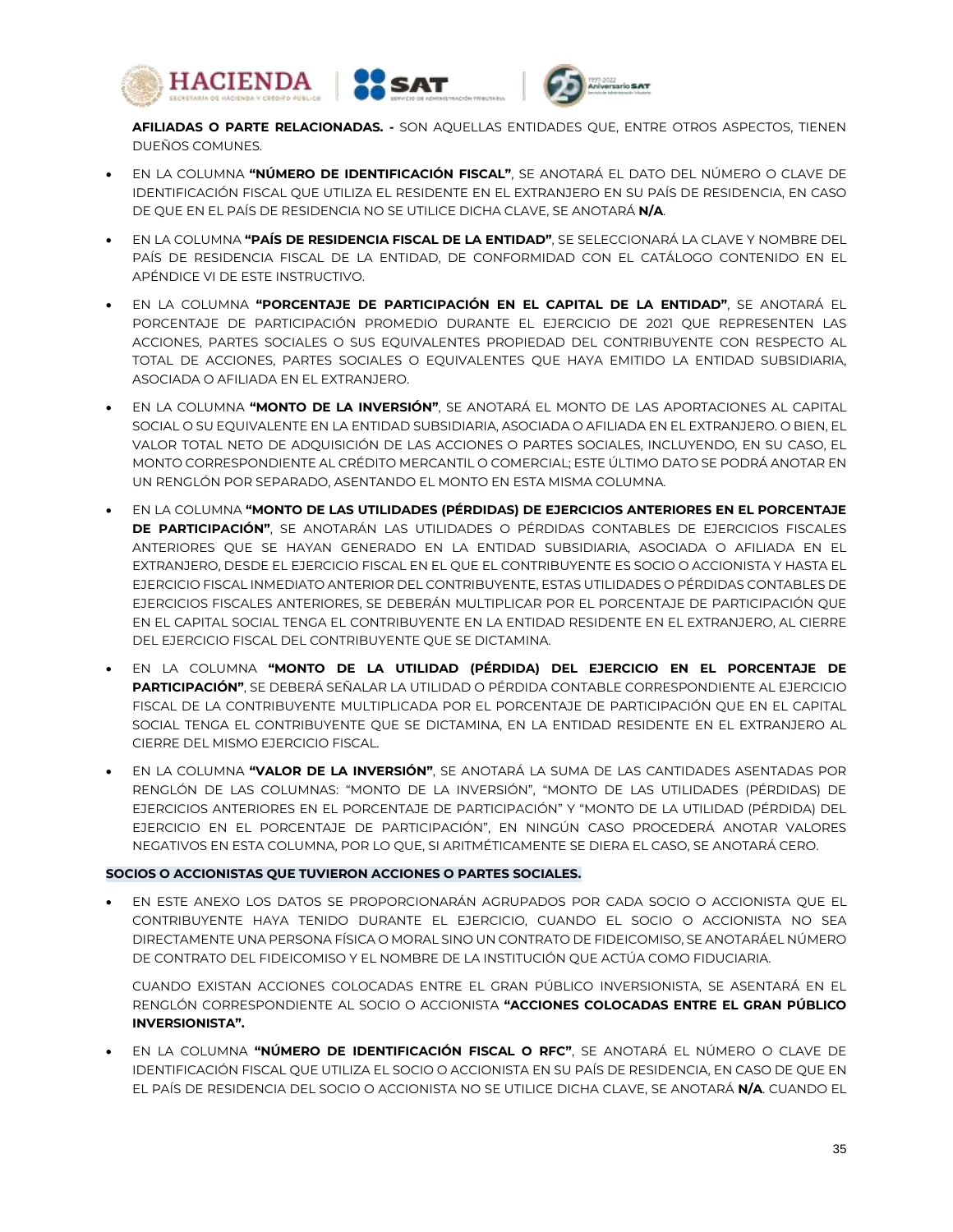**AFILIADAS O PARTE RELACIONADAS. -** SON AQUELLAS ENTIDADES QUE, ENTRE OTROS ASPECTOS, TIENEN DUEÑOS COMUNES.

- EN LA COLUMNA **"NÚMERO DE IDENTIFICACIÓN FISCAL"**, SE ANOTARÁ EL DATO DEL NÚMERO O CLAVE DE IDENTIFICACIÓN FISCAL QUE UTILIZA EL RESIDENTE EN EL EXTRANJERO EN SU PAÍS DE RESIDENCIA, EN CASO DE QUE EN EL PAÍS DE RESIDENCIA NO SE UTILICE DICHA CLAVE, SE ANOTARÁ **N/A**.

- EN LA COLUMNA **"PAÍS DE RESIDENCIA FISCAL DE LA ENTIDAD"**, SE SELECCIONARÁ LA CLAVE Y NOMBRE DEL PAÍS DE RESIDENCIA FISCAL DE LA ENTIDAD, DE CONFORMIDAD CON EL CATÁLOGO CONTENIDO EN EL APÉNDICE VI DE ESTE INSTRUCTIVO.

- EN LA COLUMNA **"PORCENTAJE DE PARTICIPACIÓN EN EL CAPITAL DE LA ENTIDAD"**, SE ANOTARÁ EL PORCENTAJE DE PARTICIPACIÓN PROMEDIO DURANTE EL EJERCICIO DE 2021 QUE REPRESENTEN LAS ACCIONES, PARTES SOCIALES O SUS EQUIVALENTES PROPIEDAD DEL CONTRIBUYENTE CON RESPECTO AL TOTAL DE ACCIONES, PARTES SOCIALES O EQUIVALENTES QUE HAYA EMITIDO LA ENTIDAD SUBSIDIARIA, ASOCIADA O AFILIADA EN EL EXTRANJERO.

- EN LA COLUMNA **"MONTO DE LA INVERSIÓN"**, SE ANOTARÁ EL MONTO DE LAS APORTACIONES AL CAPITAL SOCIAL O SU EQUIVALENTE EN LA ENTIDAD SUBSIDIARIA, ASOCIADA O AFILIADA EN EL EXTRANJERO. O BIEN, EL VALOR TOTAL NETO DE ADQUISICIÓN DE LAS ACCIONES O PARTES SOCIALES, INCLUYENDO, EN SU CASO, EL MONTO CORRESPONDIENTE AL CRÉDITO MERCANTIL O COMERCIAL; ESTE ÚLTIMO DATO SE PODRÁ ANOTAR EN UN RENGLÓN POR SEPARADO, ASENTANDO EL MONTO EN ESTA MISMA COLUMNA.

- EN LA COLUMNA **"MONTO DE LAS UTILIDADES (PÉRDIDAS) DE EJERCICIOS ANTERIORES EN EL PORCENTAJE DE PARTICIPACIÓN"**, SE ANOTARÁN LAS UTILIDADES O PÉRDIDAS CONTABLES DE EJERCICIOS FISCALES ANTERIORES QUE SE HAYAN GENERADO EN LA ENTIDAD SUBSIDIARIA, ASOCIADA O AFILIADA EN EL EXTRANJERO, DESDE EL EJERCICIO FISCAL EN EL QUE EL CONTRIBUYENTE ES SOCIO O ACCIONISTA Y HASTA EL EJERCICIO FISCAL INMEDIATO ANTERIOR DEL CONTRIBUYENTE, ESTAS UTILIDADES O PÉRDIDAS CONTABLES DE EJERCICIOS FISCALES ANTERIORES, SE DEBERÁN MULTIPLICAR POR EL PORCENTAJE DE PARTICIPACIÓN QUE EN EL CAPITAL SOCIAL TENGA EL CONTRIBUYENTE EN LA ENTIDAD RESIDENTE EN EL EXTRANJERO, AL CIERRE DEL EJERCICIO FISCAL DEL CONTRIBUYENTE QUE SE DICTAMINA.

- EN LA COLUMNA **"MONTO DE LA UTILIDAD (PÉRDIDA) DEL EJERCICIO EN EL PORCENTAJE DE PARTICIPACIÓN"**, SE DEBERÁ SEÑALAR LA UTILIDAD O PÉRDIDA CONTABLE CORRESPONDIENTE AL EJERCICIO FISCAL DE LA CONTRIBUYENTE MULTIPLICADA POR EL PORCENTAJE DE PARTICIPACIÓN QUE EN EL CAPITAL SOCIAL TENGA EL CONTRIBUYENTE QUE SE DICTAMINA, EN LA ENTIDAD RESIDENTE EN EL EXTRANJERO AL CIERRE DEL MISMO EJERCICIO FISCAL.

- EN LA COLUMNA **"VALOR DE LA INVERSIÓN"**, SE ANOTARÁ LA SUMA DE LAS CANTIDADES ASENTADAS POR RENGLÓN DE LAS COLUMNAS: "MONTO DE LA INVERSIÓN", "MONTO DE LAS UTILIDADES (PÉRDIDAS) DE EJERCICIOS ANTERIORES EN EL PORCENTAJE DE PARTICIPACIÓN" Y "MONTO DE LA UTILIDAD (PÉRDIDA) DEL EJERCICIO EN EL PORCENTAJE DE PARTICIPACIÓN", EN NINGÚN CASO PROCEDERÁ ANOTAR VALORES NEGATIVOS EN ESTA COLUMNA, POR LO QUE, SI ARITMÉTICAMENTE SE DIERA EL CASO, SE ANOTARÁ CERO.

**SOCIOS O ACCIONISTAS QUE TUVIERON ACCIONES O PARTES SOCIALES.**

- EN ESTE ANEXO LOS DATOS SE PROPORCIONARÁN AGRUPADOS POR CADA SOCIO O ACCIONISTA QUE EL CONTRIBUYENTE HAYA TENIDO DURANTE EL EJERCICIO, CUANDO EL SOCIO O ACCIONISTA NO SEA DIRECTAMENTE UNA PERSONA FÍSICA O MORAL SINO UN CONTRATO DE FIDEICOMISO, SE ANOTARÁEL NÚMERO DE CONTRATO DEL FIDEICOMISO Y EL NOMBRE DE LA INSTITUCIÓN QUE ACTÚA COMO FIDUCIARIA.

  CUANDO EXISTAN ACCIONES COLOCADAS ENTRE EL GRAN PÚBLICO INVERSIONISTA, SE ASENTARÁ EN EL RENGLÓN CORRESPONDIENTE AL SOCIO O ACCIONISTA **"ACCIONES COLOCADAS ENTRE EL GRAN PÚBLICO INVERSIONISTA".**

- EN LA COLUMNA **"NÚMERO DE IDENTIFICACIÓN FISCAL O RFC"**, SE ANOTARÁ EL NÚMERO O CLAVE DE IDENTIFICACIÓN FISCAL QUE UTILIZA EL SOCIO O ACCIONISTA EN SU PAÍS DE RESIDENCIA, EN CASO DE QUE EN EL PAÍS DE RESIDENCIA DEL SOCIO O ACCIONISTA NO SE UTILICE DICHA CLAVE, SE ANOTARÁ **N/A**. CUANDO EL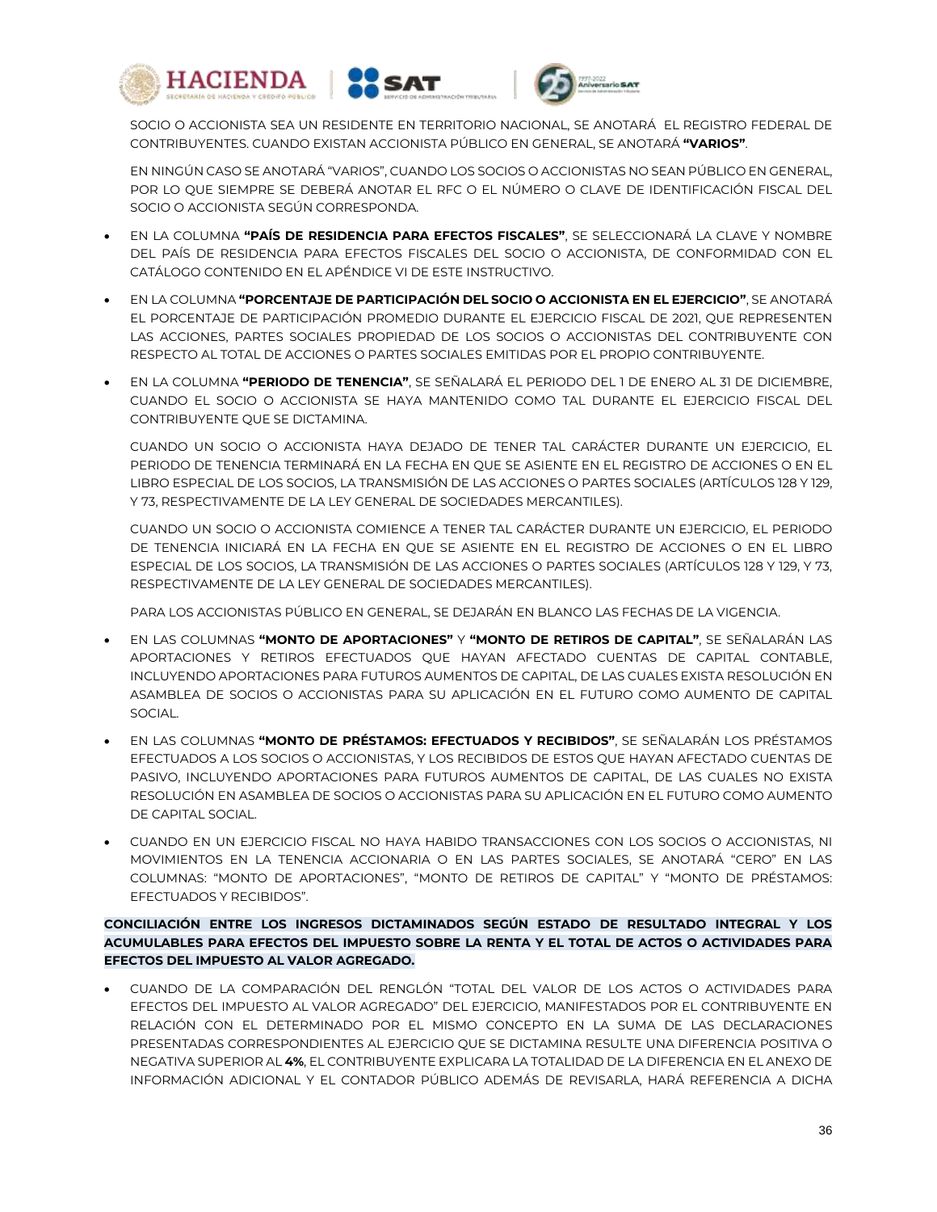SOCIO O ACCIONISTA SEA UN RESIDENTE EN TERRITORIO NACIONAL, SE ANOTARÁ EL REGISTRO FEDERAL DE CONTRIBUYENTES. CUANDO EXISTAN ACCIONISTA PÚBLICO EN GENERAL, SE ANOTARÁ **"VARIOS"**.

EN NINGÚN CASO SE ANOTARÁ "VARIOS", CUANDO LOS SOCIOS O ACCIONISTAS NO SEAN PÚBLICO EN GENERAL, POR LO QUE SIEMPRE SE DEBERÁ ANOTAR EL RFC O EL NÚMERO O CLAVE DE IDENTIFICACIÓN FISCAL DEL SOCIO O ACCIONISTA SEGÚN CORRESPONDA.

- EN LA COLUMNA **"PAÍS DE RESIDENCIA PARA EFECTOS FISCALES"**, SE SELECCIONARÁ LA CLAVE Y NOMBRE DEL PAÍS DE RESIDENCIA PARA EFECTOS FISCALES DEL SOCIO O ACCIONISTA, DE CONFORMIDAD CON EL CATÁLOGO CONTENIDO EN EL APÉNDICE VI DE ESTE INSTRUCTIVO.

- EN LA COLUMNA **"PORCENTAJE DE PARTICIPACIÓN DEL SOCIO O ACCIONISTA EN EL EJERCICIO"**, SE ANOTARÁ EL PORCENTAJE DE PARTICIPACIÓN PROMEDIO DURANTE EL EJERCICIO FISCAL DE 2021, QUE REPRESENTEN LAS ACCIONES, PARTES SOCIALES PROPIEDAD DE LOS SOCIOS O ACCIONISTAS DEL CONTRIBUYENTE CON RESPECTO AL TOTAL DE ACCIONES O PARTES SOCIALES EMITIDAS POR EL PROPIO CONTRIBUYENTE.

- EN LA COLUMNA **"PERIODO DE TENENCIA"**, SE SEÑALARÁ EL PERIODO DEL 1 DE ENERO AL 31 DE DICIEMBRE, CUANDO EL SOCIO O ACCIONISTA SE HAYA MANTENIDO COMO TAL DURANTE EL EJERCICIO FISCAL DEL CONTRIBUYENTE QUE SE DICTAMINA.

  CUANDO UN SOCIO O ACCIONISTA HAYA DEJADO DE TENER TAL CARÁCTER DURANTE UN EJERCICIO, EL PERIODO DE TENENCIA TERMINARÁ EN LA FECHA EN QUE SE ASIENTE EN EL REGISTRO DE ACCIONES O EN EL LIBRO ESPECIAL DE LOS SOCIOS, LA TRANSMISIÓN DE LAS ACCIONES O PARTES SOCIALES (ARTÍCULOS 128 Y 129, Y 73, RESPECTIVAMENTE DE LA LEY GENERAL DE SOCIEDADES MERCANTILES).

  CUANDO UN SOCIO O ACCIONISTA COMIENCE A TENER TAL CARÁCTER DURANTE UN EJERCICIO, EL PERIODO DE TENENCIA INICIARÁ EN LA FECHA EN QUE SE ASIENTE EN EL REGISTRO DE ACCIONES O EN EL LIBRO ESPECIAL DE LOS SOCIOS, LA TRANSMISIÓN DE LAS ACCIONES O PARTES SOCIALES (ARTÍCULOS 128 Y 129, Y 73, RESPECTIVAMENTE DE LA LEY GENERAL DE SOCIEDADES MERCANTILES).

  PARA LOS ACCIONISTAS PÚBLICO EN GENERAL, SE DEJARÁN EN BLANCO LAS FECHAS DE LA VIGENCIA.

- EN LAS COLUMNAS **"MONTO DE APORTACIONES"** Y **"MONTO DE RETIROS DE CAPITAL"**, SE SEÑALARÁN LAS APORTACIONES Y RETIROS EFECTUADOS QUE HAYAN AFECTADO CUENTAS DE CAPITAL CONTABLE, INCLUYENDO APORTACIONES PARA FUTUROS AUMENTOS DE CAPITAL, DE LAS CUALES EXISTA RESOLUCIÓN EN ASAMBLEA DE SOCIOS O ACCIONISTAS PARA SU APLICACIÓN EN EL FUTURO COMO AUMENTO DE CAPITAL SOCIAL.

- EN LAS COLUMNAS **"MONTO DE PRÉSTAMOS: EFECTUADOS Y RECIBIDOS"**, SE SEÑALARÁN LOS PRÉSTAMOS EFECTUADOS A LOS SOCIOS O ACCIONISTAS, Y LOS RECIBIDOS DE ESTOS QUE HAYAN AFECTADO CUENTAS DE PASIVO, INCLUYENDO APORTACIONES PARA FUTUROS AUMENTOS DE CAPITAL, DE LAS CUALES NO EXISTA RESOLUCIÓN EN ASAMBLEA DE SOCIOS O ACCIONISTAS PARA SU APLICACIÓN EN EL FUTURO COMO AUMENTO DE CAPITAL SOCIAL.

- CUANDO EN UN EJERCICIO FISCAL NO HAYA HABIDO TRANSACCIONES CON LOS SOCIOS O ACCIONISTAS, NI MOVIMIENTOS EN LA TENENCIA ACCIONARIA O EN LAS PARTES SOCIALES, SE ANOTARÁ "CERO" EN LAS COLUMNAS: "MONTO DE APORTACIONES", "MONTO DE RETIROS DE CAPITAL" Y "MONTO DE PRÉSTAMOS: EFECTUADOS Y RECIBIDOS".

**CONCILIACIÓN ENTRE LOS INGRESOS DICTAMINADOS SEGÚN ESTADO DE RESULTADO INTEGRAL Y LOS ACUMULABLES PARA EFECTOS DEL IMPUESTO SOBRE LA RENTA Y EL TOTAL DE ACTOS O ACTIVIDADES PARA EFECTOS DEL IMPUESTO AL VALOR AGREGADO.**

- CUANDO DE LA COMPARACIÓN DEL RENGLÓN "TOTAL DEL VALOR DE LOS ACTOS O ACTIVIDADES PARA EFECTOS DEL IMPUESTO AL VALOR AGREGADO" DEL EJERCICIO, MANIFESTADOS POR EL CONTRIBUYENTE EN RELACIÓN CON EL DETERMINADO POR EL MISMO CONCEPTO EN LA SUMA DE LAS DECLARACIONES PRESENTADAS CORRESPONDIENTES AL EJERCICIO QUE SE DICTAMINA RESULTE UNA DIFERENCIA POSITIVA O NEGATIVA SUPERIOR AL **4%**, EL CONTRIBUYENTE EXPLICARA LA TOTALIDAD DE LA DIFERENCIA EN EL ANEXO DE INFORMACIÓN ADICIONAL Y EL CONTADOR PÚBLICO ADEMÁS DE REVISARLA, HARÁ REFERENCIA A DICHA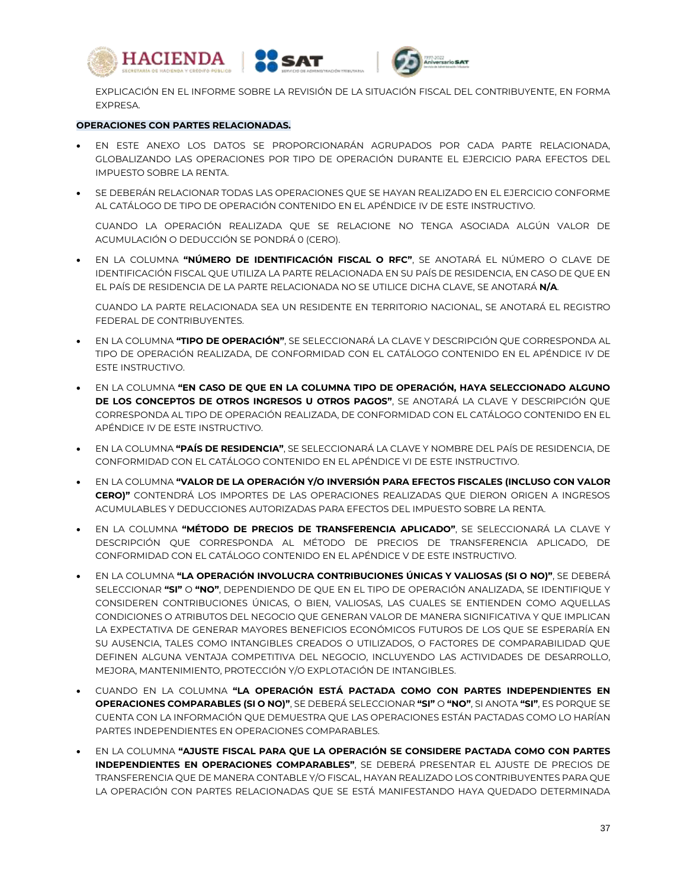EXPLICACIÓN EN EL INFORME SOBRE LA REVISIÓN DE LA SITUACIÓN FISCAL DEL CONTRIBUYENTE, EN FORMA EXPRESA.

**OPERACIONES CON PARTES RELACIONADAS.**

- EN ESTE ANEXO LOS DATOS SE PROPORCIONARÁN AGRUPADOS POR CADA PARTE RELACIONADA, GLOBALIZANDO LAS OPERACIONES POR TIPO DE OPERACIÓN DURANTE EL EJERCICIO PARA EFECTOS DEL IMPUESTO SOBRE LA RENTA.
- SE DEBERÁN RELACIONAR TODAS LAS OPERACIONES QUE SE HAYAN REALIZADO EN EL EJERCICIO CONFORME AL CATÁLOGO DE TIPO DE OPERACIÓN CONTENIDO EN EL APÉNDICE IV DE ESTE INSTRUCTIVO.

  CUANDO LA OPERACIÓN REALIZADA QUE SE RELACIONE NO TENGA ASOCIADA ALGÚN VALOR DE ACUMULACIÓN O DEDUCCIÓN SE PONDRÁ 0 (CERO).

- EN LA COLUMNA **"NÚMERO DE IDENTIFICACIÓN FISCAL O RFC"**, SE ANOTARÁ EL NÚMERO O CLAVE DE IDENTIFICACIÓN FISCAL QUE UTILIZA LA PARTE RELACIONADA EN SU PAÍS DE RESIDENCIA, EN CASO DE QUE EN EL PAÍS DE RESIDENCIA DE LA PARTE RELACIONADA NO SE UTILICE DICHA CLAVE, SE ANOTARÁ **N/A**.

  CUANDO LA PARTE RELACIONADA SEA UN RESIDENTE EN TERRITORIO NACIONAL, SE ANOTARÁ EL REGISTRO FEDERAL DE CONTRIBUYENTES.

- EN LA COLUMNA **"TIPO DE OPERACIÓN"**, SE SELECCIONARÁ LA CLAVE Y DESCRIPCIÓN QUE CORRESPONDA AL TIPO DE OPERACIÓN REALIZADA, DE CONFORMIDAD CON EL CATÁLOGO CONTENIDO EN EL APÉNDICE IV DE ESTE INSTRUCTIVO.
- EN LA COLUMNA **"EN CASO DE QUE EN LA COLUMNA TIPO DE OPERACIÓN, HAYA SELECCIONADO ALGUNO DE LOS CONCEPTOS DE OTROS INGRESOS U OTROS PAGOS"**, SE ANOTARÁ LA CLAVE Y DESCRIPCIÓN QUE CORRESPONDA AL TIPO DE OPERACIÓN REALIZADA, DE CONFORMIDAD CON EL CATÁLOGO CONTENIDO EN EL APÉNDICE IV DE ESTE INSTRUCTIVO.
- EN LA COLUMNA **"PAÍS DE RESIDENCIA"**, SE SELECCIONARÁ LA CLAVE Y NOMBRE DEL PAÍS DE RESIDENCIA, DE CONFORMIDAD CON EL CATÁLOGO CONTENIDO EN EL APÉNDICE VI DE ESTE INSTRUCTIVO.
- EN LA COLUMNA **"VALOR DE LA OPERACIÓN Y/O INVERSIÓN PARA EFECTOS FISCALES (INCLUSO CON VALOR CERO)"** CONTENDRÁ LOS IMPORTES DE LAS OPERACIONES REALIZADAS QUE DIERON ORIGEN A INGRESOS ACUMULABLES Y DEDUCCIONES AUTORIZADAS PARA EFECTOS DEL IMPUESTO SOBRE LA RENTA.
- EN LA COLUMNA **"MÉTODO DE PRECIOS DE TRANSFERENCIA APLICADO"**, SE SELECCIONARÁ LA CLAVE Y DESCRIPCIÓN QUE CORRESPONDA AL MÉTODO DE PRECIOS DE TRANSFERENCIA APLICADO, DE CONFORMIDAD CON EL CATÁLOGO CONTENIDO EN EL APÉNDICE V DE ESTE INSTRUCTIVO.
- EN LA COLUMNA **"LA OPERACIÓN INVOLUCRA CONTRIBUCIONES ÚNICAS Y VALIOSAS (SI O NO)"**, SE DEBERÁ SELECCIONAR **"SI"** O **"NO"**, DEPENDIENDO DE QUE EN EL TIPO DE OPERACIÓN ANALIZADA, SE IDENTIFIQUE Y CONSIDEREN CONTRIBUCIONES ÚNICAS, O BIEN, VALIOSAS, LAS CUALES SE ENTIENDEN COMO AQUELLAS CONDICIONES O ATRIBUTOS DEL NEGOCIO QUE GENERAN VALOR DE MANERA SIGNIFICATIVA Y QUE IMPLICAN LA EXPECTATIVA DE GENERAR MAYORES BENEFICIOS ECONÓMICOS FUTUROS DE LOS QUE SE ESPERARÍA EN SU AUSENCIA, TALES COMO INTANGIBLES CREADOS O UTILIZADOS, O FACTORES DE COMPARABILIDAD QUE DEFINEN ALGUNA VENTAJA COMPETITIVA DEL NEGOCIO, INCLUYENDO LAS ACTIVIDADES DE DESARROLLO, MEJORA, MANTENIMIENTO, PROTECCIÓN Y/O EXPLOTACIÓN DE INTANGIBLES.
- CUANDO EN LA COLUMNA **"LA OPERACIÓN ESTÁ PACTADA COMO CON PARTES INDEPENDIENTES EN OPERACIONES COMPARABLES (SI O NO)"**, SE DEBERÁ SELECCIONAR **"SI"** O **"NO"**, SI ANOTA **"SI"**, ES PORQUE SE CUENTA CON LA INFORMACIÓN QUE DEMUESTRA QUE LAS OPERACIONES ESTÁN PACTADAS COMO LO HARÍAN PARTES INDEPENDIENTES EN OPERACIONES COMPARABLES.
- EN LA COLUMNA **"AJUSTE FISCAL PARA QUE LA OPERACIÓN SE CONSIDERE PACTADA COMO CON PARTES INDEPENDIENTES EN OPERACIONES COMPARABLES"**, SE DEBERÁ PRESENTAR EL AJUSTE DE PRECIOS DE TRANSFERENCIA QUE DE MANERA CONTABLE Y/O FISCAL, HAYAN REALIZADO LOS CONTRIBUYENTES PARA QUE LA OPERACIÓN CON PARTES RELACIONADAS QUE SE ESTÁ MANIFESTANDO HAYA QUEDADO DETERMINADA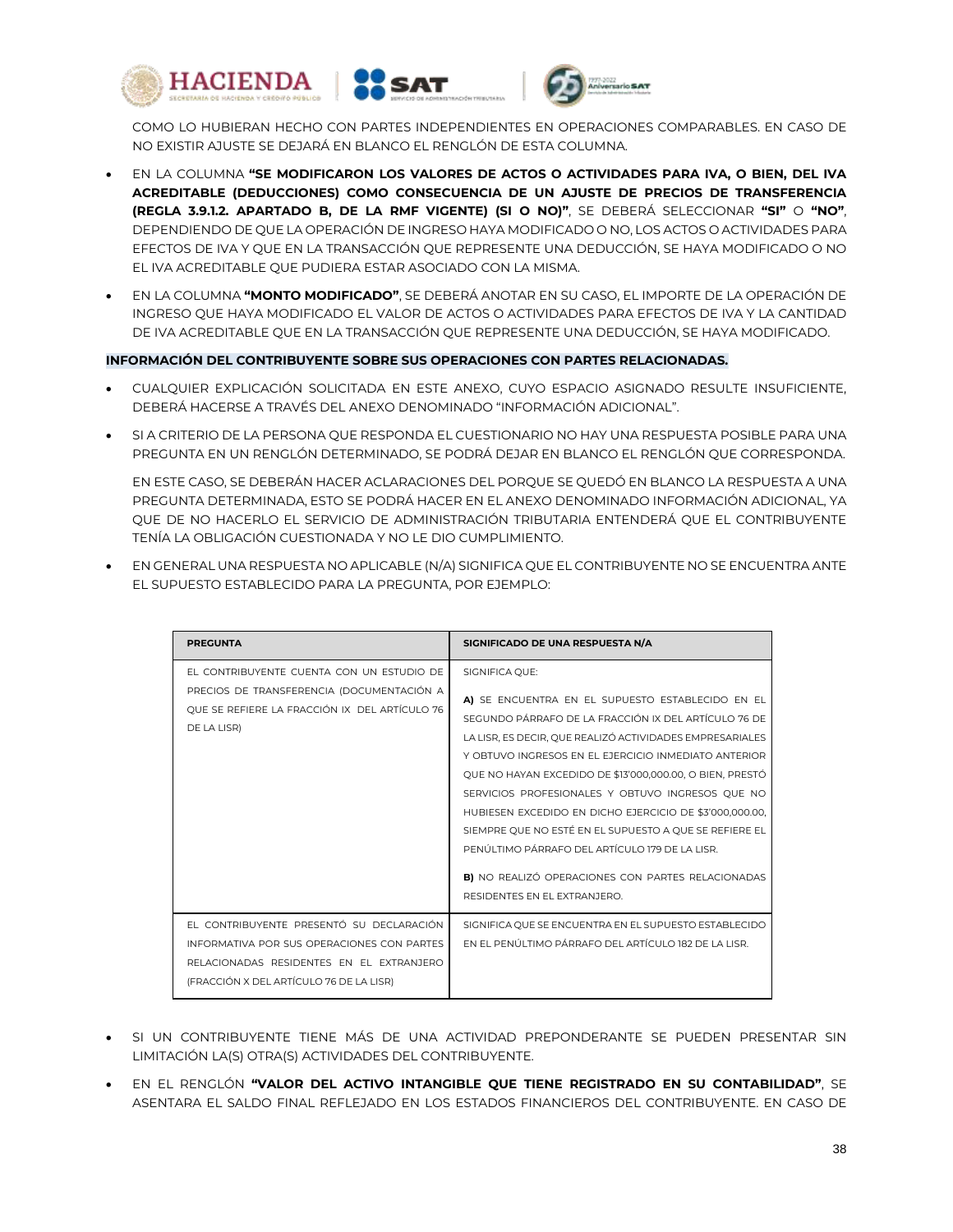COMO LO HUBIERAN HECHO CON PARTES INDEPENDIENTES EN OPERACIONES COMPARABLES. EN CASO DE NO EXISTIR AJUSTE SE DEJARÁ EN BLANCO EL RENGLÓN DE ESTA COLUMNA.

- EN LA COLUMNA **"SE MODIFICARON LOS VALORES DE ACTOS O ACTIVIDADES PARA IVA, O BIEN, DEL IVA ACREDITABLE (DEDUCCIONES) COMO CONSECUENCIA DE UN AJUSTE DE PRECIOS DE TRANSFERENCIA (REGLA 3.9.1.2. APARTADO B, DE LA RMF VIGENTE) (SI O NO)"**, SE DEBERÁ SELECCIONAR **"SI"** O **"NO"**, DEPENDIENDO DE QUE LA OPERACIÓN DE INGRESO HAYA MODIFICADO O NO, LOS ACTOS O ACTIVIDADES PARA EFECTOS DE IVA Y QUE EN LA TRANSACCIÓN QUE REPRESENTE UNA DEDUCCIÓN, SE HAYA MODIFICADO O NO EL IVA ACREDITABLE QUE PUDIERA ESTAR ASOCIADO CON LA MISMA.
- EN LA COLUMNA **"MONTO MODIFICADO"**, SE DEBERÁ ANOTAR EN SU CASO, EL IMPORTE DE LA OPERACIÓN DE INGRESO QUE HAYA MODIFICADO EL VALOR DE ACTOS O ACTIVIDADES PARA EFECTOS DE IVA Y LA CANTIDAD DE IVA ACREDITABLE QUE EN LA TRANSACCIÓN QUE REPRESENTE UNA DEDUCCIÓN, SE HAYA MODIFICADO.

**INFORMACIÓN DEL CONTRIBUYENTE SOBRE SUS OPERACIONES CON PARTES RELACIONADAS.**

- CUALQUIER EXPLICACIÓN SOLICITADA EN ESTE ANEXO, CUYO ESPACIO ASIGNADO RESULTE INSUFICIENTE, DEBERÁ HACERSE A TRAVÉS DEL ANEXO DENOMINADO "INFORMACIÓN ADICIONAL".
- SI A CRITERIO DE LA PERSONA QUE RESPONDA EL CUESTIONARIO NO HAY UNA RESPUESTA POSIBLE PARA UNA PREGUNTA EN UN RENGLÓN DETERMINADO, SE PODRÁ DEJAR EN BLANCO EL RENGLÓN QUE CORRESPONDA.

  EN ESTE CASO, SE DEBERÁN HACER ACLARACIONES DEL PORQUE SE QUEDÓ EN BLANCO LA RESPUESTA A UNA PREGUNTA DETERMINADA, ESTO SE PODRÁ HACER EN EL ANEXO DENOMINADO INFORMACIÓN ADICIONAL, YA QUE DE NO HACERLO EL SERVICIO DE ADMINISTRACIÓN TRIBUTARIA ENTENDERÁ QUE EL CONTRIBUYENTE TENÍA LA OBLIGACIÓN CUESTIONADA Y NO LE DIO CUMPLIMIENTO.
- EN GENERAL UNA RESPUESTA NO APLICABLE (N/A) SIGNIFICA QUE EL CONTRIBUYENTE NO SE ENCUENTRA ANTE EL SUPUESTO ESTABLECIDO PARA LA PREGUNTA, POR EJEMPLO:

| PREGUNTA | SIGNIFICADO DE UNA RESPUESTA N/A |
|---|---|
| EL CONTRIBUYENTE CUENTA CON UN ESTUDIO DE PRECIOS DE TRANSFERENCIA (DOCUMENTACIÓN A QUE SE REFIERE LA FRACCIÓN IX DEL ARTÍCULO 76 DE LA LISR) | SIGNIFICA QUE:<br><br>**A)** SE ENCUENTRA EN EL SUPUESTO ESTABLECIDO EN EL SEGUNDO PÁRRAFO DE LA FRACCIÓN IX DEL ARTÍCULO 76 DE LA LISR, ES DECIR, QUE REALIZÓ ACTIVIDADES EMPRESARIALES Y OBTUVO INGRESOS EN EL EJERCICIO INMEDIATO ANTERIOR QUE NO HAYAN EXCEDIDO DE \$13'000,000.00, O BIEN, PRESTÓ SERVICIOS PROFESIONALES Y OBTUVO INGRESOS QUE NO HUBIESEN EXCEDIDO EN DICHO EJERCICIO DE \$3'000,000.00, SIEMPRE QUE NO ESTÉ EN EL SUPUESTO A QUE SE REFIERE EL PENÚLTIMO PÁRRAFO DEL ARTÍCULO 179 DE LA LISR.<br><br>**B)** NO REALIZÓ OPERACIONES CON PARTES RELACIONADAS RESIDENTES EN EL EXTRANJERO. |
| EL CONTRIBUYENTE PRESENTÓ SU DECLARACIÓN INFORMATIVA POR SUS OPERACIONES CON PARTES RELACIONADAS RESIDENTES EN EL EXTRANJERO (FRACCIÓN X DEL ARTÍCULO 76 DE LA LISR) | SIGNIFICA QUE SE ENCUENTRA EN EL SUPUESTO ESTABLECIDO EN EL PENÚLTIMO PÁRRAFO DEL ARTÍCULO 182 DE LA LISR. |

- SI UN CONTRIBUYENTE TIENE MÁS DE UNA ACTIVIDAD PREPONDERANTE SE PUEDEN PRESENTAR SIN LIMITACIÓN LA(S) OTRA(S) ACTIVIDADES DEL CONTRIBUYENTE.
- EN EL RENGLÓN **"VALOR DEL ACTIVO INTANGIBLE QUE TIENE REGISTRADO EN SU CONTABILIDAD"**, SE ASENTARA EL SALDO FINAL REFLEJADO EN LOS ESTADOS FINANCIEROS DEL CONTRIBUYENTE. EN CASO DE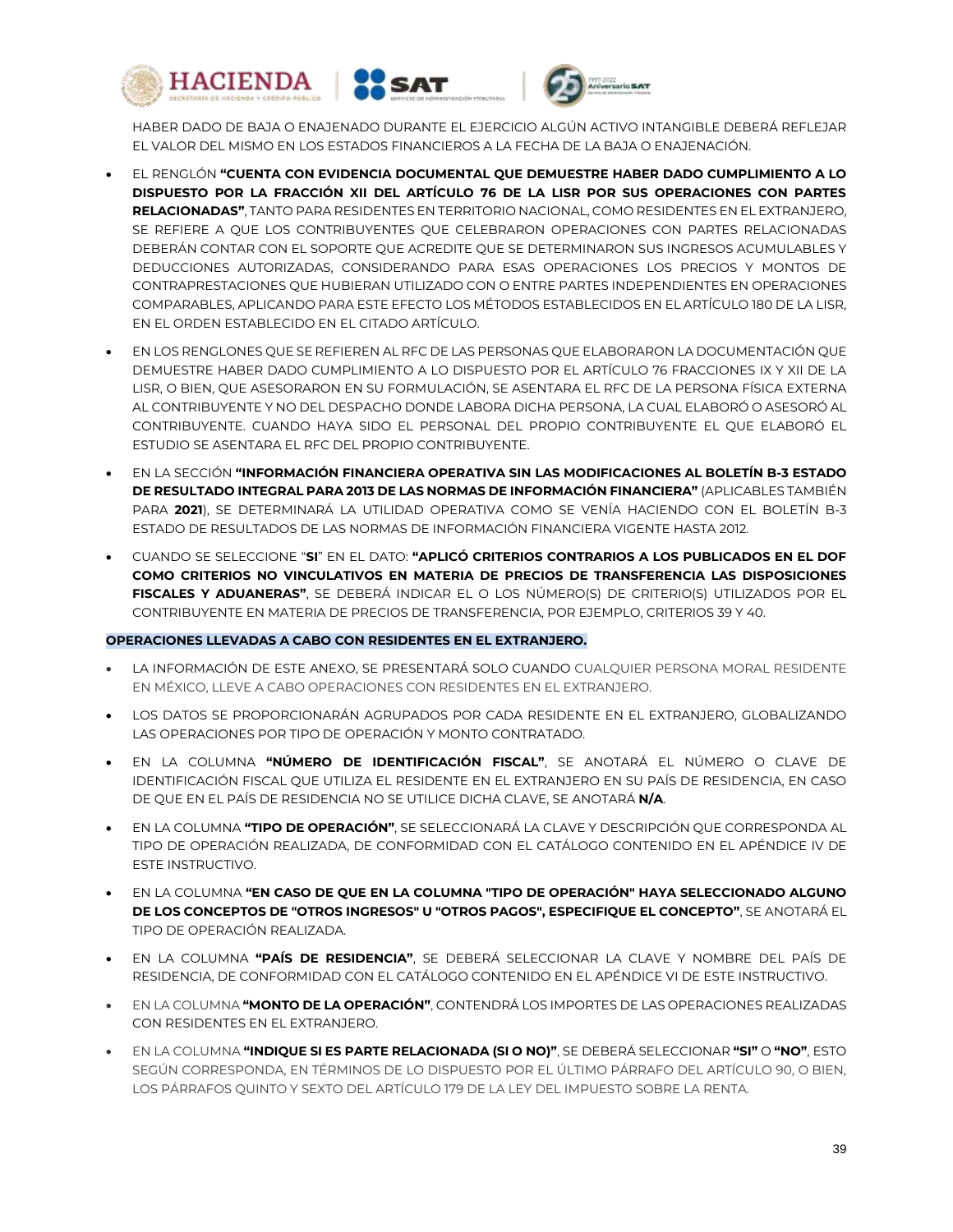HABER DADO DE BAJA O ENAJENADO DURANTE EL EJERCICIO ALGÚN ACTIVO INTANGIBLE DEBERÁ REFLEJAR EL VALOR DEL MISMO EN LOS ESTADOS FINANCIEROS A LA FECHA DE LA BAJA O ENAJENACIÓN.

- EL RENGLÓN **"CUENTA CON EVIDENCIA DOCUMENTAL QUE DEMUESTRE HABER DADO CUMPLIMIENTO A LO DISPUESTO POR LA FRACCIÓN XII DEL ARTÍCULO 76 DE LA LISR POR SUS OPERACIONES CON PARTES RELACIONADAS"**, TANTO PARA RESIDENTES EN TERRITORIO NACIONAL, COMO RESIDENTES EN EL EXTRANJERO, SE REFIERE A QUE LOS CONTRIBUYENTES QUE CELEBRARON OPERACIONES CON PARTES RELACIONADAS DEBERÁN CONTAR CON EL SOPORTE QUE ACREDITE QUE SE DETERMINARON SUS INGRESOS ACUMULABLES Y DEDUCCIONES AUTORIZADAS, CONSIDERANDO PARA ESAS OPERACIONES LOS PRECIOS Y MONTOS DE CONTRAPRESTACIONES QUE HUBIERAN UTILIZADO CON O ENTRE PARTES INDEPENDIENTES EN OPERACIONES COMPARABLES, APLICANDO PARA ESTE EFECTO LOS MÉTODOS ESTABLECIDOS EN EL ARTÍCULO 180 DE LA LISR, EN EL ORDEN ESTABLECIDO EN EL CITADO ARTÍCULO.
- EN LOS RENGLONES QUE SE REFIEREN AL RFC DE LAS PERSONAS QUE ELABORARON LA DOCUMENTACIÓN QUE DEMUESTRE HABER DADO CUMPLIMIENTO A LO DISPUESTO POR EL ARTÍCULO 76 FRACCIONES IX Y XII DE LA LISR, O BIEN, QUE ASESORARON EN SU FORMULACIÓN, SE ASENTARA EL RFC DE LA PERSONA FÍSICA EXTERNA AL CONTRIBUYENTE Y NO DEL DESPACHO DONDE LABORA DICHA PERSONA, LA CUAL ELABORÓ O ASESORÓ AL CONTRIBUYENTE. CUANDO HAYA SIDO EL PERSONAL DEL PROPIO CONTRIBUYENTE EL QUE ELABORÓ EL ESTUDIO SE ASENTARA EL RFC DEL PROPIO CONTRIBUYENTE.
- EN LA SECCIÓN **"INFORMACIÓN FINANCIERA OPERATIVA SIN LAS MODIFICACIONES AL BOLETÍN B-3 ESTADO DE RESULTADO INTEGRAL PARA 2013 DE LAS NORMAS DE INFORMACIÓN FINANCIERA"** (APLICABLES TAMBIÉN PARA **2021**), SE DETERMINARÁ LA UTILIDAD OPERATIVA COMO SE VENÍA HACIENDO CON EL BOLETÍN B-3 ESTADO DE RESULTADOS DE LAS NORMAS DE INFORMACIÓN FINANCIERA VIGENTE HASTA 2012.
- CUANDO SE SELECCIONE "**SI**" EN EL DATO: **"APLICÓ CRITERIOS CONTRARIOS A LOS PUBLICADOS EN EL DOF COMO CRITERIOS NO VINCULATIVOS EN MATERIA DE PRECIOS DE TRANSFERENCIA LAS DISPOSICIONES FISCALES Y ADUANERAS"**, SE DEBERÁ INDICAR EL O LOS NÚMERO(S) DE CRITERIO(S) UTILIZADOS POR EL CONTRIBUYENTE EN MATERIA DE PRECIOS DE TRANSFERENCIA, POR EJEMPLO, CRITERIOS 39 Y 40.

**OPERACIONES LLEVADAS A CABO CON RESIDENTES EN EL EXTRANJERO.**

- LA INFORMACIÓN DE ESTE ANEXO, SE PRESENTARÁ SOLO CUANDO CUALQUIER PERSONA MORAL RESIDENTE EN MÉXICO, LLEVE A CABO OPERACIONES CON RESIDENTES EN EL EXTRANJERO.
- LOS DATOS SE PROPORCIONARÁN AGRUPADOS POR CADA RESIDENTE EN EL EXTRANJERO, GLOBALIZANDO LAS OPERACIONES POR TIPO DE OPERACIÓN Y MONTO CONTRATADO.
- EN LA COLUMNA **"NÚMERO DE IDENTIFICACIÓN FISCAL"**, SE ANOTARÁ EL NÚMERO O CLAVE DE IDENTIFICACIÓN FISCAL QUE UTILIZA EL RESIDENTE EN EL EXTRANJERO EN SU PAÍS DE RESIDENCIA, EN CASO DE QUE EN EL PAÍS DE RESIDENCIA NO SE UTILICE DICHA CLAVE, SE ANOTARÁ **N/A**.
- EN LA COLUMNA **"TIPO DE OPERACIÓN"**, SE SELECCIONARÁ LA CLAVE Y DESCRIPCIÓN QUE CORRESPONDA AL TIPO DE OPERACIÓN REALIZADA, DE CONFORMIDAD CON EL CATÁLOGO CONTENIDO EN EL APÉNDICE IV DE ESTE INSTRUCTIVO.
- EN LA COLUMNA **"EN CASO DE QUE EN LA COLUMNA "TIPO DE OPERACIÓN" HAYA SELECCIONADO ALGUNO DE LOS CONCEPTOS DE "OTROS INGRESOS" U "OTROS PAGOS", ESPECIFIQUE EL CONCEPTO"**, SE ANOTARÁ EL TIPO DE OPERACIÓN REALIZADA.
- EN LA COLUMNA **"PAÍS DE RESIDENCIA"**, SE DEBERÁ SELECCIONAR LA CLAVE Y NOMBRE DEL PAÍS DE RESIDENCIA, DE CONFORMIDAD CON EL CATÁLOGO CONTENIDO EN EL APÉNDICE VI DE ESTE INSTRUCTIVO.
- EN LA COLUMNA **"MONTO DE LA OPERACIÓN"**, CONTENDRÁ LOS IMPORTES DE LAS OPERACIONES REALIZADAS CON RESIDENTES EN EL EXTRANJERO.
- EN LA COLUMNA **"INDIQUE SI ES PARTE RELACIONADA (SI O NO)"**, SE DEBERÁ SELECCIONAR **"SI"** O **"NO"**, ESTO SEGÚN CORRESPONDA, EN TÉRMINOS DE LO DISPUESTO POR EL ÚLTIMO PÁRRAFO DEL ARTÍCULO 90, O BIEN, LOS PÁRRAFOS QUINTO Y SEXTO DEL ARTÍCULO 179 DE LA LEY DEL IMPUESTO SOBRE LA RENTA.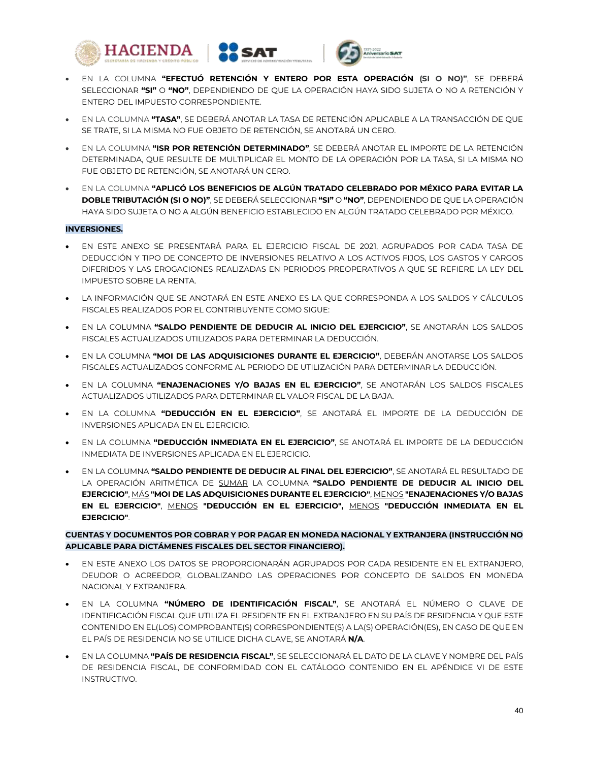- EN LA COLUMNA **"EFECTUÓ RETENCIÓN Y ENTERO POR ESTA OPERACIÓN (SI O NO)"**, SE DEBERÁ SELECCIONAR **"SI"** O **"NO"**, DEPENDIENDO DE QUE LA OPERACIÓN HAYA SIDO SUJETA O NO A RETENCIÓN Y ENTERO DEL IMPUESTO CORRESPONDIENTE.
- EN LA COLUMNA **"TASA"**, SE DEBERÁ ANOTAR LA TASA DE RETENCIÓN APLICABLE A LA TRANSACCIÓN DE QUE SE TRATE, SI LA MISMA NO FUE OBJETO DE RETENCIÓN, SE ANOTARÁ UN CERO.
- EN LA COLUMNA **"ISR POR RETENCIÓN DETERMINADO"**, SE DEBERÁ ANOTAR EL IMPORTE DE LA RETENCIÓN DETERMINADA, QUE RESULTE DE MULTIPLICAR EL MONTO DE LA OPERACIÓN POR LA TASA, SI LA MISMA NO FUE OBJETO DE RETENCIÓN, SE ANOTARÁ UN CERO.
- EN LA COLUMNA **"APLICÓ LOS BENEFICIOS DE ALGÚN TRATADO CELEBRADO POR MÉXICO PARA EVITAR LA DOBLE TRIBUTACIÓN (SI O NO)"**, SE DEBERÁ SELECCIONAR **"SI"** O **"NO"**, DEPENDIENDO DE QUE LA OPERACIÓN HAYA SIDO SUJETA O NO A ALGÚN BENEFICIO ESTABLECIDO EN ALGÚN TRATADO CELEBRADO POR MÉXICO.

**INVERSIONES.**

- EN ESTE ANEXO SE PRESENTARÁ PARA EL EJERCICIO FISCAL DE 2021, AGRUPADOS POR CADA TASA DE DEDUCCIÓN Y TIPO DE CONCEPTO DE INVERSIONES RELATIVO A LOS ACTIVOS FIJOS, LOS GASTOS Y CARGOS DIFERIDOS Y LAS EROGACIONES REALIZADAS EN PERIODOS PREOPERATIVOS A QUE SE REFIERE LA LEY DEL IMPUESTO SOBRE LA RENTA.
- LA INFORMACIÓN QUE SE ANOTARÁ EN ESTE ANEXO ES LA QUE CORRESPONDA A LOS SALDOS Y CÁLCULOS FISCALES REALIZADOS POR EL CONTRIBUYENTE COMO SIGUE:
- EN LA COLUMNA **"SALDO PENDIENTE DE DEDUCIR AL INICIO DEL EJERCICIO"**, SE ANOTARÁN LOS SALDOS FISCALES ACTUALIZADOS UTILIZADOS PARA DETERMINAR LA DEDUCCIÓN.
- EN LA COLUMNA **"MOI DE LAS ADQUISICIONES DURANTE EL EJERCICIO"**, DEBERÁN ANOTARSE LOS SALDOS FISCALES ACTUALIZADOS CONFORME AL PERIODO DE UTILIZACIÓN PARA DETERMINAR LA DEDUCCIÓN.
- EN LA COLUMNA **"ENAJENACIONES Y/O BAJAS EN EL EJERCICIO"**, SE ANOTARÁN LOS SALDOS FISCALES ACTUALIZADOS UTILIZADOS PARA DETERMINAR EL VALOR FISCAL DE LA BAJA.
- EN LA COLUMNA **"DEDUCCIÓN EN EL EJERCICIO"**, SE ANOTARÁ EL IMPORTE DE LA DEDUCCIÓN DE INVERSIONES APLICADA EN EL EJERCICIO.
- EN LA COLUMNA **"DEDUCCIÓN INMEDIATA EN EL EJERCICIO"**, SE ANOTARÁ EL IMPORTE DE LA DEDUCCIÓN INMEDIATA DE INVERSIONES APLICADA EN EL EJERCICIO.
- EN LA COLUMNA **"SALDO PENDIENTE DE DEDUCIR AL FINAL DEL EJERCICIO"**, SE ANOTARÁ EL RESULTADO DE LA OPERACIÓN ARITMÉTICA DE <u>SUMAR</u> LA COLUMNA **"SALDO PENDIENTE DE DEDUCIR AL INICIO DEL EJERCICIO"**, <u>MÁS</u> **"MOI DE LAS ADQUISICIONES DURANTE EL EJERCICIO"**, <u>MENOS</u> **"ENAJENACIONES Y/O BAJAS EN EL EJERCICIO"**, <u>MENOS</u> **"DEDUCCIÓN EN EL EJERCICIO",** <u>MENOS</u> **"DEDUCCIÓN INMEDIATA EN EL EJERCICIO"**.

**CUENTAS Y DOCUMENTOS POR COBRAR Y POR PAGAR EN MONEDA NACIONAL Y EXTRANJERA (INSTRUCCIÓN NO APLICABLE PARA DICTÁMENES FISCALES DEL SECTOR FINANCIERO).**

- EN ESTE ANEXO LOS DATOS SE PROPORCIONARÁN AGRUPADOS POR CADA RESIDENTE EN EL EXTRANJERO, DEUDOR O ACREEDOR, GLOBALIZANDO LAS OPERACIONES POR CONCEPTO DE SALDOS EN MONEDA NACIONAL Y EXTRANJERA.
- EN LA COLUMNA **"NÚMERO DE IDENTIFICACIÓN FISCAL"**, SE ANOTARÁ EL NÚMERO O CLAVE DE IDENTIFICACIÓN FISCAL QUE UTILIZA EL RESIDENTE EN EL EXTRANJERO EN SU PAÍS DE RESIDENCIA Y QUE ESTE CONTENIDO EN EL(LOS) COMPROBANTE(S) CORRESPONDIENTE(S) A LA(S) OPERACIÓN(ES), EN CASO DE QUE EN EL PAÍS DE RESIDENCIA NO SE UTILICE DICHA CLAVE, SE ANOTARÁ **N/A**.
- EN LA COLUMNA **"PAÍS DE RESIDENCIA FISCAL"**, SE SELECCIONARÁ EL DATO DE LA CLAVE Y NOMBRE DEL PAÍS DE RESIDENCIA FISCAL, DE CONFORMIDAD CON EL CATÁLOGO CONTENIDO EN EL APÉNDICE VI DE ESTE INSTRUCTIVO.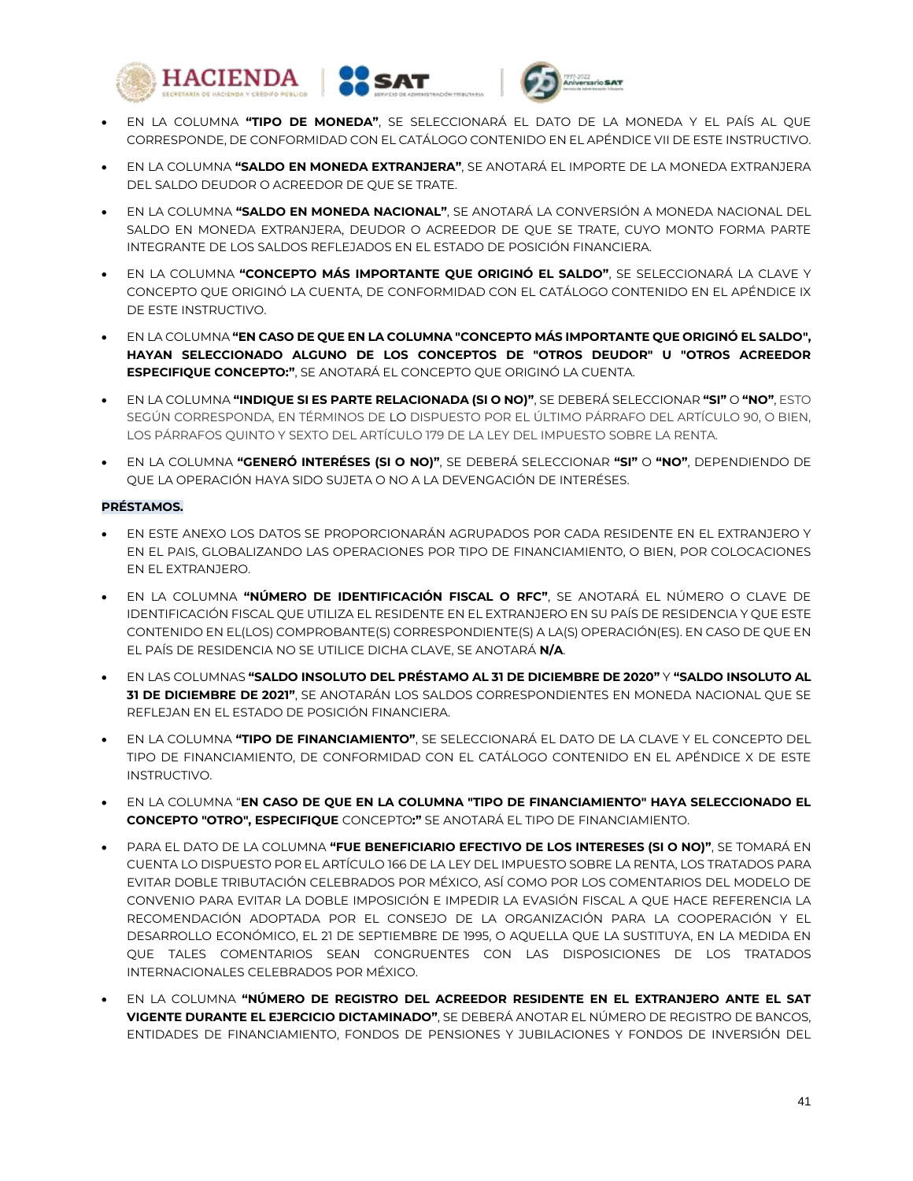- EN LA COLUMNA **"TIPO DE MONEDA"**, SE SELECCIONARÁ EL DATO DE LA MONEDA Y EL PAÍS AL QUE CORRESPONDE, DE CONFORMIDAD CON EL CATÁLOGO CONTENIDO EN EL APÉNDICE VII DE ESTE INSTRUCTIVO.
- EN LA COLUMNA **"SALDO EN MONEDA EXTRANJERA"**, SE ANOTARÁ EL IMPORTE DE LA MONEDA EXTRANJERA DEL SALDO DEUDOR O ACREEDOR DE QUE SE TRATE.
- EN LA COLUMNA **"SALDO EN MONEDA NACIONAL"**, SE ANOTARÁ LA CONVERSIÓN A MONEDA NACIONAL DEL SALDO EN MONEDA EXTRANJERA, DEUDOR O ACREEDOR DE QUE SE TRATE, CUYO MONTO FORMA PARTE INTEGRANTE DE LOS SALDOS REFLEJADOS EN EL ESTADO DE POSICIÓN FINANCIERA.
- EN LA COLUMNA **"CONCEPTO MÁS IMPORTANTE QUE ORIGINÓ EL SALDO"**, SE SELECCIONARÁ LA CLAVE Y CONCEPTO QUE ORIGINÓ LA CUENTA, DE CONFORMIDAD CON EL CATÁLOGO CONTENIDO EN EL APÉNDICE IX DE ESTE INSTRUCTIVO.
- EN LA COLUMNA **"EN CASO DE QUE EN LA COLUMNA "CONCEPTO MÁS IMPORTANTE QUE ORIGINÓ EL SALDO", HAYAN SELECCIONADO ALGUNO DE LOS CONCEPTOS DE "OTROS DEUDOR" U "OTROS ACREEDOR ESPECIFIQUE CONCEPTO:"**, SE ANOTARÁ EL CONCEPTO QUE ORIGINÓ LA CUENTA.
- EN LA COLUMNA **"INDIQUE SI ES PARTE RELACIONADA (SI O NO)"**, SE DEBERÁ SELECCIONAR **"SI"** O **"NO"**, ESTO SEGÚN CORRESPONDA, EN TÉRMINOS DE LO DISPUESTO POR EL ÚLTIMO PÁRRAFO DEL ARTÍCULO 90, O BIEN, LOS PÁRRAFOS QUINTO Y SEXTO DEL ARTÍCULO 179 DE LA LEY DEL IMPUESTO SOBRE LA RENTA.
- EN LA COLUMNA **"GENERÓ INTERÉSES (SI O NO)"**, SE DEBERÁ SELECCIONAR **"SI"** O **"NO"**, DEPENDIENDO DE QUE LA OPERACIÓN HAYA SIDO SUJETA O NO A LA DEVENGACIÓN DE INTERÉSES.

**PRÉSTAMOS.**

- EN ESTE ANEXO LOS DATOS SE PROPORCIONARÁN AGRUPADOS POR CADA RESIDENTE EN EL EXTRANJERO Y EN EL PAIS, GLOBALIZANDO LAS OPERACIONES POR TIPO DE FINANCIAMIENTO, O BIEN, POR COLOCACIONES EN EL EXTRANJERO.
- EN LA COLUMNA **"NÚMERO DE IDENTIFICACIÓN FISCAL O RFC"**, SE ANOTARÁ EL NÚMERO O CLAVE DE IDENTIFICACIÓN FISCAL QUE UTILIZA EL RESIDENTE EN EL EXTRANJERO EN SU PAÍS DE RESIDENCIA Y QUE ESTE CONTENIDO EN EL(LOS) COMPROBANTE(S) CORRESPONDIENTE(S) A LA(S) OPERACIÓN(ES). EN CASO DE QUE EN EL PAÍS DE RESIDENCIA NO SE UTILICE DICHA CLAVE, SE ANOTARÁ **N/A**.
- EN LAS COLUMNAS **"SALDO INSOLUTO DEL PRÉSTAMO AL 31 DE DICIEMBRE DE 2020"** Y **"SALDO INSOLUTO AL 31 DE DICIEMBRE DE 2021"**, SE ANOTARÁN LOS SALDOS CORRESPONDIENTES EN MONEDA NACIONAL QUE SE REFLEJAN EN EL ESTADO DE POSICIÓN FINANCIERA.
- EN LA COLUMNA **"TIPO DE FINANCIAMIENTO"**, SE SELECCIONARÁ EL DATO DE LA CLAVE Y EL CONCEPTO DEL TIPO DE FINANCIAMIENTO, DE CONFORMIDAD CON EL CATÁLOGO CONTENIDO EN EL APÉNDICE X DE ESTE INSTRUCTIVO.
- EN LA COLUMNA "**EN CASO DE QUE EN LA COLUMNA "TIPO DE FINANCIAMIENTO" HAYA SELECCIONADO EL CONCEPTO "OTRO", ESPECIFIQUE** CONCEPTO**:"** SE ANOTARÁ EL TIPO DE FINANCIAMIENTO.
- PARA EL DATO DE LA COLUMNA **"FUE BENEFICIARIO EFECTIVO DE LOS INTERESES (SI O NO)"**, SE TOMARÁ EN CUENTA LO DISPUESTO POR EL ARTÍCULO 166 DE LA LEY DEL IMPUESTO SOBRE LA RENTA, LOS TRATADOS PARA EVITAR DOBLE TRIBUTACIÓN CELEBRADOS POR MÉXICO, ASÍ COMO POR LOS COMENTARIOS DEL MODELO DE CONVENIO PARA EVITAR LA DOBLE IMPOSICIÓN E IMPEDIR LA EVASIÓN FISCAL A QUE HACE REFERENCIA LA RECOMENDACIÓN ADOPTADA POR EL CONSEJO DE LA ORGANIZACIÓN PARA LA COOPERACIÓN Y EL DESARROLLO ECONÓMICO, EL 21 DE SEPTIEMBRE DE 1995, O AQUELLA QUE LA SUSTITUYA, EN LA MEDIDA EN QUE TALES COMENTARIOS SEAN CONGRUENTES CON LAS DISPOSICIONES DE LOS TRATADOS INTERNACIONALES CELEBRADOS POR MÉXICO.
- EN LA COLUMNA **"NÚMERO DE REGISTRO DEL ACREEDOR RESIDENTE EN EL EXTRANJERO ANTE EL SAT VIGENTE DURANTE EL EJERCICIO DICTAMINADO"**, SE DEBERÁ ANOTAR EL NÚMERO DE REGISTRO DE BANCOS, ENTIDADES DE FINANCIAMIENTO, FONDOS DE PENSIONES Y JUBILACIONES Y FONDOS DE INVERSIÓN DEL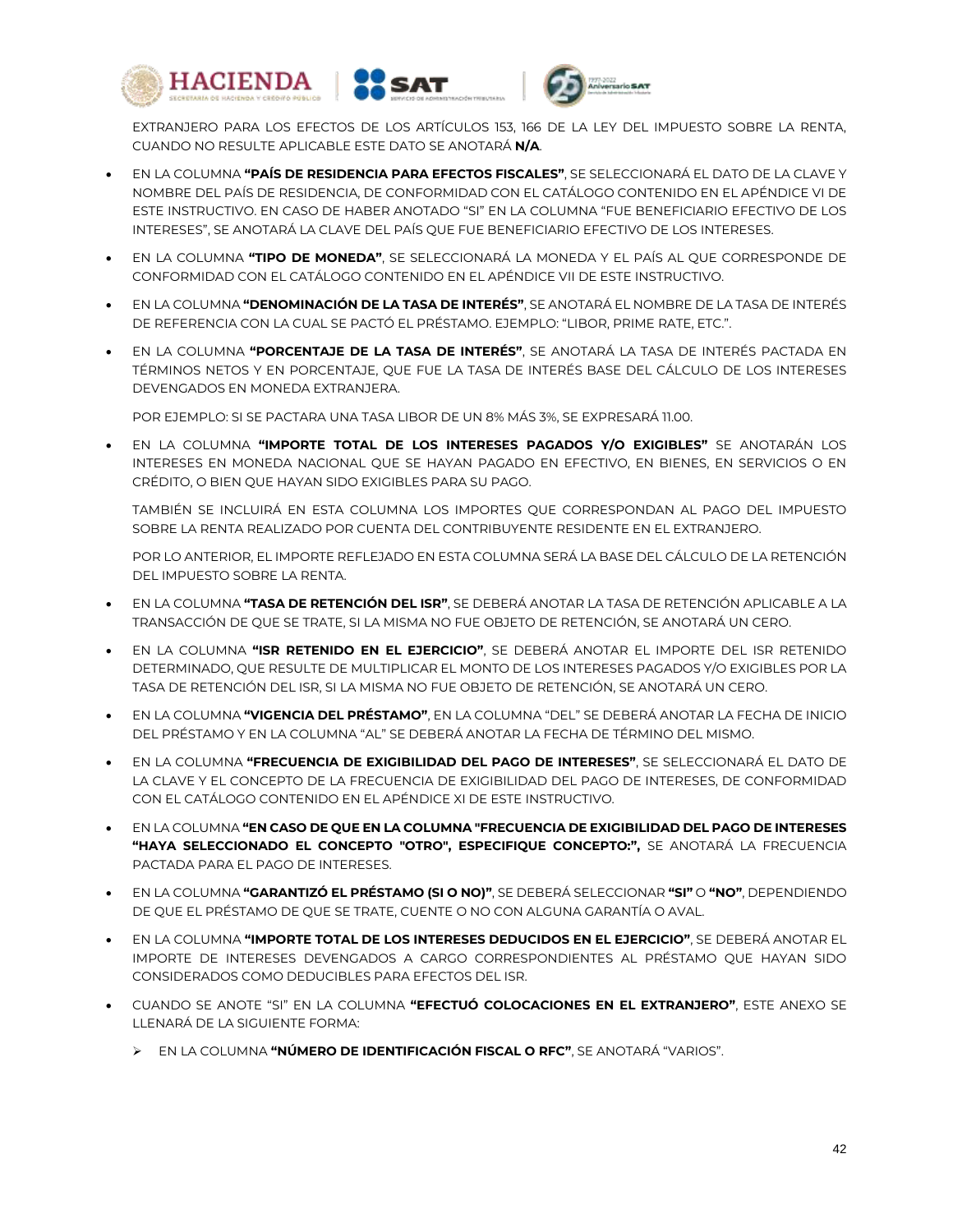EXTRANJERO PARA LOS EFECTOS DE LOS ARTÍCULOS 153, 166 DE LA LEY DEL IMPUESTO SOBRE LA RENTA, CUANDO NO RESULTE APLICABLE ESTE DATO SE ANOTARÁ **N/A**.

- EN LA COLUMNA **"PAÍS DE RESIDENCIA PARA EFECTOS FISCALES"**, SE SELECCIONARÁ EL DATO DE LA CLAVE Y NOMBRE DEL PAÍS DE RESIDENCIA, DE CONFORMIDAD CON EL CATÁLOGO CONTENIDO EN EL APÉNDICE VI DE ESTE INSTRUCTIVO. EN CASO DE HABER ANOTADO "SI" EN LA COLUMNA "FUE BENEFICIARIO EFECTIVO DE LOS INTERESES", SE ANOTARÁ LA CLAVE DEL PAÍS QUE FUE BENEFICIARIO EFECTIVO DE LOS INTERESES.

- EN LA COLUMNA **"TIPO DE MONEDA"**, SE SELECCIONARÁ LA MONEDA Y EL PAÍS AL QUE CORRESPONDE DE CONFORMIDAD CON EL CATÁLOGO CONTENIDO EN EL APÉNDICE VII DE ESTE INSTRUCTIVO.

- EN LA COLUMNA **"DENOMINACIÓN DE LA TASA DE INTERÉS"**, SE ANOTARÁ EL NOMBRE DE LA TASA DE INTERÉS DE REFERENCIA CON LA CUAL SE PACTÓ EL PRÉSTAMO. EJEMPLO: "LIBOR, PRIME RATE, ETC.".

- EN LA COLUMNA **"PORCENTAJE DE LA TASA DE INTERÉS"**, SE ANOTARÁ LA TASA DE INTERÉS PACTADA EN TÉRMINOS NETOS Y EN PORCENTAJE, QUE FUE LA TASA DE INTERÉS BASE DEL CÁLCULO DE LOS INTERESES DEVENGADOS EN MONEDA EXTRANJERA.

  POR EJEMPLO: SI SE PACTARA UNA TASA LIBOR DE UN 8% MÁS 3%, SE EXPRESARÁ 11.00.

- EN LA COLUMNA **"IMPORTE TOTAL DE LOS INTERESES PAGADOS Y/O EXIGIBLES"** SE ANOTARÁN LOS INTERESES EN MONEDA NACIONAL QUE SE HAYAN PAGADO EN EFECTIVO, EN BIENES, EN SERVICIOS O EN CRÉDITO, O BIEN QUE HAYAN SIDO EXIGIBLES PARA SU PAGO.

  TAMBIÉN SE INCLUIRÁ EN ESTA COLUMNA LOS IMPORTES QUE CORRESPONDAN AL PAGO DEL IMPUESTO SOBRE LA RENTA REALIZADO POR CUENTA DEL CONTRIBUYENTE RESIDENTE EN EL EXTRANJERO.

  POR LO ANTERIOR, EL IMPORTE REFLEJADO EN ESTA COLUMNA SERÁ LA BASE DEL CÁLCULO DE LA RETENCIÓN DEL IMPUESTO SOBRE LA RENTA.

- EN LA COLUMNA **"TASA DE RETENCIÓN DEL ISR"**, SE DEBERÁ ANOTAR LA TASA DE RETENCIÓN APLICABLE A LA TRANSACCIÓN DE QUE SE TRATE, SI LA MISMA NO FUE OBJETO DE RETENCIÓN, SE ANOTARÁ UN CERO.

- EN LA COLUMNA **"ISR RETENIDO EN EL EJERCICIO"**, SE DEBERÁ ANOTAR EL IMPORTE DEL ISR RETENIDO DETERMINADO, QUE RESULTE DE MULTIPLICAR EL MONTO DE LOS INTERESES PAGADOS Y/O EXIGIBLES POR LA TASA DE RETENCIÓN DEL ISR, SI LA MISMA NO FUE OBJETO DE RETENCIÓN, SE ANOTARÁ UN CERO.

- EN LA COLUMNA **"VIGENCIA DEL PRÉSTAMO"**, EN LA COLUMNA "DEL" SE DEBERÁ ANOTAR LA FECHA DE INICIO DEL PRÉSTAMO Y EN LA COLUMNA "AL" SE DEBERÁ ANOTAR LA FECHA DE TÉRMINO DEL MISMO.

- EN LA COLUMNA **"FRECUENCIA DE EXIGIBILIDAD DEL PAGO DE INTERESES"**, SE SELECCIONARÁ EL DATO DE LA CLAVE Y EL CONCEPTO DE LA FRECUENCIA DE EXIGIBILIDAD DEL PAGO DE INTERESES, DE CONFORMIDAD CON EL CATÁLOGO CONTENIDO EN EL APÉNDICE XI DE ESTE INSTRUCTIVO.

- EN LA COLUMNA **"EN CASO DE QUE EN LA COLUMNA "FRECUENCIA DE EXIGIBILIDAD DEL PAGO DE INTERESES "HAYA SELECCIONADO EL CONCEPTO "OTRO", ESPECIFIQUE CONCEPTO:",** SE ANOTARÁ LA FRECUENCIA PACTADA PARA EL PAGO DE INTERESES.

- EN LA COLUMNA **"GARANTIZÓ EL PRÉSTAMO (SI O NO)"**, SE DEBERÁ SELECCIONAR **"SI"** O **"NO"**, DEPENDIENDO DE QUE EL PRÉSTAMO DE QUE SE TRATE, CUENTE O NO CON ALGUNA GARANTÍA O AVAL.

- EN LA COLUMNA **"IMPORTE TOTAL DE LOS INTERESES DEDUCIDOS EN EL EJERCICIO"**, SE DEBERÁ ANOTAR EL IMPORTE DE INTERESES DEVENGADOS A CARGO CORRESPONDIENTES AL PRÉSTAMO QUE HAYAN SIDO CONSIDERADOS COMO DEDUCIBLES PARA EFECTOS DEL ISR.

- CUANDO SE ANOTE "SI" EN LA COLUMNA **"EFECTUÓ COLOCACIONES EN EL EXTRANJERO"**, ESTE ANEXO SE LLENARÁ DE LA SIGUIENTE FORMA:

  - EN LA COLUMNA **"NÚMERO DE IDENTIFICACIÓN FISCAL O RFC"**, SE ANOTARÁ "VARIOS".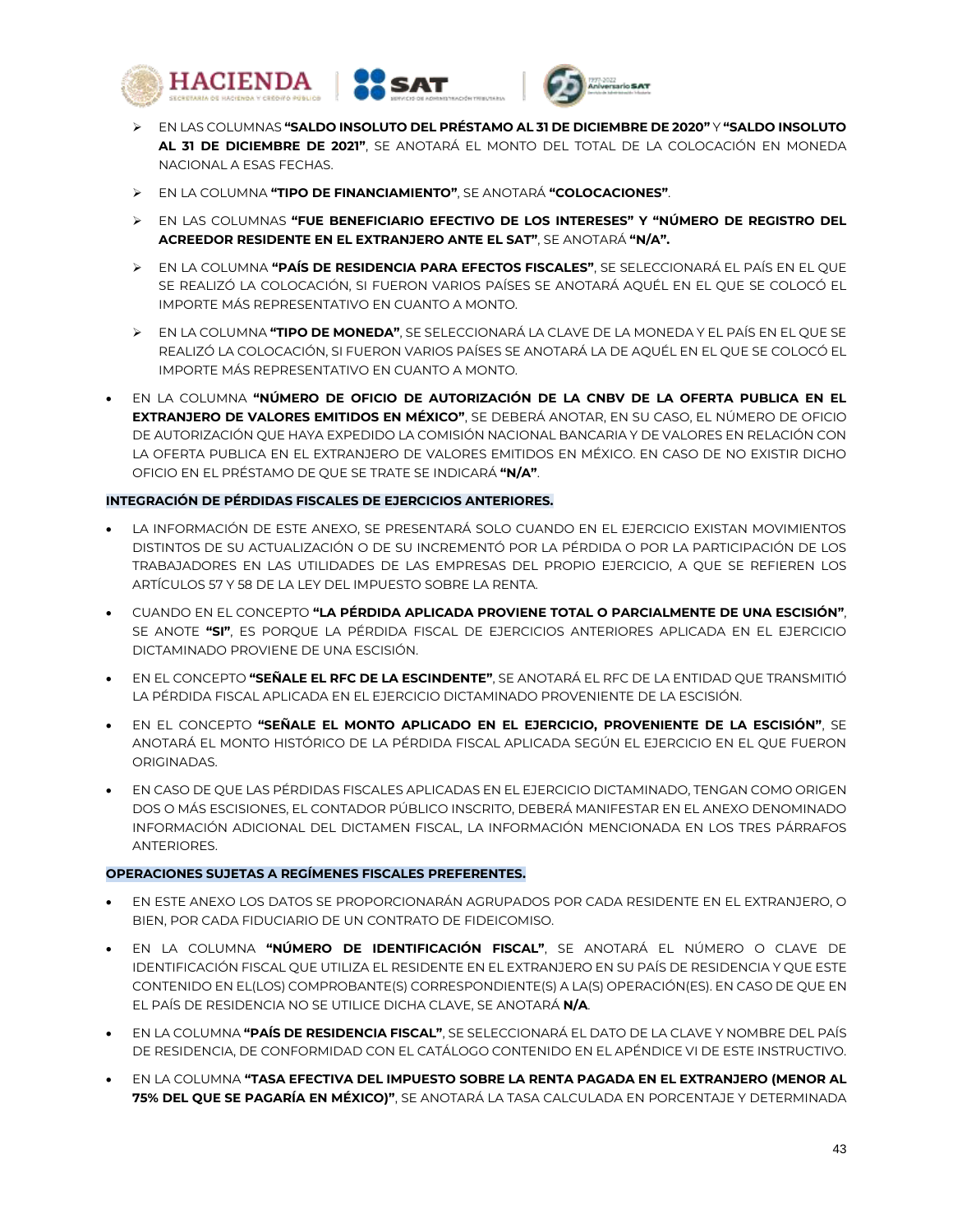- EN LAS COLUMNAS **"SALDO INSOLUTO DEL PRÉSTAMO AL 31 DE DICIEMBRE DE 2020"** Y **"SALDO INSOLUTO AL 31 DE DICIEMBRE DE 2021"**, SE ANOTARÁ EL MONTO DEL TOTAL DE LA COLOCACIÓN EN MONEDA NACIONAL A ESAS FECHAS.
- EN LA COLUMNA **"TIPO DE FINANCIAMIENTO"**, SE ANOTARÁ **"COLOCACIONES"**.
- EN LAS COLUMNAS **"FUE BENEFICIARIO EFECTIVO DE LOS INTERESES" Y "NÚMERO DE REGISTRO DEL ACREEDOR RESIDENTE EN EL EXTRANJERO ANTE EL SAT"**, SE ANOTARÁ **"N/A".**
- EN LA COLUMNA **"PAÍS DE RESIDENCIA PARA EFECTOS FISCALES"**, SE SELECCIONARÁ EL PAÍS EN EL QUE SE REALIZÓ LA COLOCACIÓN, SI FUERON VARIOS PAÍSES SE ANOTARÁ AQUÉL EN EL QUE SE COLOCÓ EL IMPORTE MÁS REPRESENTATIVO EN CUANTO A MONTO.
- EN LA COLUMNA **"TIPO DE MONEDA"**, SE SELECCIONARÁ LA CLAVE DE LA MONEDA Y EL PAÍS EN EL QUE SE REALIZÓ LA COLOCACIÓN, SI FUERON VARIOS PAÍSES SE ANOTARÁ LA DE AQUÉL EN EL QUE SE COLOCÓ EL IMPORTE MÁS REPRESENTATIVO EN CUANTO A MONTO.

- EN LA COLUMNA **"NÚMERO DE OFICIO DE AUTORIZACIÓN DE LA CNBV DE LA OFERTA PUBLICA EN EL EXTRANJERO DE VALORES EMITIDOS EN MÉXICO"**, SE DEBERÁ ANOTAR, EN SU CASO, EL NÚMERO DE OFICIO DE AUTORIZACIÓN QUE HAYA EXPEDIDO LA COMISIÓN NACIONAL BANCARIA Y DE VALORES EN RELACIÓN CON LA OFERTA PUBLICA EN EL EXTRANJERO DE VALORES EMITIDOS EN MÉXICO. EN CASO DE NO EXISTIR DICHO OFICIO EN EL PRÉSTAMO DE QUE SE TRATE SE INDICARÁ **"N/A"**.

**INTEGRACIÓN DE PÉRDIDAS FISCALES DE EJERCICIOS ANTERIORES.**

- LA INFORMACIÓN DE ESTE ANEXO, SE PRESENTARÁ SOLO CUANDO EN EL EJERCICIO EXISTAN MOVIMIENTOS DISTINTOS DE SU ACTUALIZACIÓN O DE SU INCREMENTÓ POR LA PÉRDIDA O POR LA PARTICIPACIÓN DE LOS TRABAJADORES EN LAS UTILIDADES DE LAS EMPRESAS DEL PROPIO EJERCICIO, A QUE SE REFIEREN LOS ARTÍCULOS 57 Y 58 DE LA LEY DEL IMPUESTO SOBRE LA RENTA.
- CUANDO EN EL CONCEPTO **"LA PÉRDIDA APLICADA PROVIENE TOTAL O PARCIALMENTE DE UNA ESCISIÓN"**, SE ANOTE **"SI"**, ES PORQUE LA PÉRDIDA FISCAL DE EJERCICIOS ANTERIORES APLICADA EN EL EJERCICIO DICTAMINADO PROVIENE DE UNA ESCISIÓN.
- EN EL CONCEPTO **"SEÑALE EL RFC DE LA ESCINDENTE"**, SE ANOTARÁ EL RFC DE LA ENTIDAD QUE TRANSMITIÓ LA PÉRDIDA FISCAL APLICADA EN EL EJERCICIO DICTAMINADO PROVENIENTE DE LA ESCISIÓN.
- EN EL CONCEPTO **"SEÑALE EL MONTO APLICADO EN EL EJERCICIO, PROVENIENTE DE LA ESCISIÓN"**, SE ANOTARÁ EL MONTO HISTÓRICO DE LA PÉRDIDA FISCAL APLICADA SEGÚN EL EJERCICIO EN EL QUE FUERON ORIGINADAS.
- EN CASO DE QUE LAS PÉRDIDAS FISCALES APLICADAS EN EL EJERCICIO DICTAMINADO, TENGAN COMO ORIGEN DOS O MÁS ESCISIONES, EL CONTADOR PÚBLICO INSCRITO, DEBERÁ MANIFESTAR EN EL ANEXO DENOMINADO INFORMACIÓN ADICIONAL DEL DICTAMEN FISCAL, LA INFORMACIÓN MENCIONADA EN LOS TRES PÁRRAFOS ANTERIORES.

**OPERACIONES SUJETAS A REGÍMENES FISCALES PREFERENTES.**

- EN ESTE ANEXO LOS DATOS SE PROPORCIONARÁN AGRUPADOS POR CADA RESIDENTE EN EL EXTRANJERO, O BIEN, POR CADA FIDUCIARIO DE UN CONTRATO DE FIDEICOMISO.
- EN LA COLUMNA **"NÚMERO DE IDENTIFICACIÓN FISCAL"**, SE ANOTARÁ EL NÚMERO O CLAVE DE IDENTIFICACIÓN FISCAL QUE UTILIZA EL RESIDENTE EN EL EXTRANJERO EN SU PAÍS DE RESIDENCIA Y QUE ESTE CONTENIDO EN EL(LOS) COMPROBANTE(S) CORRESPONDIENTE(S) A LA(S) OPERACIÓN(ES). EN CASO DE QUE EN EL PAÍS DE RESIDENCIA NO SE UTILICE DICHA CLAVE, SE ANOTARÁ **N/A**.
- EN LA COLUMNA **"PAÍS DE RESIDENCIA FISCAL"**, SE SELECCIONARÁ EL DATO DE LA CLAVE Y NOMBRE DEL PAÍS DE RESIDENCIA, DE CONFORMIDAD CON EL CATÁLOGO CONTENIDO EN EL APÉNDICE VI DE ESTE INSTRUCTIVO.
- EN LA COLUMNA **"TASA EFECTIVA DEL IMPUESTO SOBRE LA RENTA PAGADA EN EL EXTRANJERO (MENOR AL 75% DEL QUE SE PAGARÍA EN MÉXICO)"**, SE ANOTARÁ LA TASA CALCULADA EN PORCENTAJE Y DETERMINADA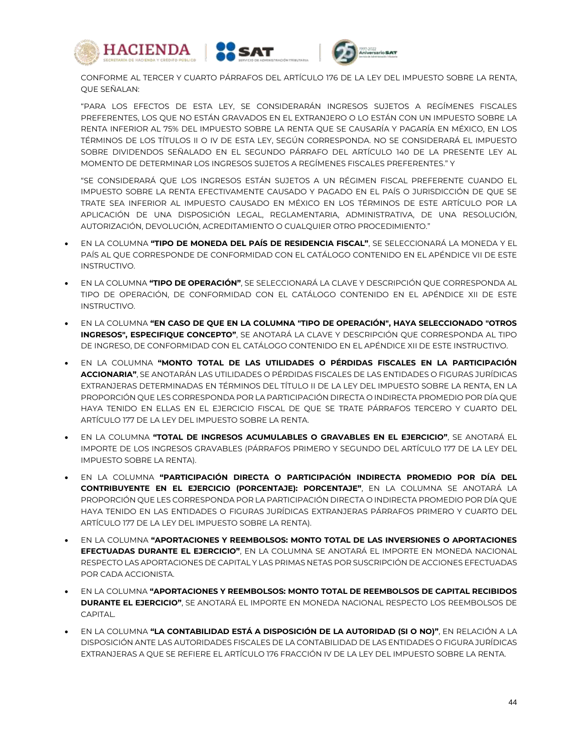CONFORME AL TERCER Y CUARTO PÁRRAFOS DEL ARTÍCULO 176 DE LA LEY DEL IMPUESTO SOBRE LA RENTA, QUE SEÑALAN:

"PARA LOS EFECTOS DE ESTA LEY, SE CONSIDERARÁN INGRESOS SUJETOS A REGÍMENES FISCALES PREFERENTES, LOS QUE NO ESTÁN GRAVADOS EN EL EXTRANJERO O LO ESTÁN CON UN IMPUESTO SOBRE LA RENTA INFERIOR AL 75% DEL IMPUESTO SOBRE LA RENTA QUE SE CAUSARÍA Y PAGARÍA EN MÉXICO, EN LOS TÉRMINOS DE LOS TÍTULOS II O IV DE ESTA LEY, SEGÚN CORRESPONDA. NO SE CONSIDERARÁ EL IMPUESTO SOBRE DIVIDENDOS SEÑALADO EN EL SEGUNDO PÁRRAFO DEL ARTÍCULO 140 DE LA PRESENTE LEY AL MOMENTO DE DETERMINAR LOS INGRESOS SUJETOS A REGÍMENES FISCALES PREFERENTES." Y

"SE CONSIDERARÁ QUE LOS INGRESOS ESTÁN SUJETOS A UN RÉGIMEN FISCAL PREFERENTE CUANDO EL IMPUESTO SOBRE LA RENTA EFECTIVAMENTE CAUSADO Y PAGADO EN EL PAÍS O JURISDICCIÓN DE QUE SE TRATE SEA INFERIOR AL IMPUESTO CAUSADO EN MÉXICO EN LOS TÉRMINOS DE ESTE ARTÍCULO POR LA APLICACIÓN DE UNA DISPOSICIÓN LEGAL, REGLAMENTARIA, ADMINISTRATIVA, DE UNA RESOLUCIÓN, AUTORIZACIÓN, DEVOLUCIÓN, ACREDITAMIENTO O CUALQUIER OTRO PROCEDIMIENTO."

- EN LA COLUMNA **"TIPO DE MONEDA DEL PAÍS DE RESIDENCIA FISCAL"**, SE SELECCIONARÁ LA MONEDA Y EL PAÍS AL QUE CORRESPONDE DE CONFORMIDAD CON EL CATÁLOGO CONTENIDO EN EL APÉNDICE VII DE ESTE INSTRUCTIVO.
- EN LA COLUMNA **"TIPO DE OPERACIÓN"**, SE SELECCIONARÁ LA CLAVE Y DESCRIPCIÓN QUE CORRESPONDA AL TIPO DE OPERACIÓN, DE CONFORMIDAD CON EL CATÁLOGO CONTENIDO EN EL APÉNDICE XII DE ESTE INSTRUCTIVO.
- EN LA COLUMNA **"EN CASO DE QUE EN LA COLUMNA "TIPO DE OPERACIÓN", HAYA SELECCIONADO "OTROS INGRESOS", ESPECIFIQUE CONCEPTO"**, SE ANOTARÁ LA CLAVE Y DESCRIPCIÓN QUE CORRESPONDA AL TIPO DE INGRESO, DE CONFORMIDAD CON EL CATÁLOGO CONTENIDO EN EL APÉNDICE XII DE ESTE INSTRUCTIVO.
- EN LA COLUMNA **"MONTO TOTAL DE LAS UTILIDADES O PÉRDIDAS FISCALES EN LA PARTICIPACIÓN ACCIONARIA"**, SE ANOTARÁN LAS UTILIDADES O PÉRDIDAS FISCALES DE LAS ENTIDADES O FIGURAS JURÍDICAS EXTRANJERAS DETERMINADAS EN TÉRMINOS DEL TÍTULO II DE LA LEY DEL IMPUESTO SOBRE LA RENTA, EN LA PROPORCIÓN QUE LES CORRESPONDA POR LA PARTICIPACIÓN DIRECTA O INDIRECTA PROMEDIO POR DÍA QUE HAYA TENIDO EN ELLAS EN EL EJERCICIO FISCAL DE QUE SE TRATE PÁRRAFOS TERCERO Y CUARTO DEL ARTÍCULO 177 DE LA LEY DEL IMPUESTO SOBRE LA RENTA.
- EN LA COLUMNA **"TOTAL DE INGRESOS ACUMULABLES O GRAVABLES EN EL EJERCICIO"**, SE ANOTARÁ EL IMPORTE DE LOS INGRESOS GRAVABLES (PÁRRAFOS PRIMERO Y SEGUNDO DEL ARTÍCULO 177 DE LA LEY DEL IMPUESTO SOBRE LA RENTA).
- EN LA COLUMNA **"PARTICIPACIÓN DIRECTA O PARTICIPACIÓN INDIRECTA PROMEDIO POR DÍA DEL CONTRIBUYENTE EN EL EJERCICIO (PORCENTAJE): PORCENTAJE"**, EN LA COLUMNA SE ANOTARÁ LA PROPORCIÓN QUE LES CORRESPONDA POR LA PARTICIPACIÓN DIRECTA O INDIRECTA PROMEDIO POR DÍA QUE HAYA TENIDO EN LAS ENTIDADES O FIGURAS JURÍDICAS EXTRANJERAS PÁRRAFOS PRIMERO Y CUARTO DEL ARTÍCULO 177 DE LA LEY DEL IMPUESTO SOBRE LA RENTA).
- EN LA COLUMNA **"APORTACIONES Y REEMBOLSOS: MONTO TOTAL DE LAS INVERSIONES O APORTACIONES EFECTUADAS DURANTE EL EJERCICIO"**, EN LA COLUMNA SE ANOTARÁ EL IMPORTE EN MONEDA NACIONAL RESPECTO LAS APORTACIONES DE CAPITAL Y LAS PRIMAS NETAS POR SUSCRIPCIÓN DE ACCIONES EFECTUADAS POR CADA ACCIONISTA.
- EN LA COLUMNA **"APORTACIONES Y REEMBOLSOS: MONTO TOTAL DE REEMBOLSOS DE CAPITAL RECIBIDOS DURANTE EL EJERCICIO"**, SE ANOTARÁ EL IMPORTE EN MONEDA NACIONAL RESPECTO LOS REEMBOLSOS DE CAPITAL.
- EN LA COLUMNA **"LA CONTABILIDAD ESTÁ A DISPOSICIÓN DE LA AUTORIDAD (SI O NO)"**, EN RELACIÓN A LA DISPOSICIÓN ANTE LAS AUTORIDADES FISCALES DE LA CONTABILIDAD DE LAS ENTIDADES O FIGURA JURÍDICAS EXTRANJERAS A QUE SE REFIERE EL ARTÍCULO 176 FRACCIÓN IV DE LA LEY DEL IMPUESTO SOBRE LA RENTA.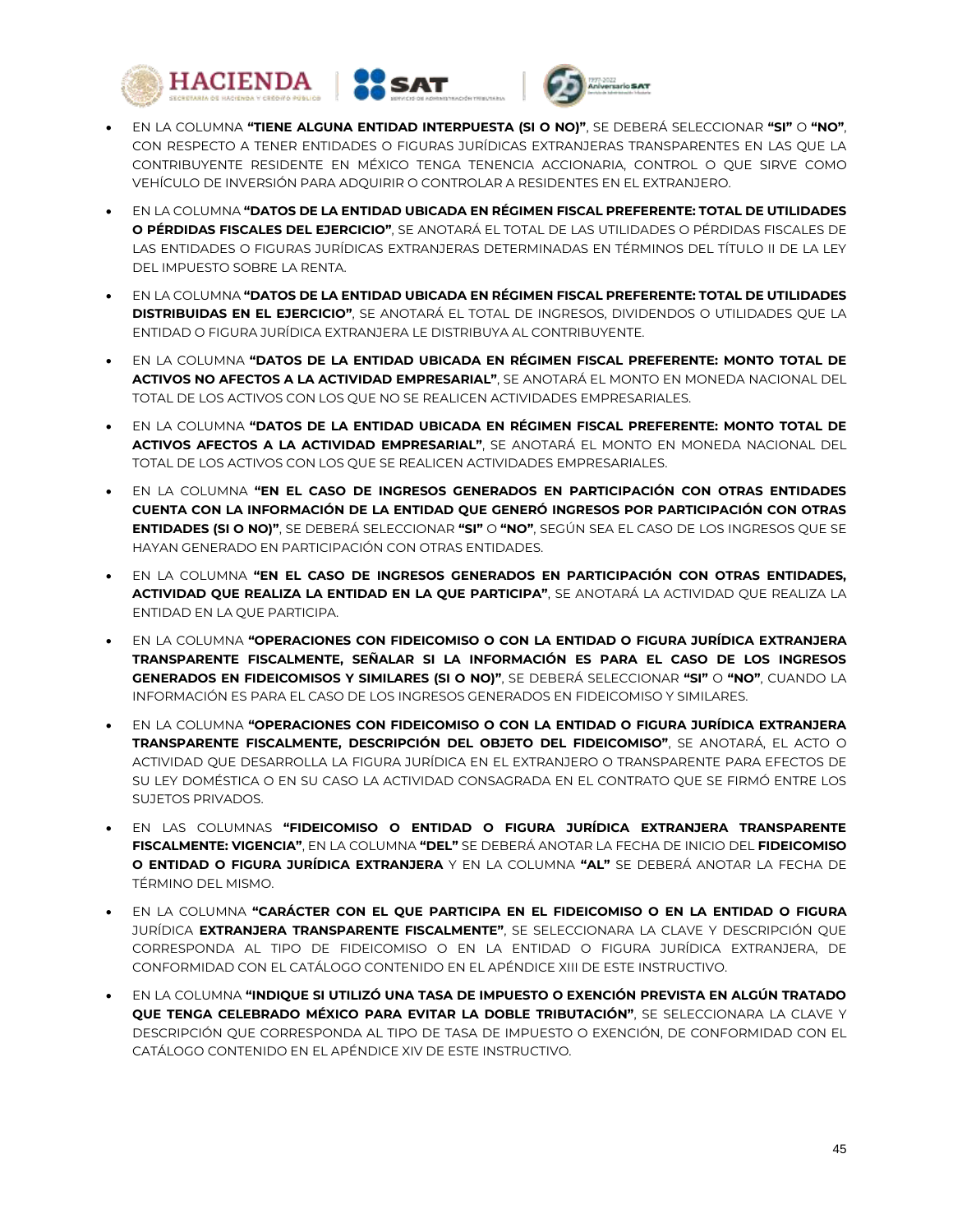- EN LA COLUMNA **"TIENE ALGUNA ENTIDAD INTERPUESTA (SI O NO)"**, SE DEBERÁ SELECCIONAR **"SI"** O **"NO"**, CON RESPECTO A TENER ENTIDADES O FIGURAS JURÍDICAS EXTRANJERAS TRANSPARENTES EN LAS QUE LA CONTRIBUYENTE RESIDENTE EN MÉXICO TENGA TENENCIA ACCIONARIA, CONTROL O QUE SIRVE COMO VEHÍCULO DE INVERSIÓN PARA ADQUIRIR O CONTROLAR A RESIDENTES EN EL EXTRANJERO.

- EN LA COLUMNA **"DATOS DE LA ENTIDAD UBICADA EN RÉGIMEN FISCAL PREFERENTE: TOTAL DE UTILIDADES O PÉRDIDAS FISCALES DEL EJERCICIO"**, SE ANOTARÁ EL TOTAL DE LAS UTILIDADES O PÉRDIDAS FISCALES DE LAS ENTIDADES O FIGURAS JURÍDICAS EXTRANJERAS DETERMINADAS EN TÉRMINOS DEL TÍTULO II DE LA LEY DEL IMPUESTO SOBRE LA RENTA.

- EN LA COLUMNA **"DATOS DE LA ENTIDAD UBICADA EN RÉGIMEN FISCAL PREFERENTE: TOTAL DE UTILIDADES DISTRIBUIDAS EN EL EJERCICIO"**, SE ANOTARÁ EL TOTAL DE INGRESOS, DIVIDENDOS O UTILIDADES QUE LA ENTIDAD O FIGURA JURÍDICA EXTRANJERA LE DISTRIBUYA AL CONTRIBUYENTE.

- EN LA COLUMNA **"DATOS DE LA ENTIDAD UBICADA EN RÉGIMEN FISCAL PREFERENTE: MONTO TOTAL DE ACTIVOS NO AFECTOS A LA ACTIVIDAD EMPRESARIAL"**, SE ANOTARÁ EL MONTO EN MONEDA NACIONAL DEL TOTAL DE LOS ACTIVOS CON LOS QUE NO SE REALICEN ACTIVIDADES EMPRESARIALES.

- EN LA COLUMNA **"DATOS DE LA ENTIDAD UBICADA EN RÉGIMEN FISCAL PREFERENTE: MONTO TOTAL DE ACTIVOS AFECTOS A LA ACTIVIDAD EMPRESARIAL"**, SE ANOTARÁ EL MONTO EN MONEDA NACIONAL DEL TOTAL DE LOS ACTIVOS CON LOS QUE SE REALICEN ACTIVIDADES EMPRESARIALES.

- EN LA COLUMNA **"EN EL CASO DE INGRESOS GENERADOS EN PARTICIPACIÓN CON OTRAS ENTIDADES CUENTA CON LA INFORMACIÓN DE LA ENTIDAD QUE GENERÓ INGRESOS POR PARTICIPACIÓN CON OTRAS ENTIDADES (SI O NO)"**, SE DEBERÁ SELECCIONAR **"SI"** O **"NO"**, SEGÚN SEA EL CASO DE LOS INGRESOS QUE SE HAYAN GENERADO EN PARTICIPACIÓN CON OTRAS ENTIDADES.

- EN LA COLUMNA **"EN EL CASO DE INGRESOS GENERADOS EN PARTICIPACIÓN CON OTRAS ENTIDADES, ACTIVIDAD QUE REALIZA LA ENTIDAD EN LA QUE PARTICIPA"**, SE ANOTARÁ LA ACTIVIDAD QUE REALIZA LA ENTIDAD EN LA QUE PARTICIPA.

- EN LA COLUMNA **"OPERACIONES CON FIDEICOMISO O CON LA ENTIDAD O FIGURA JURÍDICA EXTRANJERA TRANSPARENTE FISCALMENTE, SEÑALAR SI LA INFORMACIÓN ES PARA EL CASO DE LOS INGRESOS GENERADOS EN FIDEICOMISOS Y SIMILARES (SI O NO)"**, SE DEBERÁ SELECCIONAR **"SI"** O **"NO"**, CUANDO LA INFORMACIÓN ES PARA EL CASO DE LOS INGRESOS GENERADOS EN FIDEICOMISO Y SIMILARES.

- EN LA COLUMNA **"OPERACIONES CON FIDEICOMISO O CON LA ENTIDAD O FIGURA JURÍDICA EXTRANJERA TRANSPARENTE FISCALMENTE, DESCRIPCIÓN DEL OBJETO DEL FIDEICOMISO"**, SE ANOTARÁ, EL ACTO O ACTIVIDAD QUE DESARROLLA LA FIGURA JURÍDICA EN EL EXTRANJERO O TRANSPARENTE PARA EFECTOS DE SU LEY DOMÉSTICA O EN SU CASO LA ACTIVIDAD CONSAGRADA EN EL CONTRATO QUE SE FIRMÓ ENTRE LOS SUJETOS PRIVADOS.

- EN LAS COLUMNAS **"FIDEICOMISO O ENTIDAD O FIGURA JURÍDICA EXTRANJERA TRANSPARENTE FISCALMENTE: VIGENCIA"**, EN LA COLUMNA **"DEL"** SE DEBERÁ ANOTAR LA FECHA DE INICIO DEL **FIDEICOMISO O ENTIDAD O FIGURA JURÍDICA EXTRANJERA** Y EN LA COLUMNA **"AL"** SE DEBERÁ ANOTAR LA FECHA DE TÉRMINO DEL MISMO.

- EN LA COLUMNA **"CARÁCTER CON EL QUE PARTICIPA EN EL FIDEICOMISO O EN LA ENTIDAD O FIGURA** JURÍDICA **EXTRANJERA TRANSPARENTE FISCALMENTE"**, SE SELECCIONARA LA CLAVE Y DESCRIPCIÓN QUE CORRESPONDA AL TIPO DE FIDEICOMISO O EN LA ENTIDAD O FIGURA EXTRANJERA, DE CONFORMIDAD CON EL CATÁLOGO CONTENIDO EN EL APÉNDICE XIII DE ESTE INSTRUCTIVO.

- EN LA COLUMNA **"INDIQUE SI UTILIZÓ UNA TASA DE IMPUESTO O EXENCIÓN PREVISTA EN ALGÚN TRATADO QUE TENGA CELEBRADO MÉXICO PARA EVITAR LA DOBLE TRIBUTACIÓN"**, SE SELECCIONARA LA CLAVE Y DESCRIPCIÓN QUE CORRESPONDA AL TIPO DE TASA DE IMPUESTO O EXENCIÓN, DE CONFORMIDAD CON EL CATÁLOGO CONTENIDO EN EL APÉNDICE XIV DE ESTE INSTRUCTIVO.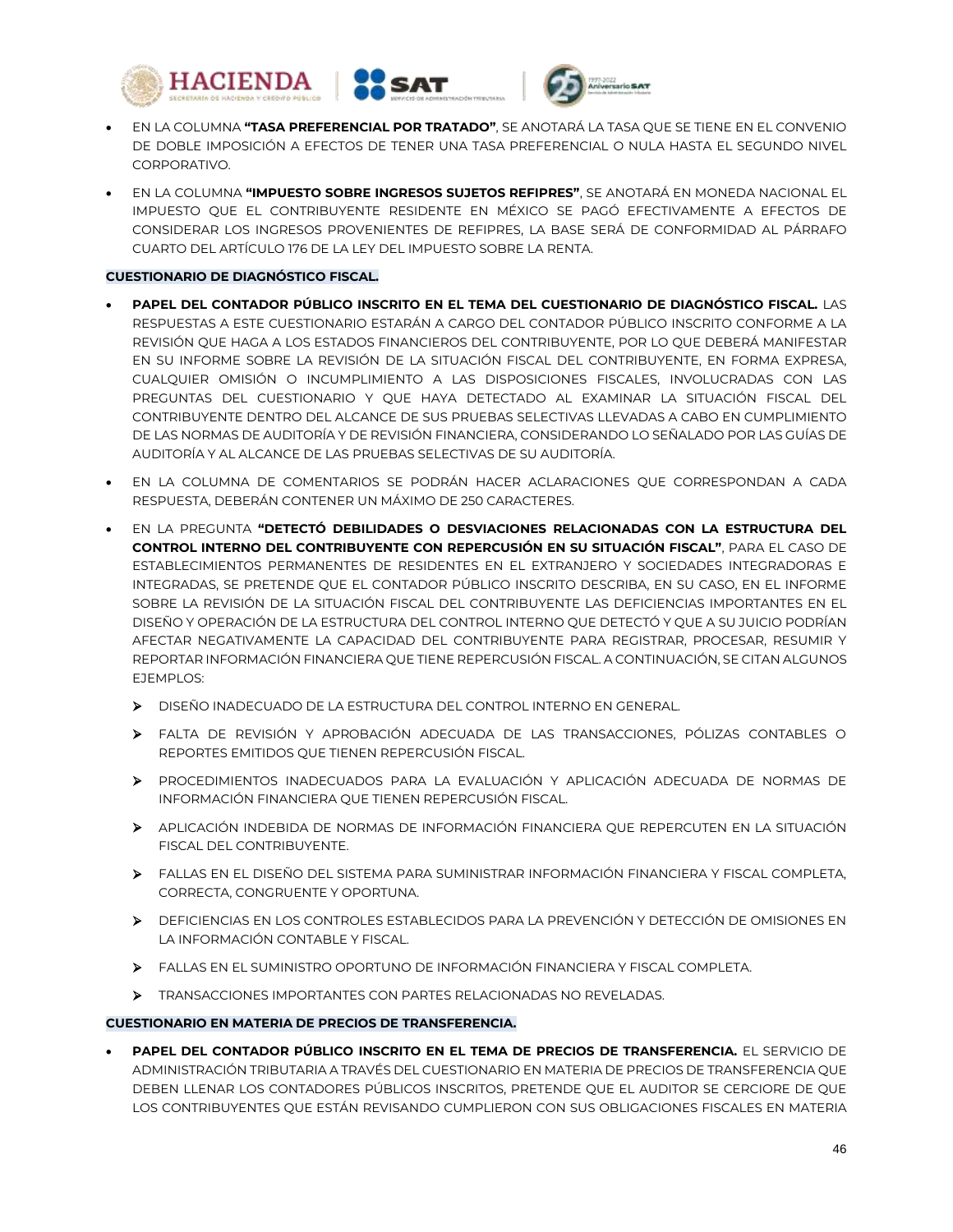- EN LA COLUMNA **"TASA PREFERENCIAL POR TRATADO"**, SE ANOTARÁ LA TASA QUE SE TIENE EN EL CONVENIO DE DOBLE IMPOSICIÓN A EFECTOS DE TENER UNA TASA PREFERENCIAL O NULA HASTA EL SEGUNDO NIVEL CORPORATIVO.

- EN LA COLUMNA **"IMPUESTO SOBRE INGRESOS SUJETOS REFIPRES"**, SE ANOTARÁ EN MONEDA NACIONAL EL IMPUESTO QUE EL CONTRIBUYENTE RESIDENTE EN MÉXICO SE PAGÓ EFECTIVAMENTE A EFECTOS DE CONSIDERAR LOS INGRESOS PROVENIENTES DE REFIPRES, LA BASE SERÁ DE CONFORMIDAD AL PÁRRAFO CUARTO DEL ARTÍCULO 176 DE LA LEY DEL IMPUESTO SOBRE LA RENTA.

**CUESTIONARIO DE DIAGNÓSTICO FISCAL.**

- **PAPEL DEL CONTADOR PÚBLICO INSCRITO EN EL TEMA DEL CUESTIONARIO DE DIAGNÓSTICO FISCAL.** LAS RESPUESTAS A ESTE CUESTIONARIO ESTARÁN A CARGO DEL CONTADOR PÚBLICO INSCRITO CONFORME A LA REVISIÓN QUE HAGA A LOS ESTADOS FINANCIEROS DEL CONTRIBUYENTE, POR LO QUE DEBERÁ MANIFESTAR EN SU INFORME SOBRE LA REVISIÓN DE LA SITUACIÓN FISCAL DEL CONTRIBUYENTE, EN FORMA EXPRESA, CUALQUIER OMISIÓN O INCUMPLIMIENTO A LAS DISPOSICIONES FISCALES, INVOLUCRADAS CON LAS PREGUNTAS DEL CUESTIONARIO Y QUE HAYA DETECTADO AL EXAMINAR LA SITUACIÓN FISCAL DEL CONTRIBUYENTE DENTRO DEL ALCANCE DE SUS PRUEBAS SELECTIVAS LLEVADAS A CABO EN CUMPLIMIENTO DE LAS NORMAS DE AUDITORÍA Y DE REVISIÓN FINANCIERA, CONSIDERANDO LO SEÑALADO POR LAS GUÍAS DE AUDITORÍA Y AL ALCANCE DE LAS PRUEBAS SELECTIVAS DE SU AUDITORÍA.

- EN LA COLUMNA DE COMENTARIOS SE PODRÁN HACER ACLARACIONES QUE CORRESPONDAN A CADA RESPUESTA, DEBERÁN CONTENER UN MÁXIMO DE 250 CARACTERES.

- EN LA PREGUNTA **"DETECTÓ DEBILIDADES O DESVIACIONES RELACIONADAS CON LA ESTRUCTURA DEL CONTROL INTERNO DEL CONTRIBUYENTE CON REPERCUSIÓN EN SU SITUACIÓN FISCAL"**, PARA EL CASO DE ESTABLECIMIENTOS PERMANENTES DE RESIDENTES EN EL EXTRANJERO Y SOCIEDADES INTEGRADORAS E INTEGRADAS, SE PRETENDE QUE EL CONTADOR PÚBLICO INSCRITO DESCRIBA, EN SU CASO, EN EL INFORME SOBRE LA REVISIÓN DE LA SITUACIÓN FISCAL DEL CONTRIBUYENTE LAS DEFICIENCIAS IMPORTANTES EN EL DISEÑO Y OPERACIÓN DE LA ESTRUCTURA DEL CONTROL INTERNO QUE DETECTÓ Y QUE A SU JUICIO PODRÍAN AFECTAR NEGATIVAMENTE LA CAPACIDAD DEL CONTRIBUYENTE PARA REGISTRAR, PROCESAR, RESUMIR Y REPORTAR INFORMACIÓN FINANCIERA QUE TIENE REPERCUSIÓN FISCAL. A CONTINUACIÓN, SE CITAN ALGUNOS EJEMPLOS:
  - DISEÑO INADECUADO DE LA ESTRUCTURA DEL CONTROL INTERNO EN GENERAL.
  - FALTA DE REVISIÓN Y APROBACIÓN ADECUADA DE LAS TRANSACCIONES, PÓLIZAS CONTABLES O REPORTES EMITIDOS QUE TIENEN REPERCUSIÓN FISCAL.
  - PROCEDIMIENTOS INADECUADOS PARA LA EVALUACIÓN Y APLICACIÓN ADECUADA DE NORMAS DE INFORMACIÓN FINANCIERA QUE TIENEN REPERCUSIÓN FISCAL.
  - APLICACIÓN INDEBIDA DE NORMAS DE INFORMACIÓN FINANCIERA QUE REPERCUTEN EN LA SITUACIÓN FISCAL DEL CONTRIBUYENTE.
  - FALLAS EN EL DISEÑO DEL SISTEMA PARA SUMINISTRAR INFORMACIÓN FINANCIERA Y FISCAL COMPLETA, CORRECTA, CONGRUENTE Y OPORTUNA.
  - DEFICIENCIAS EN LOS CONTROLES ESTABLECIDOS PARA LA PREVENCIÓN Y DETECCIÓN DE OMISIONES EN LA INFORMACIÓN CONTABLE Y FISCAL.
  - FALLAS EN EL SUMINISTRO OPORTUNO DE INFORMACIÓN FINANCIERA Y FISCAL COMPLETA.
  - TRANSACCIONES IMPORTANTES CON PARTES RELACIONADAS NO REVELADAS.

**CUESTIONARIO EN MATERIA DE PRECIOS DE TRANSFERENCIA.**

- **PAPEL DEL CONTADOR PÚBLICO INSCRITO EN EL TEMA DE PRECIOS DE TRANSFERENCIA.** EL SERVICIO DE ADMINISTRACIÓN TRIBUTARIA A TRAVÉS DEL CUESTIONARIO EN MATERIA DE PRECIOS DE TRANSFERENCIA QUE DEBEN LLENAR LOS CONTADORES PÚBLICOS INSCRITOS, PRETENDE QUE EL AUDITOR SE CERCIORE DE QUE LOS CONTRIBUYENTES QUE ESTÁN REVISANDO CUMPLIERON CON SUS OBLIGACIONES FISCALES EN MATERIA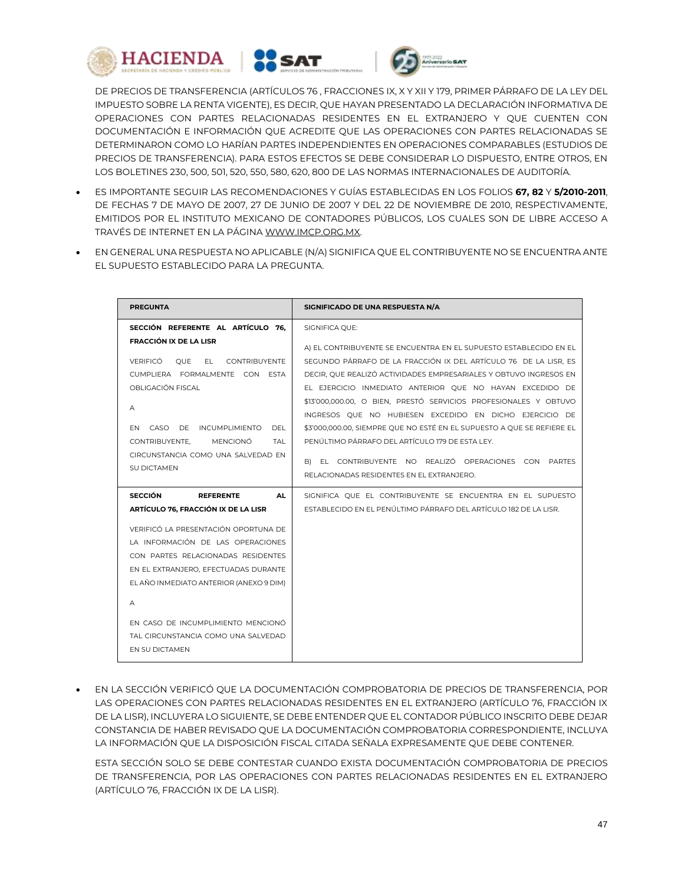DE PRECIOS DE TRANSFERENCIA (ARTÍCULOS 76 , FRACCIONES IX, X Y XII Y 179, PRIMER PÁRRAFO DE LA LEY DEL IMPUESTO SOBRE LA RENTA VIGENTE), ES DECIR, QUE HAYAN PRESENTADO LA DECLARACIÓN INFORMATIVA DE OPERACIONES CON PARTES RELACIONADAS RESIDENTES EN EL EXTRANJERO Y QUE CUENTEN CON DOCUMENTACIÓN E INFORMACIÓN QUE ACREDITE QUE LAS OPERACIONES CON PARTES RELACIONADAS SE DETERMINARON COMO LO HARÍAN PARTES INDEPENDIENTES EN OPERACIONES COMPARABLES (ESTUDIOS DE PRECIOS DE TRANSFERENCIA). PARA ESTOS EFECTOS SE DEBE CONSIDERAR LO DISPUESTO, ENTRE OTROS, EN LOS BOLETINES 230, 500, 501, 520, 550, 580, 620, 800 DE LAS NORMAS INTERNACIONALES DE AUDITORÍA.

- ES IMPORTANTE SEGUIR LAS RECOMENDACIONES Y GUÍAS ESTABLECIDAS EN LOS FOLIOS **67, 82** Y **5/2010-2011**, DE FECHAS 7 DE MAYO DE 2007, 27 DE JUNIO DE 2007 Y DEL 22 DE NOVIEMBRE DE 2010, RESPECTIVAMENTE, EMITIDOS POR EL INSTITUTO MEXICANO DE CONTADORES PÚBLICOS, LOS CUALES SON DE LIBRE ACCESO A TRAVÉS DE INTERNET EN LA PÁGINA WWW.IMCP.ORG.MX.
- EN GENERAL UNA RESPUESTA NO APLICABLE (N/A) SIGNIFICA QUE EL CONTRIBUYENTE NO SE ENCUENTRA ANTE EL SUPUESTO ESTABLECIDO PARA LA PREGUNTA.

| PREGUNTA | SIGNIFICADO DE UNA RESPUESTA N/A |
|---|---|
| **SECCIÓN REFERENTE AL ARTÍCULO 76, FRACCIÓN IX DE LA LISR**<br><br>VERIFICÓ QUE EL CONTRIBUYENTE CUMPLIERA FORMALMENTE CON ESTA OBLIGACIÓN FISCAL<br><br>A<br><br>EN CASO DE INCUMPLIMIENTO DEL CONTRIBUYENTE, MENCIONÓ TAL CIRCUNSTANCIA COMO UNA SALVEDAD EN SU DICTAMEN | SIGNIFICA QUE:<br><br>A) EL CONTRIBUYENTE SE ENCUENTRA EN EL SUPUESTO ESTABLECIDO EN EL SEGUNDO PÁRRAFO DE LA FRACCIÓN IX DEL ARTÍCULO 76 DE LA LISR, ES DECIR, QUE REALIZÓ ACTIVIDADES EMPRESARIALES Y OBTUVO INGRESOS EN EL EJERCICIO INMEDIATO ANTERIOR QUE NO HAYAN EXCEDIDO DE $13'000,000.00, O BIEN, PRESTÓ SERVICIOS PROFESIONALES Y OBTUVO INGRESOS QUE NO HUBIESEN EXCEDIDO EN DICHO EJERCICIO DE $3'000,000.00, SIEMPRE QUE NO ESTÉ EN EL SUPUESTO A QUE SE REFIERE EL PENÚLTIMO PÁRRAFO DEL ARTÍCULO 179 DE ESTA LEY.<br><br>B) EL CONTRIBUYENTE NO REALIZÓ OPERACIONES CON PARTES RELACIONADAS RESIDENTES EN EL EXTRANJERO. |
| **SECCIÓN REFERENTE AL ARTÍCULO 76, FRACCIÓN IX DE LA LISR**<br><br>VERIFICÓ LA PRESENTACIÓN OPORTUNA DE LA INFORMACIÓN DE LAS OPERACIONES CON PARTES RELACIONADAS RESIDENTES EN EL EXTRANJERO, EFECTUADAS DURANTE EL AÑO INMEDIATO ANTERIOR (ANEXO 9 DIM)<br><br>A<br><br>EN CASO DE INCUMPLIMIENTO MENCIONÓ TAL CIRCUNSTANCIA COMO UNA SALVEDAD EN SU DICTAMEN | SIGNIFICA QUE EL CONTRIBUYENTE SE ENCUENTRA EN EL SUPUESTO ESTABLECIDO EN EL PENÚLTIMO PÁRRAFO DEL ARTÍCULO 182 DE LA LISR. |

- EN LA SECCIÓN VERIFICÓ QUE LA DOCUMENTACIÓN COMPROBATORIA DE PRECIOS DE TRANSFERENCIA, POR LAS OPERACIONES CON PARTES RELACIONADAS RESIDENTES EN EL EXTRANJERO (ARTÍCULO 76, FRACCIÓN IX DE LA LISR), INCLUYERA LO SIGUIENTE, SE DEBE ENTENDER QUE EL CONTADOR PÚBLICO INSCRITO DEBE DEJAR CONSTANCIA DE HABER REVISADO QUE LA DOCUMENTACIÓN COMPROBATORIA CORRESPONDIENTE, INCLUYA LA INFORMACIÓN QUE LA DISPOSICIÓN FISCAL CITADA SEÑALA EXPRESAMENTE QUE DEBE CONTENER.

  ESTA SECCIÓN SOLO SE DEBE CONTESTAR CUANDO EXISTA DOCUMENTACIÓN COMPROBATORIA DE PRECIOS DE TRANSFERENCIA, POR LAS OPERACIONES CON PARTES RELACIONADAS RESIDENTES EN EL EXTRANJERO (ARTÍCULO 76, FRACCIÓN IX DE LA LISR).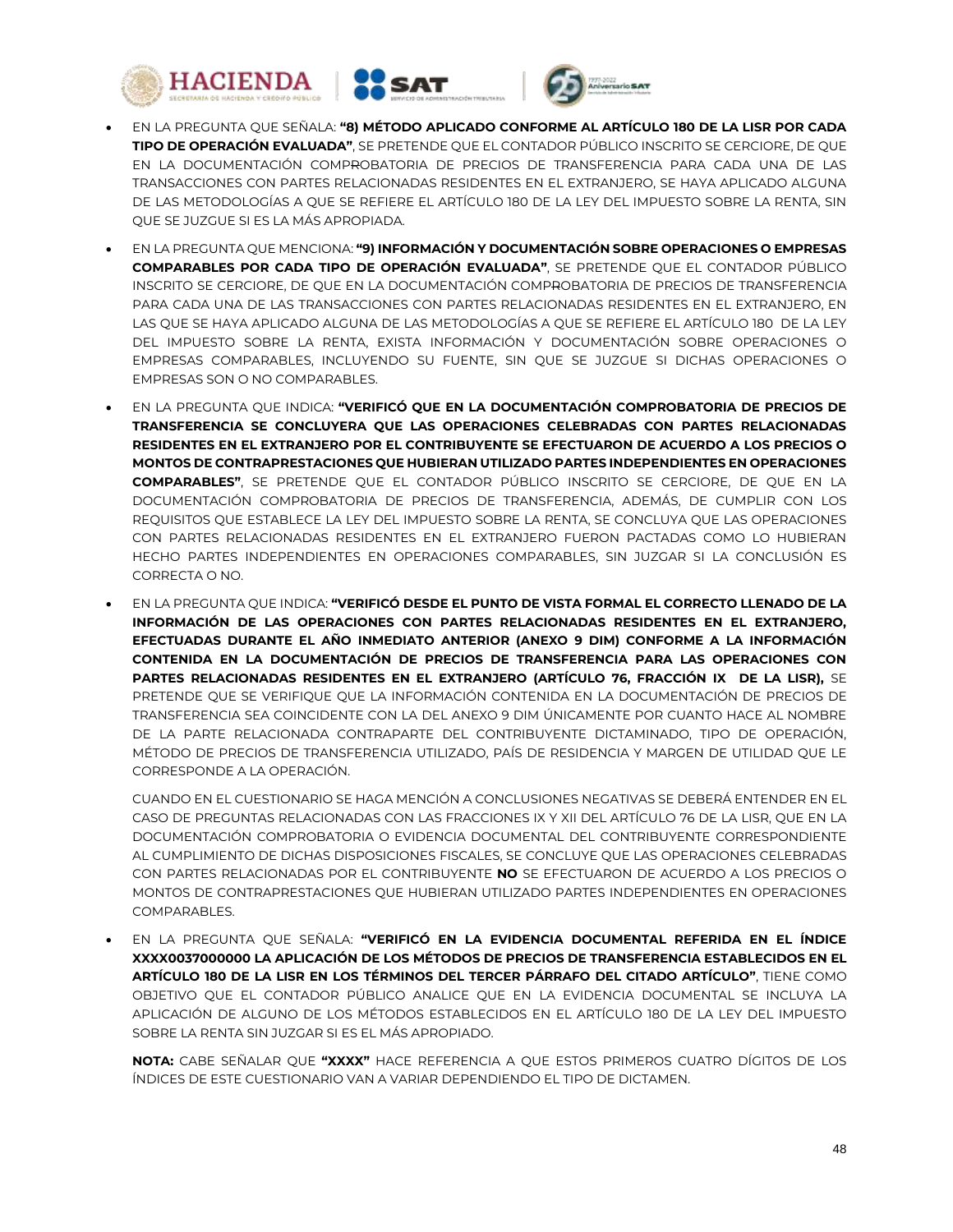- EN LA PREGUNTA QUE SEÑALA: **"8) MÉTODO APLICADO CONFORME AL ARTÍCULO 180 DE LA LISR POR CADA TIPO DE OPERACIÓN EVALUADA"**, SE PRETENDE QUE EL CONTADOR PÚBLICO INSCRITO SE CERCIORE, DE QUE EN LA DOCUMENTACIÓN COMPROBATORIA DE PRECIOS DE TRANSFERENCIA PARA CADA UNA DE LAS TRANSACCIONES CON PARTES RELACIONADAS RESIDENTES EN EL EXTRANJERO, SE HAYA APLICADO ALGUNA DE LAS METODOLOGÍAS A QUE SE REFIERE EL ARTÍCULO 180 DE LA LEY DEL IMPUESTO SOBRE LA RENTA, SIN QUE SE JUZGUE SI ES LA MÁS APROPIADA.

- EN LA PREGUNTA QUE MENCIONA: **"9) INFORMACIÓN Y DOCUMENTACIÓN SOBRE OPERACIONES O EMPRESAS COMPARABLES POR CADA TIPO DE OPERACIÓN EVALUADA"**, SE PRETENDE QUE EL CONTADOR PÚBLICO INSCRITO SE CERCIORE, DE QUE EN LA DOCUMENTACIÓN COMPROBATORIA DE PRECIOS DE TRANSFERENCIA PARA CADA UNA DE LAS TRANSACCIONES CON PARTES RELACIONADAS RESIDENTES EN EL EXTRANJERO, EN LAS QUE SE HAYA APLICADO ALGUNA DE LAS METODOLOGÍAS A QUE SE REFIERE EL ARTÍCULO 180 DE LA LEY DEL IMPUESTO SOBRE LA RENTA, EXISTA INFORMACIÓN Y DOCUMENTACIÓN SOBRE OPERACIONES O EMPRESAS COMPARABLES, INCLUYENDO SU FUENTE, SIN QUE SE JUZGUE SI DICHAS OPERACIONES O EMPRESAS SON O NO COMPARABLES.

- EN LA PREGUNTA QUE INDICA: **"VERIFICÓ QUE EN LA DOCUMENTACIÓN COMPROBATORIA DE PRECIOS DE TRANSFERENCIA SE CONCLUYERA QUE LAS OPERACIONES CELEBRADAS CON PARTES RELACIONADAS RESIDENTES EN EL EXTRANJERO POR EL CONTRIBUYENTE SE EFECTUARON DE ACUERDO A LOS PRECIOS O MONTOS DE CONTRAPRESTACIONES QUE HUBIERAN UTILIZADO PARTES INDEPENDIENTES EN OPERACIONES COMPARABLES"**, SE PRETENDE QUE EL CONTADOR PÚBLICO INSCRITO SE CERCIORE, DE QUE EN LA DOCUMENTACIÓN COMPROBATORIA DE PRECIOS DE TRANSFERENCIA, ADEMÁS, DE CUMPLIR CON LOS REQUISITOS QUE ESTABLECE LA LEY DEL IMPUESTO SOBRE LA RENTA, SE CONCLUYA QUE LAS OPERACIONES CON PARTES RELACIONADAS RESIDENTES EN EL EXTRANJERO FUERON PACTADAS COMO LO HUBIERAN HECHO PARTES INDEPENDIENTES EN OPERACIONES COMPARABLES, SIN JUZGAR SI LA CONCLUSIÓN ES CORRECTA O NO.

- EN LA PREGUNTA QUE INDICA: **"VERIFICÓ DESDE EL PUNTO DE VISTA FORMAL EL CORRECTO LLENADO DE LA INFORMACIÓN DE LAS OPERACIONES CON PARTES RELACIONADAS RESIDENTES EN EL EXTRANJERO, EFECTUADAS DURANTE EL AÑO INMEDIATO ANTERIOR (ANEXO 9 DIM) CONFORME A LA INFORMACIÓN CONTENIDA EN LA DOCUMENTACIÓN DE PRECIOS DE TRANSFERENCIA PARA LAS OPERACIONES CON PARTES RELACIONADAS RESIDENTES EN EL EXTRANJERO (ARTÍCULO 76, FRACCIÓN IX DE LA LISR),** SE PRETENDE QUE SE VERIFIQUE QUE LA INFORMACIÓN CONTENIDA EN LA DOCUMENTACIÓN DE PRECIOS DE TRANSFERENCIA SEA COINCIDENTE CON LA DEL ANEXO 9 DIM ÚNICAMENTE POR CUANTO HACE AL NOMBRE DE LA PARTE RELACIONADA CONTRAPARTE DEL CONTRIBUYENTE DICTAMINADO, TIPO DE OPERACIÓN, MÉTODO DE PRECIOS DE TRANSFERENCIA UTILIZADO, PAÍS DE RESIDENCIA Y MARGEN DE UTILIDAD QUE LE CORRESPONDE A LA OPERACIÓN.

  CUANDO EN EL CUESTIONARIO SE HAGA MENCIÓN A CONCLUSIONES NEGATIVAS SE DEBERÁ ENTENDER EN EL CASO DE PREGUNTAS RELACIONADAS CON LAS FRACCIONES IX Y XII DEL ARTÍCULO 76 DE LA LISR, QUE EN LA DOCUMENTACIÓN COMPROBATORIA O EVIDENCIA DOCUMENTAL DEL CONTRIBUYENTE CORRESPONDIENTE AL CUMPLIMIENTO DE DICHAS DISPOSICIONES FISCALES, SE CONCLUYE QUE LAS OPERACIONES CELEBRADAS CON PARTES RELACIONADAS POR EL CONTRIBUYENTE **NO** SE EFECTUARON DE ACUERDO A LOS PRECIOS O MONTOS DE CONTRAPRESTACIONES QUE HUBIERAN UTILIZADO PARTES INDEPENDIENTES EN OPERACIONES COMPARABLES.

- EN LA PREGUNTA QUE SEÑALA: **"VERIFICÓ EN LA EVIDENCIA DOCUMENTAL REFERIDA EN EL ÍNDICE XXXX0037000000 LA APLICACIÓN DE LOS MÉTODOS DE PRECIOS DE TRANSFERENCIA ESTABLECIDOS EN EL ARTÍCULO 180 DE LA LISR EN LOS TÉRMINOS DEL TERCER PÁRRAFO DEL CITADO ARTÍCULO"**, TIENE COMO OBJETIVO QUE EL CONTADOR PÚBLICO ANALICE QUE EN LA EVIDENCIA DOCUMENTAL SE INCLUYA LA APLICACIÓN DE ALGUNO DE LOS MÉTODOS ESTABLECIDOS EN EL ARTÍCULO 180 DE LA LEY DEL IMPUESTO SOBRE LA RENTA SIN JUZGAR SI ES EL MÁS APROPIADO.

  **NOTA:** CABE SEÑALAR QUE **"XXXX"** HACE REFERENCIA A QUE ESTOS PRIMEROS CUATRO DÍGITOS DE LOS ÍNDICES DE ESTE CUESTIONARIO VAN A VARIAR DEPENDIENDO EL TIPO DE DICTAMEN.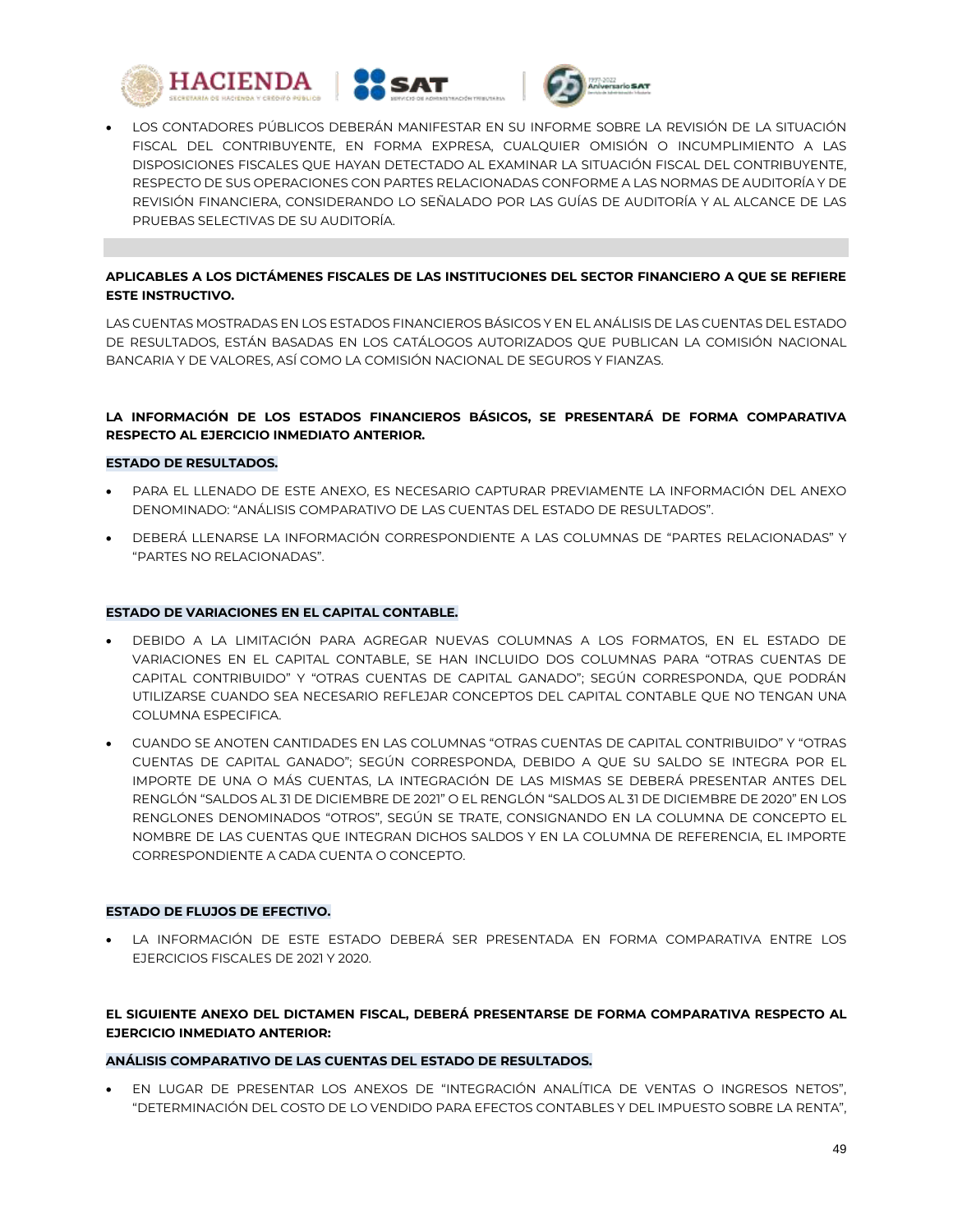- LOS CONTADORES PÚBLICOS DEBERÁN MANIFESTAR EN SU INFORME SOBRE LA REVISIÓN DE LA SITUACIÓN FISCAL DEL CONTRIBUYENTE, EN FORMA EXPRESA, CUALQUIER OMISIÓN O INCUMPLIMIENTO A LAS DISPOSICIONES FISCALES QUE HAYAN DETECTADO AL EXAMINAR LA SITUACIÓN FISCAL DEL CONTRIBUYENTE, RESPECTO DE SUS OPERACIONES CON PARTES RELACIONADAS CONFORME A LAS NORMAS DE AUDITORÍA Y DE REVISIÓN FINANCIERA, CONSIDERANDO LO SEÑALADO POR LAS GUÍAS DE AUDITORÍA Y AL ALCANCE DE LAS PRUEBAS SELECTIVAS DE SU AUDITORÍA.

**APLICABLES A LOS DICTÁMENES FISCALES DE LAS INSTITUCIONES DEL SECTOR FINANCIERO A QUE SE REFIERE ESTE INSTRUCTIVO.**

LAS CUENTAS MOSTRADAS EN LOS ESTADOS FINANCIEROS BÁSICOS Y EN EL ANÁLISIS DE LAS CUENTAS DEL ESTADO DE RESULTADOS, ESTÁN BASADAS EN LOS CATÁLOGOS AUTORIZADOS QUE PUBLICAN LA COMISIÓN NACIONAL BANCARIA Y DE VALORES, ASÍ COMO LA COMISIÓN NACIONAL DE SEGUROS Y FIANZAS.

**LA INFORMACIÓN DE LOS ESTADOS FINANCIEROS BÁSICOS, SE PRESENTARÁ DE FORMA COMPARATIVA RESPECTO AL EJERCICIO INMEDIATO ANTERIOR.**

**ESTADO DE RESULTADOS.**

- PARA EL LLENADO DE ESTE ANEXO, ES NECESARIO CAPTURAR PREVIAMENTE LA INFORMACIÓN DEL ANEXO DENOMINADO: "ANÁLISIS COMPARATIVO DE LAS CUENTAS DEL ESTADO DE RESULTADOS".
- DEBERÁ LLENARSE LA INFORMACIÓN CORRESPONDIENTE A LAS COLUMNAS DE "PARTES RELACIONADAS" Y "PARTES NO RELACIONADAS".

**ESTADO DE VARIACIONES EN EL CAPITAL CONTABLE.**

- DEBIDO A LA LIMITACIÓN PARA AGREGAR NUEVAS COLUMNAS A LOS FORMATOS, EN EL ESTADO DE VARIACIONES EN EL CAPITAL CONTABLE, SE HAN INCLUIDO DOS COLUMNAS PARA "OTRAS CUENTAS DE CAPITAL CONTRIBUIDO" Y "OTRAS CUENTAS DE CAPITAL GANADO"; SEGÚN CORRESPONDA, QUE PODRÁN UTILIZARSE CUANDO SEA NECESARIO REFLEJAR CONCEPTOS DEL CAPITAL CONTABLE QUE NO TENGAN UNA COLUMNA ESPECIFICA.
- CUANDO SE ANOTEN CANTIDADES EN LAS COLUMNAS "OTRAS CUENTAS DE CAPITAL CONTRIBUIDO" Y "OTRAS CUENTAS DE CAPITAL GANADO"; SEGÚN CORRESPONDA, DEBIDO A QUE SU SALDO SE INTEGRA POR EL IMPORTE DE UNA O MÁS CUENTAS, LA INTEGRACIÓN DE LAS MISMAS SE DEBERÁ PRESENTAR ANTES DEL RENGLÓN "SALDOS AL 31 DE DICIEMBRE DE 2021" O EL RENGLÓN "SALDOS AL 31 DE DICIEMBRE DE 2020" EN LOS RENGLONES DENOMINADOS "OTROS", SEGÚN SE TRATE, CONSIGNANDO EN LA COLUMNA DE CONCEPTO EL NOMBRE DE LAS CUENTAS QUE INTEGRAN DICHOS SALDOS Y EN LA COLUMNA DE REFERENCIA, EL IMPORTE CORRESPONDIENTE A CADA CUENTA O CONCEPTO.

**ESTADO DE FLUJOS DE EFECTIVO.**

- LA INFORMACIÓN DE ESTE ESTADO DEBERÁ SER PRESENTADA EN FORMA COMPARATIVA ENTRE LOS EJERCICIOS FISCALES DE 2021 Y 2020.

**EL SIGUIENTE ANEXO DEL DICTAMEN FISCAL, DEBERÁ PRESENTARSE DE FORMA COMPARATIVA RESPECTO AL EJERCICIO INMEDIATO ANTERIOR:**

**ANÁLISIS COMPARATIVO DE LAS CUENTAS DEL ESTADO DE RESULTADOS.**

- EN LUGAR DE PRESENTAR LOS ANEXOS DE "INTEGRACIÓN ANALÍTICA DE VENTAS O INGRESOS NETOS", "DETERMINACIÓN DEL COSTO DE LO VENDIDO PARA EFECTOS CONTABLES Y DEL IMPUESTO SOBRE LA RENTA",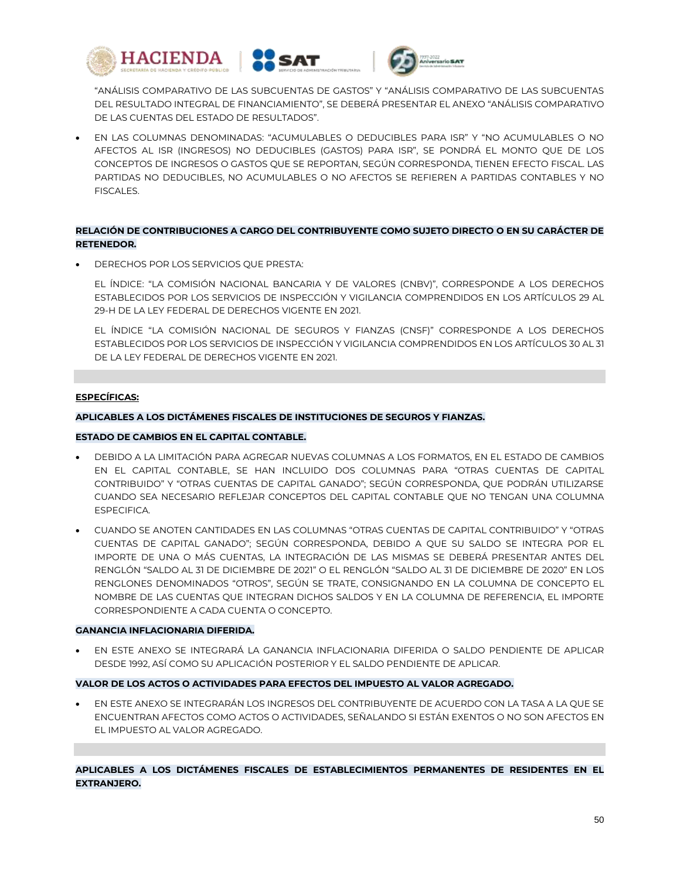"ANÁLISIS COMPARATIVO DE LAS SUBCUENTAS DE GASTOS" Y "ANÁLISIS COMPARATIVO DE LAS SUBCUENTAS DEL RESULTADO INTEGRAL DE FINANCIAMIENTO", SE DEBERÁ PRESENTAR EL ANEXO "ANÁLISIS COMPARATIVO DE LAS CUENTAS DEL ESTADO DE RESULTADOS".

- EN LAS COLUMNAS DENOMINADAS: "ACUMULABLES O DEDUCIBLES PARA ISR" Y "NO ACUMULABLES O NO AFECTOS AL ISR (INGRESOS) NO DEDUCIBLES (GASTOS) PARA ISR", SE PONDRÁ EL MONTO QUE DE LOS CONCEPTOS DE INGRESOS O GASTOS QUE SE REPORTAN, SEGÚN CORRESPONDA, TIENEN EFECTO FISCAL. LAS PARTIDAS NO DEDUCIBLES, NO ACUMULABLES O NO AFECTOS SE REFIEREN A PARTIDAS CONTABLES Y NO FISCALES.

**RELACIÓN DE CONTRIBUCIONES A CARGO DEL CONTRIBUYENTE COMO SUJETO DIRECTO O EN SU CARÁCTER DE RETENEDOR.**

- DERECHOS POR LOS SERVICIOS QUE PRESTA:

  EL ÍNDICE: "LA COMISIÓN NACIONAL BANCARIA Y DE VALORES (CNBV)", CORRESPONDE A LOS DERECHOS ESTABLECIDOS POR LOS SERVICIOS DE INSPECCIÓN Y VIGILANCIA COMPRENDIDOS EN LOS ARTÍCULOS 29 AL 29-H DE LA LEY FEDERAL DE DERECHOS VIGENTE EN 2021.

  EL ÍNDICE "LA COMISIÓN NACIONAL DE SEGUROS Y FIANZAS (CNSF)" CORRESPONDE A LOS DERECHOS ESTABLECIDOS POR LOS SERVICIOS DE INSPECCIÓN Y VIGILANCIA COMPRENDIDOS EN LOS ARTÍCULOS 30 AL 31 DE LA LEY FEDERAL DE DERECHOS VIGENTE EN 2021.

**ESPECÍFICAS:**

**APLICABLES A LOS DICTÁMENES FISCALES DE INSTITUCIONES DE SEGUROS Y FIANZAS.**

**ESTADO DE CAMBIOS EN EL CAPITAL CONTABLE.**

- DEBIDO A LA LIMITACIÓN PARA AGREGAR NUEVAS COLUMNAS A LOS FORMATOS, EN EL ESTADO DE CAMBIOS EN EL CAPITAL CONTABLE, SE HAN INCLUIDO DOS COLUMNAS PARA "OTRAS CUENTAS DE CAPITAL CONTRIBUIDO" Y "OTRAS CUENTAS DE CAPITAL GANADO"; SEGÚN CORRESPONDA, QUE PODRÁN UTILIZARSE CUANDO SEA NECESARIO REFLEJAR CONCEPTOS DEL CAPITAL CONTABLE QUE NO TENGAN UNA COLUMNA ESPECIFICA.
- CUANDO SE ANOTEN CANTIDADES EN LAS COLUMNAS "OTRAS CUENTAS DE CAPITAL CONTRIBUIDO" Y "OTRAS CUENTAS DE CAPITAL GANADO"; SEGÚN CORRESPONDA, DEBIDO A QUE SU SALDO SE INTEGRA POR EL IMPORTE DE UNA O MÁS CUENTAS, LA INTEGRACIÓN DE LAS MISMAS SE DEBERÁ PRESENTAR ANTES DEL RENGLÓN "SALDO AL 31 DE DICIEMBRE DE 2021" O EL RENGLÓN "SALDO AL 31 DE DICIEMBRE DE 2020" EN LOS RENGLONES DENOMINADOS "OTROS", SEGÚN SE TRATE, CONSIGNANDO EN LA COLUMNA DE CONCEPTO EL NOMBRE DE LAS CUENTAS QUE INTEGRAN DICHOS SALDOS Y EN LA COLUMNA DE REFERENCIA, EL IMPORTE CORRESPONDIENTE A CADA CUENTA O CONCEPTO.

**GANANCIA INFLACIONARIA DIFERIDA.**

- EN ESTE ANEXO SE INTEGRARÁ LA GANANCIA INFLACIONARIA DIFERIDA O SALDO PENDIENTE DE APLICAR DESDE 1992, ASÍ COMO SU APLICACIÓN POSTERIOR Y EL SALDO PENDIENTE DE APLICAR.

**VALOR DE LOS ACTOS O ACTIVIDADES PARA EFECTOS DEL IMPUESTO AL VALOR AGREGADO.**

- EN ESTE ANEXO SE INTEGRARÁN LOS INGRESOS DEL CONTRIBUYENTE DE ACUERDO CON LA TASA A LA QUE SE ENCUENTRAN AFECTOS COMO ACTOS O ACTIVIDADES, SEÑALANDO SI ESTÁN EXENTOS O NO SON AFECTOS EN EL IMPUESTO AL VALOR AGREGADO.

**APLICABLES A LOS DICTÁMENES FISCALES DE ESTABLECIMIENTOS PERMANENTES DE RESIDENTES EN EL EXTRANJERO.**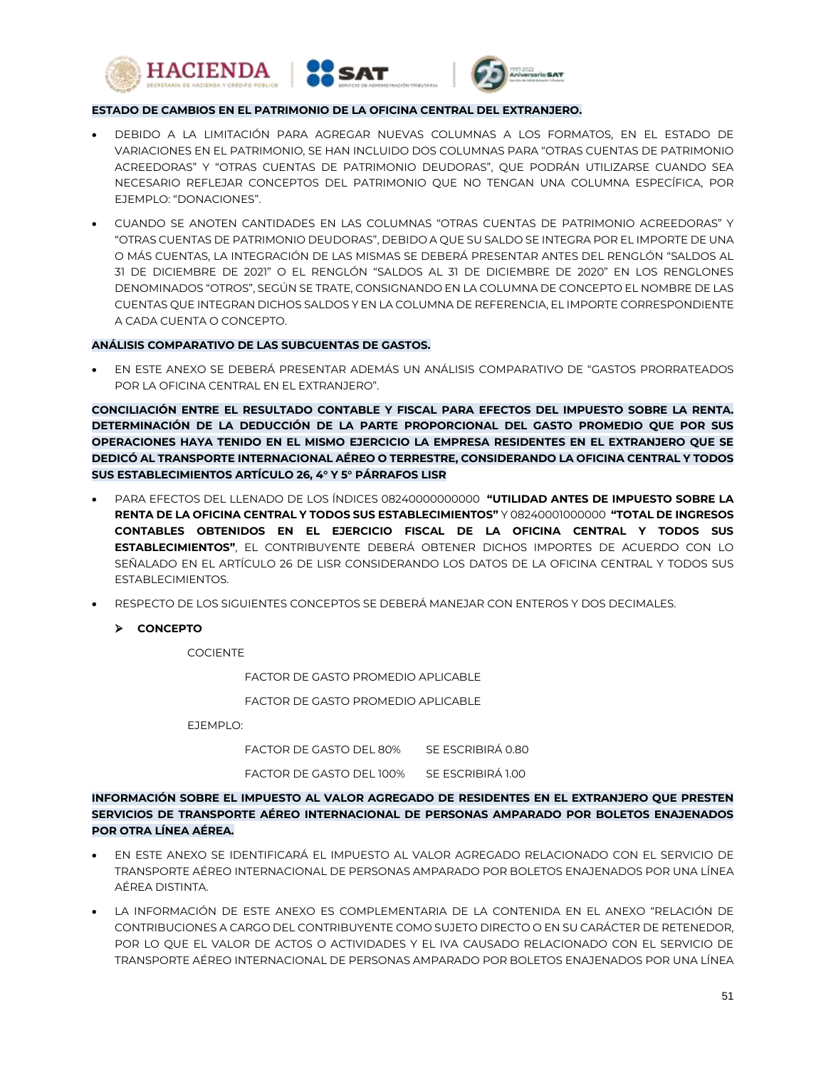**ESTADO DE CAMBIOS EN EL PATRIMONIO DE LA OFICINA CENTRAL DEL EXTRANJERO.**

- DEBIDO A LA LIMITACIÓN PARA AGREGAR NUEVAS COLUMNAS A LOS FORMATOS, EN EL ESTADO DE VARIACIONES EN EL PATRIMONIO, SE HAN INCLUIDO DOS COLUMNAS PARA "OTRAS CUENTAS DE PATRIMONIO ACREEDORAS" Y "OTRAS CUENTAS DE PATRIMONIO DEUDORAS", QUE PODRÁN UTILIZARSE CUANDO SEA NECESARIO REFLEJAR CONCEPTOS DEL PATRIMONIO QUE NO TENGAN UNA COLUMNA ESPECÍFICA, POR EJEMPLO: "DONACIONES".
- CUANDO SE ANOTEN CANTIDADES EN LAS COLUMNAS "OTRAS CUENTAS DE PATRIMONIO ACREEDORAS" Y "OTRAS CUENTAS DE PATRIMONIO DEUDORAS", DEBIDO A QUE SU SALDO SE INTEGRA POR EL IMPORTE DE UNA O MÁS CUENTAS, LA INTEGRACIÓN DE LAS MISMAS SE DEBERÁ PRESENTAR ANTES DEL RENGLÓN "SALDOS AL 31 DE DICIEMBRE DE 2021" O EL RENGLÓN "SALDOS AL 31 DE DICIEMBRE DE 2020" EN LOS RENGLONES DENOMINADOS "OTROS", SEGÚN SE TRATE, CONSIGNANDO EN LA COLUMNA DE CONCEPTO EL NOMBRE DE LAS CUENTAS QUE INTEGRAN DICHOS SALDOS Y EN LA COLUMNA DE REFERENCIA, EL IMPORTE CORRESPONDIENTE A CADA CUENTA O CONCEPTO.

**ANÁLISIS COMPARATIVO DE LAS SUBCUENTAS DE GASTOS.**

- EN ESTE ANEXO SE DEBERÁ PRESENTAR ADEMÁS UN ANÁLISIS COMPARATIVO DE "GASTOS PRORRATEADOS POR LA OFICINA CENTRAL EN EL EXTRANJERO".

**CONCILIACIÓN ENTRE EL RESULTADO CONTABLE Y FISCAL PARA EFECTOS DEL IMPUESTO SOBRE LA RENTA. DETERMINACIÓN DE LA DEDUCCIÓN DE LA PARTE PROPORCIONAL DEL GASTO PROMEDIO QUE POR SUS OPERACIONES HAYA TENIDO EN EL MISMO EJERCICIO LA EMPRESA RESIDENTES EN EL EXTRANJERO QUE SE DEDICÓ AL TRANSPORTE INTERNACIONAL AÉREO O TERRESTRE, CONSIDERANDO LA OFICINA CENTRAL Y TODOS SUS ESTABLECIMIENTOS ARTÍCULO 26, 4° Y 5° PÁRRAFOS LISR**

- PARA EFECTOS DEL LLENADO DE LOS ÍNDICES 08240000000000 **"UTILIDAD ANTES DE IMPUESTO SOBRE LA RENTA DE LA OFICINA CENTRAL Y TODOS SUS ESTABLECIMIENTOS"** Y 08240001000000 **"TOTAL DE INGRESOS CONTABLES OBTENIDOS EN EL EJERCICIO FISCAL DE LA OFICINA CENTRAL Y TODOS SUS ESTABLECIMIENTOS"**, EL CONTRIBUYENTE DEBERÁ OBTENER DICHOS IMPORTES DE ACUERDO CON LO SEÑALADO EN EL ARTÍCULO 26 DE LISR CONSIDERANDO LOS DATOS DE LA OFICINA CENTRAL Y TODOS SUS ESTABLECIMIENTOS.
- RESPECTO DE LOS SIGUIENTES CONCEPTOS SE DEBERÁ MANEJAR CON ENTEROS Y DOS DECIMALES.
  - **CONCEPTO**

    COCIENTE

    FACTOR DE GASTO PROMEDIO APLICABLE

    FACTOR DE GASTO PROMEDIO APLICABLE

    EJEMPLO:

    FACTOR DE GASTO DEL 80% SE ESCRIBIRÁ 0.80

    FACTOR DE GASTO DEL 100% SE ESCRIBIRÁ 1.00

**INFORMACIÓN SOBRE EL IMPUESTO AL VALOR AGREGADO DE RESIDENTES EN EL EXTRANJERO QUE PRESTEN SERVICIOS DE TRANSPORTE AÉREO INTERNACIONAL DE PERSONAS AMPARADO POR BOLETOS ENAJENADOS POR OTRA LÍNEA AÉREA.**

- EN ESTE ANEXO SE IDENTIFICARÁ EL IMPUESTO AL VALOR AGREGADO RELACIONADO CON EL SERVICIO DE TRANSPORTE AÉREO INTERNACIONAL DE PERSONAS AMPARADO POR BOLETOS ENAJENADOS POR UNA LÍNEA AÉREA DISTINTA.
- LA INFORMACIÓN DE ESTE ANEXO ES COMPLEMENTARIA DE LA CONTENIDA EN EL ANEXO "RELACIÓN DE CONTRIBUCIONES A CARGO DEL CONTRIBUYENTE COMO SUJETO DIRECTO O EN SU CARÁCTER DE RETENEDOR, POR LO QUE EL VALOR DE ACTOS O ACTIVIDADES Y EL IVA CAUSADO RELACIONADO CON EL SERVICIO DE TRANSPORTE AÉREO INTERNACIONAL DE PERSONAS AMPARADO POR BOLETOS ENAJENADOS POR UNA LÍNEA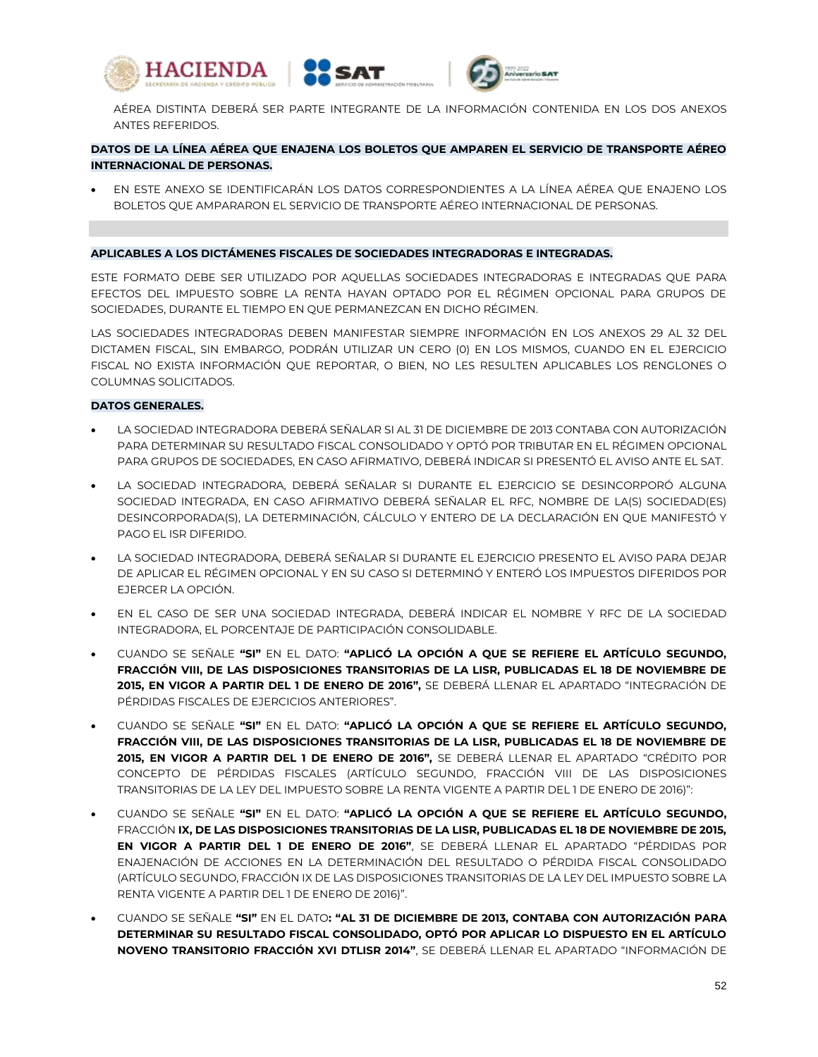AÉREA DISTINTA DEBERÁ SER PARTE INTEGRANTE DE LA INFORMACIÓN CONTENIDA EN LOS DOS ANEXOS ANTES REFERIDOS.

**DATOS DE LA LÍNEA AÉREA QUE ENAJENA LOS BOLETOS QUE AMPAREN EL SERVICIO DE TRANSPORTE AÉREO INTERNACIONAL DE PERSONAS.**

- EN ESTE ANEXO SE IDENTIFICARÁN LOS DATOS CORRESPONDIENTES A LA LÍNEA AÉREA QUE ENAJENO LOS BOLETOS QUE AMPARARON EL SERVICIO DE TRANSPORTE AÉREO INTERNACIONAL DE PERSONAS.

**APLICABLES A LOS DICTÁMENES FISCALES DE SOCIEDADES INTEGRADORAS E INTEGRADAS.**

ESTE FORMATO DEBE SER UTILIZADO POR AQUELLAS SOCIEDADES INTEGRADORAS E INTEGRADAS QUE PARA EFECTOS DEL IMPUESTO SOBRE LA RENTA HAYAN OPTADO POR EL RÉGIMEN OPCIONAL PARA GRUPOS DE SOCIEDADES, DURANTE EL TIEMPO EN QUE PERMANEZCAN EN DICHO RÉGIMEN.

LAS SOCIEDADES INTEGRADORAS DEBEN MANIFESTAR SIEMPRE INFORMACIÓN EN LOS ANEXOS 29 AL 32 DEL DICTAMEN FISCAL, SIN EMBARGO, PODRÁN UTILIZAR UN CERO (0) EN LOS MISMOS, CUANDO EN EL EJERCICIO FISCAL NO EXISTA INFORMACIÓN QUE REPORTAR, O BIEN, NO LES RESULTEN APLICABLES LOS RENGLONES O COLUMNAS SOLICITADOS.

**DATOS GENERALES.**

- LA SOCIEDAD INTEGRADORA DEBERÁ SEÑALAR SI AL 31 DE DICIEMBRE DE 2013 CONTABA CON AUTORIZACIÓN PARA DETERMINAR SU RESULTADO FISCAL CONSOLIDADO Y OPTÓ POR TRIBUTAR EN EL RÉGIMEN OPCIONAL PARA GRUPOS DE SOCIEDADES, EN CASO AFIRMATIVO, DEBERÁ INDICAR SI PRESENTÓ EL AVISO ANTE EL SAT.
- LA SOCIEDAD INTEGRADORA, DEBERÁ SEÑALAR SI DURANTE EL EJERCICIO SE DESINCORPORÓ ALGUNA SOCIEDAD INTEGRADA, EN CASO AFIRMATIVO DEBERÁ SEÑALAR EL RFC, NOMBRE DE LA(S) SOCIEDAD(ES) DESINCORPORADA(S), LA DETERMINACIÓN, CÁLCULO Y ENTERO DE LA DECLARACIÓN EN QUE MANIFESTÓ Y PAGO EL ISR DIFERIDO.
- LA SOCIEDAD INTEGRADORA, DEBERÁ SEÑALAR SI DURANTE EL EJERCICIO PRESENTO EL AVISO PARA DEJAR DE APLICAR EL RÉGIMEN OPCIONAL Y EN SU CASO SI DETERMINÓ Y ENTERÓ LOS IMPUESTOS DIFERIDOS POR EJERCER LA OPCIÓN.
- EN EL CASO DE SER UNA SOCIEDAD INTEGRADA, DEBERÁ INDICAR EL NOMBRE Y RFC DE LA SOCIEDAD INTEGRADORA, EL PORCENTAJE DE PARTICIPACIÓN CONSOLIDABLE.
- CUANDO SE SEÑALE **"SI"** EN EL DATO: **"APLICÓ LA OPCIÓN A QUE SE REFIERE EL ARTÍCULO SEGUNDO, FRACCIÓN VIII, DE LAS DISPOSICIONES TRANSITORIAS DE LA LISR, PUBLICADAS EL 18 DE NOVIEMBRE DE 2015, EN VIGOR A PARTIR DEL 1 DE ENERO DE 2016",** SE DEBERÁ LLENAR EL APARTADO "INTEGRACIÓN DE PÉRDIDAS FISCALES DE EJERCICIOS ANTERIORES".
- CUANDO SE SEÑALE **"SI"** EN EL DATO: **"APLICÓ LA OPCIÓN A QUE SE REFIERE EL ARTÍCULO SEGUNDO, FRACCIÓN VIII, DE LAS DISPOSICIONES TRANSITORIAS DE LA LISR, PUBLICADAS EL 18 DE NOVIEMBRE DE 2015, EN VIGOR A PARTIR DEL 1 DE ENERO DE 2016",** SE DEBERÁ LLENAR EL APARTADO "CRÉDITO POR CONCEPTO DE PÉRDIDAS FISCALES (ARTÍCULO SEGUNDO, FRACCIÓN VIII DE LAS DISPOSICIONES TRANSITORIAS DE LA LEY DEL IMPUESTO SOBRE LA RENTA VIGENTE A PARTIR DEL 1 DE ENERO DE 2016)":
- CUANDO SE SEÑALE **"SI"** EN EL DATO: **"APLICÓ LA OPCIÓN A QUE SE REFIERE EL ARTÍCULO SEGUNDO,** FRACCIÓN **IX, DE LAS DISPOSICIONES TRANSITORIAS DE LA LISR, PUBLICADAS EL 18 DE NOVIEMBRE DE 2015, EN VIGOR A PARTIR DEL 1 DE ENERO DE 2016"**, SE DEBERÁ LLENAR EL APARTADO "PÉRDIDAS POR ENAJENACIÓN DE ACCIONES EN LA DETERMINACIÓN DEL RESULTADO O PÉRDIDA FISCAL CONSOLIDADO (ARTÍCULO SEGUNDO, FRACCIÓN IX DE LAS DISPOSICIONES TRANSITORIAS DE LA LEY DEL IMPUESTO SOBRE LA RENTA VIGENTE A PARTIR DEL 1 DE ENERO DE 2016)".
- CUANDO SE SEÑALE **"SI"** EN EL DATO**: "AL 31 DE DICIEMBRE DE 2013, CONTABA CON AUTORIZACIÓN PARA DETERMINAR SU RESULTADO FISCAL CONSOLIDADO, OPTÓ POR APLICAR LO DISPUESTO EN EL ARTÍCULO NOVENO TRANSITORIO FRACCIÓN XVI DTLISR 2014"**, SE DEBERÁ LLENAR EL APARTADO "INFORMACIÓN DE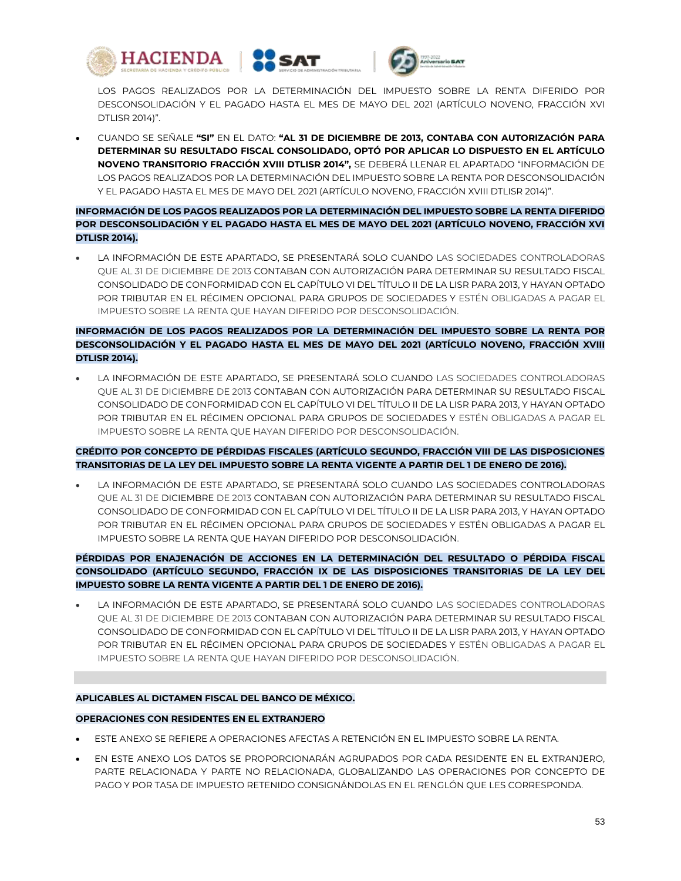LOS PAGOS REALIZADOS POR LA DETERMINACIÓN DEL IMPUESTO SOBRE LA RENTA DIFERIDO POR DESCONSOLIDACIÓN Y EL PAGADO HASTA EL MES DE MAYO DEL 2021 (ARTÍCULO NOVENO, FRACCIÓN XVI DTLISR 2014)".

- CUANDO SE SEÑALE **"SI"** EN EL DATO: **"AL 31 DE DICIEMBRE DE 2013, CONTABA CON AUTORIZACIÓN PARA DETERMINAR SU RESULTADO FISCAL CONSOLIDADO, OPTÓ POR APLICAR LO DISPUESTO EN EL ARTÍCULO NOVENO TRANSITORIO FRACCIÓN XVIII DTLISR 2014",** SE DEBERÁ LLENAR EL APARTADO "INFORMACIÓN DE LOS PAGOS REALIZADOS POR LA DETERMINACIÓN DEL IMPUESTO SOBRE LA RENTA POR DESCONSOLIDACIÓN Y EL PAGADO HASTA EL MES DE MAYO DEL 2021 (ARTÍCULO NOVENO, FRACCIÓN XVIII DTLISR 2014)".

**INFORMACIÓN DE LOS PAGOS REALIZADOS POR LA DETERMINACIÓN DEL IMPUESTO SOBRE LA RENTA DIFERIDO POR DESCONSOLIDACIÓN Y EL PAGADO HASTA EL MES DE MAYO DEL 2021 (ARTÍCULO NOVENO, FRACCIÓN XVI DTLISR 2014).**

- LA INFORMACIÓN DE ESTE APARTADO, SE PRESENTARÁ SOLO CUANDO LAS SOCIEDADES CONTROLADORAS QUE AL 31 DE DICIEMBRE DE 2013 CONTABAN CON AUTORIZACIÓN PARA DETERMINAR SU RESULTADO FISCAL CONSOLIDADO DE CONFORMIDAD CON EL CAPÍTULO VI DEL TÍTULO II DE LA LISR PARA 2013, Y HAYAN OPTADO POR TRIBUTAR EN EL RÉGIMEN OPCIONAL PARA GRUPOS DE SOCIEDADES Y ESTÉN OBLIGADAS A PAGAR EL IMPUESTO SOBRE LA RENTA QUE HAYAN DIFERIDO POR DESCONSOLIDACIÓN.

**INFORMACIÓN DE LOS PAGOS REALIZADOS POR LA DETERMINACIÓN DEL IMPUESTO SOBRE LA RENTA POR DESCONSOLIDACIÓN Y EL PAGADO HASTA EL MES DE MAYO DEL 2021 (ARTÍCULO NOVENO, FRACCIÓN XVIII DTLISR 2014).**

- LA INFORMACIÓN DE ESTE APARTADO, SE PRESENTARÁ SOLO CUANDO LAS SOCIEDADES CONTROLADORAS QUE AL 31 DE DICIEMBRE DE 2013 CONTABAN CON AUTORIZACIÓN PARA DETERMINAR SU RESULTADO FISCAL CONSOLIDADO DE CONFORMIDAD CON EL CAPÍTULO VI DEL TÍTULO II DE LA LISR PARA 2013, Y HAYAN OPTADO POR TRIBUTAR EN EL RÉGIMEN OPCIONAL PARA GRUPOS DE SOCIEDADES Y ESTÉN OBLIGADAS A PAGAR EL IMPUESTO SOBRE LA RENTA QUE HAYAN DIFERIDO POR DESCONSOLIDACIÓN.

**CRÉDITO POR CONCEPTO DE PÉRDIDAS FISCALES (ARTÍCULO SEGUNDO, FRACCIÓN VIII DE LAS DISPOSICIONES TRANSITORIAS DE LA LEY DEL IMPUESTO SOBRE LA RENTA VIGENTE A PARTIR DEL 1 DE ENERO DE 2016).**

- LA INFORMACIÓN DE ESTE APARTADO, SE PRESENTARÁ SOLO CUANDO LAS SOCIEDADES CONTROLADORAS QUE AL 31 DE DICIEMBRE DE 2013 CONTABAN CON AUTORIZACIÓN PARA DETERMINAR SU RESULTADO FISCAL CONSOLIDADO DE CONFORMIDAD CON EL CAPÍTULO VI DEL TÍTULO II DE LA LISR PARA 2013, Y HAYAN OPTADO POR TRIBUTAR EN EL RÉGIMEN OPCIONAL PARA GRUPOS DE SOCIEDADES Y ESTÉN OBLIGADAS A PAGAR EL IMPUESTO SOBRE LA RENTA QUE HAYAN DIFERIDO POR DESCONSOLIDACIÓN.

**PÉRDIDAS POR ENAJENACIÓN DE ACCIONES EN LA DETERMINACIÓN DEL RESULTADO O PÉRDIDA FISCAL CONSOLIDADO (ARTÍCULO SEGUNDO, FRACCIÓN IX DE LAS DISPOSICIONES TRANSITORIAS DE LA LEY DEL IMPUESTO SOBRE LA RENTA VIGENTE A PARTIR DEL 1 DE ENERO DE 2016).**

- LA INFORMACIÓN DE ESTE APARTADO, SE PRESENTARÁ SOLO CUANDO LAS SOCIEDADES CONTROLADORAS QUE AL 31 DE DICIEMBRE DE 2013 CONTABAN CON AUTORIZACIÓN PARA DETERMINAR SU RESULTADO FISCAL CONSOLIDADO DE CONFORMIDAD CON EL CAPÍTULO VI DEL TÍTULO II DE LA LISR PARA 2013, Y HAYAN OPTADO POR TRIBUTAR EN EL RÉGIMEN OPCIONAL PARA GRUPOS DE SOCIEDADES Y ESTÉN OBLIGADAS A PAGAR EL IMPUESTO SOBRE LA RENTA QUE HAYAN DIFERIDO POR DESCONSOLIDACIÓN.

**APLICABLES AL DICTAMEN FISCAL DEL BANCO DE MÉXICO.**

**OPERACIONES CON RESIDENTES EN EL EXTRANJERO**

- ESTE ANEXO SE REFIERE A OPERACIONES AFECTAS A RETENCIÓN EN EL IMPUESTO SOBRE LA RENTA.
- EN ESTE ANEXO LOS DATOS SE PROPORCIONARÁN AGRUPADOS POR CADA RESIDENTE EN EL EXTRANJERO, PARTE RELACIONADA Y PARTE NO RELACIONADA, GLOBALIZANDO LAS OPERACIONES POR CONCEPTO DE PAGO Y POR TASA DE IMPUESTO RETENIDO CONSIGNÁNDOLAS EN EL RENGLÓN QUE LES CORRESPONDA.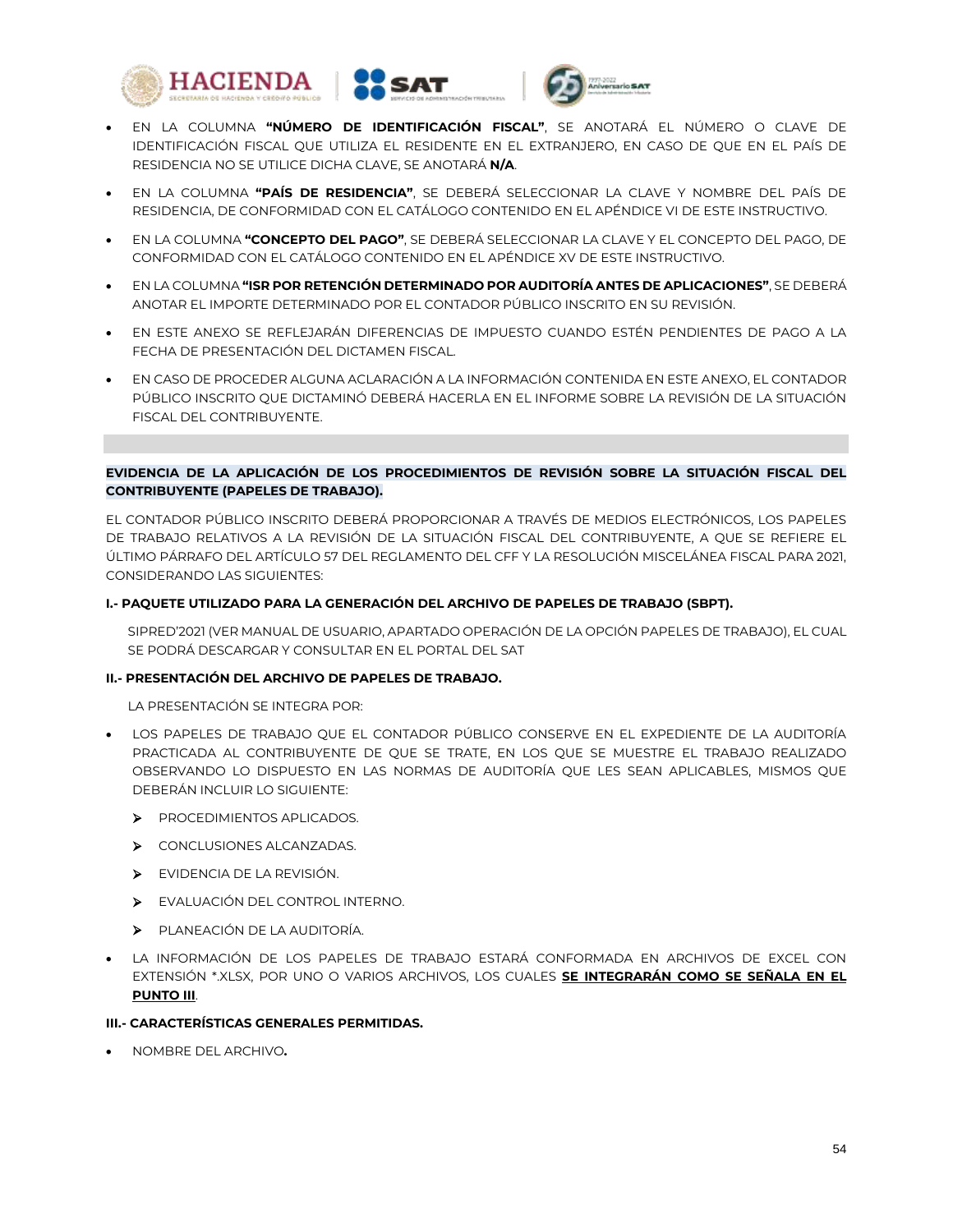- EN LA COLUMNA **"NÚMERO DE IDENTIFICACIÓN FISCAL"**, SE ANOTARÁ EL NÚMERO O CLAVE DE IDENTIFICACIÓN FISCAL QUE UTILIZA EL RESIDENTE EN EL EXTRANJERO, EN CASO DE QUE EN EL PAÍS DE RESIDENCIA NO SE UTILICE DICHA CLAVE, SE ANOTARÁ **N/A**.
- EN LA COLUMNA **"PAÍS DE RESIDENCIA"**, SE DEBERÁ SELECCIONAR LA CLAVE Y NOMBRE DEL PAÍS DE RESIDENCIA, DE CONFORMIDAD CON EL CATÁLOGO CONTENIDO EN EL APÉNDICE VI DE ESTE INSTRUCTIVO.
- EN LA COLUMNA **"CONCEPTO DEL PAGO"**, SE DEBERÁ SELECCIONAR LA CLAVE Y EL CONCEPTO DEL PAGO, DE CONFORMIDAD CON EL CATÁLOGO CONTENIDO EN EL APÉNDICE XV DE ESTE INSTRUCTIVO.
- EN LA COLUMNA **"ISR POR RETENCIÓN DETERMINADO POR AUDITORÍA ANTES DE APLICACIONES"**, SE DEBERÁ ANOTAR EL IMPORTE DETERMINADO POR EL CONTADOR PÚBLICO INSCRITO EN SU REVISIÓN.
- EN ESTE ANEXO SE REFLEJARÁN DIFERENCIAS DE IMPUESTO CUANDO ESTÉN PENDIENTES DE PAGO A LA FECHA DE PRESENTACIÓN DEL DICTAMEN FISCAL.
- EN CASO DE PROCEDER ALGUNA ACLARACIÓN A LA INFORMACIÓN CONTENIDA EN ESTE ANEXO, EL CONTADOR PÚBLICO INSCRITO QUE DICTAMINÓ DEBERÁ HACERLA EN EL INFORME SOBRE LA REVISIÓN DE LA SITUACIÓN FISCAL DEL CONTRIBUYENTE.

## EVIDENCIA DE LA APLICACIÓN DE LOS PROCEDIMIENTOS DE REVISIÓN SOBRE LA SITUACIÓN FISCAL DEL CONTRIBUYENTE (PAPELES DE TRABAJO).

EL CONTADOR PÚBLICO INSCRITO DEBERÁ PROPORCIONAR A TRAVÉS DE MEDIOS ELECTRÓNICOS, LOS PAPELES DE TRABAJO RELATIVOS A LA REVISIÓN DE LA SITUACIÓN FISCAL DEL CONTRIBUYENTE, A QUE SE REFIERE EL ÚLTIMO PÁRRAFO DEL ARTÍCULO 57 DEL REGLAMENTO DEL CFF Y LA RESOLUCIÓN MISCELÁNEA FISCAL PARA 2021, CONSIDERANDO LAS SIGUIENTES:

### I.- PAQUETE UTILIZADO PARA LA GENERACIÓN DEL ARCHIVO DE PAPELES DE TRABAJO (SBPT).

SIPRED'2021 (VER MANUAL DE USUARIO, APARTADO OPERACIÓN DE LA OPCIÓN PAPELES DE TRABAJO), EL CUAL SE PODRÁ DESCARGAR Y CONSULTAR EN EL PORTAL DEL SAT

### II.- PRESENTACIÓN DEL ARCHIVO DE PAPELES DE TRABAJO.

LA PRESENTACIÓN SE INTEGRA POR:

- LOS PAPELES DE TRABAJO QUE EL CONTADOR PÚBLICO CONSERVE EN EL EXPEDIENTE DE LA AUDITORÍA PRACTICADA AL CONTRIBUYENTE DE QUE SE TRATE, EN LOS QUE SE MUESTRE EL TRABAJO REALIZADO OBSERVANDO LO DISPUESTO EN LAS NORMAS DE AUDITORÍA QUE LES SEAN APLICABLES, MISMOS QUE DEBERÁN INCLUIR LO SIGUIENTE:
  - PROCEDIMIENTOS APLICADOS.
  - CONCLUSIONES ALCANZADAS.
  - EVIDENCIA DE LA REVISIÓN.
  - EVALUACIÓN DEL CONTROL INTERNO.
  - PLANEACIÓN DE LA AUDITORÍA.
- LA INFORMACIÓN DE LOS PAPELES DE TRABAJO ESTARÁ CONFORMADA EN ARCHIVOS DE EXCEL CON EXTENSIÓN *.XLSX, POR UNO O VARIOS ARCHIVOS, LOS CUALES **SE INTEGRARÁN COMO SE SEÑALA EN EL PUNTO III**.

### III.- CARACTERÍSTICAS GENERALES PERMITIDAS.

- NOMBRE DEL ARCHIVO**.**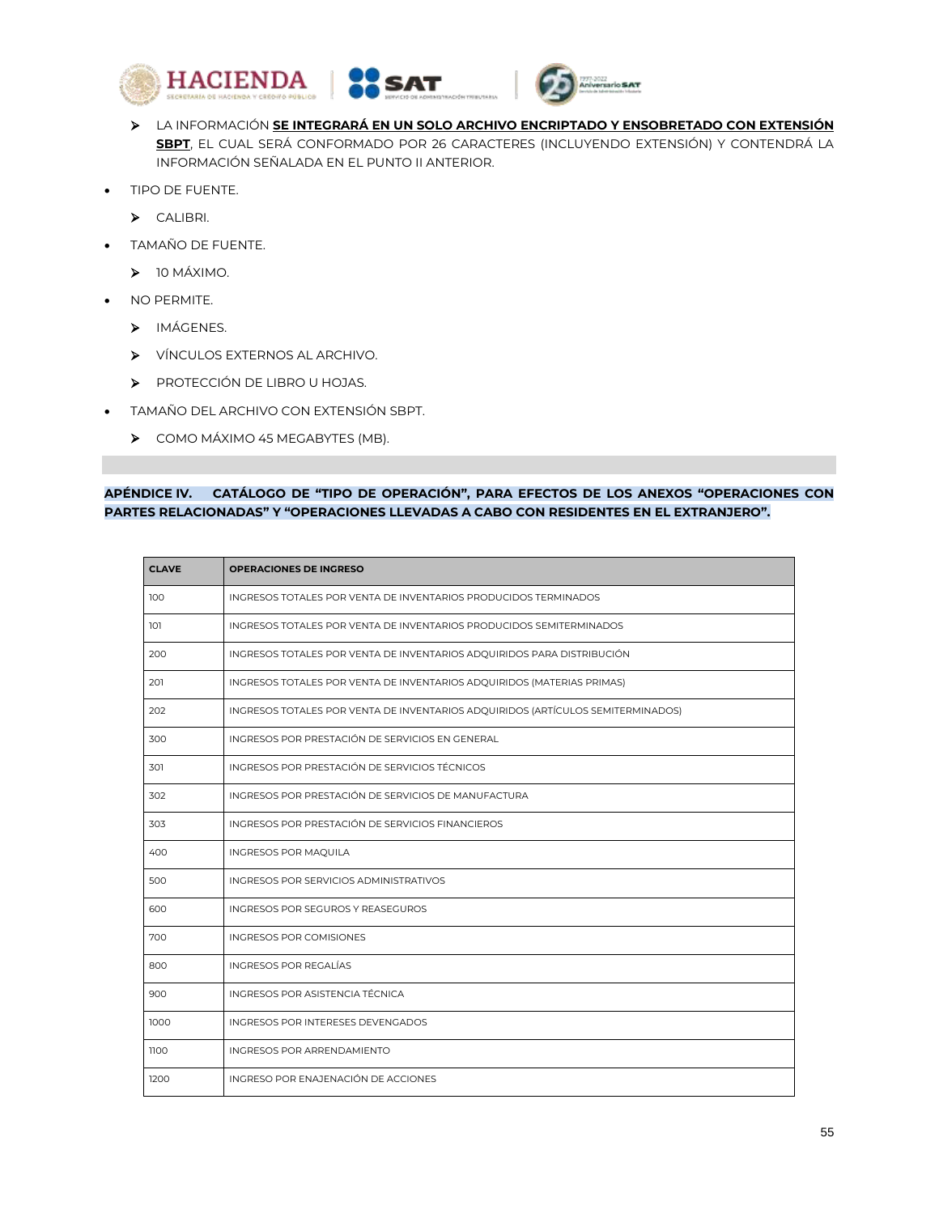- LA INFORMACIÓN **SE INTEGRARÁ EN UN SOLO ARCHIVO ENCRIPTADO Y ENSOBRETADO CON EXTENSIÓN SBPT**, EL CUAL SERÁ CONFORMADO POR 26 CARACTERES (INCLUYENDO EXTENSIÓN) Y CONTENDRÁ LA INFORMACIÓN SEÑALADA EN EL PUNTO II ANTERIOR.

- TIPO DE FUENTE.
  - CALIBRI.
- TAMAÑO DE FUENTE.
  - 10 MÁXIMO.
- NO PERMITE.
  - IMÁGENES.
  - VÍNCULOS EXTERNOS AL ARCHIVO.
  - PROTECCIÓN DE LIBRO U HOJAS.
- TAMAÑO DEL ARCHIVO CON EXTENSIÓN SBPT.
  - COMO MÁXIMO 45 MEGABYTES (MB).

## APÉNDICE IV. CATÁLOGO DE "TIPO DE OPERACIÓN", PARA EFECTOS DE LOS ANEXOS "OPERACIONES CON PARTES RELACIONADAS" Y "OPERACIONES LLEVADAS A CABO CON RESIDENTES EN EL EXTRANJERO".

| CLAVE | OPERACIONES DE INGRESO |
|---|---|
| 100 | INGRESOS TOTALES POR VENTA DE INVENTARIOS PRODUCIDOS TERMINADOS |
| 101 | INGRESOS TOTALES POR VENTA DE INVENTARIOS PRODUCIDOS SEMITERMINADOS |
| 200 | INGRESOS TOTALES POR VENTA DE INVENTARIOS ADQUIRIDOS PARA DISTRIBUCIÓN |
| 201 | INGRESOS TOTALES POR VENTA DE INVENTARIOS ADQUIRIDOS (MATERIAS PRIMAS) |
| 202 | INGRESOS TOTALES POR VENTA DE INVENTARIOS ADQUIRIDOS (ARTÍCULOS SEMITERMINADOS) |
| 300 | INGRESOS POR PRESTACIÓN DE SERVICIOS EN GENERAL |
| 301 | INGRESOS POR PRESTACIÓN DE SERVICIOS TÉCNICOS |
| 302 | INGRESOS POR PRESTACIÓN DE SERVICIOS DE MANUFACTURA |
| 303 | INGRESOS POR PRESTACIÓN DE SERVICIOS FINANCIEROS |
| 400 | INGRESOS POR MAQUILA |
| 500 | INGRESOS POR SERVICIOS ADMINISTRATIVOS |
| 600 | INGRESOS POR SEGUROS Y REASEGUROS |
| 700 | INGRESOS POR COMISIONES |
| 800 | INGRESOS POR REGALÍAS |
| 900 | INGRESOS POR ASISTENCIA TÉCNICA |
| 1000 | INGRESOS POR INTERESES DEVENGADOS |
| 1100 | INGRESOS POR ARRENDAMIENTO |
| 1200 | INGRESO POR ENAJENACIÓN DE ACCIONES |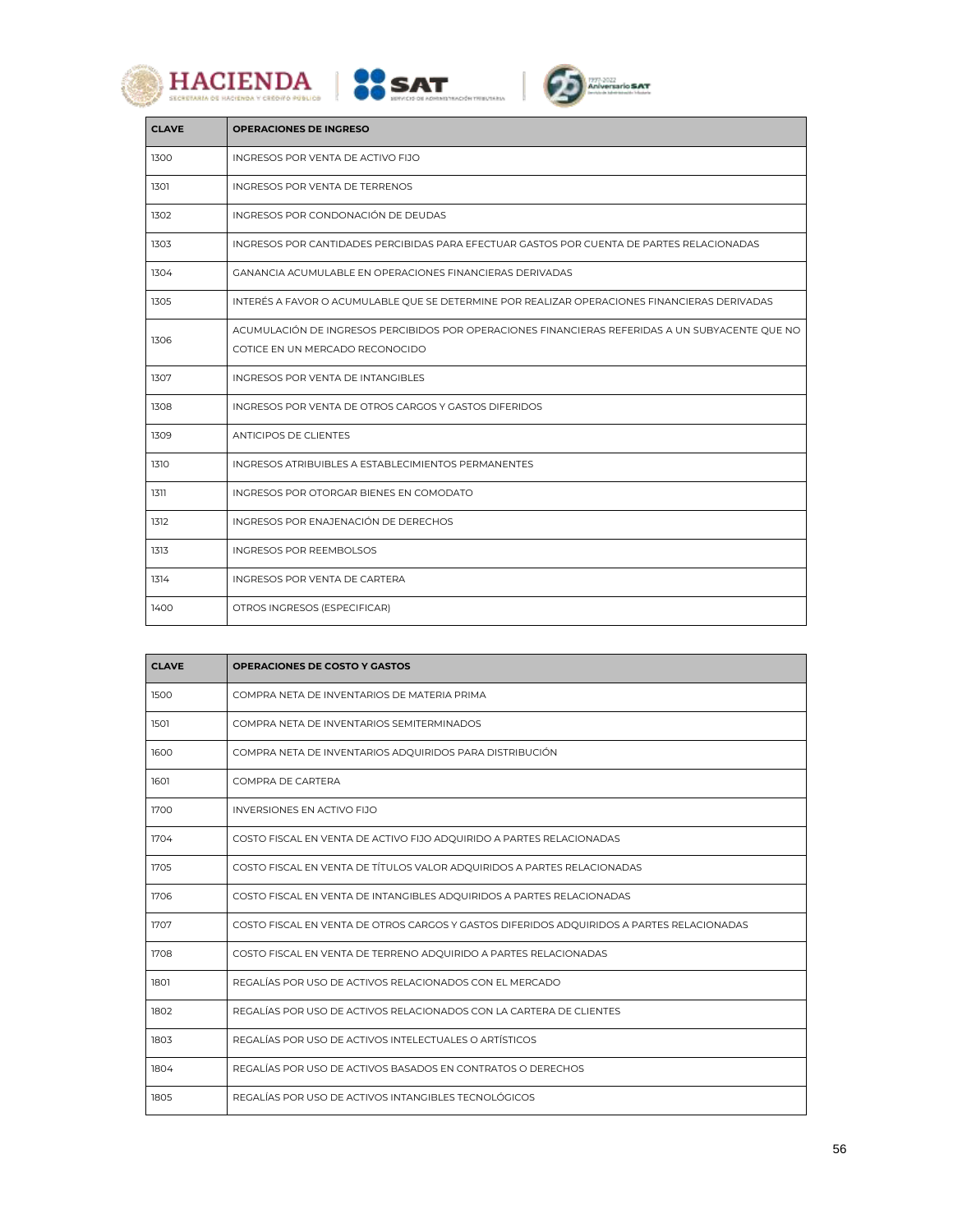| CLAVE | OPERACIONES DE INGRESO |
| --- | --- |
| 1300 | INGRESOS POR VENTA DE ACTIVO FIJO |
| 1301 | INGRESOS POR VENTA DE TERRENOS |
| 1302 | INGRESOS POR CONDONACIÓN DE DEUDAS |
| 1303 | INGRESOS POR CANTIDADES PERCIBIDAS PARA EFECTUAR GASTOS POR CUENTA DE PARTES RELACIONADAS |
| 1304 | GANANCIA ACUMULABLE EN OPERACIONES FINANCIERAS DERIVADAS |
| 1305 | INTERÉS A FAVOR O ACUMULABLE QUE SE DETERMINE POR REALIZAR OPERACIONES FINANCIERAS DERIVADAS |
| 1306 | ACUMULACIÓN DE INGRESOS PERCIBIDOS POR OPERACIONES FINANCIERAS REFERIDAS A UN SUBYACENTE QUE NO COTICE EN UN MERCADO RECONOCIDO |
| 1307 | INGRESOS POR VENTA DE INTANGIBLES |
| 1308 | INGRESOS POR VENTA DE OTROS CARGOS Y GASTOS DIFERIDOS |
| 1309 | ANTICIPOS DE CLIENTES |
| 1310 | INGRESOS ATRIBUIBLES A ESTABLECIMIENTOS PERMANENTES |
| 1311 | INGRESOS POR OTORGAR BIENES EN COMODATO |
| 1312 | INGRESOS POR ENAJENACIÓN DE DERECHOS |
| 1313 | INGRESOS POR REEMBOLSOS |
| 1314 | INGRESOS POR VENTA DE CARTERA |
| 1400 | OTROS INGRESOS (ESPECIFICAR) |

| CLAVE | OPERACIONES DE COSTO Y GASTOS |
| --- | --- |
| 1500 | COMPRA NETA DE INVENTARIOS DE MATERIA PRIMA |
| 1501 | COMPRA NETA DE INVENTARIOS SEMITERMINADOS |
| 1600 | COMPRA NETA DE INVENTARIOS ADQUIRIDOS PARA DISTRIBUCIÓN |
| 1601 | COMPRA DE CARTERA |
| 1700 | INVERSIONES EN ACTIVO FIJO |
| 1704 | COSTO FISCAL EN VENTA DE ACTIVO FIJO ADQUIRIDO A PARTES RELACIONADAS |
| 1705 | COSTO FISCAL EN VENTA DE TÍTULOS VALOR ADQUIRIDOS A PARTES RELACIONADAS |
| 1706 | COSTO FISCAL EN VENTA DE INTANGIBLES ADQUIRIDOS A PARTES RELACIONADAS |
| 1707 | COSTO FISCAL EN VENTA DE OTROS CARGOS Y GASTOS DIFERIDOS ADQUIRIDOS A PARTES RELACIONADAS |
| 1708 | COSTO FISCAL EN VENTA DE TERRENO ADQUIRIDO A PARTES RELACIONADAS |
| 1801 | REGALÍAS POR USO DE ACTIVOS RELACIONADOS CON EL MERCADO |
| 1802 | REGALÍAS POR USO DE ACTIVOS RELACIONADOS CON LA CARTERA DE CLIENTES |
| 1803 | REGALÍAS POR USO DE ACTIVOS INTELECTUALES O ARTÍSTICOS |
| 1804 | REGALÍAS POR USO DE ACTIVOS BASADOS EN CONTRATOS O DERECHOS |
| 1805 | REGALÍAS POR USO DE ACTIVOS INTANGIBLES TECNOLÓGICOS |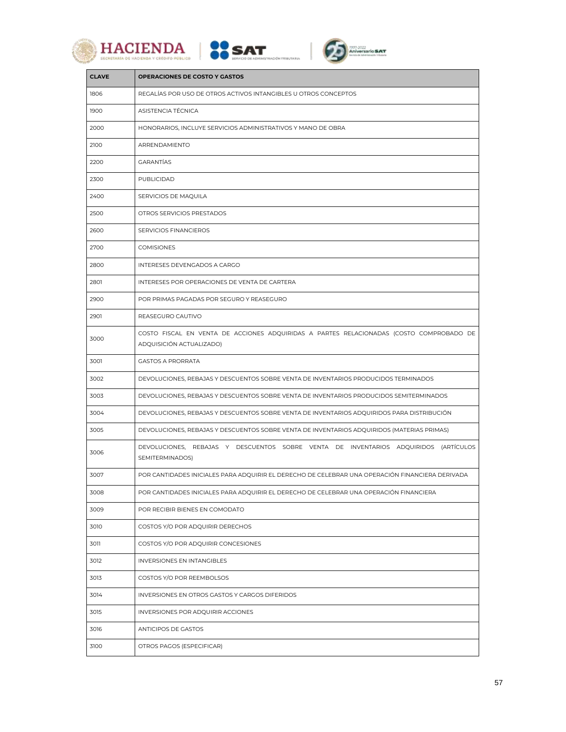| CLAVE | OPERACIONES DE COSTO Y GASTOS |
|---|---|
| 1806 | REGALÍAS POR USO DE OTROS ACTIVOS INTANGIBLES U OTROS CONCEPTOS |
| 1900 | ASISTENCIA TÉCNICA |
| 2000 | HONORARIOS, INCLUYE SERVICIOS ADMINISTRATIVOS Y MANO DE OBRA |
| 2100 | ARRENDAMIENTO |
| 2200 | GARANTÍAS |
| 2300 | PUBLICIDAD |
| 2400 | SERVICIOS DE MAQUILA |
| 2500 | OTROS SERVICIOS PRESTADOS |
| 2600 | SERVICIOS FINANCIEROS |
| 2700 | COMISIONES |
| 2800 | INTERESES DEVENGADOS A CARGO |
| 2801 | INTERESES POR OPERACIONES DE VENTA DE CARTERA |
| 2900 | POR PRIMAS PAGADAS POR SEGURO Y REASEGURO |
| 2901 | REASEGURO CAUTIVO |
| 3000 | COSTO FISCAL EN VENTA DE ACCIONES ADQUIRIDAS A PARTES RELACIONADAS (COSTO COMPROBADO DE ADQUISICIÓN ACTUALIZADO) |
| 3001 | GASTOS A PRORRATA |
| 3002 | DEVOLUCIONES, REBAJAS Y DESCUENTOS SOBRE VENTA DE INVENTARIOS PRODUCIDOS TERMINADOS |
| 3003 | DEVOLUCIONES, REBAJAS Y DESCUENTOS SOBRE VENTA DE INVENTARIOS PRODUCIDOS SEMITERMINADOS |
| 3004 | DEVOLUCIONES, REBAJAS Y DESCUENTOS SOBRE VENTA DE INVENTARIOS ADQUIRIDOS PARA DISTRIBUCIÓN |
| 3005 | DEVOLUCIONES, REBAJAS Y DESCUENTOS SOBRE VENTA DE INVENTARIOS ADQUIRIDOS (MATERIAS PRIMAS) |
| 3006 | DEVOLUCIONES, REBAJAS Y DESCUENTOS SOBRE VENTA DE INVENTARIOS ADQUIRIDOS (ARTÍCULOS SEMITERMINADOS) |
| 3007 | POR CANTIDADES INICIALES PARA ADQUIRIR EL DERECHO DE CELEBRAR UNA OPERACIÓN FINANCIERA DERIVADA |
| 3008 | POR CANTIDADES INICIALES PARA ADQUIRIR EL DERECHO DE CELEBRAR UNA OPERACIÓN FINANCIERA |
| 3009 | POR RECIBIR BIENES EN COMODATO |
| 3010 | COSTOS Y/O POR ADQUIRIR DERECHOS |
| 3011 | COSTOS Y/O POR ADQUIRIR CONCESIONES |
| 3012 | INVERSIONES EN INTANGIBLES |
| 3013 | COSTOS Y/O POR REEMBOLSOS |
| 3014 | INVERSIONES EN OTROS GASTOS Y CARGOS DIFERIDOS |
| 3015 | INVERSIONES POR ADQUIRIR ACCIONES |
| 3016 | ANTICIPOS DE GASTOS |
| 3100 | OTROS PAGOS (ESPECIFICAR) |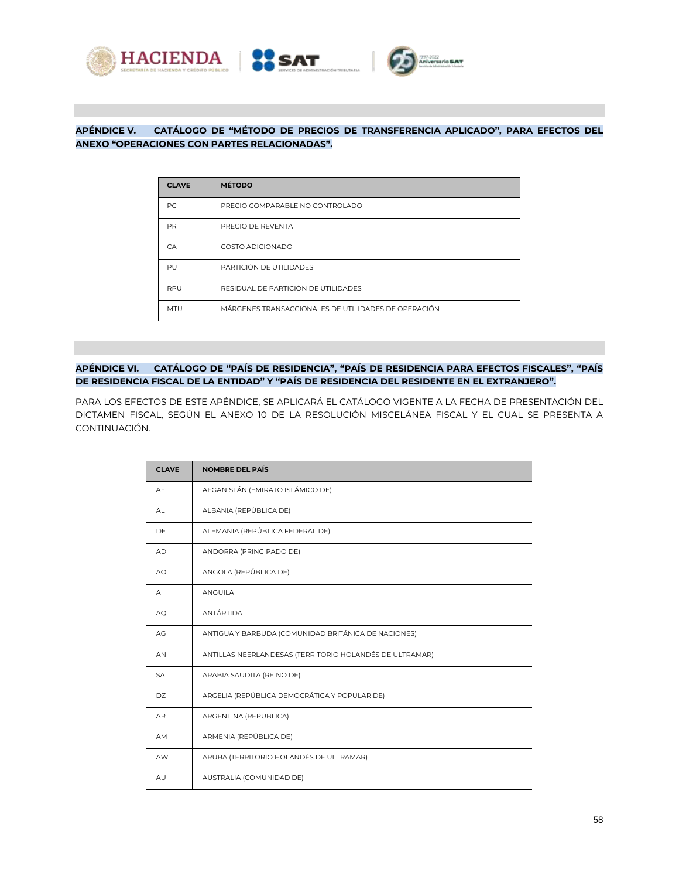## APÉNDICE V. CATÁLOGO DE "MÉTODO DE PRECIOS DE TRANSFERENCIA APLICADO", PARA EFECTOS DEL ANEXO "OPERACIONES CON PARTES RELACIONADAS".

| CLAVE | MÉTODO |
|---|---|
| PC | PRECIO COMPARABLE NO CONTROLADO |
| PR | PRECIO DE REVENTA |
| CA | COSTO ADICIONADO |
| PU | PARTICIÓN DE UTILIDADES |
| RPU | RESIDUAL DE PARTICIÓN DE UTILIDADES |
| MTU | MÁRGENES TRANSACCIONALES DE UTILIDADES DE OPERACIÓN |

## APÉNDICE VI. CATÁLOGO DE "PAÍS DE RESIDENCIA", "PAÍS DE RESIDENCIA PARA EFECTOS FISCALES", "PAÍS DE RESIDENCIA FISCAL DE LA ENTIDAD" Y "PAÍS DE RESIDENCIA DEL RESIDENTE EN EL EXTRANJERO".

PARA LOS EFECTOS DE ESTE APÉNDICE, SE APLICARÁ EL CATÁLOGO VIGENTE A LA FECHA DE PRESENTACIÓN DEL DICTAMEN FISCAL, SEGÚN EL ANEXO 10 DE LA RESOLUCIÓN MISCELÁNEA FISCAL Y EL CUAL SE PRESENTA A CONTINUACIÓN.

| CLAVE | NOMBRE DEL PAÍS |
|---|---|
| AF | AFGANISTÁN (EMIRATO ISLÁMICO DE) |
| AL | ALBANIA (REPÚBLICA DE) |
| DE | ALEMANIA (REPÚBLICA FEDERAL DE) |
| AD | ANDORRA (PRINCIPADO DE) |
| AO | ANGOLA (REPÚBLICA DE) |
| AI | ANGUILA |
| AQ | ANTÁRTIDA |
| AG | ANTIGUA Y BARBUDA (COMUNIDAD BRITÁNICA DE NACIONES) |
| AN | ANTILLAS NEERLANDESAS (TERRITORIO HOLANDÉS DE ULTRAMAR) |
| SA | ARABIA SAUDITA (REINO DE) |
| DZ | ARGELIA (REPÚBLICA DEMOCRÁTICA Y POPULAR DE) |
| AR | ARGENTINA (REPUBLICA) |
| AM | ARMENIA (REPÚBLICA DE) |
| AW | ARUBA (TERRITORIO HOLANDÉS DE ULTRAMAR) |
| AU | AUSTRALIA (COMUNIDAD DE) |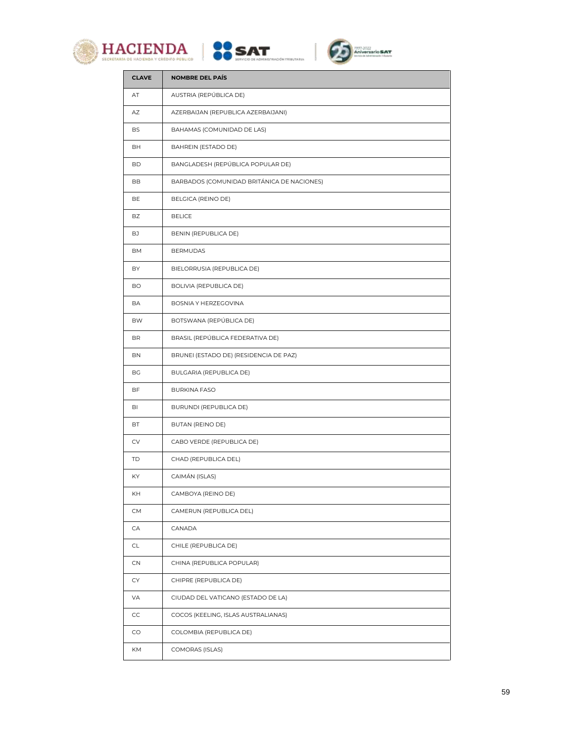| CLAVE | NOMBRE DEL PAÍS |
| --- | --- |
| AT | AUSTRIA (REPÚBLICA DE) |
| AZ | AZERBAIJAN (REPUBLICA AZERBAIJANI) |
| BS | BAHAMAS (COMUNIDAD DE LAS) |
| BH | BAHREIN (ESTADO DE) |
| BD | BANGLADESH (REPÚBLICA POPULAR DE) |
| BB | BARBADOS (COMUNIDAD BRITÁNICA DE NACIONES) |
| BE | BELGICA (REINO DE) |
| BZ | BELICE |
| BJ | BENIN (REPUBLICA DE) |
| BM | BERMUDAS |
| BY | BIELORRUSIA (REPUBLICA DE) |
| BO | BOLIVIA (REPUBLICA DE) |
| BA | BOSNIA Y HERZEGOVINA |
| BW | BOTSWANA (REPÚBLICA DE) |
| BR | BRASIL (REPÚBLICA FEDERATIVA DE) |
| BN | BRUNEI (ESTADO DE) (RESIDENCIA DE PAZ) |
| BG | BULGARIA (REPUBLICA DE) |
| BF | BURKINA FASO |
| BI | BURUNDI (REPUBLICA DE) |
| BT | BUTAN (REINO DE) |
| CV | CABO VERDE (REPUBLICA DE) |
| TD | CHAD (REPUBLICA DEL) |
| KY | CAIMÁN (ISLAS) |
| KH | CAMBOYA (REINO DE) |
| CM | CAMERUN (REPUBLICA DEL) |
| CA | CANADA |
| CL | CHILE (REPUBLICA DE) |
| CN | CHINA (REPUBLICA POPULAR) |
| CY | CHIPRE (REPUBLICA DE) |
| VA | CIUDAD DEL VATICANO (ESTADO DE LA) |
| CC | COCOS (KEELING, ISLAS AUSTRALIANAS) |
| CO | COLOMBIA (REPUBLICA DE) |
| KM | COMORAS (ISLAS) |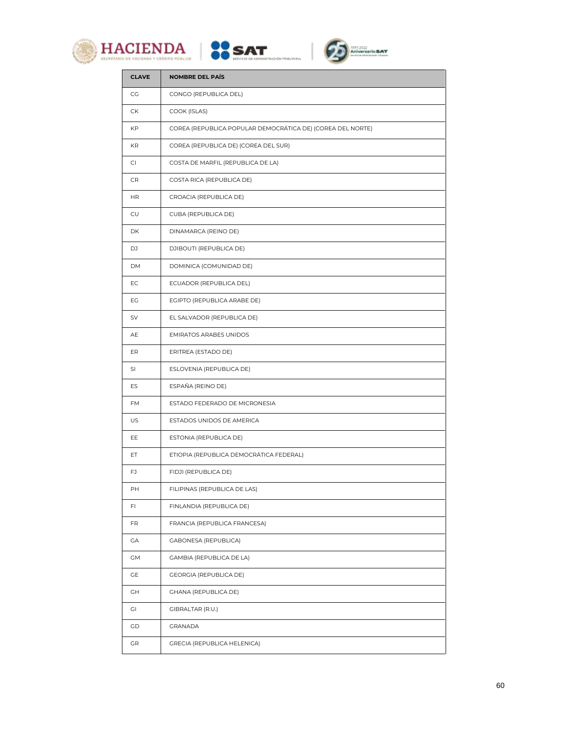| CLAVE | NOMBRE DEL PAÍS |
|---|---|
| CG | CONGO (REPUBLICA DEL) |
| CK | COOK (ISLAS) |
| KP | COREA (REPUBLICA POPULAR DEMOCRÁTICA DE) (COREA DEL NORTE) |
| KR | COREA (REPUBLICA DE) (COREA DEL SUR) |
| CI | COSTA DE MARFIL (REPUBLICA DE LA) |
| CR | COSTA RICA (REPUBLICA DE) |
| HR | CROACIA (REPUBLICA DE) |
| CU | CUBA (REPUBLICA DE) |
| DK | DINAMARCA (REINO DE) |
| DJ | DJIBOUTI (REPUBLICA DE) |
| DM | DOMINICA (COMUNIDAD DE) |
| EC | ECUADOR (REPUBLICA DEL) |
| EG | EGIPTO (REPUBLICA ARABE DE) |
| SV | EL SALVADOR (REPUBLICA DE) |
| AE | EMIRATOS ARABES UNIDOS |
| ER | ERITREA (ESTADO DE) |
| SI | ESLOVENIA (REPUBLICA DE) |
| ES | ESPAÑA (REINO DE) |
| FM | ESTADO FEDERADO DE MICRONESIA |
| US | ESTADOS UNIDOS DE AMERICA |
| EE | ESTONIA (REPUBLICA DE) |
| ET | ETIOPIA (REPUBLICA DEMOCRÁTICA FEDERAL) |
| FJ | FIDJI (REPUBLICA DE) |
| PH | FILIPINAS (REPUBLICA DE LAS) |
| FI | FINLANDIA (REPUBLICA DE) |
| FR | FRANCIA (REPUBLICA FRANCESA) |
| GA | GABONESA (REPUBLICA) |
| GM | GAMBIA (REPUBLICA DE LA) |
| GE | GEORGIA (REPUBLICA DE) |
| GH | GHANA (REPUBLICA DE) |
| GI | GIBRALTAR (R.U.) |
| GD | GRANADA |
| GR | GRECIA (REPUBLICA HELENICA) |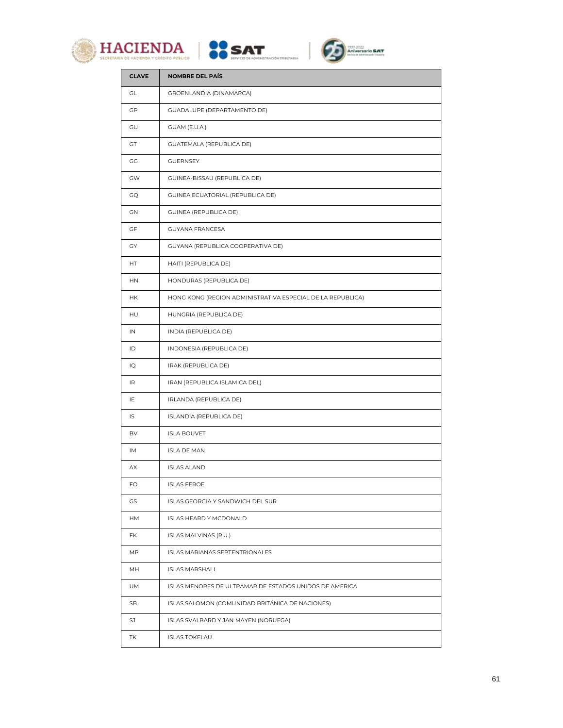| CLAVE | NOMBRE DEL PAÍS |
| --- | --- |
| GL | GROENLANDIA (DINAMARCA) |
| GP | GUADALUPE (DEPARTAMENTO DE) |
| GU | GUAM (E.U.A.) |
| GT | GUATEMALA (REPUBLICA DE) |
| GG | GUERNSEY |
| GW | GUINEA-BISSAU (REPUBLICA DE) |
| GQ | GUINEA ECUATORIAL (REPUBLICA DE) |
| GN | GUINEA (REPUBLICA DE) |
| GF | GUYANA FRANCESA |
| GY | GUYANA (REPUBLICA COOPERATIVA DE) |
| HT | HAITI (REPUBLICA DE) |
| HN | HONDURAS (REPUBLICA DE) |
| HK | HONG KONG (REGION ADMINISTRATIVA ESPECIAL DE LA REPUBLICA) |
| HU | HUNGRIA (REPUBLICA DE) |
| IN | INDIA (REPUBLICA DE) |
| ID | INDONESIA (REPUBLICA DE) |
| IQ | IRAK (REPUBLICA DE) |
| IR | IRAN (REPUBLICA ISLAMICA DEL) |
| IE | IRLANDA (REPUBLICA DE) |
| IS | ISLANDIA (REPUBLICA DE) |
| BV | ISLA BOUVET |
| IM | ISLA DE MAN |
| AX | ISLAS ALAND |
| FO | ISLAS FEROE |
| GS | ISLAS GEORGIA Y SANDWICH DEL SUR |
| HM | ISLAS HEARD Y MCDONALD |
| FK | ISLAS MALVINAS (R.U.) |
| MP | ISLAS MARIANAS SEPTENTRIONALES |
| MH | ISLAS MARSHALL |
| UM | ISLAS MENORES DE ULTRAMAR DE ESTADOS UNIDOS DE AMERICA |
| SB | ISLAS SALOMON (COMUNIDAD BRITÁNICA DE NACIONES) |
| SJ | ISLAS SVALBARD Y JAN MAYEN (NORUEGA) |
| TK | ISLAS TOKELAU |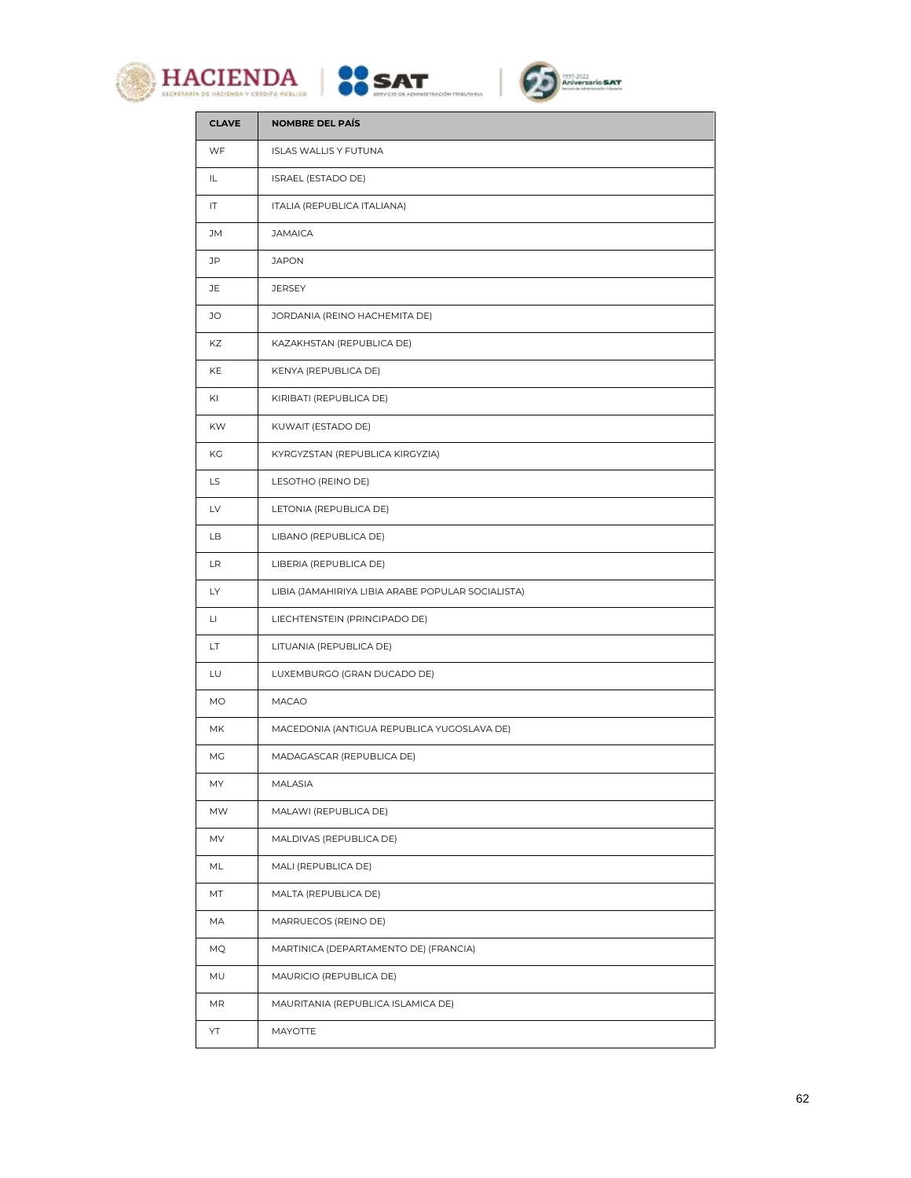| CLAVE | NOMBRE DEL PAÍS |
|---|---|
| WF | ISLAS WALLIS Y FUTUNA |
| IL | ISRAEL (ESTADO DE) |
| IT | ITALIA (REPUBLICA ITALIANA) |
| JM | JAMAICA |
| JP | JAPON |
| JE | JERSEY |
| JO | JORDANIA (REINO HACHEMITA DE) |
| KZ | KAZAKHSTAN (REPUBLICA DE) |
| KE | KENYA (REPUBLICA DE) |
| KI | KIRIBATI (REPUBLICA DE) |
| KW | KUWAIT (ESTADO DE) |
| KG | KYRGYZSTAN (REPUBLICA KIRGYZIA) |
| LS | LESOTHO (REINO DE) |
| LV | LETONIA (REPUBLICA DE) |
| LB | LIBANO (REPUBLICA DE) |
| LR | LIBERIA (REPUBLICA DE) |
| LY | LIBIA (JAMAHIRIYA LIBIA ARABE POPULAR SOCIALISTA) |
| LI | LIECHTENSTEIN (PRINCIPADO DE) |
| LT | LITUANIA (REPUBLICA DE) |
| LU | LUXEMBURGO (GRAN DUCADO DE) |
| MO | MACAO |
| MK | MACEDONIA (ANTIGUA REPUBLICA YUGOSLAVA DE) |
| MG | MADAGASCAR (REPUBLICA DE) |
| MY | MALASIA |
| MW | MALAWI (REPUBLICA DE) |
| MV | MALDIVAS (REPUBLICA DE) |
| ML | MALI (REPUBLICA DE) |
| MT | MALTA (REPUBLICA DE) |
| MA | MARRUECOS (REINO DE) |
| MQ | MARTINICA (DEPARTAMENTO DE) (FRANCIA) |
| MU | MAURICIO (REPUBLICA DE) |
| MR | MAURITANIA (REPUBLICA ISLAMICA DE) |
| YT | MAYOTTE |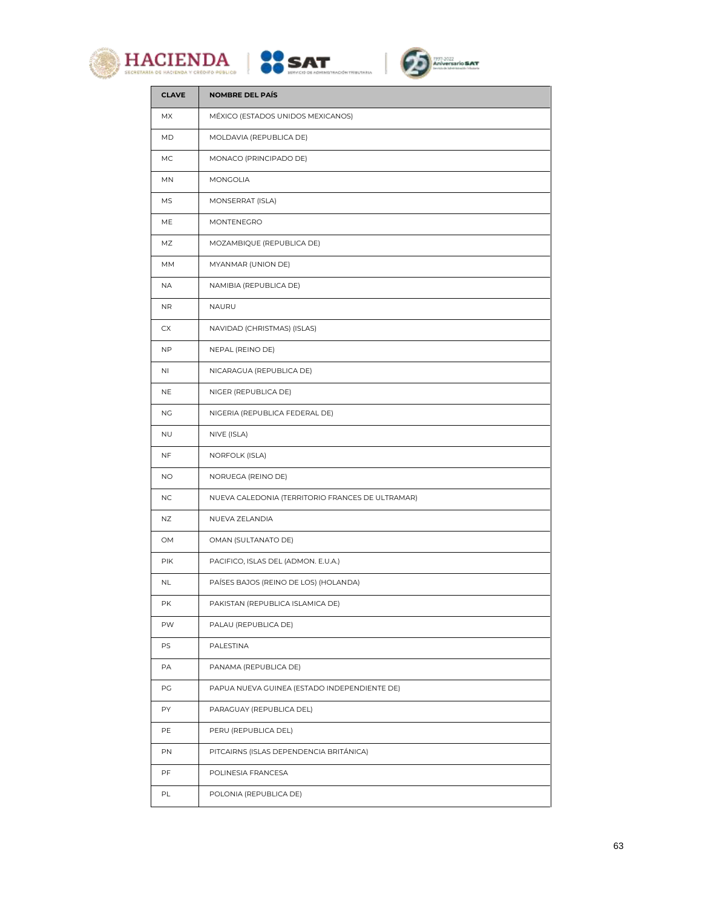| CLAVE | NOMBRE DEL PAÍS |
| --- | --- |
| MX | MÉXICO (ESTADOS UNIDOS MEXICANOS) |
| MD | MOLDAVIA (REPUBLICA DE) |
| MC | MONACO (PRINCIPADO DE) |
| MN | MONGOLIA |
| MS | MONSERRAT (ISLA) |
| ME | MONTENEGRO |
| MZ | MOZAMBIQUE (REPUBLICA DE) |
| MM | MYANMAR (UNION DE) |
| NA | NAMIBIA (REPUBLICA DE) |
| NR | NAURU |
| CX | NAVIDAD (CHRISTMAS) (ISLAS) |
| NP | NEPAL (REINO DE) |
| NI | NICARAGUA (REPUBLICA DE) |
| NE | NIGER (REPUBLICA DE) |
| NG | NIGERIA (REPUBLICA FEDERAL DE) |
| NU | NIVE (ISLA) |
| NF | NORFOLK (ISLA) |
| NO | NORUEGA (REINO DE) |
| NC | NUEVA CALEDONIA (TERRITORIO FRANCES DE ULTRAMAR) |
| NZ | NUEVA ZELANDIA |
| OM | OMAN (SULTANATO DE) |
| PIK | PACIFICO, ISLAS DEL (ADMON. E.U.A.) |
| NL | PAÍSES BAJOS (REINO DE LOS) (HOLANDA) |
| PK | PAKISTAN (REPUBLICA ISLAMICA DE) |
| PW | PALAU (REPUBLICA DE) |
| PS | PALESTINA |
| PA | PANAMA (REPUBLICA DE) |
| PG | PAPUA NUEVA GUINEA (ESTADO INDEPENDIENTE DE) |
| PY | PARAGUAY (REPUBLICA DEL) |
| PE | PERU (REPUBLICA DEL) |
| PN | PITCAIRNS (ISLAS DEPENDENCIA BRITÁNICA) |
| PF | POLINESIA FRANCESA |
| PL | POLONIA (REPUBLICA DE) |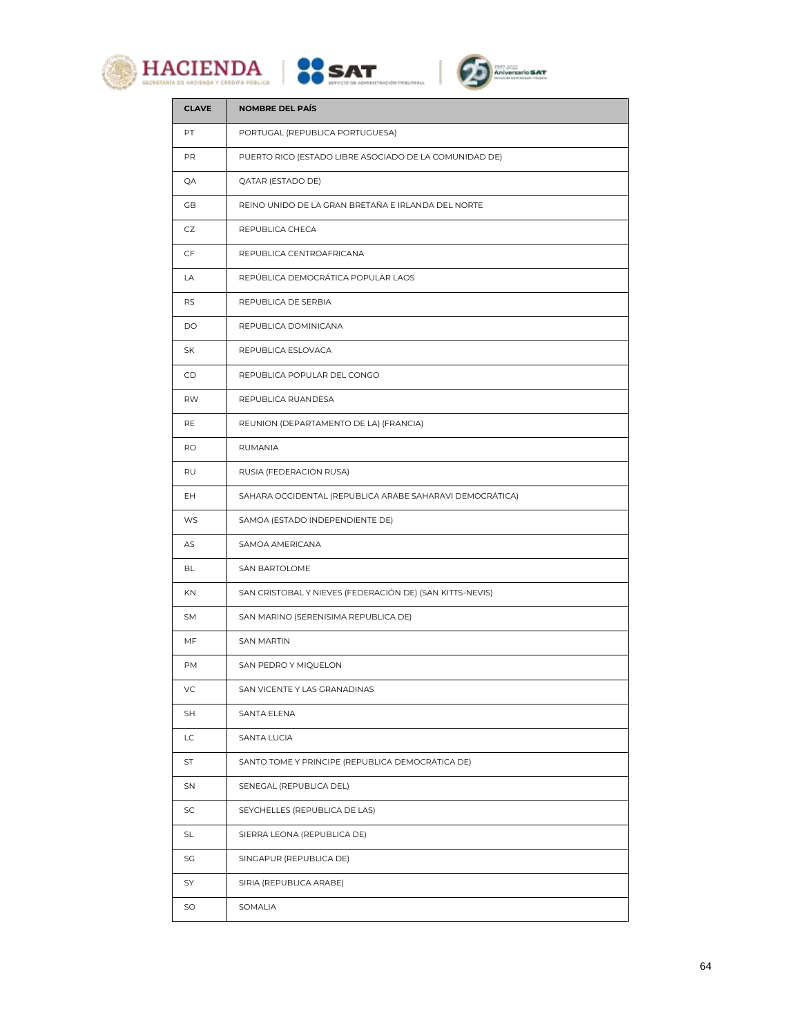| CLAVE | NOMBRE DEL PAÍS |
|---|---|
| PT | PORTUGAL (REPUBLICA PORTUGUESA) |
| PR | PUERTO RICO (ESTADO LIBRE ASOCIADO DE LA COMUNIDAD DE) |
| QA | QATAR (ESTADO DE) |
| GB | REINO UNIDO DE LA GRAN BRETAÑA E IRLANDA DEL NORTE |
| CZ | REPUBLICA CHECA |
| CF | REPUBLICA CENTROAFRICANA |
| LA | REPÚBLICA DEMOCRÁTICA POPULAR LAOS |
| RS | REPUBLICA DE SERBIA |
| DO | REPUBLICA DOMINICANA |
| SK | REPUBLICA ESLOVACA |
| CD | REPUBLICA POPULAR DEL CONGO |
| RW | REPUBLICA RUANDESA |
| RE | REUNION (DEPARTAMENTO DE LA) (FRANCIA) |
| RO | RUMANIA |
| RU | RUSIA (FEDERACIÓN RUSA) |
| EH | SAHARA OCCIDENTAL (REPUBLICA ARABE SAHARAVI DEMOCRÁTICA) |
| WS | SAMOA (ESTADO INDEPENDIENTE DE) |
| AS | SAMOA AMERICANA |
| BL | SAN BARTOLOME |
| KN | SAN CRISTOBAL Y NIEVES (FEDERACIÓN DE) (SAN KITTS-NEVIS) |
| SM | SAN MARINO (SERENISIMA REPUBLICA DE) |
| MF | SAN MARTIN |
| PM | SAN PEDRO Y MIQUELON |
| VC | SAN VICENTE Y LAS GRANADINAS |
| SH | SANTA ELENA |
| LC | SANTA LUCIA |
| ST | SANTO TOME Y PRINCIPE (REPUBLICA DEMOCRÁTICA DE) |
| SN | SENEGAL (REPUBLICA DEL) |
| SC | SEYCHELLES (REPUBLICA DE LAS) |
| SL | SIERRA LEONA (REPUBLICA DE) |
| SG | SINGAPUR (REPUBLICA DE) |
| SY | SIRIA (REPUBLICA ARABE) |
| SO | SOMALIA |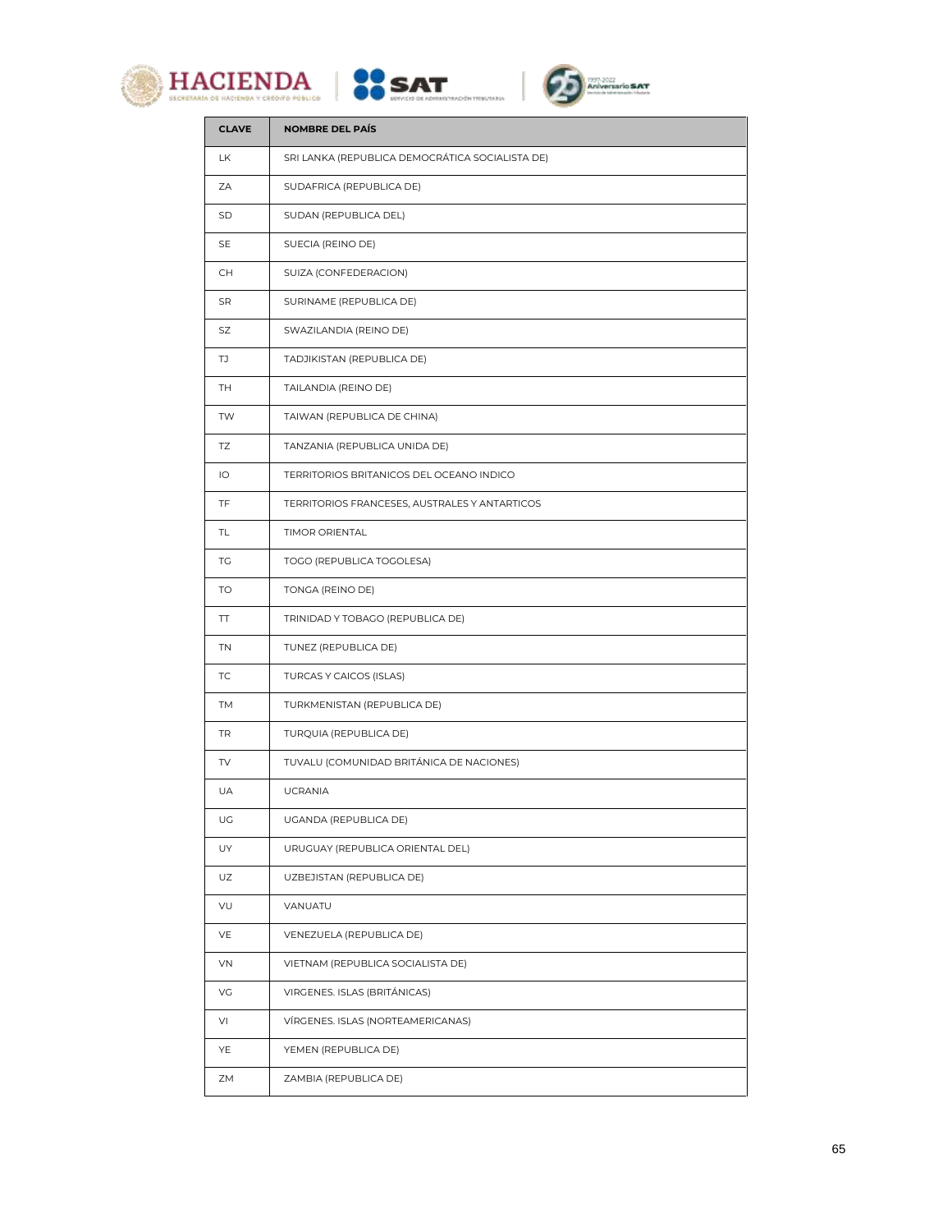| CLAVE | NOMBRE DEL PAÍS |
|---|---|
| LK | SRI LANKA (REPUBLICA DEMOCRÁTICA SOCIALISTA DE) |
| ZA | SUDAFRICA (REPUBLICA DE) |
| SD | SUDAN (REPUBLICA DEL) |
| SE | SUECIA (REINO DE) |
| CH | SUIZA (CONFEDERACION) |
| SR | SURINAME (REPUBLICA DE) |
| SZ | SWAZILANDIA (REINO DE) |
| TJ | TADJIKISTAN (REPUBLICA DE) |
| TH | TAILANDIA (REINO DE) |
| TW | TAIWAN (REPUBLICA DE CHINA) |
| TZ | TANZANIA (REPUBLICA UNIDA DE) |
| IO | TERRITORIOS BRITANICOS DEL OCEANO INDICO |
| TF | TERRITORIOS FRANCESES, AUSTRALES Y ANTARTICOS |
| TL | TIMOR ORIENTAL |
| TG | TOGO (REPUBLICA TOGOLESA) |
| TO | TONGA (REINO DE) |
| TT | TRINIDAD Y TOBAGO (REPUBLICA DE) |
| TN | TUNEZ (REPUBLICA DE) |
| TC | TURCAS Y CAICOS (ISLAS) |
| TM | TURKMENISTAN (REPUBLICA DE) |
| TR | TURQUIA (REPUBLICA DE) |
| TV | TUVALU (COMUNIDAD BRITÁNICA DE NACIONES) |
| UA | UCRANIA |
| UG | UGANDA (REPUBLICA DE) |
| UY | URUGUAY (REPUBLICA ORIENTAL DEL) |
| UZ | UZBEJISTAN (REPUBLICA DE) |
| VU | VANUATU |
| VE | VENEZUELA (REPUBLICA DE) |
| VN | VIETNAM (REPUBLICA SOCIALISTA DE) |
| VG | VIRGENES. ISLAS (BRITÁNICAS) |
| VI | VÍRGENES. ISLAS (NORTEAMERICANAS) |
| YE | YEMEN (REPUBLICA DE) |
| ZM | ZAMBIA (REPUBLICA DE) |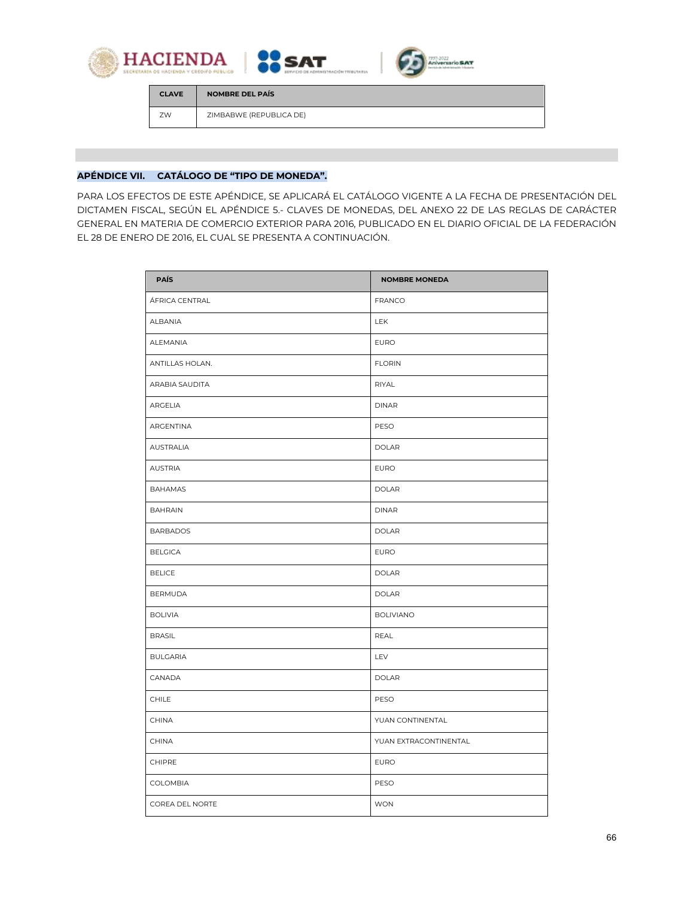| CLAVE | NOMBRE DEL PAÍS |
| --- | --- |
| ZW | ZIMBABWE (REPUBLICA DE) |

## APÉNDICE VII. CATÁLOGO DE "TIPO DE MONEDA".

PARA LOS EFECTOS DE ESTE APÉNDICE, SE APLICARÁ EL CATÁLOGO VIGENTE A LA FECHA DE PRESENTACIÓN DEL DICTAMEN FISCAL, SEGÚN EL APÉNDICE 5.- CLAVES DE MONEDAS, DEL ANEXO 22 DE LAS REGLAS DE CARÁCTER GENERAL EN MATERIA DE COMERCIO EXTERIOR PARA 2016, PUBLICADO EN EL DIARIO OFICIAL DE LA FEDERACIÓN EL 28 DE ENERO DE 2016, EL CUAL SE PRESENTA A CONTINUACIÓN.

| PAÍS | NOMBRE MONEDA |
| --- | --- |
| ÁFRICA CENTRAL | FRANCO |
| ALBANIA | LEK |
| ALEMANIA | EURO |
| ANTILLAS HOLAN. | FLORIN |
| ARABIA SAUDITA | RIYAL |
| ARGELIA | DINAR |
| ARGENTINA | PESO |
| AUSTRALIA | DOLAR |
| AUSTRIA | EURO |
| BAHAMAS | DOLAR |
| BAHRAIN | DINAR |
| BARBADOS | DOLAR |
| BELGICA | EURO |
| BELICE | DOLAR |
| BERMUDA | DOLAR |
| BOLIVIA | BOLIVIANO |
| BRASIL | REAL |
| BULGARIA | LEV |
| CANADA | DOLAR |
| CHILE | PESO |
| CHINA | YUAN CONTINENTAL |
| CHINA | YUAN EXTRACONTINENTAL |
| CHIPRE | EURO |
| COLOMBIA | PESO |
| COREA DEL NORTE | WON |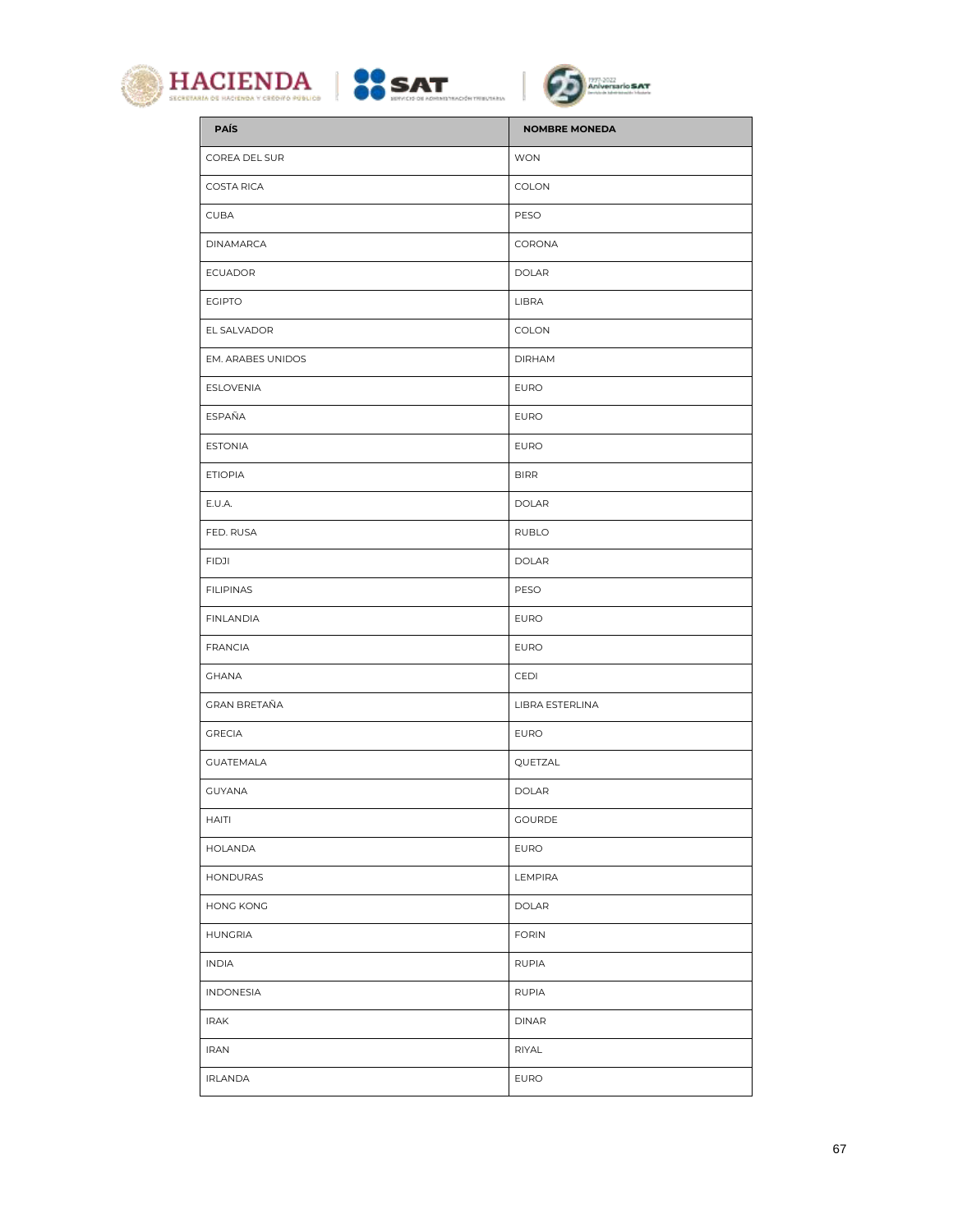| PAÍS | NOMBRE MONEDA |
|---|---|
| COREA DEL SUR | WON |
| COSTA RICA | COLON |
| CUBA | PESO |
| DINAMARCA | CORONA |
| ECUADOR | DOLAR |
| EGIPTO | LIBRA |
| EL SALVADOR | COLON |
| EM. ARABES UNIDOS | DIRHAM |
| ESLOVENIA | EURO |
| ESPAÑA | EURO |
| ESTONIA | EURO |
| ETIOPIA | BIRR |
| E.U.A. | DOLAR |
| FED. RUSA | RUBLO |
| FIDJI | DOLAR |
| FILIPINAS | PESO |
| FINLANDIA | EURO |
| FRANCIA | EURO |
| GHANA | CEDI |
| GRAN BRETAÑA | LIBRA ESTERLINA |
| GRECIA | EURO |
| GUATEMALA | QUETZAL |
| GUYANA | DOLAR |
| HAITI | GOURDE |
| HOLANDA | EURO |
| HONDURAS | LEMPIRA |
| HONG KONG | DOLAR |
| HUNGRIA | FORIN |
| INDIA | RUPIA |
| INDONESIA | RUPIA |
| IRAK | DINAR |
| IRAN | RIYAL |
| IRLANDA | EURO |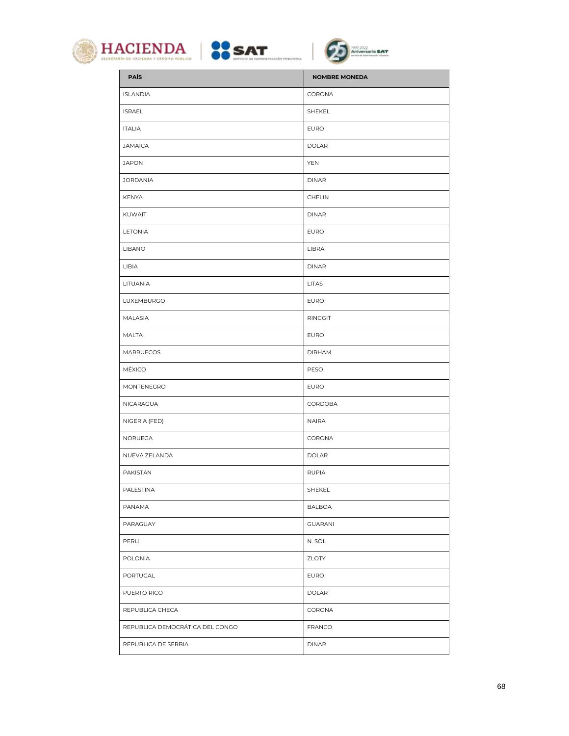| PAÍS | NOMBRE MONEDA |
| --- | --- |
| ISLANDIA | CORONA |
| ISRAEL | SHEKEL |
| ITALIA | EURO |
| JAMAICA | DOLAR |
| JAPON | YEN |
| JORDANIA | DINAR |
| KENYA | CHELIN |
| KUWAIT | DINAR |
| LETONIA | EURO |
| LIBANO | LIBRA |
| LIBIA | DINAR |
| LITUANIA | LITAS |
| LUXEMBURGO | EURO |
| MALASIA | RINGGIT |
| MALTA | EURO |
| MARRUECOS | DIRHAM |
| MÉXICO | PESO |
| MONTENEGRO | EURO |
| NICARAGUA | CORDOBA |
| NIGERIA (FED) | NAIRA |
| NORUEGA | CORONA |
| NUEVA ZELANDA | DOLAR |
| PAKISTAN | RUPIA |
| PALESTINA | SHEKEL |
| PANAMA | BALBOA |
| PARAGUAY | GUARANI |
| PERU | N. SOL |
| POLONIA | ZLOTY |
| PORTUGAL | EURO |
| PUERTO RICO | DOLAR |
| REPUBLICA CHECA | CORONA |
| REPUBLICA DEMOCRÁTICA DEL CONGO | FRANCO |
| REPUBLICA DE SERBIA | DINAR |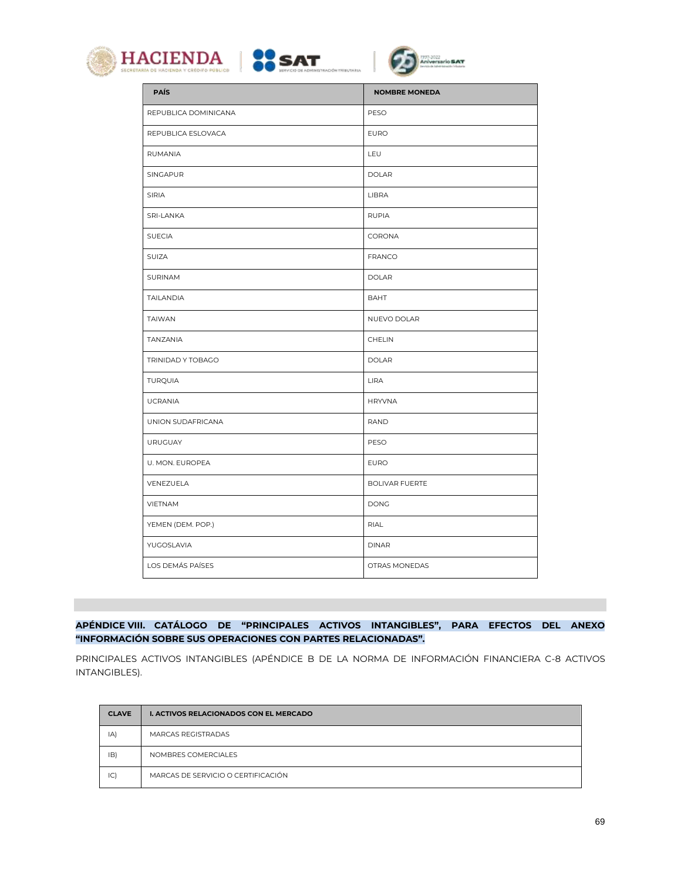| PAÍS | NOMBRE MONEDA |
|---|---|
| REPUBLICA DOMINICANA | PESO |
| REPUBLICA ESLOVACA | EURO |
| RUMANIA | LEU |
| SINGAPUR | DOLAR |
| SIRIA | LIBRA |
| SRI-LANKA | RUPIA |
| SUECIA | CORONA |
| SUIZA | FRANCO |
| SURINAM | DOLAR |
| TAILANDIA | BAHT |
| TAIWAN | NUEVO DOLAR |
| TANZANIA | CHELIN |
| TRINIDAD Y TOBAGO | DOLAR |
| TURQUIA | LIRA |
| UCRANIA | HRYVNA |
| UNION SUDAFRICANA | RAND |
| URUGUAY | PESO |
| U. MON. EUROPEA | EURO |
| VENEZUELA | BOLIVAR FUERTE |
| VIETNAM | DONG |
| YEMEN (DEM. POP.) | RIAL |
| YUGOSLAVIA | DINAR |
| LOS DEMÁS PAÍSES | OTRAS MONEDAS |

**APÉNDICE VIII. CATÁLOGO DE "PRINCIPALES ACTIVOS INTANGIBLES", PARA EFECTOS DEL ANEXO "INFORMACIÓN SOBRE SUS OPERACIONES CON PARTES RELACIONADAS".**

PRINCIPALES ACTIVOS INTANGIBLES (APÉNDICE B DE LA NORMA DE INFORMACIÓN FINANCIERA C-8 ACTIVOS INTANGIBLES).

| CLAVE | I. ACTIVOS RELACIONADOS CON EL MERCADO |
|---|---|
| IA) | MARCAS REGISTRADAS |
| IB) | NOMBRES COMERCIALES |
| IC) | MARCAS DE SERVICIO O CERTIFICACIÓN |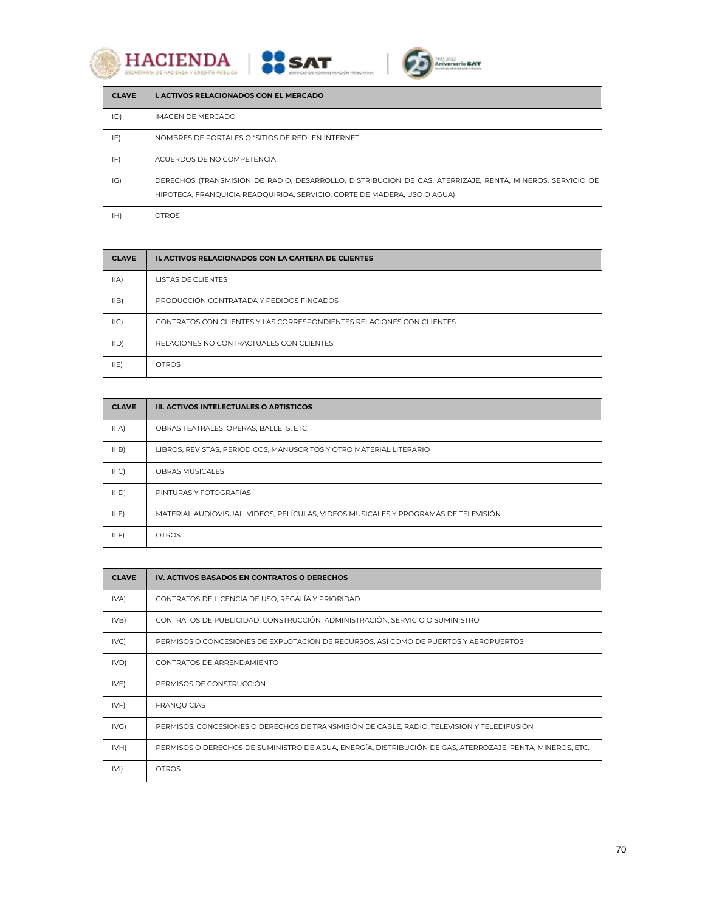| CLAVE | I. ACTIVOS RELACIONADOS CON EL MERCADO |
|---|---|
| ID) | IMAGEN DE MERCADO |
| IE) | NOMBRES DE PORTALES O "SITIOS DE RED" EN INTERNET |
| IF) | ACUERDOS DE NO COMPETENCIA |
| IG) | DERECHOS (TRANSMISIÓN DE RADIO, DESARROLLO, DISTRIBUCIÓN DE GAS, ATERRIZAJE, RENTA, MINEROS, SERVICIO DE HIPOTECA, FRANQUICIA READQUIRIDA, SERVICIO, CORTE DE MADERA, USO O AGUA) |
| IH) | OTROS |

| CLAVE | II. ACTIVOS RELACIONADOS CON LA CARTERA DE CLIENTES |
|---|---|
| IIA) | LISTAS DE CLIENTES |
| IIB) | PRODUCCIÓN CONTRATADA Y PEDIDOS FINCADOS |
| IIC) | CONTRATOS CON CLIENTES Y LAS CORRESPONDIENTES RELACIONES CON CLIENTES |
| IID) | RELACIONES NO CONTRACTUALES CON CLIENTES |
| IIE) | OTROS |

| CLAVE | III. ACTIVOS INTELECTUALES O ARTISTICOS |
|---|---|
| IIIA) | OBRAS TEATRALES, OPERAS, BALLETS, ETC. |
| IIIB) | LIBROS, REVISTAS, PERIODICOS, MANUSCRITOS Y OTRO MATERIAL LITERARIO |
| IIIC) | OBRAS MUSICALES |
| IIID) | PINTURAS Y FOTOGRAFÍAS |
| IIIE) | MATERIAL AUDIOVISUAL, VIDEOS, PELÍCULAS, VIDEOS MUSICALES Y PROGRAMAS DE TELEVISIÓN |
| IIIF) | OTROS |

| CLAVE | IV. ACTIVOS BASADOS EN CONTRATOS O DERECHOS |
|---|---|
| IVA) | CONTRATOS DE LICENCIA DE USO, REGALÍA Y PRIORIDAD |
| IVB) | CONTRATOS DE PUBLICIDAD, CONSTRUCCIÓN, ADMINISTRACIÓN, SERVICIO O SUMINISTRO |
| IVC) | PERMISOS O CONCESIONES DE EXPLOTACIÓN DE RECURSOS, ASÍ COMO DE PUERTOS Y AEROPUERTOS |
| IVD) | CONTRATOS DE ARRENDAMIENTO |
| IVE) | PERMISOS DE CONSTRUCCIÓN |
| IVF) | FRANQUICIAS |
| IVG) | PERMISOS, CONCESIONES O DERECHOS DE TRANSMISIÓN DE CABLE, RADIO, TELEVISIÓN Y TELEDIFUSIÓN |
| IVH) | PERMISOS O DERECHOS DE SUMINISTRO DE AGUA, ENERGÍA, DISTRIBUCIÓN DE GAS, ATERROZAJE, RENTA, MINEROS, ETC. |
| IVI) | OTROS |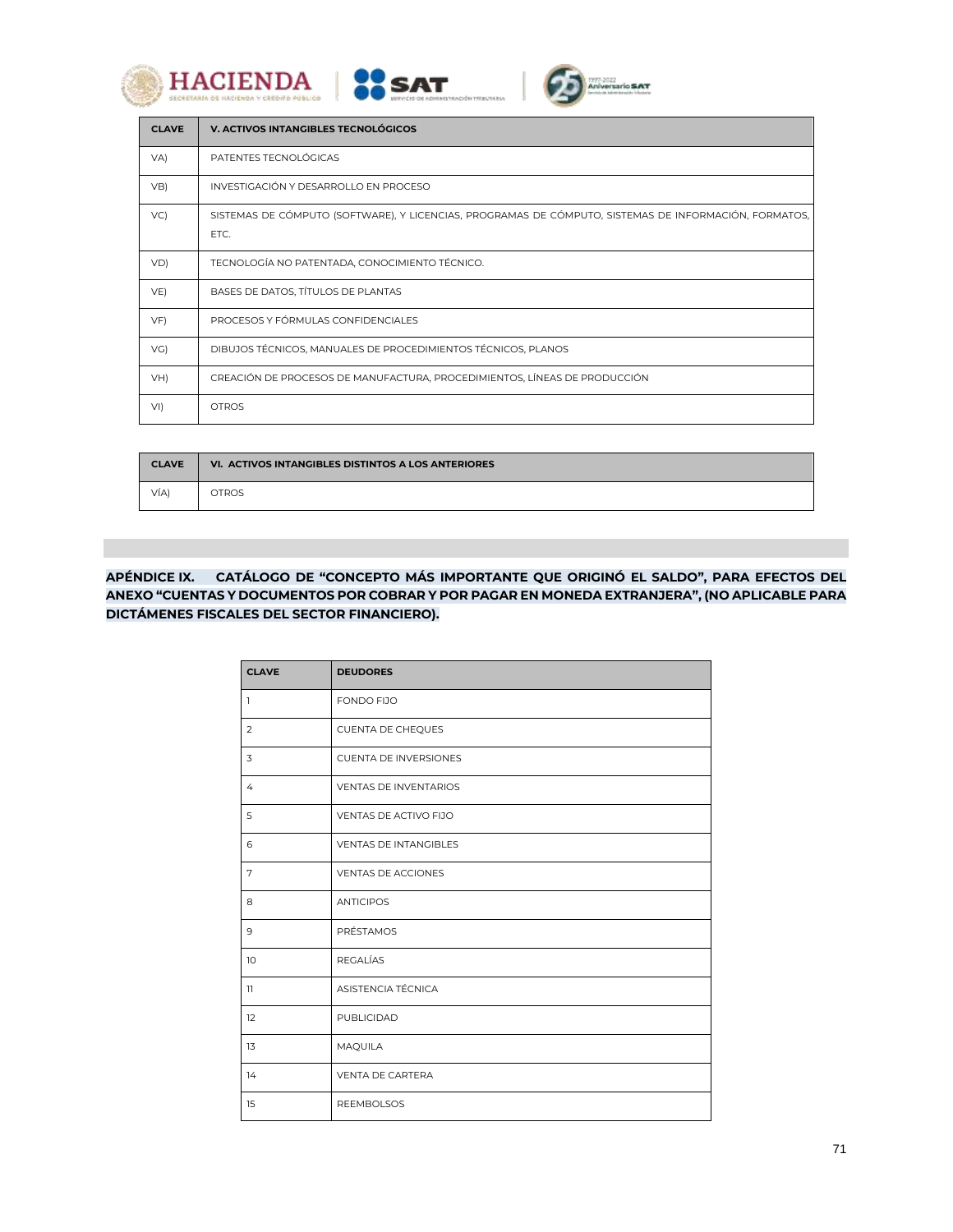| CLAVE | V. ACTIVOS INTANGIBLES TECNOLÓGICOS |
|---|---|
| VA) | PATENTES TECNOLÓGICAS |
| VB) | INVESTIGACIÓN Y DESARROLLO EN PROCESO |
| VC) | SISTEMAS DE CÓMPUTO (SOFTWARE), Y LICENCIAS, PROGRAMAS DE CÓMPUTO, SISTEMAS DE INFORMACIÓN, FORMATOS, ETC. |
| VD) | TECNOLOGÍA NO PATENTADA, CONOCIMIENTO TÉCNICO. |
| VE) | BASES DE DATOS, TÍTULOS DE PLANTAS |
| VF) | PROCESOS Y FÓRMULAS CONFIDENCIALES |
| VG) | DIBUJOS TÉCNICOS, MANUALES DE PROCEDIMIENTOS TÉCNICOS, PLANOS |
| VH) | CREACIÓN DE PROCESOS DE MANUFACTURA, PROCEDIMIENTOS, LÍNEAS DE PRODUCCIÓN |
| VI) | OTROS |

| CLAVE | VI. ACTIVOS INTANGIBLES DISTINTOS A LOS ANTERIORES |
|---|---|
| VÍA) | OTROS |

**APÉNDICE IX. CATÁLOGO DE "CONCEPTO MÁS IMPORTANTE QUE ORIGINÓ EL SALDO", PARA EFECTOS DEL ANEXO "CUENTAS Y DOCUMENTOS POR COBRAR Y POR PAGAR EN MONEDA EXTRANJERA", (NO APLICABLE PARA DICTÁMENES FISCALES DEL SECTOR FINANCIERO).**

| CLAVE | DEUDORES |
|---|---|
| 1 | FONDO FIJO |
| 2 | CUENTA DE CHEQUES |
| 3 | CUENTA DE INVERSIONES |
| 4 | VENTAS DE INVENTARIOS |
| 5 | VENTAS DE ACTIVO FIJO |
| 6 | VENTAS DE INTANGIBLES |
| 7 | VENTAS DE ACCIONES |
| 8 | ANTICIPOS |
| 9 | PRÉSTAMOS |
| 10 | REGALÍAS |
| 11 | ASISTENCIA TÉCNICA |
| 12 | PUBLICIDAD |
| 13 | MAQUILA |
| 14 | VENTA DE CARTERA |
| 15 | REEMBOLSOS |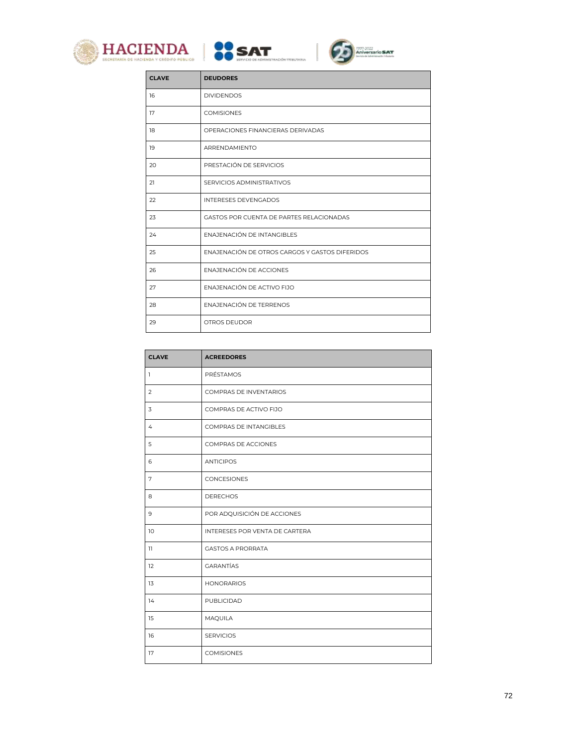| CLAVE | DEUDORES |
|---|---|
| 16 | DIVIDENDOS |
| 17 | COMISIONES |
| 18 | OPERACIONES FINANCIERAS DERIVADAS |
| 19 | ARRENDAMIENTO |
| 20 | PRESTACIÓN DE SERVICIOS |
| 21 | SERVICIOS ADMINISTRATIVOS |
| 22 | INTERESES DEVENGADOS |
| 23 | GASTOS POR CUENTA DE PARTES RELACIONADAS |
| 24 | ENAJENACIÓN DE INTANGIBLES |
| 25 | ENAJENACIÓN DE OTROS CARGOS Y GASTOS DIFERIDOS |
| 26 | ENAJENACIÓN DE ACCIONES |
| 27 | ENAJENACIÓN DE ACTIVO FIJO |
| 28 | ENAJENACIÓN DE TERRENOS |
| 29 | OTROS DEUDOR |

| CLAVE | ACREEDORES |
|---|---|
| 1 | PRÉSTAMOS |
| 2 | COMPRAS DE INVENTARIOS |
| 3 | COMPRAS DE ACTIVO FIJO |
| 4 | COMPRAS DE INTANGIBLES |
| 5 | COMPRAS DE ACCIONES |
| 6 | ANTICIPOS |
| 7 | CONCESIONES |
| 8 | DERECHOS |
| 9 | POR ADQUISICIÓN DE ACCIONES |
| 10 | INTERESES POR VENTA DE CARTERA |
| 11 | GASTOS A PRORRATA |
| 12 | GARANTÍAS |
| 13 | HONORARIOS |
| 14 | PUBLICIDAD |
| 15 | MAQUILA |
| 16 | SERVICIOS |
| 17 | COMISIONES |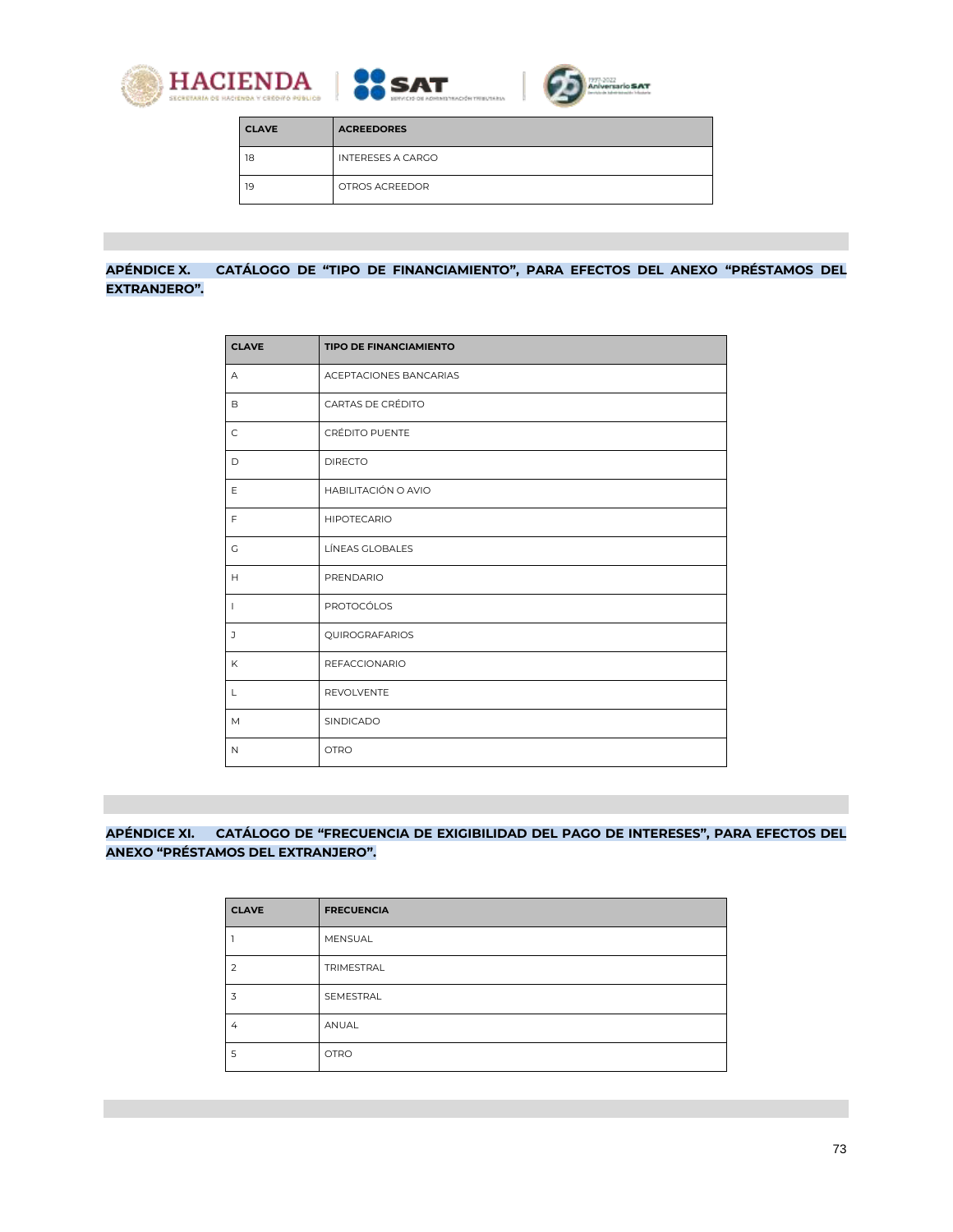| CLAVE | ACREEDORES |
|---|---|
| 18 | INTERESES A CARGO |
| 19 | OTROS ACREEDOR |

**APÉNDICE X. CATÁLOGO DE “TIPO DE FINANCIAMIENTO”, PARA EFECTOS DEL ANEXO “PRÉSTAMOS DEL EXTRANJERO”.**

| CLAVE | TIPO DE FINANCIAMIENTO |
|---|---|
| A | ACEPTACIONES BANCARIAS |
| B | CARTAS DE CRÉDITO |
| C | CRÉDITO PUENTE |
| D | DIRECTO |
| E | HABILITACIÓN O AVIO |
| F | HIPOTECARIO |
| G | LÍNEAS GLOBALES |
| H | PRENDARIO |
| I | PROTOCÓLOS |
| J | QUIROGRAFARIOS |
| K | REFACCIONARIO |
| L | REVOLVENTE |
| M | SINDICADO |
| N | OTRO |

**APÉNDICE XI. CATÁLOGO DE “FRECUENCIA DE EXIGIBILIDAD DEL PAGO DE INTERESES”, PARA EFECTOS DEL ANEXO “PRÉSTAMOS DEL EXTRANJERO”.**

| CLAVE | FRECUENCIA |
|---|---|
| 1 | MENSUAL |
| 2 | TRIMESTRAL |
| 3 | SEMESTRAL |
| 4 | ANUAL |
| 5 | OTRO |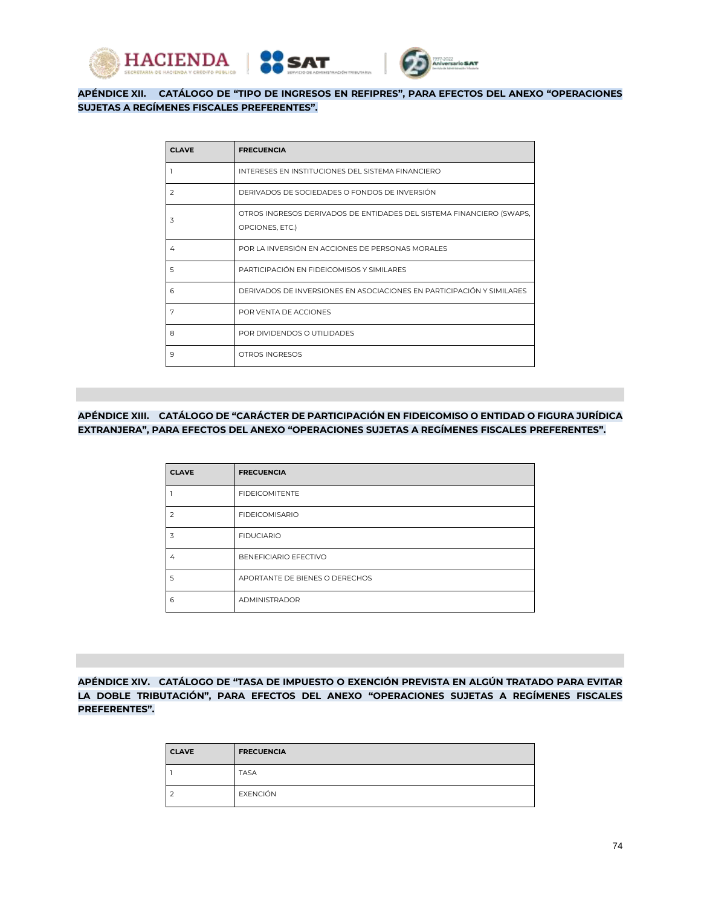**APÉNDICE XII. CATÁLOGO DE "TIPO DE INGRESOS EN REFIPRES", PARA EFECTOS DEL ANEXO "OPERACIONES SUJETAS A REGÍMENES FISCALES PREFERENTES".**

| CLAVE | FRECUENCIA |
|---|---|
| 1 | INTERESES EN INSTITUCIONES DEL SISTEMA FINANCIERO |
| 2 | DERIVADOS DE SOCIEDADES O FONDOS DE INVERSIÓN |
| 3 | OTROS INGRESOS DERIVADOS DE ENTIDADES DEL SISTEMA FINANCIERO (SWAPS, OPCIONES, ETC.) |
| 4 | POR LA INVERSIÓN EN ACCIONES DE PERSONAS MORALES |
| 5 | PARTICIPACIÓN EN FIDEICOMISOS Y SIMILARES |
| 6 | DERIVADOS DE INVERSIONES EN ASOCIACIONES EN PARTICIPACIÓN Y SIMILARES |
| 7 | POR VENTA DE ACCIONES |
| 8 | POR DIVIDENDOS O UTILIDADES |
| 9 | OTROS INGRESOS |

**APÉNDICE XIII. CATÁLOGO DE "CARÁCTER DE PARTICIPACIÓN EN FIDEICOMISO O ENTIDAD O FIGURA JURÍDICA EXTRANJERA", PARA EFECTOS DEL ANEXO "OPERACIONES SUJETAS A REGÍMENES FISCALES PREFERENTES".**

| CLAVE | FRECUENCIA |
|---|---|
| 1 | FIDEICOMITENTE |
| 2 | FIDEICOMISARIO |
| 3 | FIDUCIARIO |
| 4 | BENEFICIARIO EFECTIVO |
| 5 | APORTANTE DE BIENES O DERECHOS |
| 6 | ADMINISTRADOR |

**APÉNDICE XIV. CATÁLOGO DE "TASA DE IMPUESTO O EXENCIÓN PREVISTA EN ALGÚN TRATADO PARA EVITAR LA DOBLE TRIBUTACIÓN", PARA EFECTOS DEL ANEXO "OPERACIONES SUJETAS A REGÍMENES FISCALES PREFERENTES".**

| CLAVE | FRECUENCIA |
|---|---|
| 1 | TASA |
| 2 | EXENCIÓN |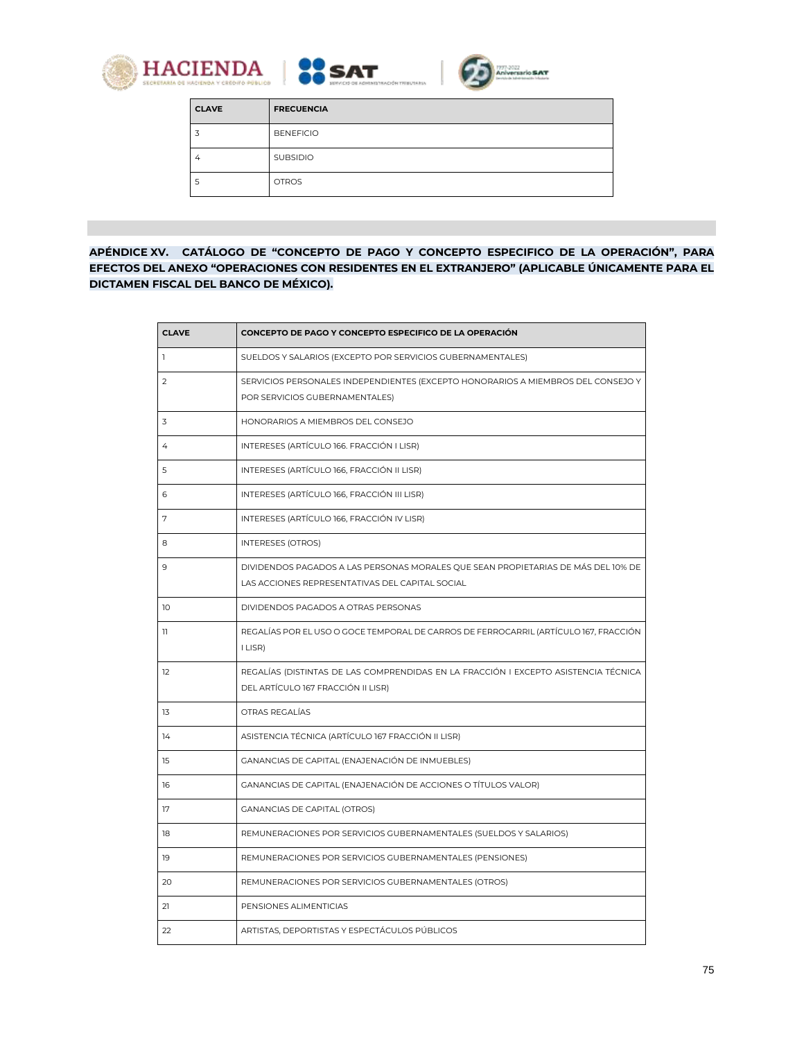| CLAVE | FRECUENCIA |
|---|---|
| 3 | BENEFICIO |
| 4 | SUBSIDIO |
| 5 | OTROS |

**APÉNDICE XV. CATÁLOGO DE “CONCEPTO DE PAGO Y CONCEPTO ESPECIFICO DE LA OPERACIÓN”, PARA EFECTOS DEL ANEXO “OPERACIONES CON RESIDENTES EN EL EXTRANJERO” (APLICABLE ÚNICAMENTE PARA EL DICTAMEN FISCAL DEL BANCO DE MÉXICO).**

| CLAVE | CONCEPTO DE PAGO Y CONCEPTO ESPECIFICO DE LA OPERACIÓN |
|---|---|
| 1 | SUELDOS Y SALARIOS (EXCEPTO POR SERVICIOS GUBERNAMENTALES) |
| 2 | SERVICIOS PERSONALES INDEPENDIENTES (EXCEPTO HONORARIOS A MIEMBROS DEL CONSEJO Y POR SERVICIOS GUBERNAMENTALES) |
| 3 | HONORARIOS A MIEMBROS DEL CONSEJO |
| 4 | INTERESES (ARTÍCULO 166. FRACCIÓN I LISR) |
| 5 | INTERESES (ARTÍCULO 166, FRACCIÓN II LISR) |
| 6 | INTERESES (ARTÍCULO 166, FRACCIÓN III LISR) |
| 7 | INTERESES (ARTÍCULO 166, FRACCIÓN IV LISR) |
| 8 | INTERESES (OTROS) |
| 9 | DIVIDENDOS PAGADOS A LAS PERSONAS MORALES QUE SEAN PROPIETARIAS DE MÁS DEL 10% DE LAS ACCIONES REPRESENTATIVAS DEL CAPITAL SOCIAL |
| 10 | DIVIDENDOS PAGADOS A OTRAS PERSONAS |
| 11 | REGALÍAS POR EL USO O GOCE TEMPORAL DE CARROS DE FERROCARRIL (ARTÍCULO 167, FRACCIÓN I LISR) |
| 12 | REGALÍAS (DISTINTAS DE LAS COMPRENDIDAS EN LA FRACCIÓN I EXCEPTO ASISTENCIA TÉCNICA DEL ARTÍCULO 167 FRACCIÓN II LISR) |
| 13 | OTRAS REGALÍAS |
| 14 | ASISTENCIA TÉCNICA (ARTÍCULO 167 FRACCIÓN II LISR) |
| 15 | GANANCIAS DE CAPITAL (ENAJENACIÓN DE INMUEBLES) |
| 16 | GANANCIAS DE CAPITAL (ENAJENACIÓN DE ACCIONES O TÍTULOS VALOR) |
| 17 | GANANCIAS DE CAPITAL (OTROS) |
| 18 | REMUNERACIONES POR SERVICIOS GUBERNAMENTALES (SUELDOS Y SALARIOS) |
| 19 | REMUNERACIONES POR SERVICIOS GUBERNAMENTALES (PENSIONES) |
| 20 | REMUNERACIONES POR SERVICIOS GUBERNAMENTALES (OTROS) |
| 21 | PENSIONES ALIMENTICIAS |
| 22 | ARTISTAS, DEPORTISTAS Y ESPECTÁCULOS PÚBLICOS |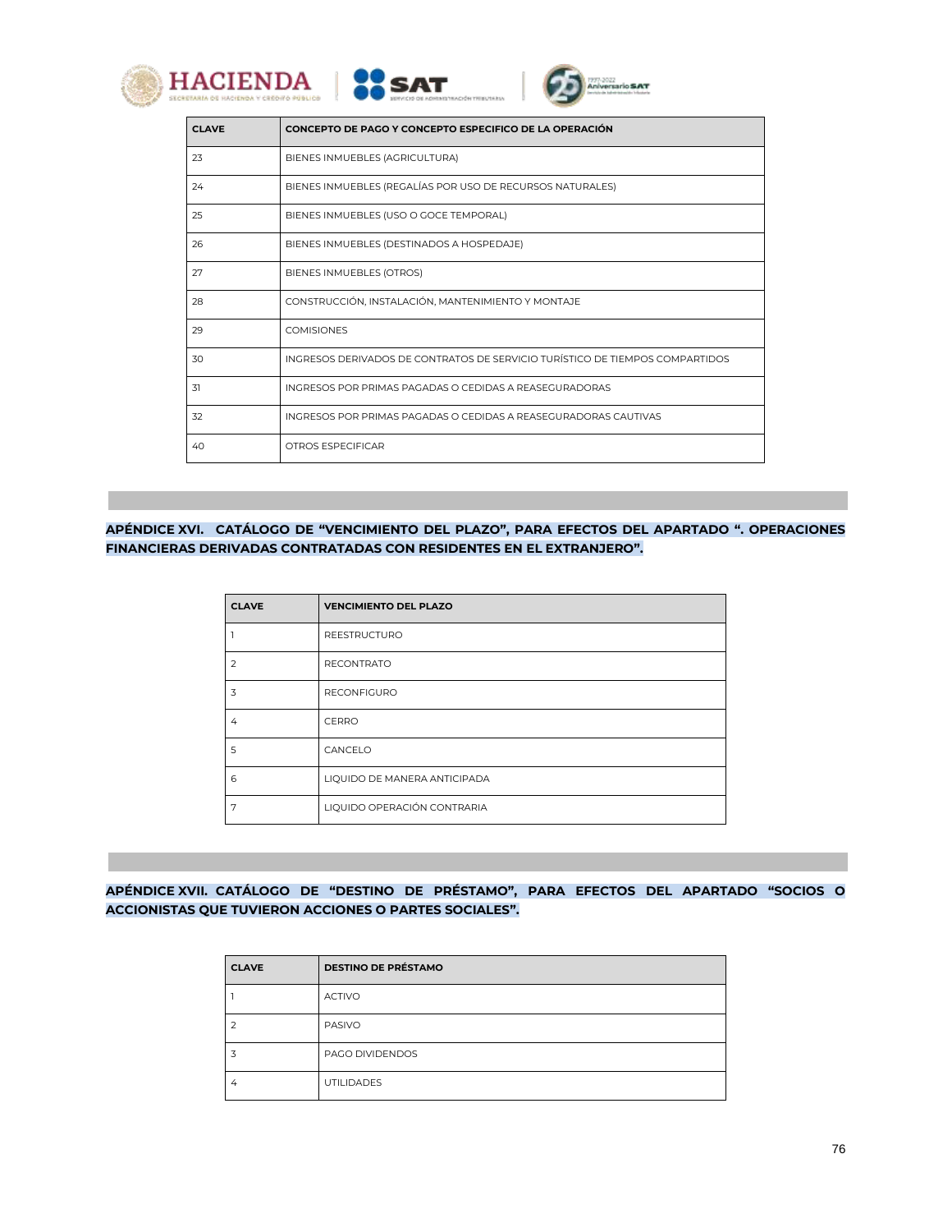| CLAVE | CONCEPTO DE PAGO Y CONCEPTO ESPECIFICO DE LA OPERACIÓN |
|---|---|
| 23 | BIENES INMUEBLES (AGRICULTURA) |
| 24 | BIENES INMUEBLES (REGALÍAS POR USO DE RECURSOS NATURALES) |
| 25 | BIENES INMUEBLES (USO O GOCE TEMPORAL) |
| 26 | BIENES INMUEBLES (DESTINADOS A HOSPEDAJE) |
| 27 | BIENES INMUEBLES (OTROS) |
| 28 | CONSTRUCCIÓN, INSTALACIÓN, MANTENIMIENTO Y MONTAJE |
| 29 | COMISIONES |
| 30 | INGRESOS DERIVADOS DE CONTRATOS DE SERVICIO TURÍSTICO DE TIEMPOS COMPARTIDOS |
| 31 | INGRESOS POR PRIMAS PAGADAS O CEDIDAS A REASEGURADORAS |
| 32 | INGRESOS POR PRIMAS PAGADAS O CEDIDAS A REASEGURADORAS CAUTIVAS |
| 40 | OTROS ESPECIFICAR |

**APÉNDICE XVI. CATÁLOGO DE "VENCIMIENTO DEL PLAZO", PARA EFECTOS DEL APARTADO ". OPERACIONES FINANCIERAS DERIVADAS CONTRATADAS CON RESIDENTES EN EL EXTRANJERO".**

| CLAVE | VENCIMIENTO DEL PLAZO |
|---|---|
| 1 | REESTRUCTURO |
| 2 | RECONTRATO |
| 3 | RECONFIGURO |
| 4 | CERRO |
| 5 | CANCELO |
| 6 | LIQUIDO DE MANERA ANTICIPADA |
| 7 | LIQUIDO OPERACIÓN CONTRARIA |

**APÉNDICE XVII. CATÁLOGO DE "DESTINO DE PRÉSTAMO", PARA EFECTOS DEL APARTADO "SOCIOS O ACCIONISTAS QUE TUVIERON ACCIONES O PARTES SOCIALES".**

| CLAVE | DESTINO DE PRÉSTAMO |
|---|---|
| 1 | ACTIVO |
| 2 | PASIVO |
| 3 | PAGO DIVIDENDOS |
| 4 | UTILIDADES |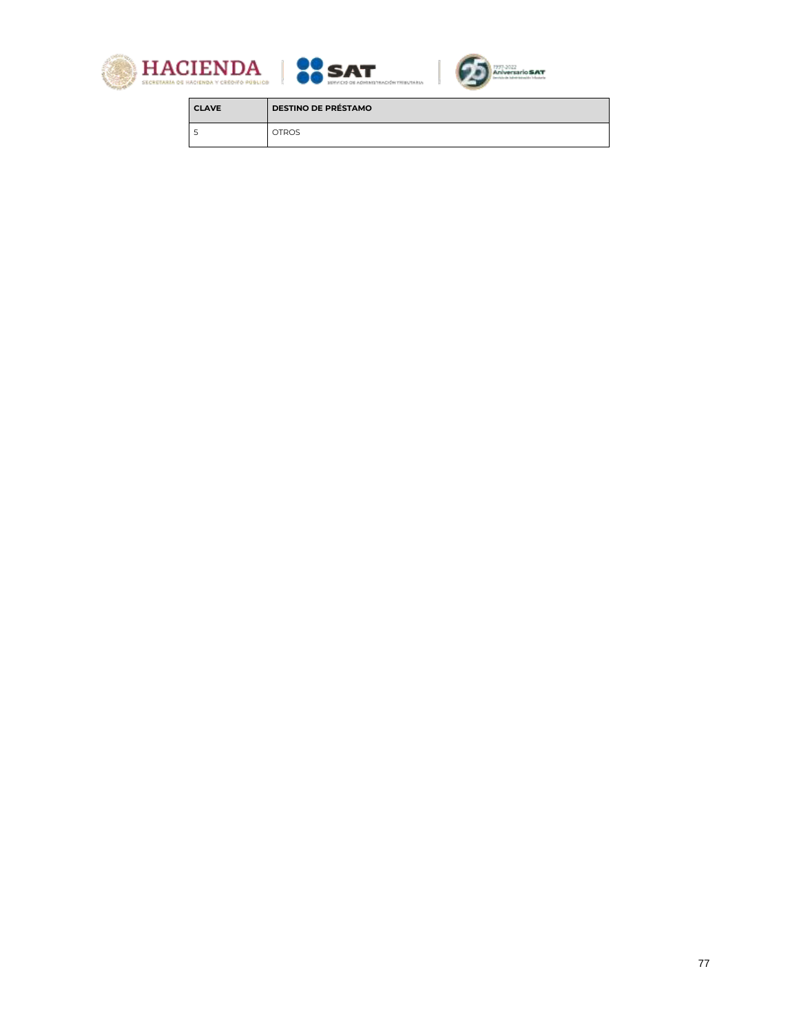| CLAVE | DESTINO DE PRÉSTAMO |
|---|---|
| 5 | OTROS |